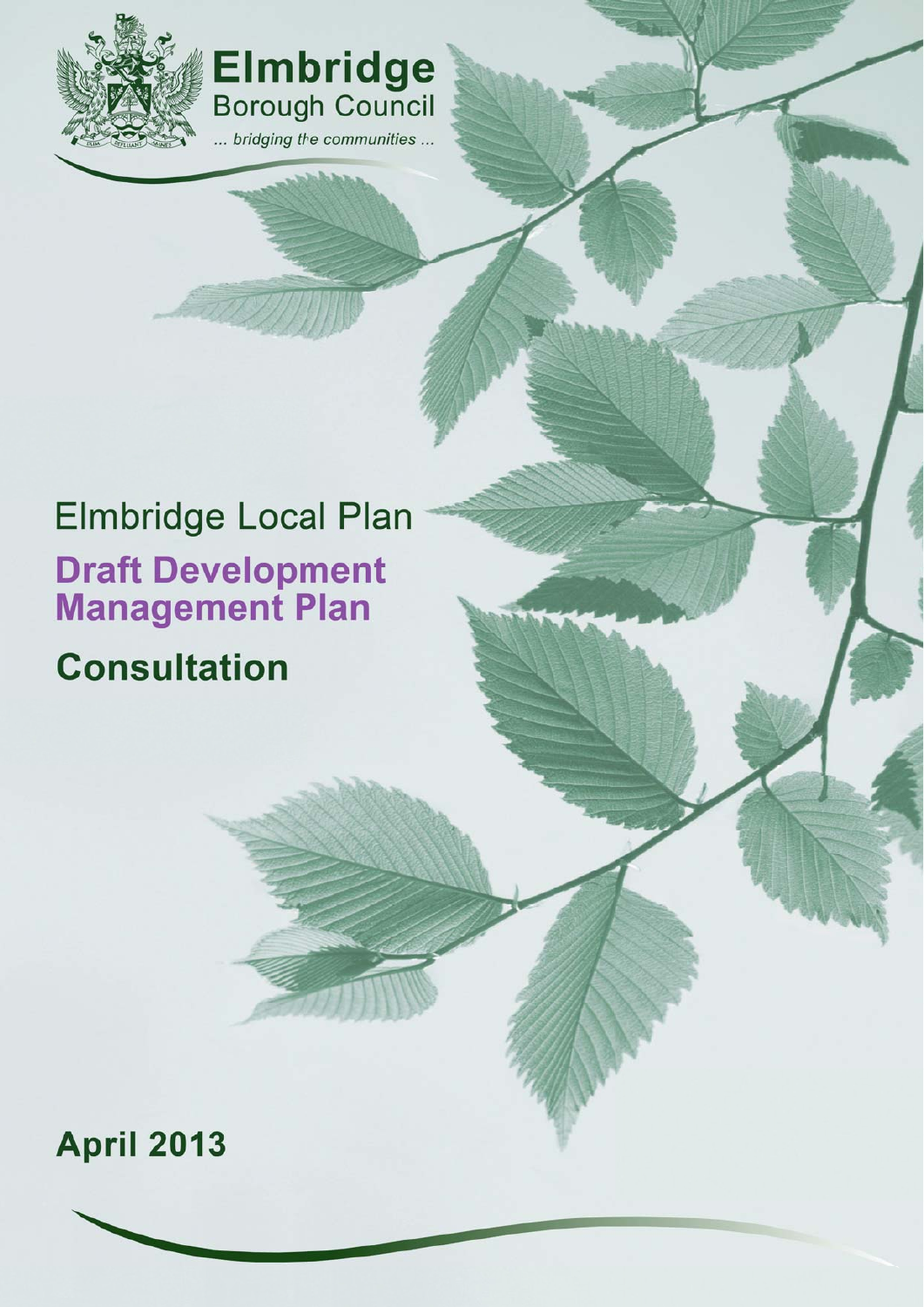Elmbridge
Borough Council
... bridging the communities ...

# Elmbridge Local Plan

## Draft Development Management Plan

## Consultation

**April 2013**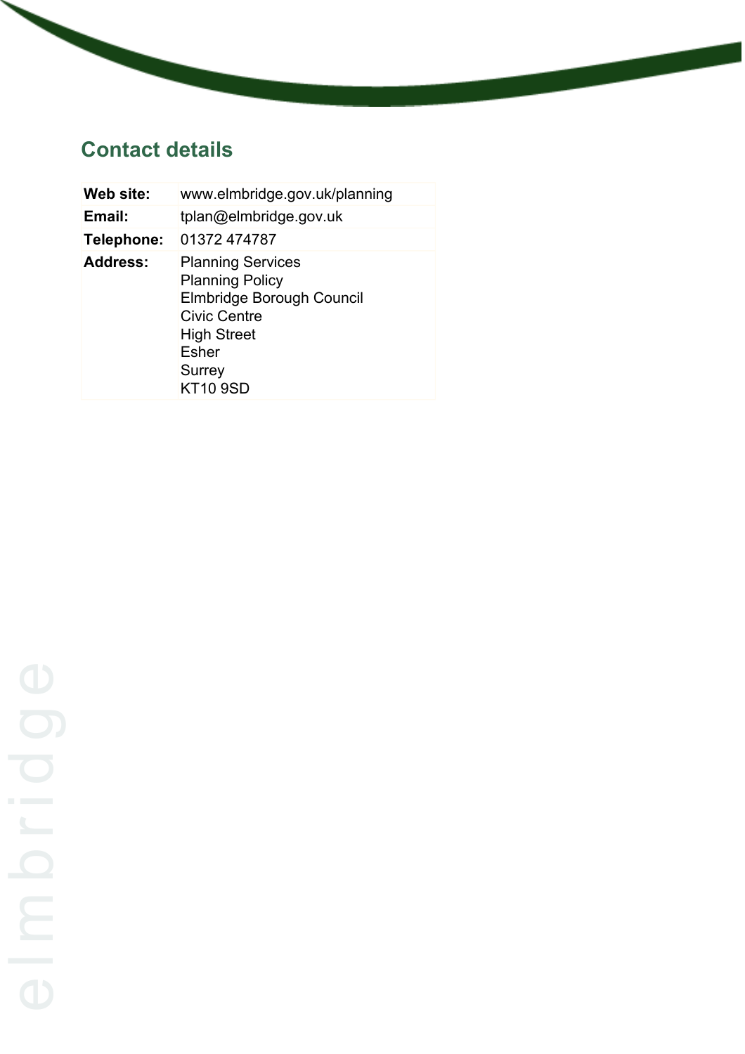## Contact details

| | |
|---|---|
| **Web site:** | www.elmbridge.gov.uk/planning |
| **Email:** | tplan@elmbridge.gov.uk |
| **Telephone:** | 01372 474787 |
| **Address:** | Planning Services<br>Planning Policy<br>Elmbridge Borough Council<br>Civic Centre<br>High Street<br>Esher<br>Surrey<br>KT10 9SD |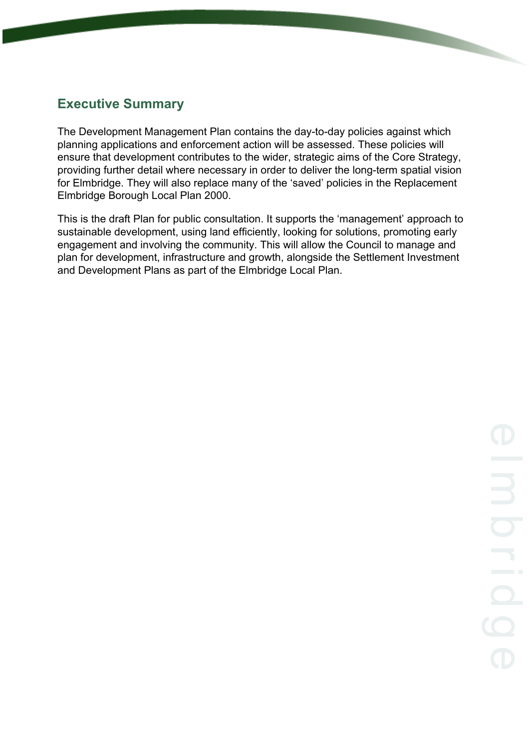## Executive Summary

The Development Management Plan contains the day-to-day policies against which planning applications and enforcement action will be assessed. These policies will ensure that development contributes to the wider, strategic aims of the Core Strategy, providing further detail where necessary in order to deliver the long-term spatial vision for Elmbridge. They will also replace many of the 'saved' policies in the Replacement Elmbridge Borough Local Plan 2000.

This is the draft Plan for public consultation. It supports the 'management' approach to sustainable development, using land efficiently, looking for solutions, promoting early engagement and involving the community. This will allow the Council to manage and plan for development, infrastructure and growth, alongside the Settlement Investment and Development Plans as part of the Elmbridge Local Plan.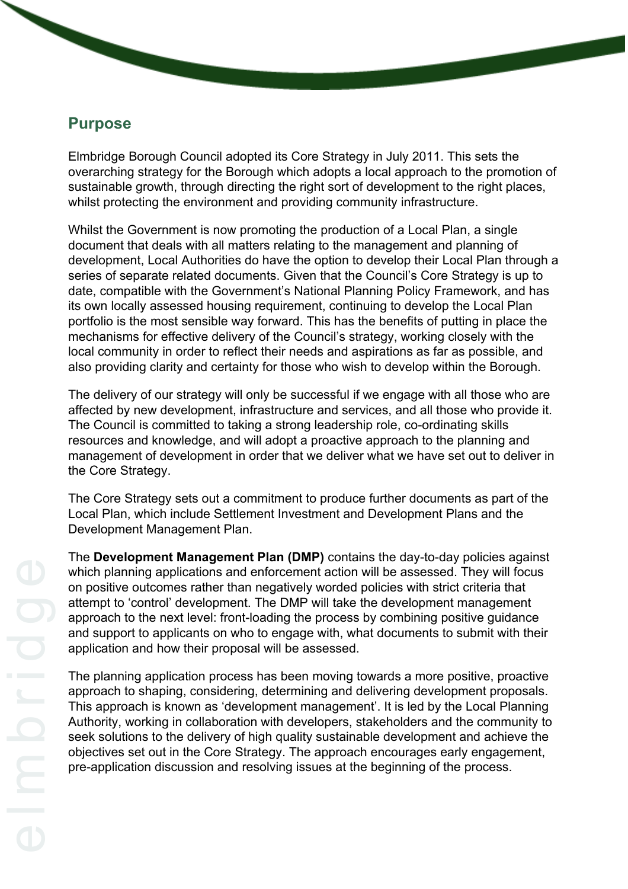## Purpose

Elmbridge Borough Council adopted its Core Strategy in July 2011. This sets the overarching strategy for the Borough which adopts a local approach to the promotion of sustainable growth, through directing the right sort of development to the right places, whilst protecting the environment and providing community infrastructure.

Whilst the Government is now promoting the production of a Local Plan, a single document that deals with all matters relating to the management and planning of development, Local Authorities do have the option to develop their Local Plan through a series of separate related documents. Given that the Council's Core Strategy is up to date, compatible with the Government's National Planning Policy Framework, and has its own locally assessed housing requirement, continuing to develop the Local Plan portfolio is the most sensible way forward. This has the benefits of putting in place the mechanisms for effective delivery of the Council's strategy, working closely with the local community in order to reflect their needs and aspirations as far as possible, and also providing clarity and certainty for those who wish to develop within the Borough.

The delivery of our strategy will only be successful if we engage with all those who are affected by new development, infrastructure and services, and all those who provide it. The Council is committed to taking a strong leadership role, co-ordinating skills resources and knowledge, and will adopt a proactive approach to the planning and management of development in order that we deliver what we have set out to deliver in the Core Strategy.

The Core Strategy sets out a commitment to produce further documents as part of the Local Plan, which include Settlement Investment and Development Plans and the Development Management Plan.

The **Development Management Plan (DMP)** contains the day-to-day policies against which planning applications and enforcement action will be assessed. They will focus on positive outcomes rather than negatively worded policies with strict criteria that attempt to 'control' development. The DMP will take the development management approach to the next level: front-loading the process by combining positive guidance and support to applicants on who to engage with, what documents to submit with their application and how their proposal will be assessed.

The planning application process has been moving towards a more positive, proactive approach to shaping, considering, determining and delivering development proposals. This approach is known as 'development management'. It is led by the Local Planning Authority, working in collaboration with developers, stakeholders and the community to seek solutions to the delivery of high quality sustainable development and achieve the objectives set out in the Core Strategy. The approach encourages early engagement, pre-application discussion and resolving issues at the beginning of the process.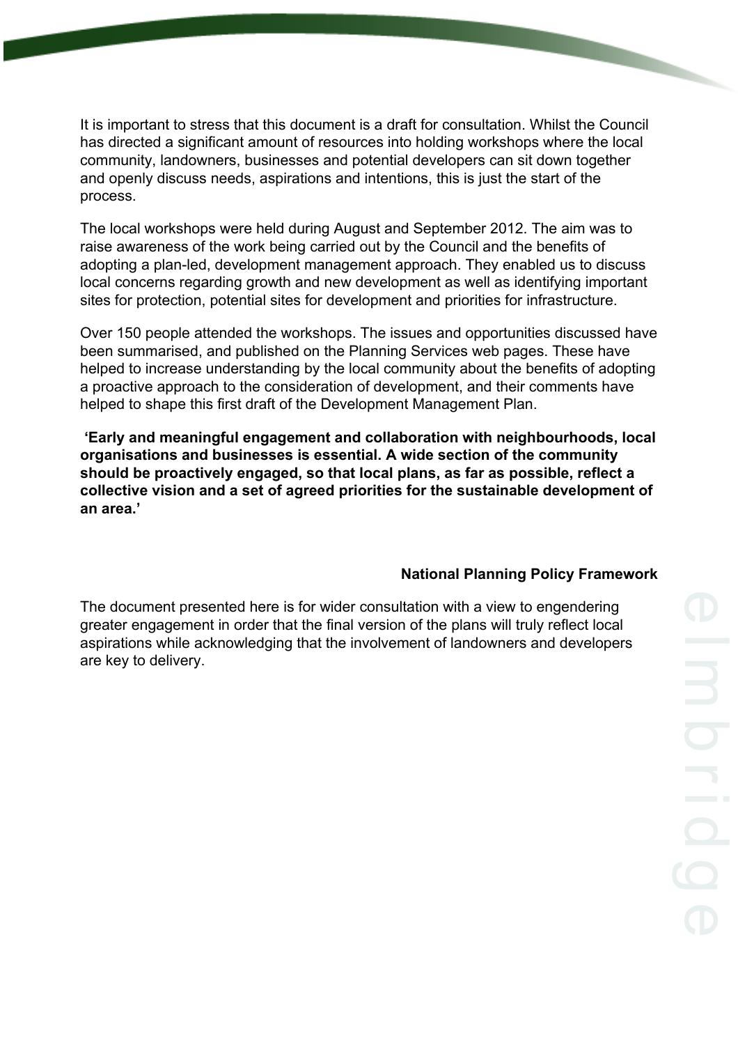It is important to stress that this document is a draft for consultation. Whilst the Council has directed a significant amount of resources into holding workshops where the local community, landowners, businesses and potential developers can sit down together and openly discuss needs, aspirations and intentions, this is just the start of the process.

The local workshops were held during August and September 2012. The aim was to raise awareness of the work being carried out by the Council and the benefits of adopting a plan-led, development management approach. They enabled us to discuss local concerns regarding growth and new development as well as identifying important sites for protection, potential sites for development and priorities for infrastructure.

Over 150 people attended the workshops. The issues and opportunities discussed have been summarised, and published on the Planning Services web pages. These have helped to increase understanding by the local community about the benefits of adopting a proactive approach to the consideration of development, and their comments have helped to shape this first draft of the Development Management Plan.

**'Early and meaningful engagement and collaboration with neighbourhoods, local organisations and businesses is essential. A wide section of the community should be proactively engaged, so that local plans, as far as possible, reflect a collective vision and a set of agreed priorities for the sustainable development of an area.'**

**National Planning Policy Framework**

The document presented here is for wider consultation with a view to engendering greater engagement in order that the final version of the plans will truly reflect local aspirations while acknowledging that the involvement of landowners and developers are key to delivery.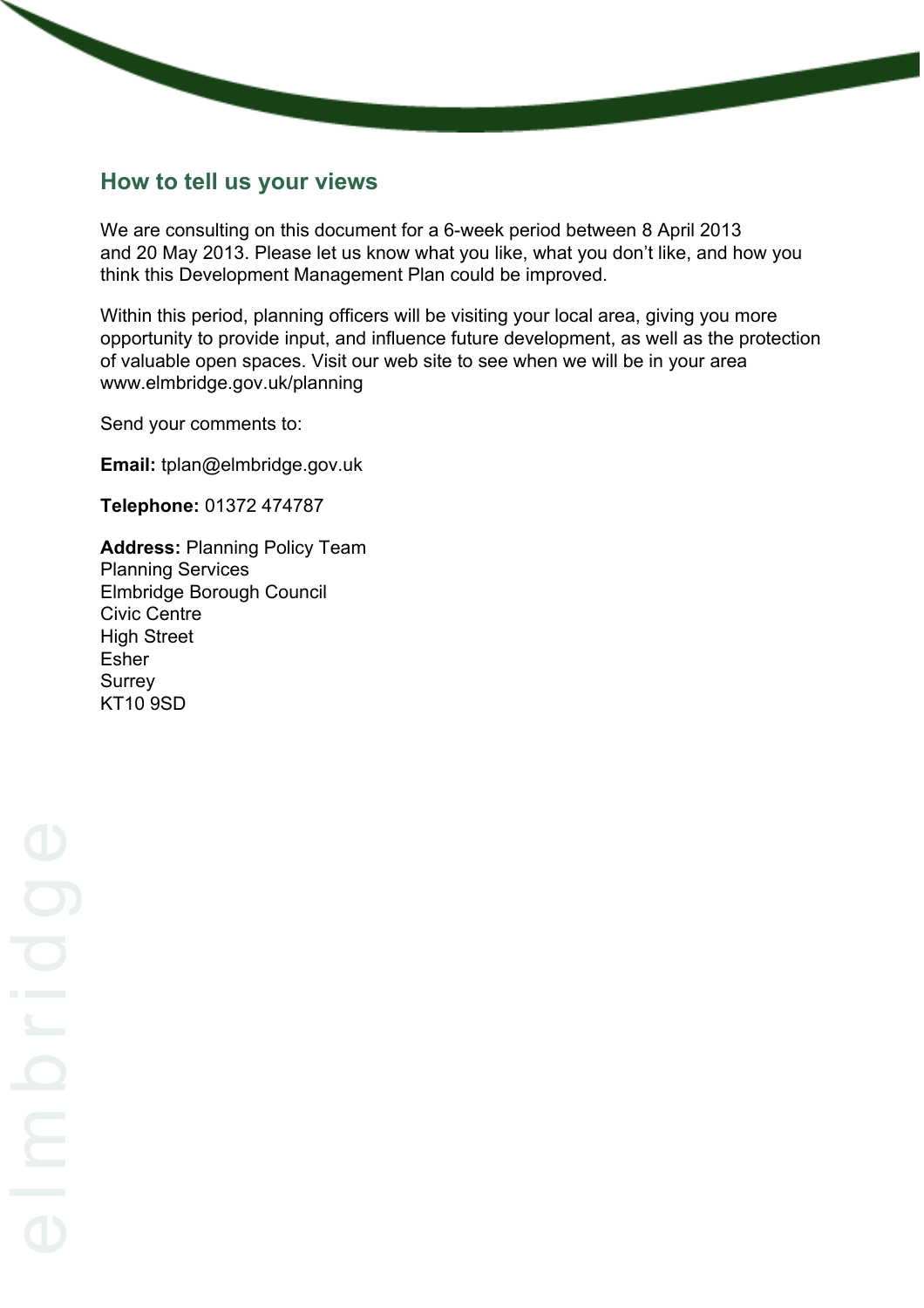## How to tell us your views

We are consulting on this document for a 6-week period between 8 April 2013 and 20 May 2013. Please let us know what you like, what you don't like, and how you think this Development Management Plan could be improved.

Within this period, planning officers will be visiting your local area, giving you more opportunity to provide input, and influence future development, as well as the protection of valuable open spaces. Visit our web site to see when we will be in your area www.elmbridge.gov.uk/planning

Send your comments to:

**Email:** tplan@elmbridge.gov.uk

**Telephone:** 01372 474787

**Address:** Planning Policy Team
Planning Services
Elmbridge Borough Council
Civic Centre
High Street
Esher
Surrey
KT10 9SD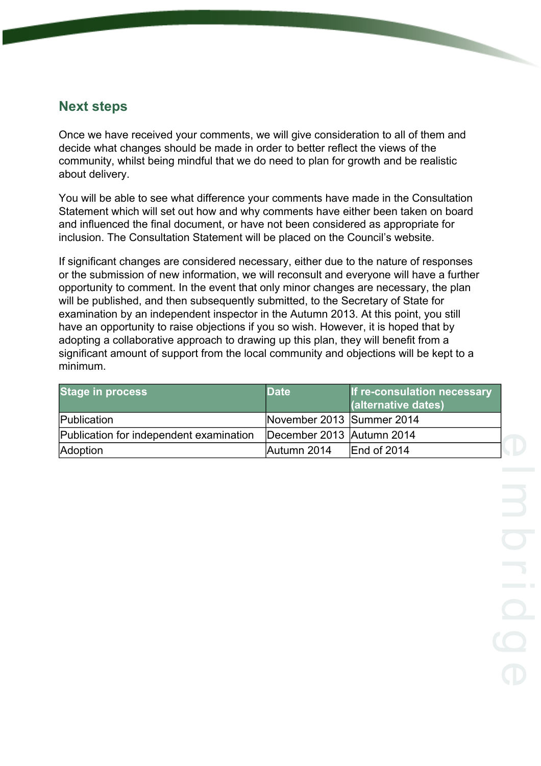## Next steps

Once we have received your comments, we will give consideration to all of them and decide what changes should be made in order to better reflect the views of the community, whilst being mindful that we do need to plan for growth and be realistic about delivery.

You will be able to see what difference your comments have made in the Consultation Statement which will set out how and why comments have either been taken on board and influenced the final document, or have not been considered as appropriate for inclusion. The Consultation Statement will be placed on the Council's website.

If significant changes are considered necessary, either due to the nature of responses or the submission of new information, we will reconsult and everyone will have a further opportunity to comment. In the event that only minor changes are necessary, the plan will be published, and then subsequently submitted, to the Secretary of State for examination by an independent inspector in the Autumn 2013. At this point, you still have an opportunity to raise objections if you so wish. However, it is hoped that by adopting a collaborative approach to drawing up this plan, they will benefit from a significant amount of support from the local community and objections will be kept to a minimum.

| Stage in process | Date | If re-consulation necessary (alternative dates) |
|---|---|---|
| Publication | November 2013 | Summer 2014 |
| Publication for independent examination | December 2013 | Autumn 2014 |
| Adoption | Autumn 2014 | End of 2014 |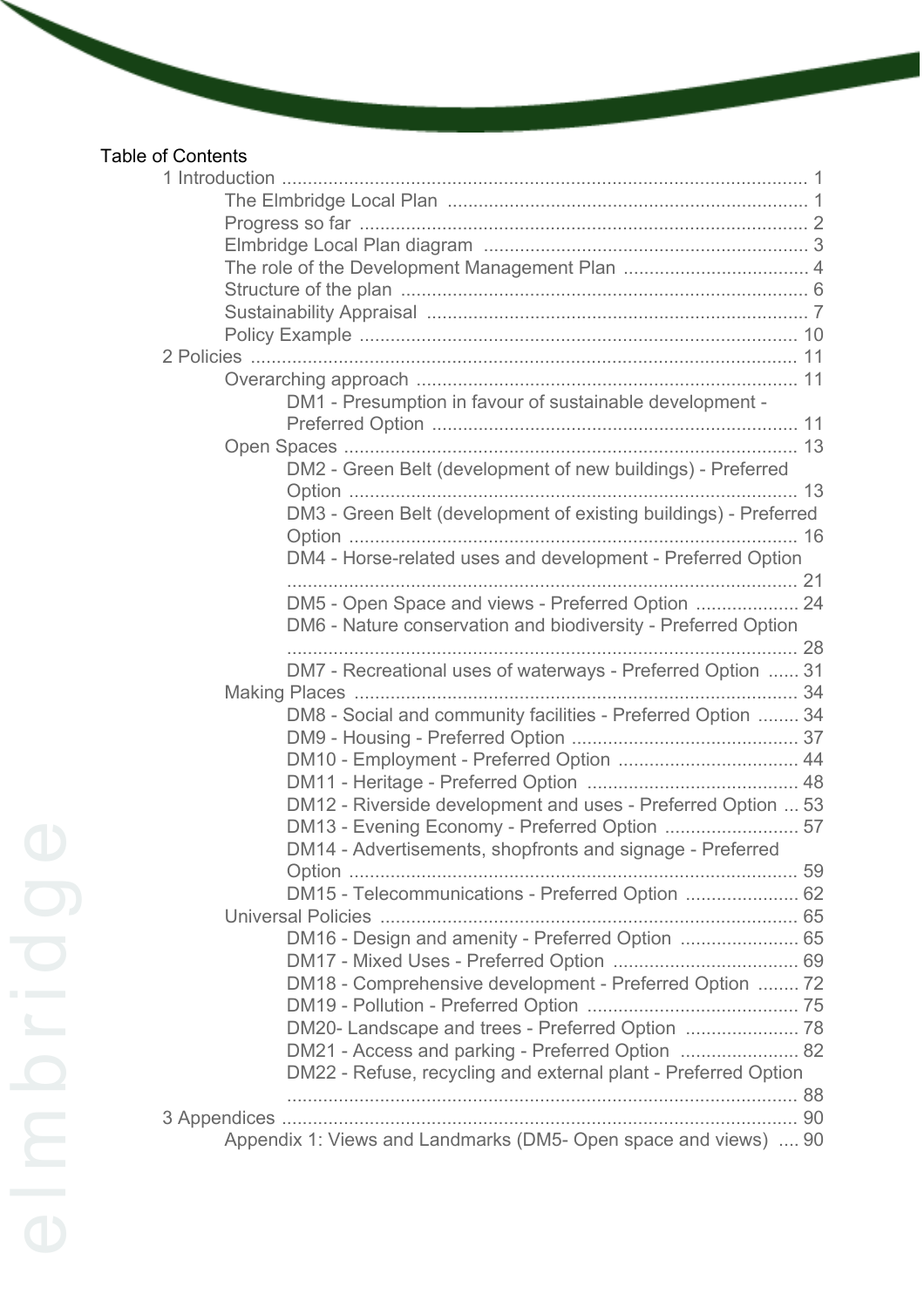Table of Contents

- 1 Introduction ..... 1
  - The Elmbridge Local Plan ..... 1
  - Progress so far ..... 2
  - Elmbridge Local Plan diagram ..... 3
  - The role of the Development Management Plan ..... 4
  - Structure of the plan ..... 6
  - Sustainability Appraisal ..... 7
  - Policy Example ..... 10
- 2 Policies ..... 11
  - Overarching approach ..... 11
    - DM1 - Presumption in favour of sustainable development - Preferred Option ..... 11
  - Open Spaces ..... 13
    - DM2 - Green Belt (development of new buildings) - Preferred Option ..... 13
    - DM3 - Green Belt (development of existing buildings) - Preferred Option ..... 16
    - DM4 - Horse-related uses and development - Preferred Option ..... 21
    - DM5 - Open Space and views - Preferred Option ..... 24
    - DM6 - Nature conservation and biodiversity - Preferred Option ..... 28
    - DM7 - Recreational uses of waterways - Preferred Option ..... 31
  - Making Places ..... 34
    - DM8 - Social and community facilities - Preferred Option ..... 34
    - DM9 - Housing - Preferred Option ..... 37
    - DM10 - Employment - Preferred Option ..... 44
    - DM11 - Heritage - Preferred Option ..... 48
    - DM12 - Riverside development and uses - Preferred Option ..... 53
    - DM13 - Evening Economy - Preferred Option ..... 57
    - DM14 - Advertisements, shopfronts and signage - Preferred Option ..... 59
    - DM15 - Telecommunications - Preferred Option ..... 62
  - Universal Policies ..... 65
    - DM16 - Design and amenity - Preferred Option ..... 65
    - DM17 - Mixed Uses - Preferred Option ..... 69
    - DM18 - Comprehensive development - Preferred Option ..... 72
    - DM19 - Pollution - Preferred Option ..... 75
    - DM20- Landscape and trees - Preferred Option ..... 78
    - DM21 - Access and parking - Preferred Option ..... 82
    - DM22 - Refuse, recycling and external plant - Preferred Option ..... 88
- 3 Appendices ..... 90
  - Appendix 1: Views and Landmarks (DM5- Open space and views) ..... 90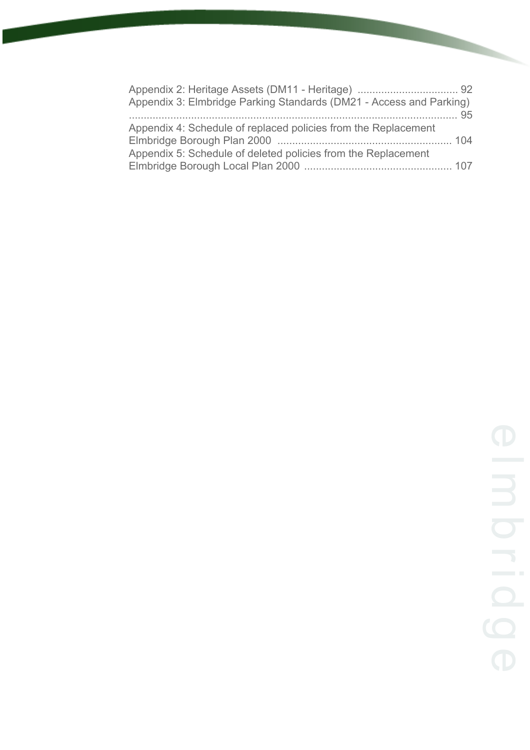Appendix 2: Heritage Assets (DM11 - Heritage) .................................. 92
Appendix 3: Elmbridge Parking Standards (DM21 - Access and Parking) ................................................................................................................ 95
Appendix 4: Schedule of replaced policies from the Replacement Elmbridge Borough Plan 2000 ........................................................... 104
Appendix 5: Schedule of deleted policies from the Replacement Elmbridge Borough Local Plan 2000 .................................................. 107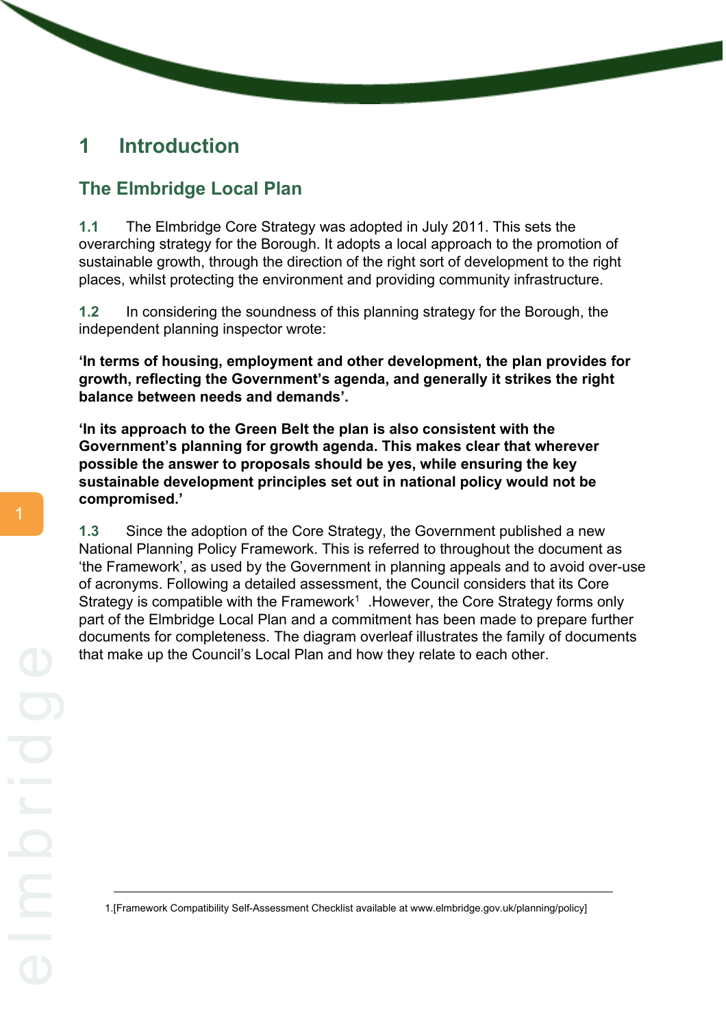# 1 Introduction

## The Elmbridge Local Plan

**1.1** The Elmbridge Core Strategy was adopted in July 2011. This sets the overarching strategy for the Borough. It adopts a local approach to the promotion of sustainable growth, through the direction of the right sort of development to the right places, whilst protecting the environment and providing community infrastructure.

**1.2** In considering the soundness of this planning strategy for the Borough, the independent planning inspector wrote:

**'In terms of housing, employment and other development, the plan provides for growth, reflecting the Government's agenda, and generally it strikes the right balance between needs and demands'.**

**'In its approach to the Green Belt the plan is also consistent with the Government's planning for growth agenda. This makes clear that wherever possible the answer to proposals should be yes, while ensuring the key sustainable development principles set out in national policy would not be compromised.'**

**1.3** Since the adoption of the Core Strategy, the Government published a new National Planning Policy Framework. This is referred to throughout the document as 'the Framework', as used by the Government in planning appeals and to avoid over-use of acronyms. Following a detailed assessment, the Council considers that its Core Strategy is compatible with the Framework[1] .However, the Core Strategy forms only part of the Elmbridge Local Plan and a commitment has been made to prepare further documents for completeness. The diagram overleaf illustrates the family of documents that make up the Council's Local Plan and how they relate to each other.

---

1.[Framework Compatibility Self-Assessment Checklist available at www.elmbridge.gov.uk/planning/policy]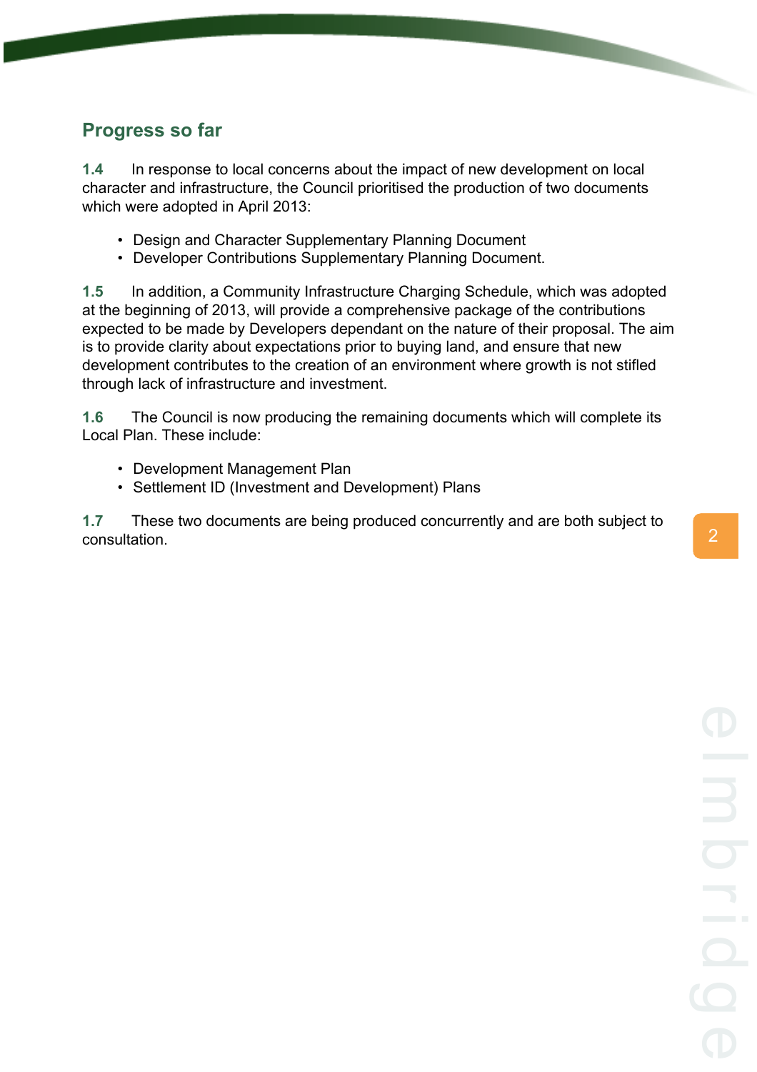## Progress so far

**1.4** In response to local concerns about the impact of new development on local character and infrastructure, the Council prioritised the production of two documents which were adopted in April 2013:

- Design and Character Supplementary Planning Document
- Developer Contributions Supplementary Planning Document.

**1.5** In addition, a Community Infrastructure Charging Schedule, which was adopted at the beginning of 2013, will provide a comprehensive package of the contributions expected to be made by Developers dependant on the nature of their proposal. The aim is to provide clarity about expectations prior to buying land, and ensure that new development contributes to the creation of an environment where growth is not stifled through lack of infrastructure and investment.

**1.6** The Council is now producing the remaining documents which will complete its Local Plan. These include:

- Development Management Plan
- Settlement ID (Investment and Development) Plans

**1.7** These two documents are being produced concurrently and are both subject to consultation.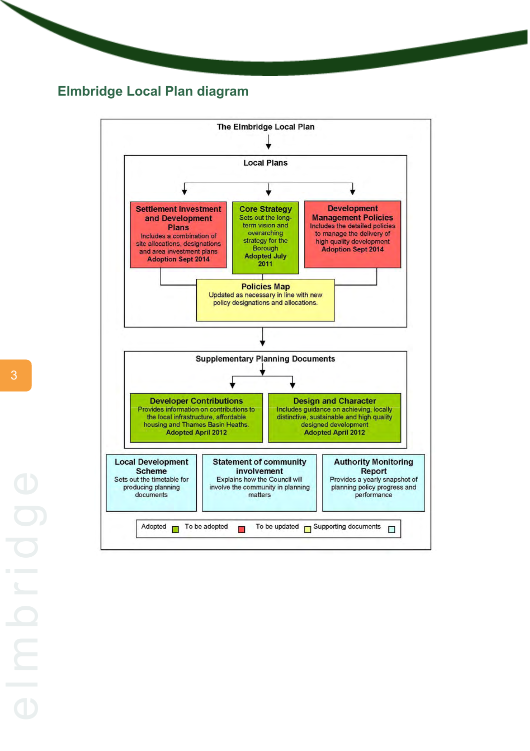## Elmbridge Local Plan diagram

**The Elmbridge Local Plan**

**Local Plans**

- **Settlement Investment and Development Plans** — Includes a combination of site allocations, designations and area investment plans. **Adoption Sept 2014**
- **Core Strategy** — Sets out the long-term vision and overarching strategy for the Borough. **Adopted July 2011**
- **Development Management Policies** — Includes the detailed policies to manage the delivery of high quality development. **Adoption Sept 2014**
- **Policies Map** — Updated as necessary in line with new policy designations and allocations.

**Supplementary Planning Documents**

- **Developer Contributions** — Provides information on contributions to the local infrastructure, affordable housing and Thames Basin Heaths. **Adopted April 2012**
- **Design and Character** — Includes guidance on achieving, locally distinctive, sustainable and high quality designed development. **Adopted April 2012**

**Supporting documents**

- **Local Development Scheme** — Sets out the timetable for producing planning documents
- **Statement of community involvement** — Explains how the Council will involve the community in planning matters
- **Authority Monitoring Report** — Provides a yearly snapshot of planning policy progress and performance

Key: Adopted (green) | To be adopted (red) | To be updated (yellow) | Supporting documents (blue)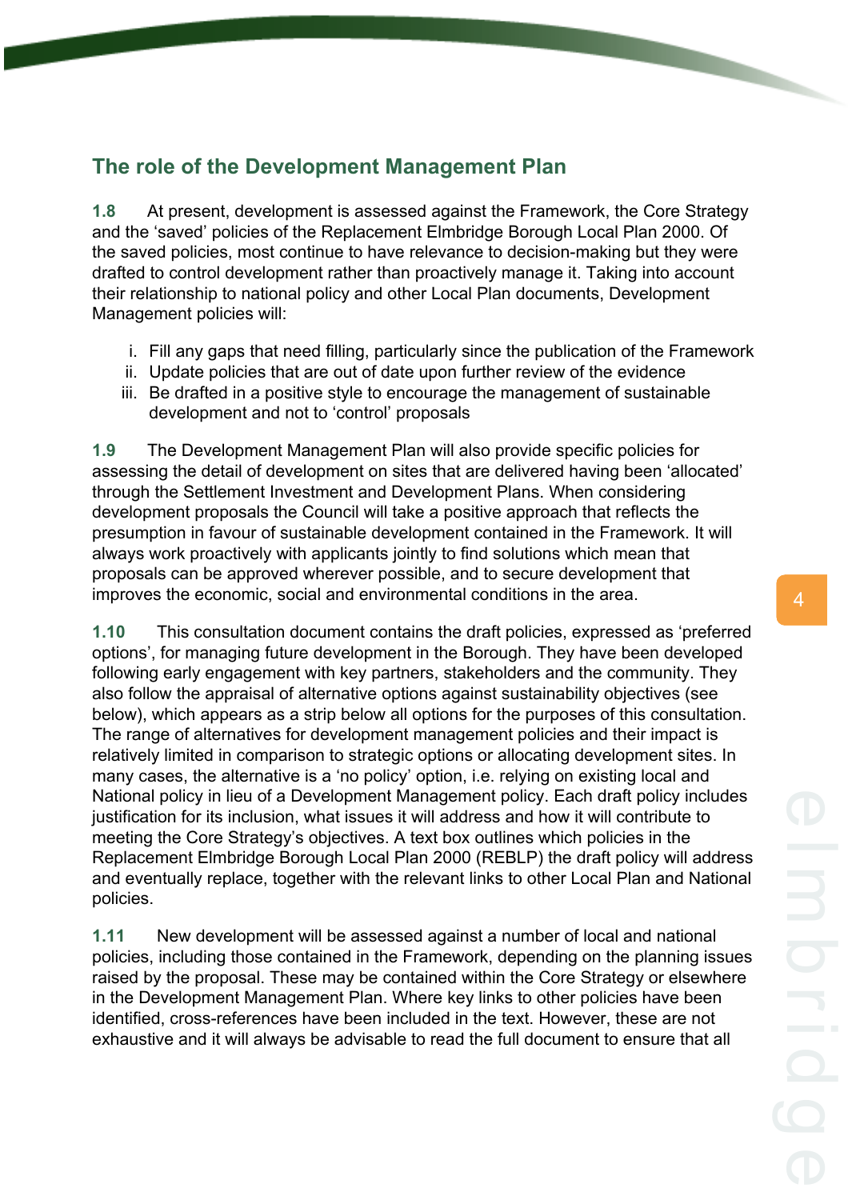## The role of the Development Management Plan

**1.8** At present, development is assessed against the Framework, the Core Strategy and the 'saved' policies of the Replacement Elmbridge Borough Local Plan 2000. Of the saved policies, most continue to have relevance to decision-making but they were drafted to control development rather than proactively manage it. Taking into account their relationship to national policy and other Local Plan documents, Development Management policies will:

i. Fill any gaps that need filling, particularly since the publication of the Framework
ii. Update policies that are out of date upon further review of the evidence
iii. Be drafted in a positive style to encourage the management of sustainable development and not to 'control' proposals

**1.9** The Development Management Plan will also provide specific policies for assessing the detail of development on sites that are delivered having been 'allocated' through the Settlement Investment and Development Plans. When considering development proposals the Council will take a positive approach that reflects the presumption in favour of sustainable development contained in the Framework. It will always work proactively with applicants jointly to find solutions which mean that proposals can be approved wherever possible, and to secure development that improves the economic, social and environmental conditions in the area.

**1.10** This consultation document contains the draft policies, expressed as 'preferred options', for managing future development in the Borough. They have been developed following early engagement with key partners, stakeholders and the community. They also follow the appraisal of alternative options against sustainability objectives (see below), which appears as a strip below all options for the purposes of this consultation. The range of alternatives for development management policies and their impact is relatively limited in comparison to strategic options or allocating development sites. In many cases, the alternative is a 'no policy' option, i.e. relying on existing local and National policy in lieu of a Development Management policy. Each draft policy includes justification for its inclusion, what issues it will address and how it will contribute to meeting the Core Strategy's objectives. A text box outlines which policies in the Replacement Elmbridge Borough Local Plan 2000 (REBLP) the draft policy will address and eventually replace, together with the relevant links to other Local Plan and National policies.

**1.11** New development will be assessed against a number of local and national policies, including those contained in the Framework, depending on the planning issues raised by the proposal. These may be contained within the Core Strategy or elsewhere in the Development Management Plan. Where key links to other policies have been identified, cross-references have been included in the text. However, these are not exhaustive and it will always be advisable to read the full document to ensure that all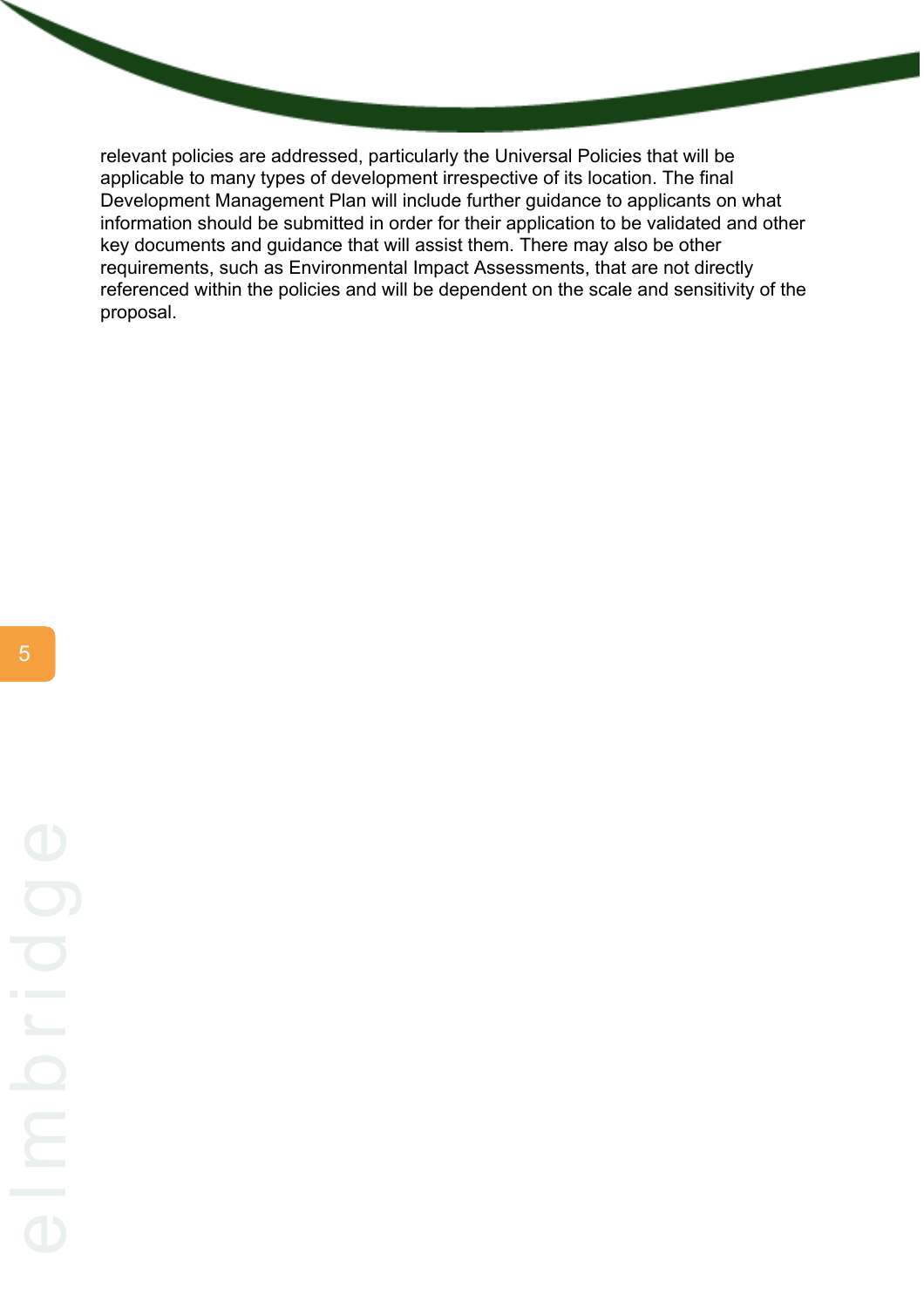relevant policies are addressed, particularly the Universal Policies that will be applicable to many types of development irrespective of its location. The final Development Management Plan will include further guidance to applicants on what information should be submitted in order for their application to be validated and other key documents and guidance that will assist them. There may also be other requirements, such as Environmental Impact Assessments, that are not directly referenced within the policies and will be dependent on the scale and sensitivity of the proposal.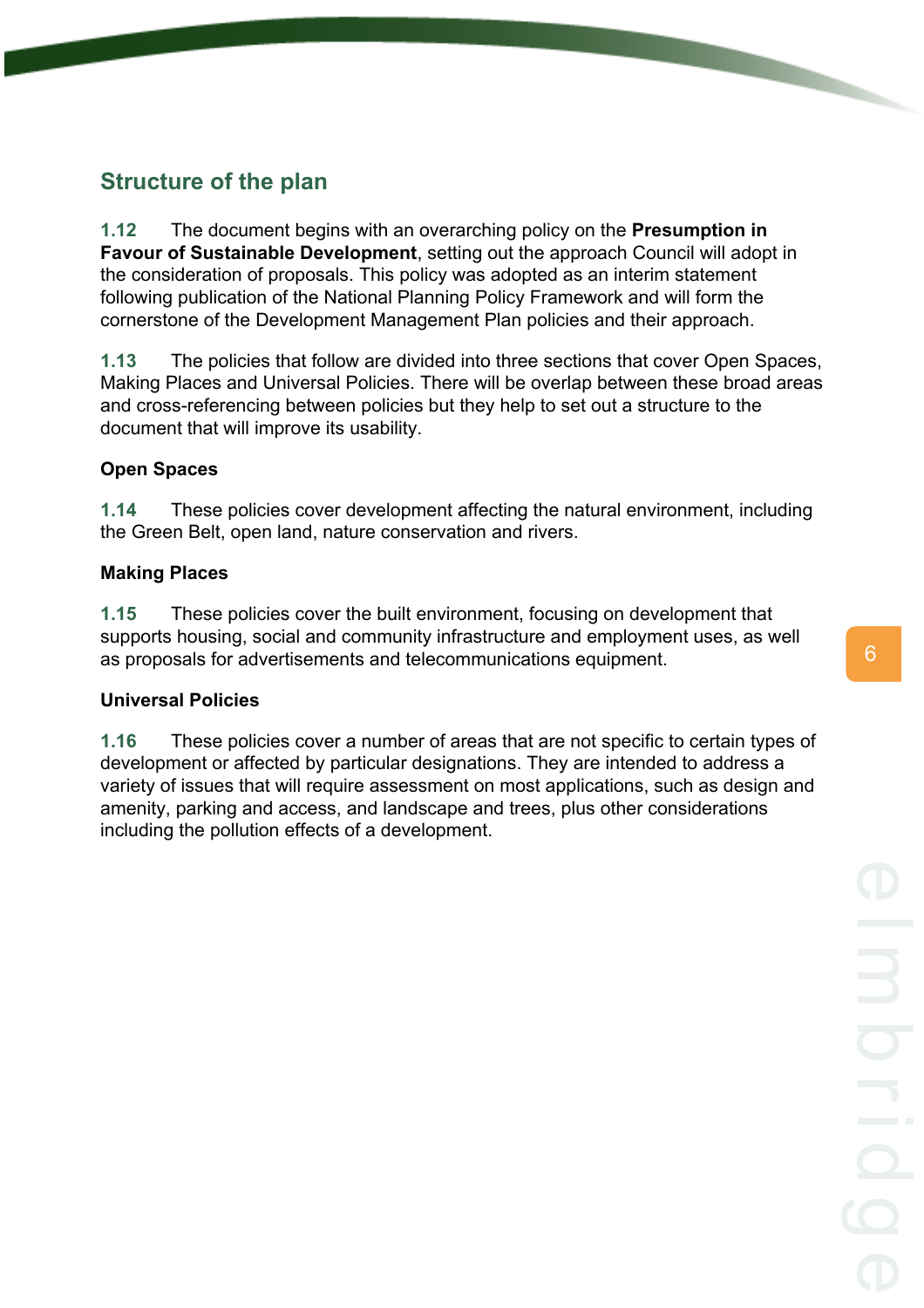## Structure of the plan

**1.12** The document begins with an overarching policy on the **Presumption in Favour of Sustainable Development**, setting out the approach Council will adopt in the consideration of proposals. This policy was adopted as an interim statement following publication of the National Planning Policy Framework and will form the cornerstone of the Development Management Plan policies and their approach.

**1.13** The policies that follow are divided into three sections that cover Open Spaces, Making Places and Universal Policies. There will be overlap between these broad areas and cross-referencing between policies but they help to set out a structure to the document that will improve its usability.

### Open Spaces

**1.14** These policies cover development affecting the natural environment, including the Green Belt, open land, nature conservation and rivers.

### Making Places

**1.15** These policies cover the built environment, focusing on development that supports housing, social and community infrastructure and employment uses, as well as proposals for advertisements and telecommunications equipment.

### Universal Policies

**1.16** These policies cover a number of areas that are not specific to certain types of development or affected by particular designations. They are intended to address a variety of issues that will require assessment on most applications, such as design and amenity, parking and access, and landscape and trees, plus other considerations including the pollution effects of a development.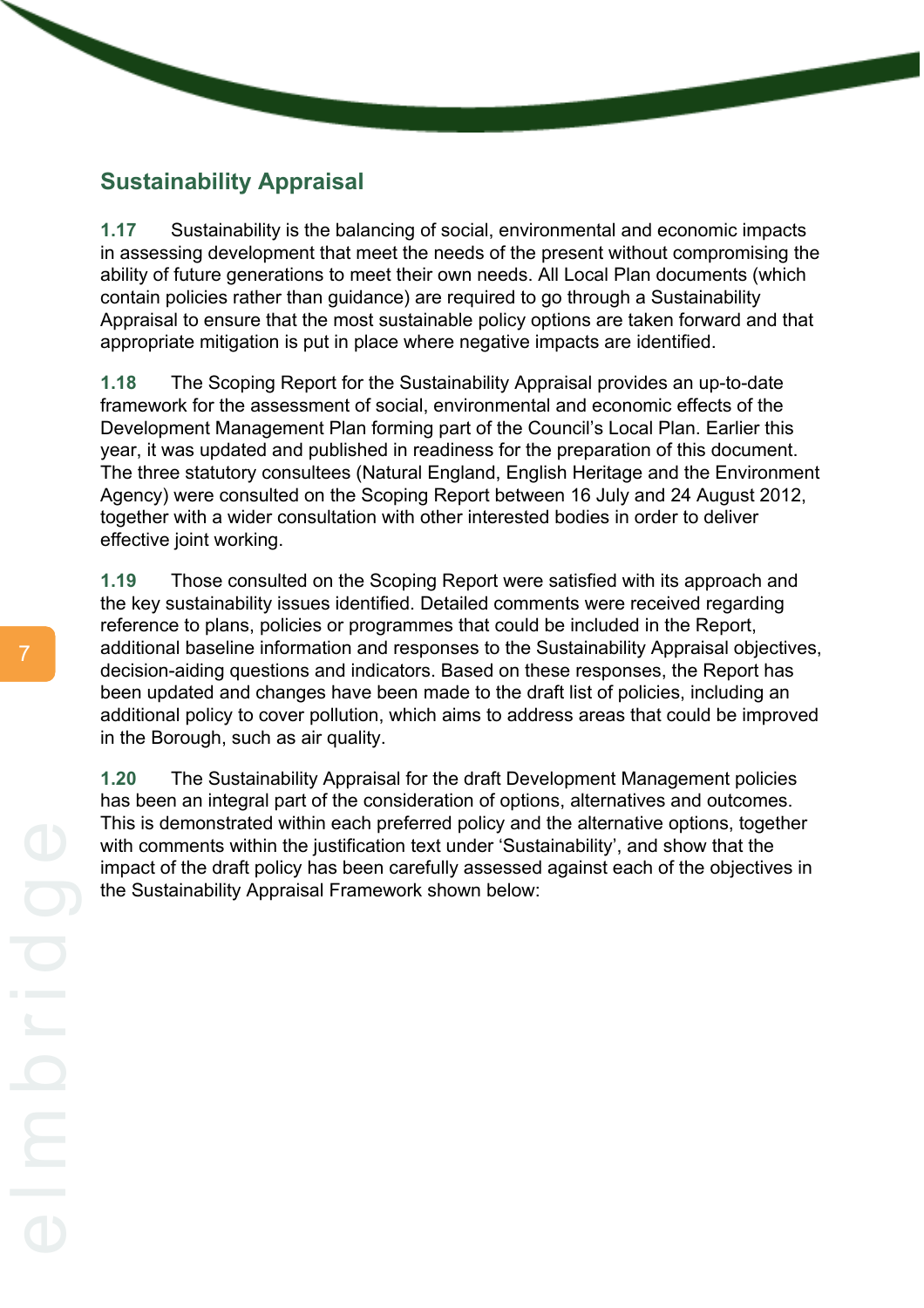## Sustainability Appraisal

**1.17** Sustainability is the balancing of social, environmental and economic impacts in assessing development that meet the needs of the present without compromising the ability of future generations to meet their own needs. All Local Plan documents (which contain policies rather than guidance) are required to go through a Sustainability Appraisal to ensure that the most sustainable policy options are taken forward and that appropriate mitigation is put in place where negative impacts are identified.

**1.18** The Scoping Report for the Sustainability Appraisal provides an up-to-date framework for the assessment of social, environmental and economic effects of the Development Management Plan forming part of the Council's Local Plan. Earlier this year, it was updated and published in readiness for the preparation of this document. The three statutory consultees (Natural England, English Heritage and the Environment Agency) were consulted on the Scoping Report between 16 July and 24 August 2012, together with a wider consultation with other interested bodies in order to deliver effective joint working.

**1.19** Those consulted on the Scoping Report were satisfied with its approach and the key sustainability issues identified. Detailed comments were received regarding reference to plans, policies or programmes that could be included in the Report, additional baseline information and responses to the Sustainability Appraisal objectives, decision-aiding questions and indicators. Based on these responses, the Report has been updated and changes have been made to the draft list of policies, including an additional policy to cover pollution, which aims to address areas that could be improved in the Borough, such as air quality.

**1.20** The Sustainability Appraisal for the draft Development Management policies has been an integral part of the consideration of options, alternatives and outcomes. This is demonstrated within each preferred policy and the alternative options, together with comments within the justification text under 'Sustainability', and show that the impact of the draft policy has been carefully assessed against each of the objectives in the Sustainability Appraisal Framework shown below: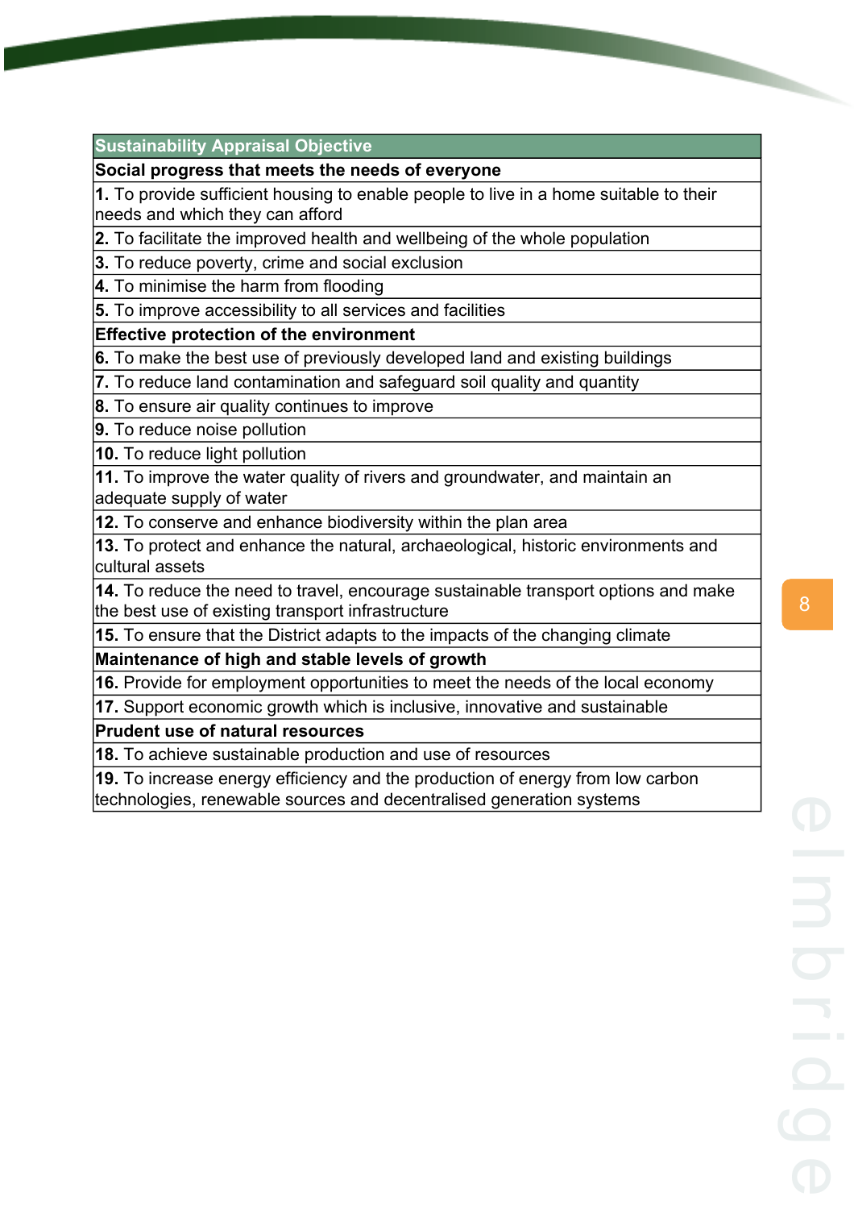| Sustainability Appraisal Objective |
|---|
| **Social progress that meets the needs of everyone** |
| **1.** To provide sufficient housing to enable people to live in a home suitable to their needs and which they can afford |
| **2.** To facilitate the improved health and wellbeing of the whole population |
| **3.** To reduce poverty, crime and social exclusion |
| **4.** To minimise the harm from flooding |
| **5.** To improve accessibility to all services and facilities |
| **Effective protection of the environment** |
| **6.** To make the best use of previously developed land and existing buildings |
| **7.** To reduce land contamination and safeguard soil quality and quantity |
| **8.** To ensure air quality continues to improve |
| **9.** To reduce noise pollution |
| **10.** To reduce light pollution |
| **11.** To improve the water quality of rivers and groundwater, and maintain an adequate supply of water |
| **12.** To conserve and enhance biodiversity within the plan area |
| **13.** To protect and enhance the natural, archaeological, historic environments and cultural assets |
| **14.** To reduce the need to travel, encourage sustainable transport options and make the best use of existing transport infrastructure |
| **15.** To ensure that the District adapts to the impacts of the changing climate |
| **Maintenance of high and stable levels of growth** |
| **16.** Provide for employment opportunities to meet the needs of the local economy |
| **17.** Support economic growth which is inclusive, innovative and sustainable |
| **Prudent use of natural resources** |
| **18.** To achieve sustainable production and use of resources |
| **19.** To increase energy efficiency and the production of energy from low carbon technologies, renewable sources and decentralised generation systems |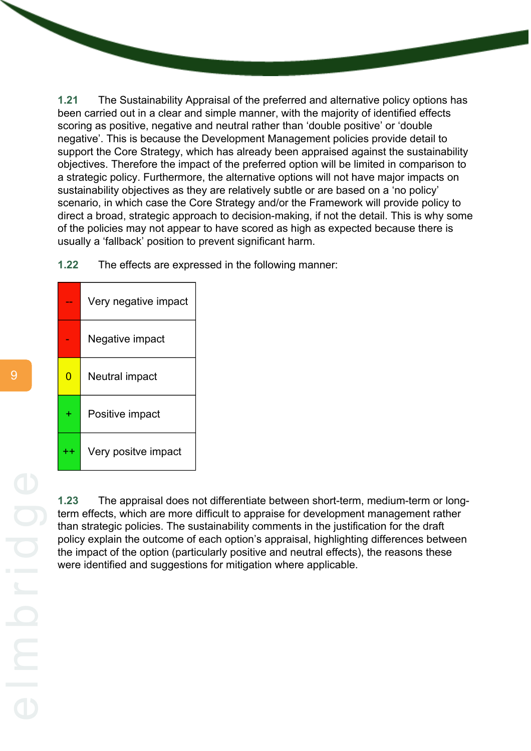**1.21** The Sustainability Appraisal of the preferred and alternative policy options has been carried out in a clear and simple manner, with the majority of identified effects scoring as positive, negative and neutral rather than 'double positive' or 'double negative'. This is because the Development Management policies provide detail to support the Core Strategy, which has already been appraised against the sustainability objectives. Therefore the impact of the preferred option will be limited in comparison to a strategic policy. Furthermore, the alternative options will not have major impacts on sustainability objectives as they are relatively subtle or are based on a 'no policy' scenario, in which case the Core Strategy and/or the Framework will provide policy to direct a broad, strategic approach to decision-making, if not the detail. This is why some of the policies may not appear to have scored as high as expected because there is usually a 'fallback' position to prevent significant harm.

**1.22** The effects are expressed in the following manner:

| | |
|---|---|
| -- | Very negative impact |
| - | Negative impact |
| 0 | Neutral impact |
| + | Positive impact |
| ++ | Very positve impact |

**1.23** The appraisal does not differentiate between short-term, medium-term or long-term effects, which are more difficult to appraise for development management rather than strategic policies. The sustainability comments in the justification for the draft policy explain the outcome of each option's appraisal, highlighting differences between the impact of the option (particularly positive and neutral effects), the reasons these were identified and suggestions for mitigation where applicable.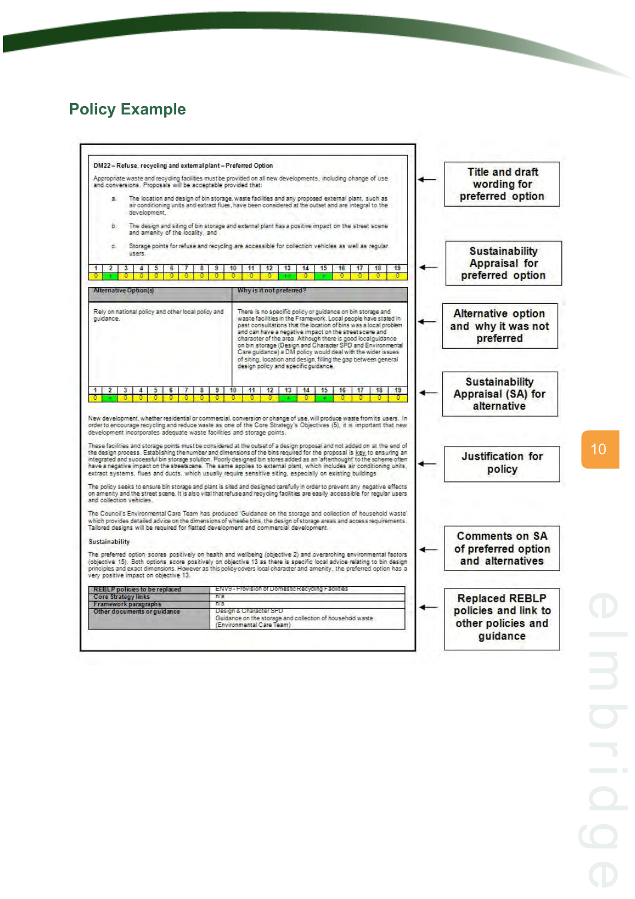## Policy Example

**DM22 – Refuse, recycling and external plant – Preferred Option**

Appropriate waste and recycling facilities must be provided on all new developments, including change of use and conversions. Proposals will be acceptable provided that:

a. The location and design of bin storage, waste facilities and any proposed external plant, such as air conditioning units and extract flues, have been considered at the outset and are integral to the development,

b. The design and siting of bin storage and external plant has a positive impact on the street scene and amenity of the locality, and

c. Storage points for refuse and recycling are accessible for collection vehicles as well as regular users.

| 1 | 2 | 3 | 4 | 5 | 6 | 7 | 8 | 9 | 10 | 11 | 12 | 13 | 14 | 15 | 16 | 17 | 18 | 19 |
|---|---|---|---|---|---|---|---|---|---|---|---|---|---|---|---|---|---|---|
| 0 | + | 0 | 0 | 0 | 0 | 0 | 0 | 0 | 0 | 0 | 0 | ++ | 0 | + | 0 | 0 | 0 | 0 |

| Alternative Option(s) | Why is it not preferred? |
|---|---|
| Rely on national policy and other local policy and guidance. | There is no specific policy or guidance on bin storage and waste facilities in the Framework. Local people have stated in past consultations that the location of bins was a local problem and can have a negative impact on the street scene and character of the area. Although there is good local guidance on bin storage (Design and Character SPD and Environmental Care guidance) a DM policy would deal with the wider issues of siting, location and design, filling the gap between general design policy and specific guidance. |

| 1 | 2 | 3 | 4 | 5 | 6 | 7 | 8 | 9 | 10 | 11 | 12 | 13 | 14 | 15 | 16 | 17 | 18 | 19 |
|---|---|---|---|---|---|---|---|---|---|---|---|---|---|---|---|---|---|---|
| 0 | + | 0 | 0 | 0 | 0 | 0 | 0 | 0 | 0 | 0 | 0 | + | 0 | + | 0 | 0 | 0 | 0 |

New development, whether residential or commercial, conversion or change of use, will produce waste from its users. In order to encourage recycling and reduce waste as one of the Core Strategy's Objectives (5), it is important that new development incorporates adequate waste facilities and storage points.

These facilities and storage points must be considered at the outset of a design proposal and not added on at the end of the design process. Establishing the number and dimensions of the bins required for the proposal is key to ensuring an integrated and successful bin storage solution. Poorly designed bin stores added as an 'afterthought' to the scheme often have a negative impact on the streetscene. The same applies to external plant, which includes air conditioning units, extract systems, flues and ducts, which usually require sensitive siting, especially on existing buildings.

The policy seeks to ensure bin storage and plant is sited and designed carefully in order to prevent any negative effects on amenity and the street scene. It is also vital that refuse and recycling facilities are easily accessible for regular users and collection vehicles.

The Council's Environmental Care Team has produced 'Guidance on the storage and collection of household waste' which provides detailed advice on the dimensions of wheelie bins, the design of storage areas and access requirements. Tailored designs will be required for flatted development and commercial development.

**Sustainability**

The preferred option scores positively on health and wellbeing (objective 2) and overarching environmental factors (objective 15). Both options score positively on objective 13 as there is specific local advice relating to bin design principles and exact dimensions. However as this policy covers local character and amenity, the preferred option has a very positive impact on objective 13.

| | |
|---|---|
| REBLP policies to be replaced | ENV9 - Provision of Domestic Recycling Facilities |
| Core Strategy links | n/a |
| Framework paragraphs | n/a |
| Other documents or guidance | Design & Character SPD<br>Guidance on the storage and collection of household waste (Environmental Care Team) |

Annotations:

- Title and draft wording for preferred option
- Sustainability Appraisal for preferred option
- Alternative option and why it was not preferred
- Sustainability Appraisal (SA) for alternative
- Justification for policy
- Comments on SA of preferred option and alternatives
- Replaced REBLP policies and link to other policies and guidance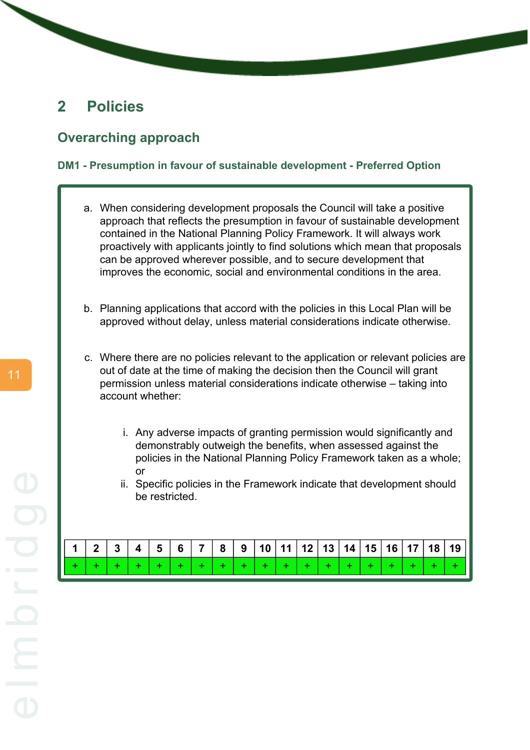## 2 Policies

### Overarching approach

#### DM1 - Presumption in favour of sustainable development - Preferred Option

a. When considering development proposals the Council will take a positive approach that reflects the presumption in favour of sustainable development contained in the National Planning Policy Framework. It will always work proactively with applicants jointly to find solutions which mean that proposals can be approved wherever possible, and to secure development that improves the economic, social and environmental conditions in the area.

b. Planning applications that accord with the policies in this Local Plan will be approved without delay, unless material considerations indicate otherwise.

c. Where there are no policies relevant to the application or relevant policies are out of date at the time of making the decision then the Council will grant permission unless material considerations indicate otherwise – taking into account whether:

   i. Any adverse impacts of granting permission would significantly and demonstrably outweigh the benefits, when assessed against the policies in the National Planning Policy Framework taken as a whole; or
   ii. Specific policies in the Framework indicate that development should be restricted.

| 1 | 2 | 3 | 4 | 5 | 6 | 7 | 8 | 9 | 10 | 11 | 12 | 13 | 14 | 15 | 16 | 17 | 18 | 19 |
|---|---|---|---|---|---|---|---|---|---|---|---|---|---|---|---|---|---|---|
| + | + | + | + | + | + | + | + | + | + | + | + | + | + | + | + | + | + | + |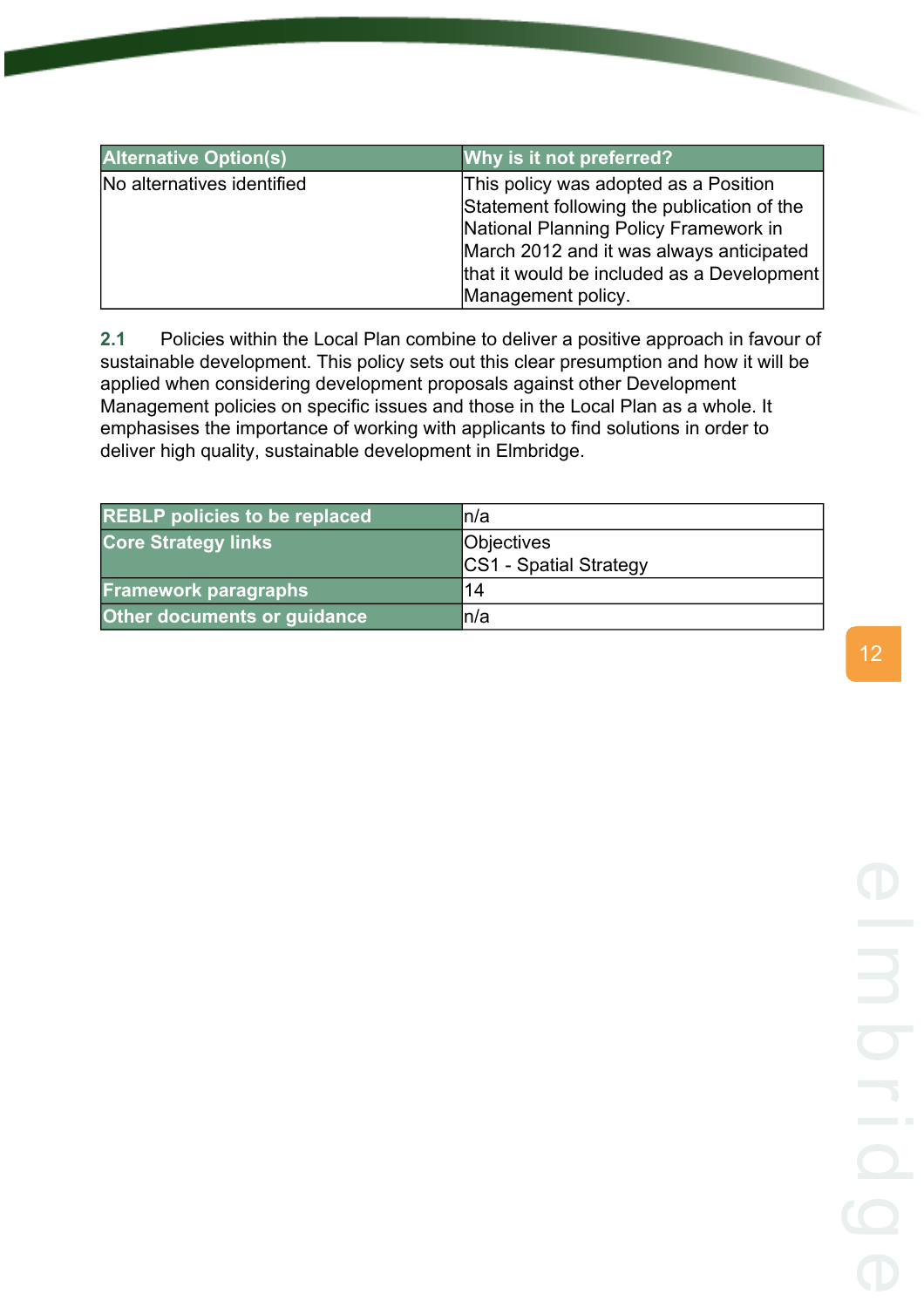| Alternative Option(s) | Why is it not preferred? |
|---|---|
| No alternatives identified | This policy was adopted as a Position Statement following the publication of the National Planning Policy Framework in March 2012 and it was always anticipated that it would be included as a Development Management policy. |

**2.1** Policies within the Local Plan combine to deliver a positive approach in favour of sustainable development. This policy sets out this clear presumption and how it will be applied when considering development proposals against other Development Management policies on specific issues and those in the Local Plan as a whole. It emphasises the importance of working with applicants to find solutions in order to deliver high quality, sustainable development in Elmbridge.

| | |
|---|---|
| **REBLP policies to be replaced** | n/a |
| **Core Strategy links** | Objectives<br>CS1 - Spatial Strategy |
| **Framework paragraphs** | 14 |
| **Other documents or guidance** | n/a |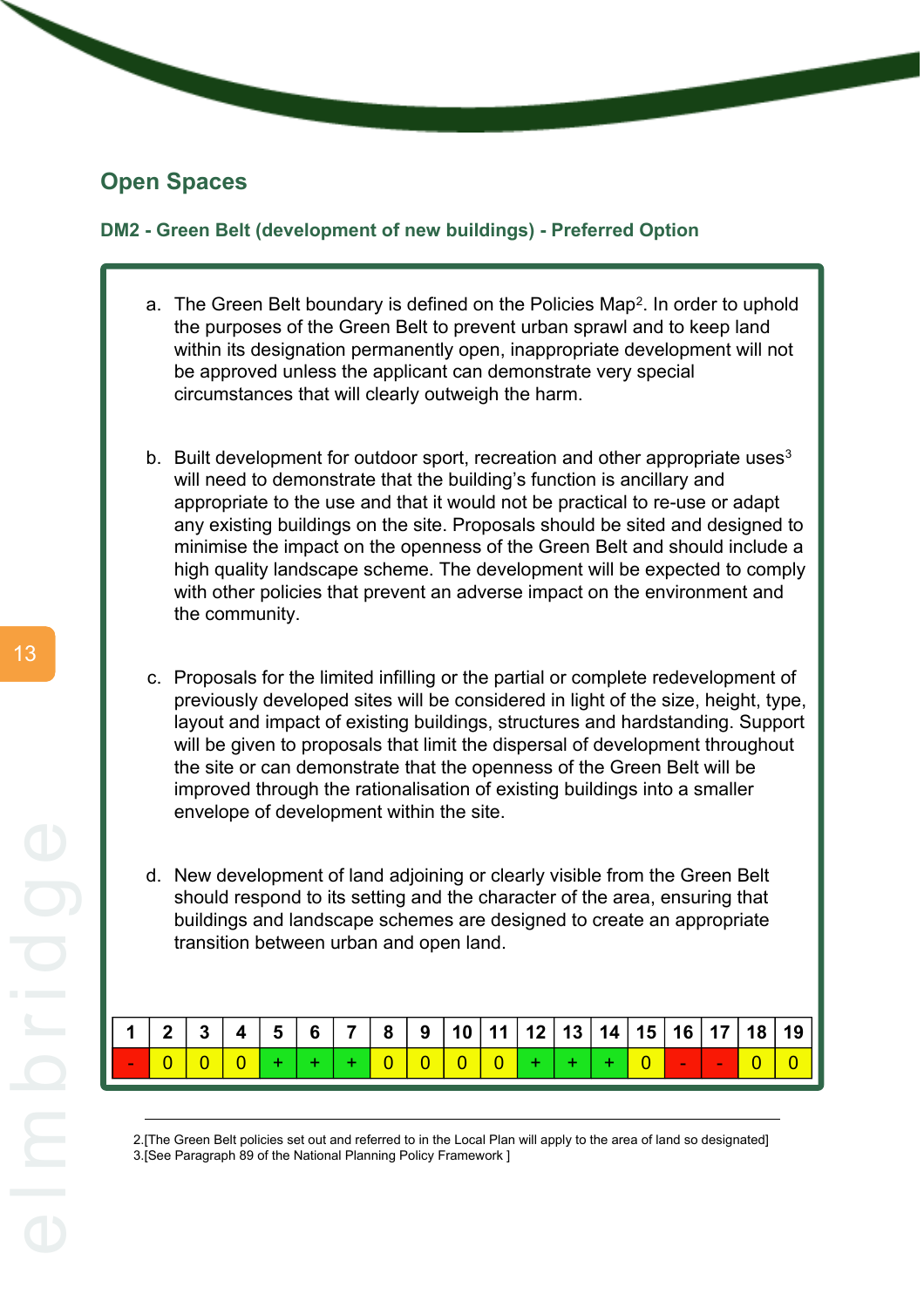## Open Spaces

### DM2 - Green Belt (development of new buildings) - Preferred Option

a. The Green Belt boundary is defined on the Policies Map[2]. In order to uphold the purposes of the Green Belt to prevent urban sprawl and to keep land within its designation permanently open, inappropriate development will not be approved unless the applicant can demonstrate very special circumstances that will clearly outweigh the harm.

b. Built development for outdoor sport, recreation and other appropriate uses[3] will need to demonstrate that the building's function is ancillary and appropriate to the use and that it would not be practical to re-use or adapt any existing buildings on the site. Proposals should be sited and designed to minimise the impact on the openness of the Green Belt and should include a high quality landscape scheme. The development will be expected to comply with other policies that prevent an adverse impact on the environment and the community.

c. Proposals for the limited infilling or the partial or complete redevelopment of previously developed sites will be considered in light of the size, height, type, layout and impact of existing buildings, structures and hardstanding. Support will be given to proposals that limit the dispersal of development throughout the site or can demonstrate that the openness of the Green Belt will be improved through the rationalisation of existing buildings into a smaller envelope of development within the site.

d. New development of land adjoining or clearly visible from the Green Belt should respond to its setting and the character of the area, ensuring that buildings and landscape schemes are designed to create an appropriate transition between urban and open land.

| 1 | 2 | 3 | 4 | 5 | 6 | 7 | 8 | 9 | 10 | 11 | 12 | 13 | 14 | 15 | 16 | 17 | 18 | 19 |
|---|---|---|---|---|---|---|---|---|---|---|---|---|---|---|---|---|---|---|
| - | 0 | 0 | 0 | + | + | + | 0 | 0 | 0 | 0 | + | + | + | 0 | - | - | 0 | 0 |

---

2.[The Green Belt policies set out and referred to in the Local Plan will apply to the area of land so designated]
3.[See Paragraph 89 of the National Planning Policy Framework ]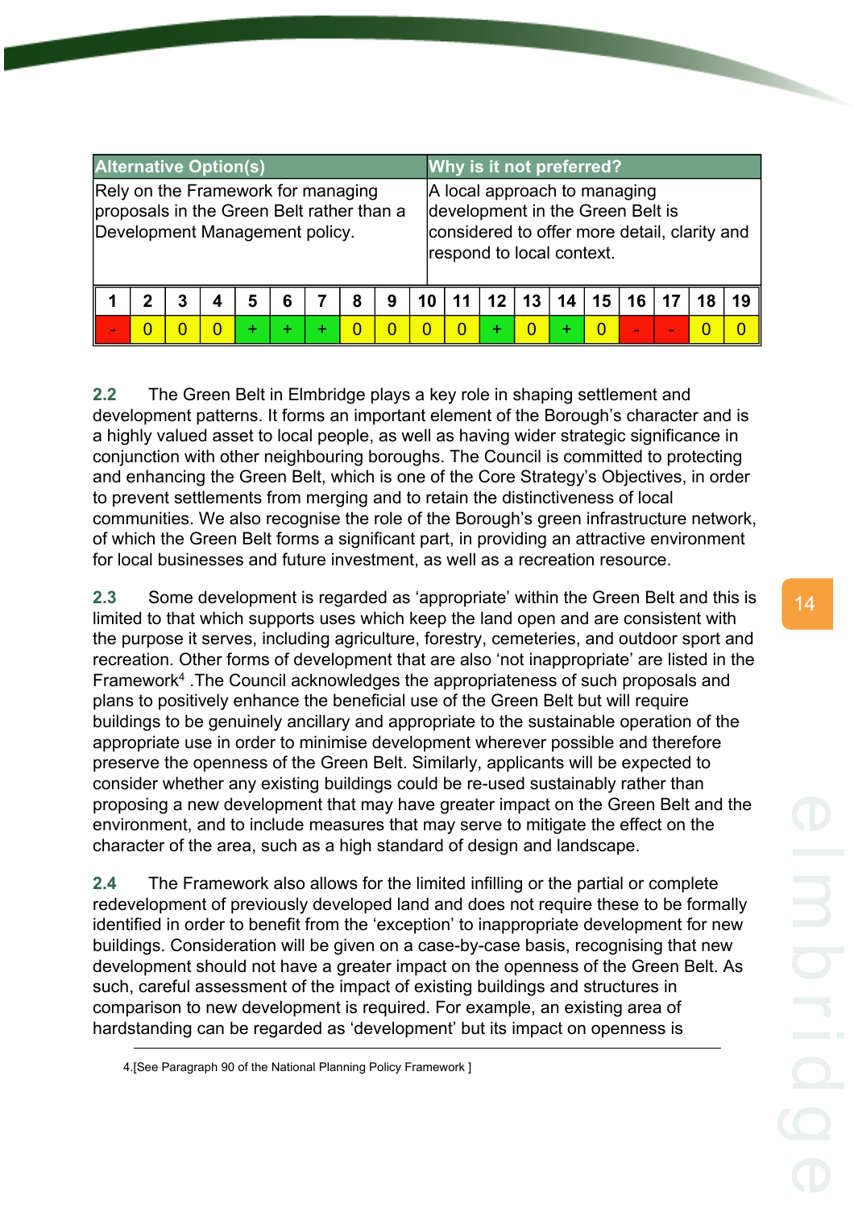| Alternative Option(s) | Why is it not preferred? |
|---|---|
| Rely on the Framework for managing proposals in the Green Belt rather than a Development Management policy. | A local approach to managing development in the Green Belt is considered to offer more detail, clarity and respond to local context. |

| 1 | 2 | 3 | 4 | 5 | 6 | 7 | 8 | 9 | 10 | 11 | 12 | 13 | 14 | 15 | 16 | 17 | 18 | 19 |
|---|---|---|---|---|---|---|---|---|---|---|---|---|---|---|---|---|---|---|
| - | 0 | 0 | 0 | + | + | + | 0 | 0 | 0 | 0 | + | 0 | + | 0 | - | - | 0 | 0 |

**2.2** The Green Belt in Elmbridge plays a key role in shaping settlement and development patterns. It forms an important element of the Borough's character and is a highly valued asset to local people, as well as having wider strategic significance in conjunction with other neighbouring boroughs. The Council is committed to protecting and enhancing the Green Belt, which is one of the Core Strategy's Objectives, in order to prevent settlements from merging and to retain the distinctiveness of local communities. We also recognise the role of the Borough's green infrastructure network, of which the Green Belt forms a significant part, in providing an attractive environment for local businesses and future investment, as well as a recreation resource.

**2.3** Some development is regarded as 'appropriate' within the Green Belt and this is limited to that which supports uses which keep the land open and are consistent with the purpose it serves, including agriculture, forestry, cemeteries, and outdoor sport and recreation. Other forms of development that are also 'not inappropriate' are listed in the Framework[4] .The Council acknowledges the appropriateness of such proposals and plans to positively enhance the beneficial use of the Green Belt but will require buildings to be genuinely ancillary and appropriate to the sustainable operation of the appropriate use in order to minimise development wherever possible and therefore preserve the openness of the Green Belt. Similarly, applicants will be expected to consider whether any existing buildings could be re-used sustainably rather than proposing a new development that may have greater impact on the Green Belt and the environment, and to include measures that may serve to mitigate the effect on the character of the area, such as a high standard of design and landscape.

**2.4** The Framework also allows for the limited infilling or the partial or complete redevelopment of previously developed land and does not require these to be formally identified in order to benefit from the 'exception' to inappropriate development for new buildings. Consideration will be given on a case-by-case basis, recognising that new development should not have a greater impact on the openness of the Green Belt. As such, careful assessment of the impact of existing buildings and structures in comparison to new development is required. For example, an existing area of hardstanding can be regarded as 'development' but its impact on openness is

4.[See Paragraph 90 of the National Planning Policy Framework ]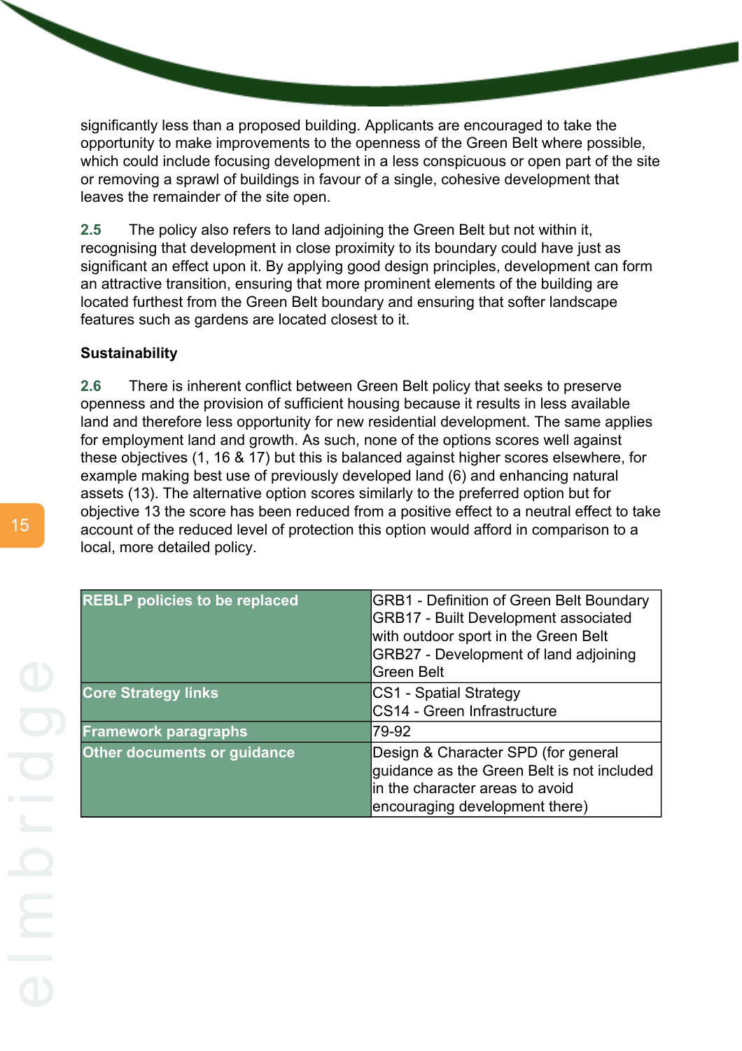significantly less than a proposed building. Applicants are encouraged to take the opportunity to make improvements to the openness of the Green Belt where possible, which could include focusing development in a less conspicuous or open part of the site or removing a sprawl of buildings in favour of a single, cohesive development that leaves the remainder of the site open.

**2.5** The policy also refers to land adjoining the Green Belt but not within it, recognising that development in close proximity to its boundary could have just as significant an effect upon it. By applying good design principles, development can form an attractive transition, ensuring that more prominent elements of the building are located furthest from the Green Belt boundary and ensuring that softer landscape features such as gardens are located closest to it.

**Sustainability**

**2.6** There is inherent conflict between Green Belt policy that seeks to preserve openness and the provision of sufficient housing because it results in less available land and therefore less opportunity for new residential development. The same applies for employment land and growth. As such, none of the options scores well against these objectives (1, 16 & 17) but this is balanced against higher scores elsewhere, for example making best use of previously developed land (6) and enhancing natural assets (13). The alternative option scores similarly to the preferred option but for objective 13 the score has been reduced from a positive effect to a neutral effect to take account of the reduced level of protection this option would afford in comparison to a local, more detailed policy.

| | |
|---|---|
| **REBLP policies to be replaced** | GRB1 - Definition of Green Belt Boundary<br>GRB17 - Built Development associated with outdoor sport in the Green Belt<br>GRB27 - Development of land adjoining Green Belt |
| **Core Strategy links** | CS1 - Spatial Strategy<br>CS14 - Green Infrastructure |
| **Framework paragraphs** | 79-92 |
| **Other documents or guidance** | Design & Character SPD (for general guidance as the Green Belt is not included in the character areas to avoid encouraging development there) |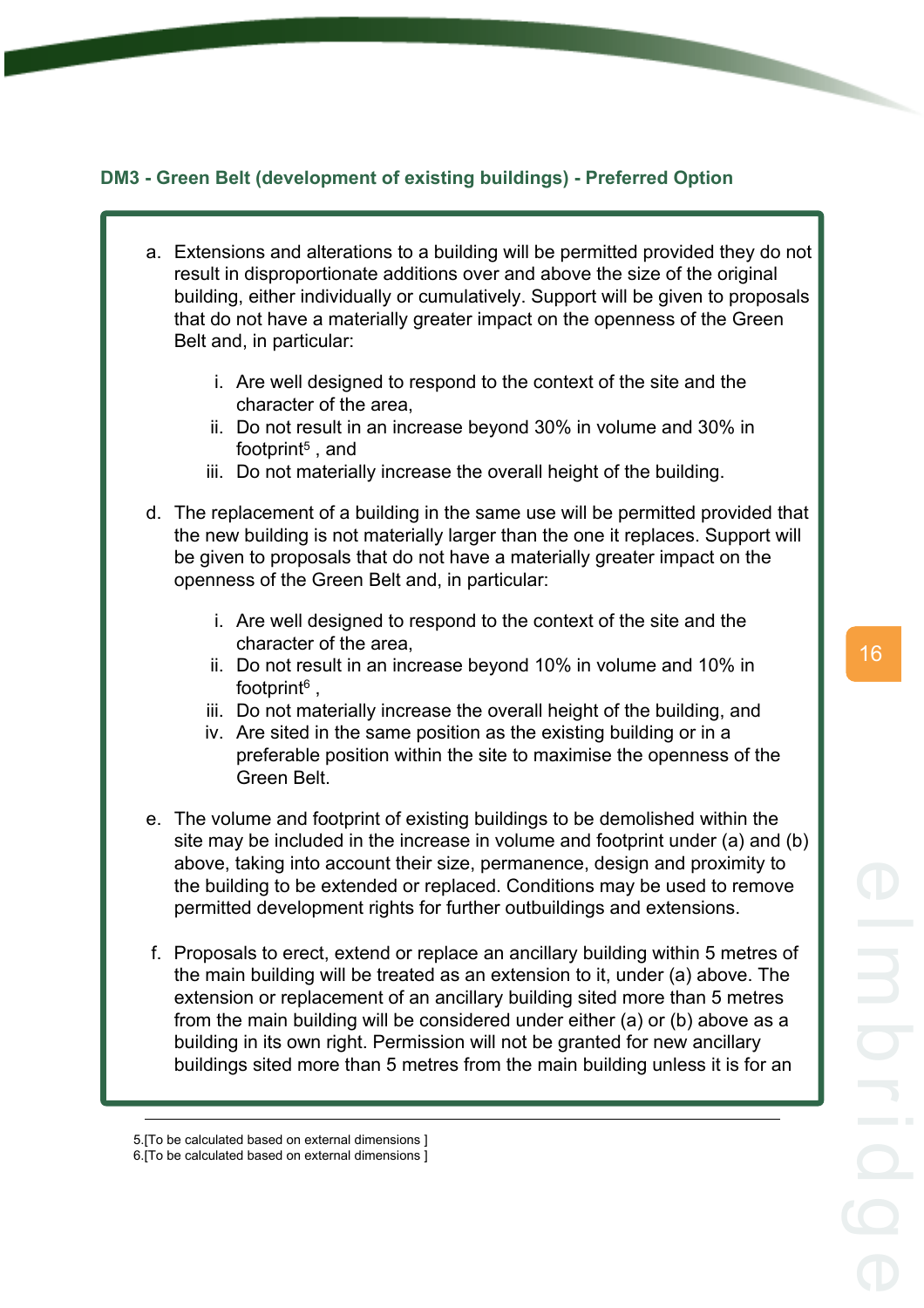### DM3 - Green Belt (development of existing buildings) - Preferred Option

a. Extensions and alterations to a building will be permitted provided they do not result in disproportionate additions over and above the size of the original building, either individually or cumulatively. Support will be given to proposals that do not have a materially greater impact on the openness of the Green Belt and, in particular:

   i. Are well designed to respond to the context of the site and the character of the area,
   ii. Do not result in an increase beyond 30% in volume and 30% in footprint[5] , and
   iii. Do not materially increase the overall height of the building.

d. The replacement of a building in the same use will be permitted provided that the new building is not materially larger than the one it replaces. Support will be given to proposals that do not have a materially greater impact on the openness of the Green Belt and, in particular:

   i. Are well designed to respond to the context of the site and the character of the area,
   ii. Do not result in an increase beyond 10% in volume and 10% in footprint[6] ,
   iii. Do not materially increase the overall height of the building, and
   iv. Are sited in the same position as the existing building or in a preferable position within the site to maximise the openness of the Green Belt.

e. The volume and footprint of existing buildings to be demolished within the site may be included in the increase in volume and footprint under (a) and (b) above, taking into account their size, permanence, design and proximity to the building to be extended or replaced. Conditions may be used to remove permitted development rights for further outbuildings and extensions.

f. Proposals to erect, extend or replace an ancillary building within 5 metres of the main building will be treated as an extension to it, under (a) above. The extension or replacement of an ancillary building sited more than 5 metres from the main building will be considered under either (a) or (b) above as a building in its own right. Permission will not be granted for new ancillary buildings sited more than 5 metres from the main building unless it is for an

---

5.[To be calculated based on external dimensions ]
6.[To be calculated based on external dimensions ]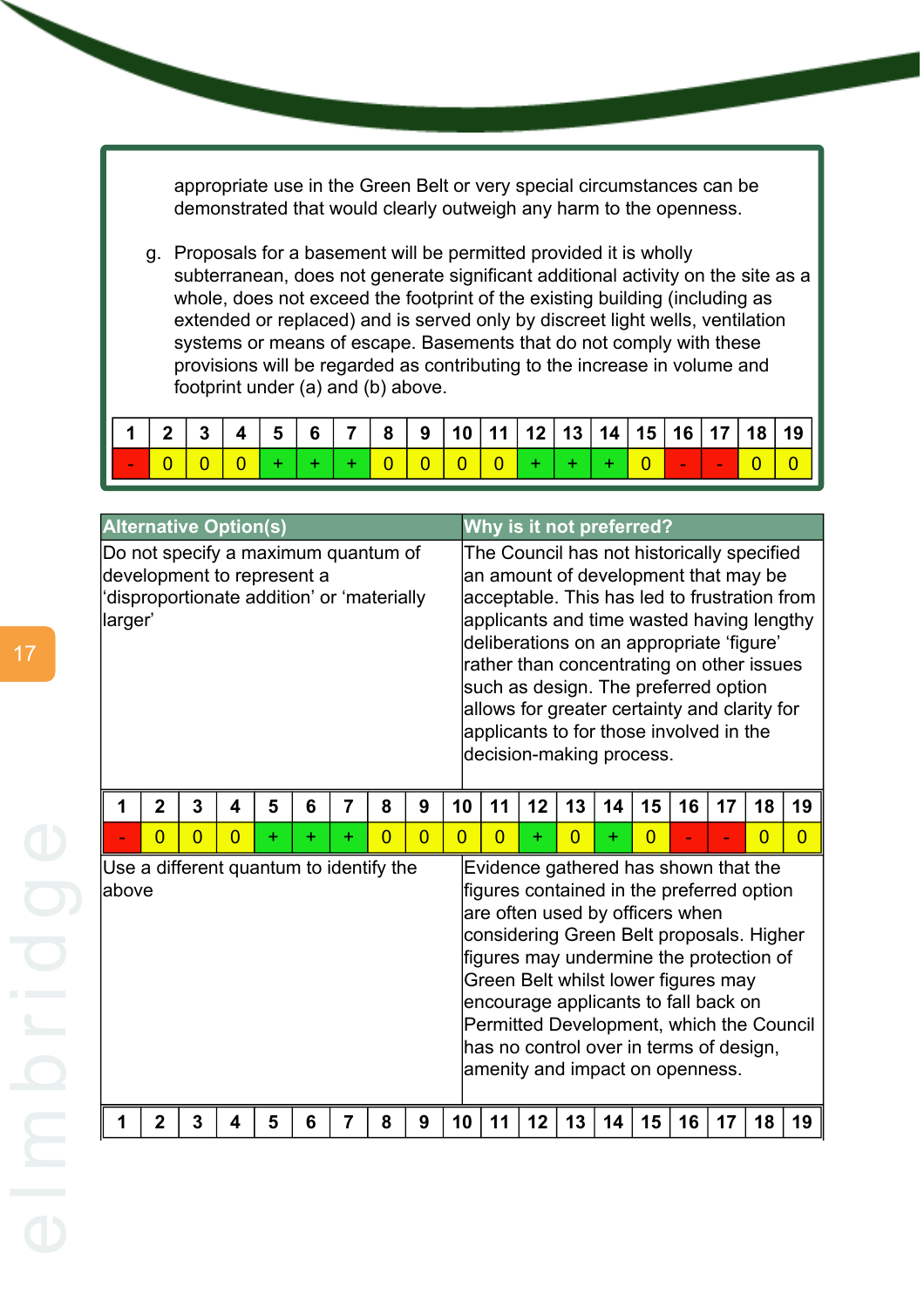appropriate use in the Green Belt or very special circumstances can be demonstrated that would clearly outweigh any harm to the openness.

g. Proposals for a basement will be permitted provided it is wholly subterranean, does not generate significant additional activity on the site as a whole, does not exceed the footprint of the existing building (including as extended or replaced) and is served only by discreet light wells, ventilation systems or means of escape. Basements that do not comply with these provisions will be regarded as contributing to the increase in volume and footprint under (a) and (b) above.

| 1 | 2 | 3 | 4 | 5 | 6 | 7 | 8 | 9 | 10 | 11 | 12 | 13 | 14 | 15 | 16 | 17 | 18 | 19 |
|---|---|---|---|---|---|---|---|---|---|---|---|---|---|---|---|---|---|---|
| - | 0 | 0 | 0 | + | + | + | 0 | 0 | 0 | 0 | + | + | + | 0 | - | - | 0 | 0 |

| Alternative Option(s) | Why is it not preferred? |
|---|---|
| Do not specify a maximum quantum of development to represent a 'disproportionate addition' or 'materially larger' | The Council has not historically specified an amount of development that may be acceptable. This has led to frustration from applicants and time wasted having lengthy deliberations on an appropriate 'figure' rather than concentrating on other issues such as design. The preferred option allows for greater certainty and clarity for applicants to for those involved in the decision-making process. |

| 1 | 2 | 3 | 4 | 5 | 6 | 7 | 8 | 9 | 10 | 11 | 12 | 13 | 14 | 15 | 16 | 17 | 18 | 19 |
|---|---|---|---|---|---|---|---|---|---|---|---|---|---|---|---|---|---|---|
| - | 0 | 0 | 0 | + | + | + | 0 | 0 | 0 | 0 | + | 0 | + | 0 | - | - | 0 | 0 |

| Alternative Option(s) | Why is it not preferred? |
|---|---|
| Use a different quantum to identify the above | Evidence gathered has shown that the figures contained in the preferred option are often used by officers when considering Green Belt proposals. Higher figures may undermine the protection of Green Belt whilst lower figures may encourage applicants to fall back on Permitted Development, which the Council has no control over in terms of design, amenity and impact on openness. |

| 1 | 2 | 3 | 4 | 5 | 6 | 7 | 8 | 9 | 10 | 11 | 12 | 13 | 14 | 15 | 16 | 17 | 18 | 19 |
|---|---|---|---|---|---|---|---|---|---|---|---|---|---|---|---|---|---|---|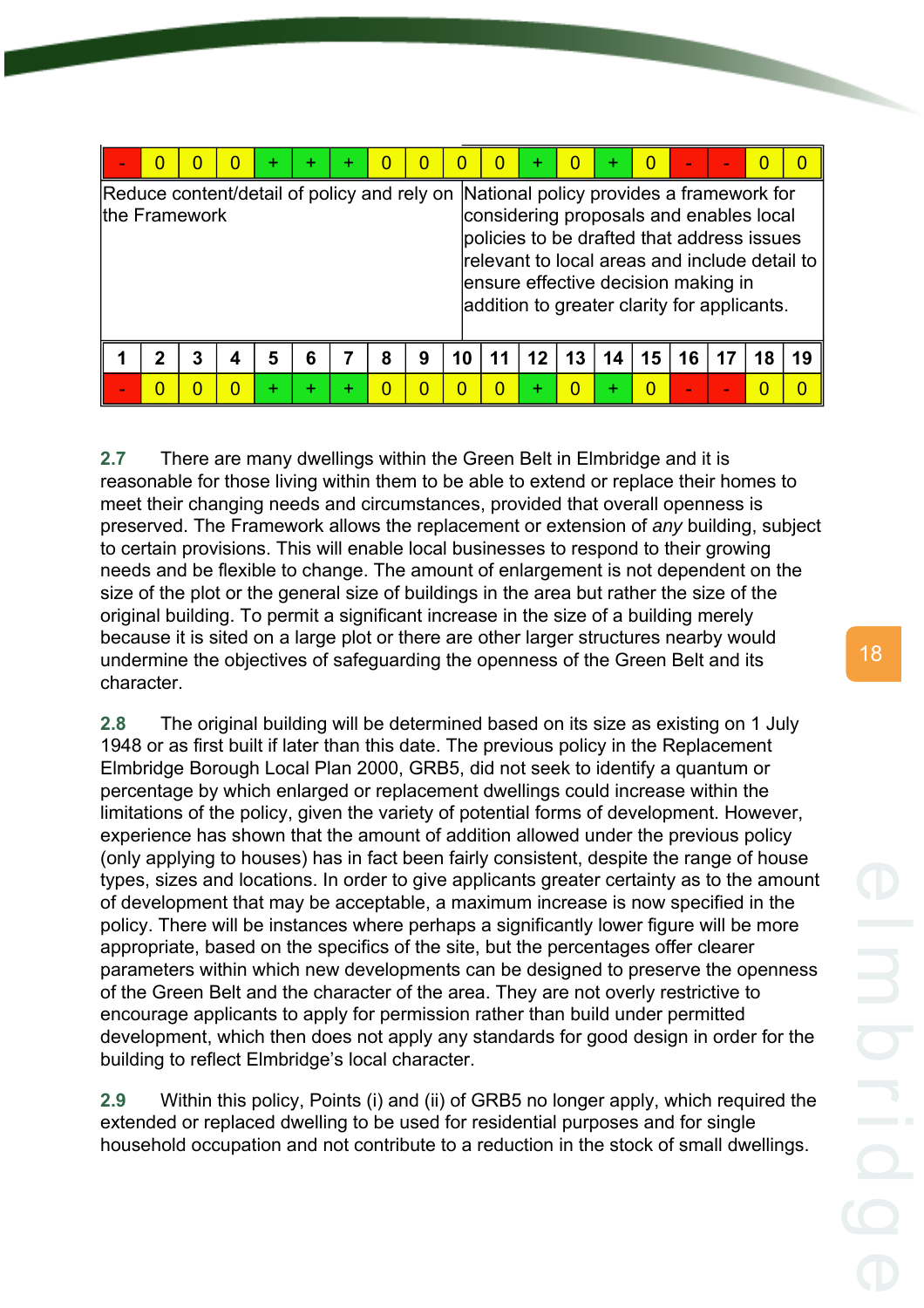| - | 0 | 0 | 0 | + | + | + | 0 | 0 | 0 | 0 | + | 0 | + | 0 | - | - | 0 | 0 |
|---|---|---|---|---|---|---|---|---|---|---|---|---|---|---|---|---|---|---|
| Reduce content/detail of policy and rely on the Framework | | | | | | | | | National policy provides a framework for considering proposals and enables local policies to be drafted that address issues relevant to local areas and include detail to ensure effective decision making in addition to greater clarity for applicants. | | | | | | | | | |
| 1 | 2 | 3 | 4 | 5 | 6 | 7 | 8 | 9 | 10 | 11 | 12 | 13 | 14 | 15 | 16 | 17 | 18 | 19 |
| - | 0 | 0 | 0 | + | + | + | 0 | 0 | 0 | 0 | + | 0 | + | 0 | - | - | 0 | 0 |

**2.7** There are many dwellings within the Green Belt in Elmbridge and it is reasonable for those living within them to be able to extend or replace their homes to meet their changing needs and circumstances, provided that overall openness is preserved. The Framework allows the replacement or extension of *any* building, subject to certain provisions. This will enable local businesses to respond to their growing needs and be flexible to change. The amount of enlargement is not dependent on the size of the plot or the general size of buildings in the area but rather the size of the original building. To permit a significant increase in the size of a building merely because it is sited on a large plot or there are other larger structures nearby would undermine the objectives of safeguarding the openness of the Green Belt and its character.

**2.8** The original building will be determined based on its size as existing on 1 July 1948 or as first built if later than this date. The previous policy in the Replacement Elmbridge Borough Local Plan 2000, GRB5, did not seek to identify a quantum or percentage by which enlarged or replacement dwellings could increase within the limitations of the policy, given the variety of potential forms of development. However, experience has shown that the amount of addition allowed under the previous policy (only applying to houses) has in fact been fairly consistent, despite the range of house types, sizes and locations. In order to give applicants greater certainty as to the amount of development that may be acceptable, a maximum increase is now specified in the policy. There will be instances where perhaps a significantly lower figure will be more appropriate, based on the specifics of the site, but the percentages offer clearer parameters within which new developments can be designed to preserve the openness of the Green Belt and the character of the area. They are not overly restrictive to encourage applicants to apply for permission rather than build under permitted development, which then does not apply any standards for good design in order for the building to reflect Elmbridge's local character.

**2.9** Within this policy, Points (i) and (ii) of GRB5 no longer apply, which required the extended or replaced dwelling to be used for residential purposes and for single household occupation and not contribute to a reduction in the stock of small dwellings.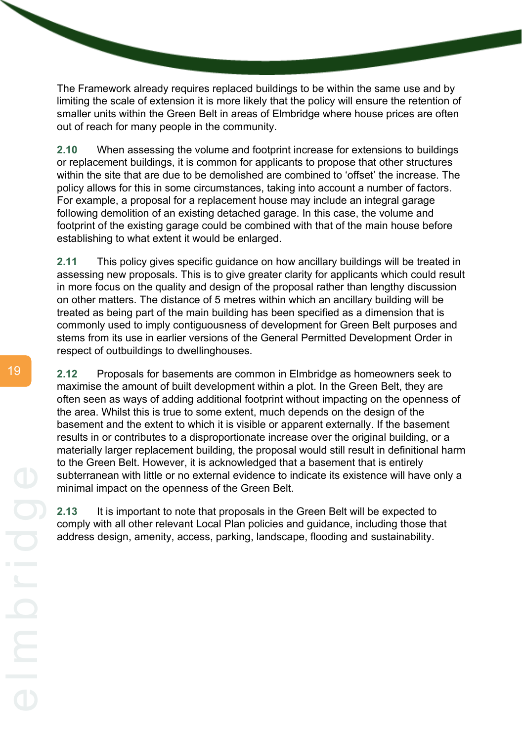The Framework already requires replaced buildings to be within the same use and by limiting the scale of extension it is more likely that the policy will ensure the retention of smaller units within the Green Belt in areas of Elmbridge where house prices are often out of reach for many people in the community.

**2.10** When assessing the volume and footprint increase for extensions to buildings or replacement buildings, it is common for applicants to propose that other structures within the site that are due to be demolished are combined to 'offset' the increase. The policy allows for this in some circumstances, taking into account a number of factors. For example, a proposal for a replacement house may include an integral garage following demolition of an existing detached garage. In this case, the volume and footprint of the existing garage could be combined with that of the main house before establishing to what extent it would be enlarged.

**2.11** This policy gives specific guidance on how ancillary buildings will be treated in assessing new proposals. This is to give greater clarity for applicants which could result in more focus on the quality and design of the proposal rather than lengthy discussion on other matters. The distance of 5 metres within which an ancillary building will be treated as being part of the main building has been specified as a dimension that is commonly used to imply contiguousness of development for Green Belt purposes and stems from its use in earlier versions of the General Permitted Development Order in respect of outbuildings to dwellinghouses.

**2.12** Proposals for basements are common in Elmbridge as homeowners seek to maximise the amount of built development within a plot. In the Green Belt, they are often seen as ways of adding additional footprint without impacting on the openness of the area. Whilst this is true to some extent, much depends on the design of the basement and the extent to which it is visible or apparent externally. If the basement results in or contributes to a disproportionate increase over the original building, or a materially larger replacement building, the proposal would still result in definitional harm to the Green Belt. However, it is acknowledged that a basement that is entirely subterranean with little or no external evidence to indicate its existence will have only a minimal impact on the openness of the Green Belt.

**2.13** It is important to note that proposals in the Green Belt will be expected to comply with all other relevant Local Plan policies and guidance, including those that address design, amenity, access, parking, landscape, flooding and sustainability.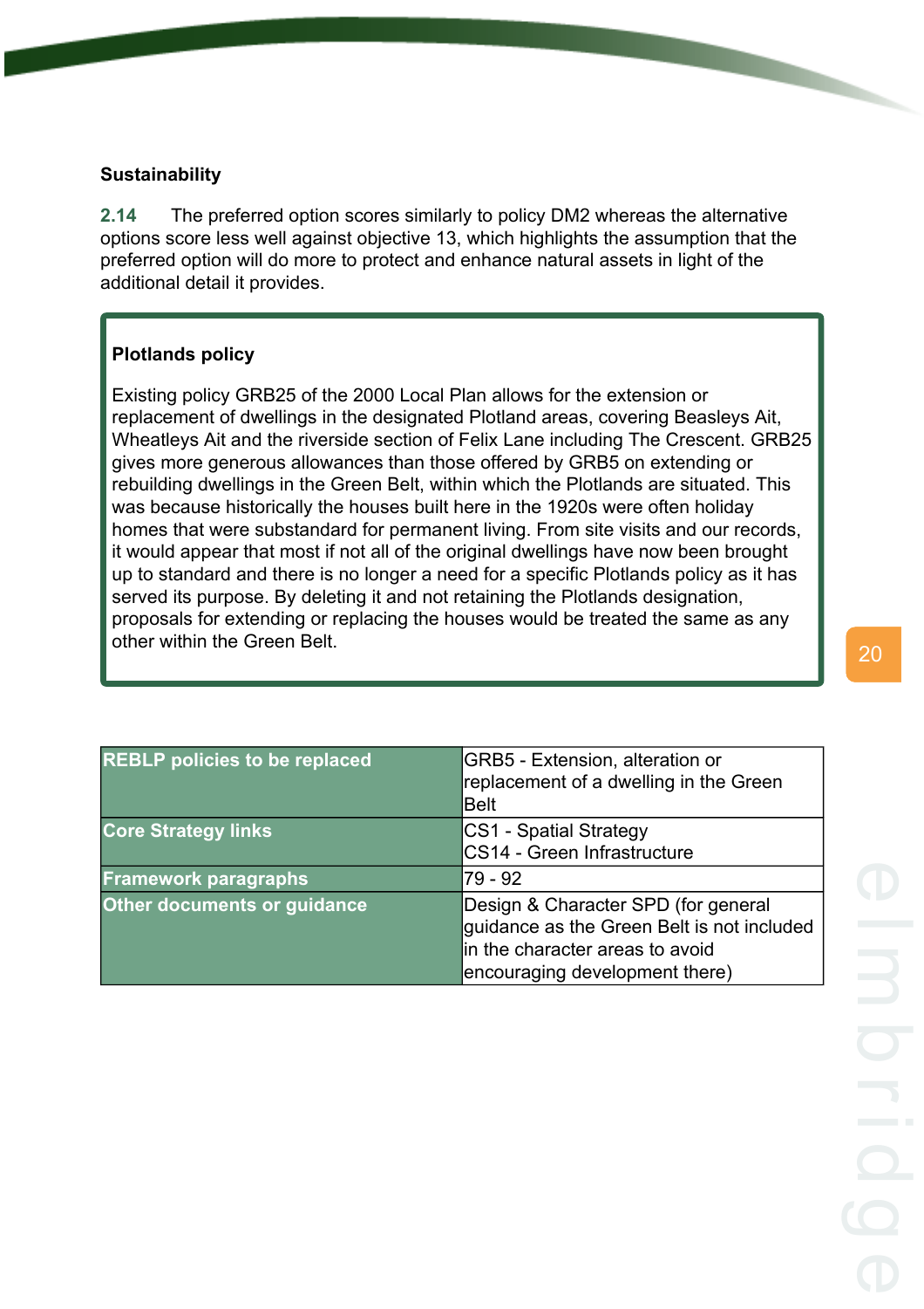**Sustainability**

**2.14** The preferred option scores similarly to policy DM2 whereas the alternative options score less well against objective 13, which highlights the assumption that the preferred option will do more to protect and enhance natural assets in light of the additional detail it provides.

**Plotlands policy**

Existing policy GRB25 of the 2000 Local Plan allows for the extension or replacement of dwellings in the designated Plotland areas, covering Beasleys Ait, Wheatleys Ait and the riverside section of Felix Lane including The Crescent. GRB25 gives more generous allowances than those offered by GRB5 on extending or rebuilding dwellings in the Green Belt, within which the Plotlands are situated. This was because historically the houses built here in the 1920s were often holiday homes that were substandard for permanent living. From site visits and our records, it would appear that most if not all of the original dwellings have now been brought up to standard and there is no longer a need for a specific Plotlands policy as it has served its purpose. By deleting it and not retaining the Plotlands designation, proposals for extending or replacing the houses would be treated the same as any other within the Green Belt.

| | |
|---|---|
| **REBLP policies to be replaced** | GRB5 - Extension, alteration or replacement of a dwelling in the Green Belt |
| **Core Strategy links** | CS1 - Spatial Strategy<br>CS14 - Green Infrastructure |
| **Framework paragraphs** | 79 - 92 |
| **Other documents or guidance** | Design & Character SPD (for general guidance as the Green Belt is not included in the character areas to avoid encouraging development there) |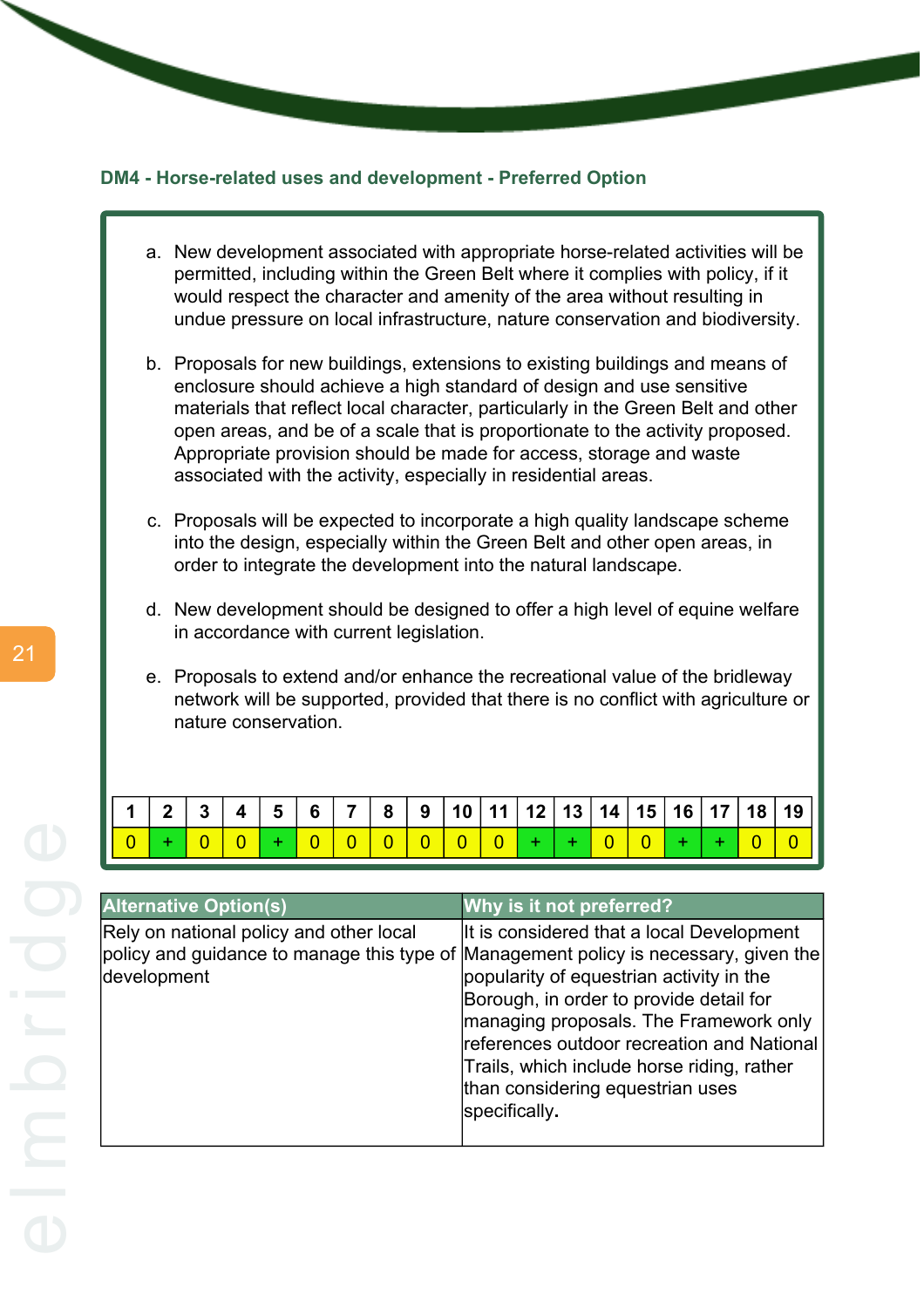### DM4 - Horse-related uses and development - Preferred Option

a. New development associated with appropriate horse-related activities will be permitted, including within the Green Belt where it complies with policy, if it would respect the character and amenity of the area without resulting in undue pressure on local infrastructure, nature conservation and biodiversity.

b. Proposals for new buildings, extensions to existing buildings and means of enclosure should achieve a high standard of design and use sensitive materials that reflect local character, particularly in the Green Belt and other open areas, and be of a scale that is proportionate to the activity proposed. Appropriate provision should be made for access, storage and waste associated with the activity, especially in residential areas.

c. Proposals will be expected to incorporate a high quality landscape scheme into the design, especially within the Green Belt and other open areas, in order to integrate the development into the natural landscape.

d. New development should be designed to offer a high level of equine welfare in accordance with current legislation.

e. Proposals to extend and/or enhance the recreational value of the bridleway network will be supported, provided that there is no conflict with agriculture or nature conservation.

| 1 | 2 | 3 | 4 | 5 | 6 | 7 | 8 | 9 | 10 | 11 | 12 | 13 | 14 | 15 | 16 | 17 | 18 | 19 |
|---|---|---|---|---|---|---|---|---|---|---|---|---|---|---|---|---|---|---|
| 0 | + | 0 | 0 | + | 0 | 0 | 0 | 0 | 0 | 0 | + | + | 0 | 0 | + | + | 0 | 0 |

| Alternative Option(s) | Why is it not preferred? |
|---|---|
| Rely on national policy and other local policy and guidance to manage this type of development | It is considered that a local Development Management policy is necessary, given the popularity of equestrian activity in the Borough, in order to provide detail for managing proposals. The Framework only references outdoor recreation and National Trails, which include horse riding, rather than considering equestrian uses specifically. |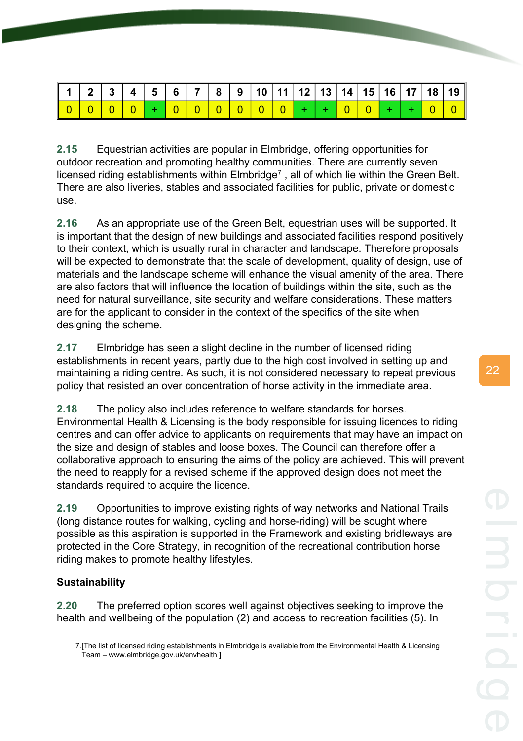| 1 | 2 | 3 | 4 | 5 | 6 | 7 | 8 | 9 | 10 | 11 | 12 | 13 | 14 | 15 | 16 | 17 | 18 | 19 |
|---|---|---|---|---|---|---|---|---|---|---|---|---|---|---|---|---|---|---|
| 0 | 0 | 0 | 0 | + | 0 | 0 | 0 | 0 | 0 | 0 | + | + | 0 | 0 | + | + | 0 | 0 |

**2.15** Equestrian activities are popular in Elmbridge, offering opportunities for outdoor recreation and promoting healthy communities. There are currently seven licensed riding establishments within Elmbridge[7] , all of which lie within the Green Belt. There are also liveries, stables and associated facilities for public, private or domestic use.

**2.16** As an appropriate use of the Green Belt, equestrian uses will be supported. It is important that the design of new buildings and associated facilities respond positively to their context, which is usually rural in character and landscape. Therefore proposals will be expected to demonstrate that the scale of development, quality of design, use of materials and the landscape scheme will enhance the visual amenity of the area. There are also factors that will influence the location of buildings within the site, such as the need for natural surveillance, site security and welfare considerations. These matters are for the applicant to consider in the context of the specifics of the site when designing the scheme.

**2.17** Elmbridge has seen a slight decline in the number of licensed riding establishments in recent years, partly due to the high cost involved in setting up and maintaining a riding centre. As such, it is not considered necessary to repeat previous policy that resisted an over concentration of horse activity in the immediate area.

**2.18** The policy also includes reference to welfare standards for horses. Environmental Health & Licensing is the body responsible for issuing licences to riding centres and can offer advice to applicants on requirements that may have an impact on the size and design of stables and loose boxes. The Council can therefore offer a collaborative approach to ensuring the aims of the policy are achieved. This will prevent the need to reapply for a revised scheme if the approved design does not meet the standards required to acquire the licence.

**2.19** Opportunities to improve existing rights of way networks and National Trails (long distance routes for walking, cycling and horse-riding) will be sought where possible as this aspiration is supported in the Framework and existing bridleways are protected in the Core Strategy, in recognition of the recreational contribution horse riding makes to promote healthy lifestyles.

**Sustainability**

**2.20** The preferred option scores well against objectives seeking to improve the health and wellbeing of the population (2) and access to recreation facilities (5). In

7.[The list of licensed riding establishments in Elmbridge is available from the Environmental Health & Licensing Team – www.elmbridge.gov.uk/envhealth ]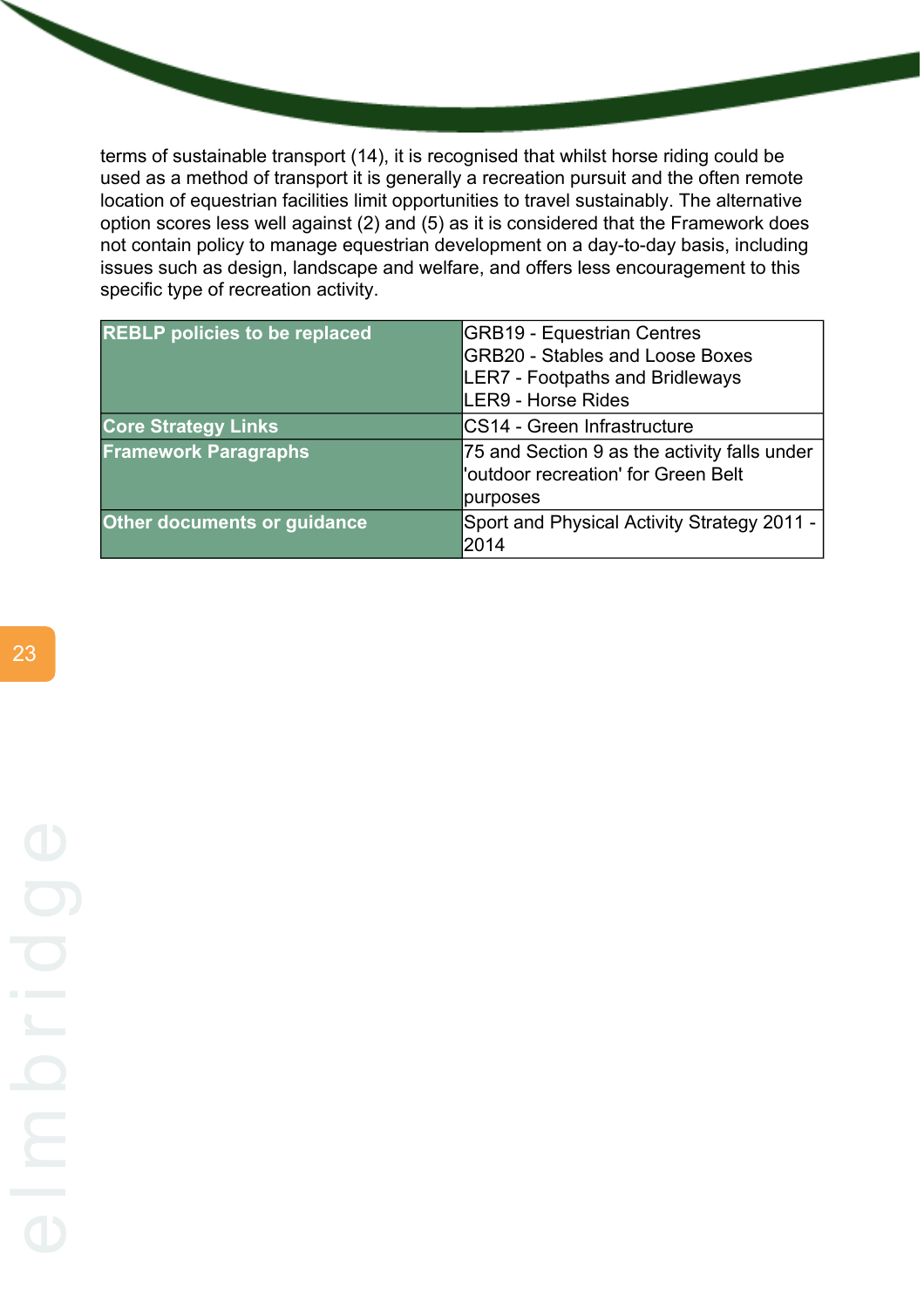terms of sustainable transport (14), it is recognised that whilst horse riding could be used as a method of transport it is generally a recreation pursuit and the often remote location of equestrian facilities limit opportunities to travel sustainably. The alternative option scores less well against (2) and (5) as it is considered that the Framework does not contain policy to manage equestrian development on a day-to-day basis, including issues such as design, landscape and welfare, and offers less encouragement to this specific type of recreation activity.

| | |
|---|---|
| **REBLP policies to be replaced** | GRB19 - Equestrian Centres<br>GRB20 - Stables and Loose Boxes<br>LER7 - Footpaths and Bridleways<br>LER9 - Horse Rides |
| **Core Strategy Links** | CS14 - Green Infrastructure |
| **Framework Paragraphs** | 75 and Section 9 as the activity falls under 'outdoor recreation' for Green Belt purposes |
| **Other documents or guidance** | Sport and Physical Activity Strategy 2011 - 2014 |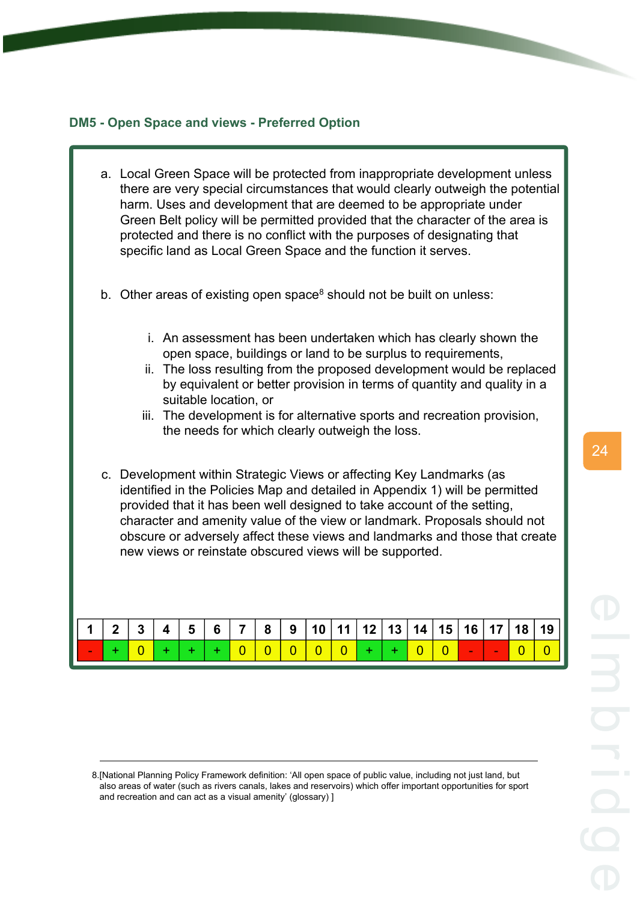## DM5 - Open Space and views - Preferred Option

a. Local Green Space will be protected from inappropriate development unless there are very special circumstances that would clearly outweigh the potential harm. Uses and development that are deemed to be appropriate under Green Belt policy will be permitted provided that the character of the area is protected and there is no conflict with the purposes of designating that specific land as Local Green Space and the function it serves.

b. Other areas of existing open space[8] should not be built on unless:

   i. An assessment has been undertaken which has clearly shown the open space, buildings or land to be surplus to requirements,
   ii. The loss resulting from the proposed development would be replaced by equivalent or better provision in terms of quantity and quality in a suitable location, or
   iii. The development is for alternative sports and recreation provision, the needs for which clearly outweigh the loss.

c. Development within Strategic Views or affecting Key Landmarks (as identified in the Policies Map and detailed in Appendix 1) will be permitted provided that it has been well designed to take account of the setting, character and amenity value of the view or landmark. Proposals should not obscure or adversely affect these views and landmarks and those that create new views or reinstate obscured views will be supported.

| 1 | 2 | 3 | 4 | 5 | 6 | 7 | 8 | 9 | 10 | 11 | 12 | 13 | 14 | 15 | 16 | 17 | 18 | 19 |
|---|---|---|---|---|---|---|---|---|---|---|---|---|---|---|---|---|---|---|
| - | + | 0 | + | + | + | 0 | 0 | 0 | 0 | 0 | + | + | 0 | 0 | - | - | 0 | 0 |

8.[National Planning Policy Framework definition: 'All open space of public value, including not just land, but also areas of water (such as rivers canals, lakes and reservoirs) which offer important opportunities for sport and recreation and can act as a visual amenity' (glossary) ]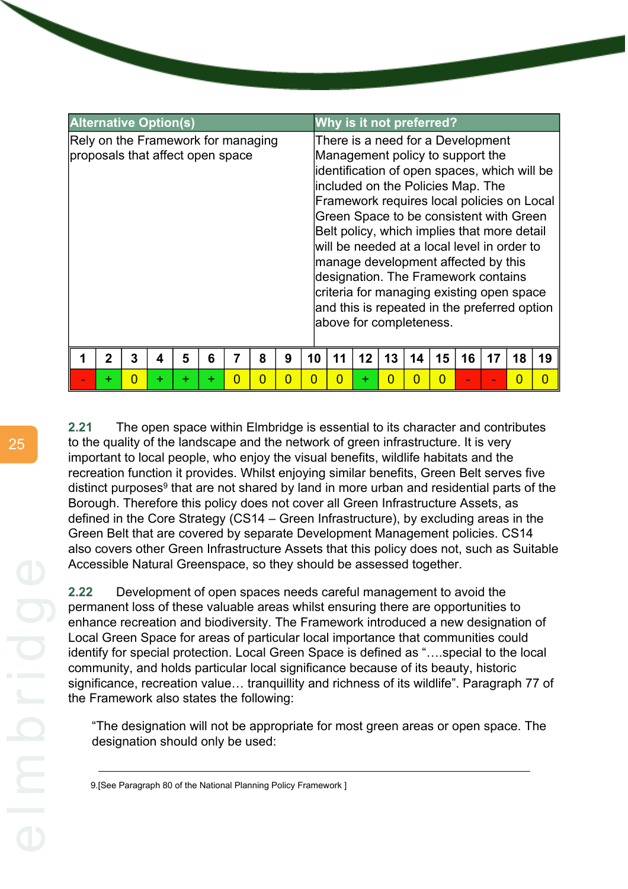| Alternative Option(s) | Why is it not preferred? |
|---|---|
| Rely on the Framework for managing proposals that affect open space | There is a need for a Development Management policy to support the identification of open spaces, which will be included on the Policies Map. The Framework requires local policies on Local Green Space to be consistent with Green Belt policy, which implies that more detail will be needed at a local level in order to manage development affected by this designation. The Framework contains criteria for managing existing open space and this is repeated in the preferred option above for completeness. |

| 1 | 2 | 3 | 4 | 5 | 6 | 7 | 8 | 9 | 10 | 11 | 12 | 13 | 14 | 15 | 16 | 17 | 18 | 19 |
|---|---|---|---|---|---|---|---|---|---|---|---|---|---|---|---|---|---|---|
| - | + | 0 | + | + | + | 0 | 0 | 0 | 0 | 0 | + | 0 | 0 | 0 | - | - | 0 | 0 |

**2.21** The open space within Elmbridge is essential to its character and contributes to the quality of the landscape and the network of green infrastructure. It is very important to local people, who enjoy the visual benefits, wildlife habitats and the recreation function it provides. Whilst enjoying similar benefits, Green Belt serves five distinct purposes[9] that are not shared by land in more urban and residential parts of the Borough. Therefore this policy does not cover all Green Infrastructure Assets, as defined in the Core Strategy (CS14 – Green Infrastructure), by excluding areas in the Green Belt that are covered by separate Development Management policies. CS14 also covers other Green Infrastructure Assets that this policy does not, such as Suitable Accessible Natural Greenspace, so they should be assessed together.

**2.22** Development of open spaces needs careful management to avoid the permanent loss of these valuable areas whilst ensuring there are opportunities to enhance recreation and biodiversity. The Framework introduced a new designation of Local Green Space for areas of particular local importance that communities could identify for special protection. Local Green Space is defined as "….special to the local community, and holds particular local significance because of its beauty, historic significance, recreation value… tranquillity and richness of its wildlife". Paragraph 77 of the Framework also states the following:

> "The designation will not be appropriate for most green areas or open space. The designation should only be used:

9.[See Paragraph 80 of the National Planning Policy Framework ]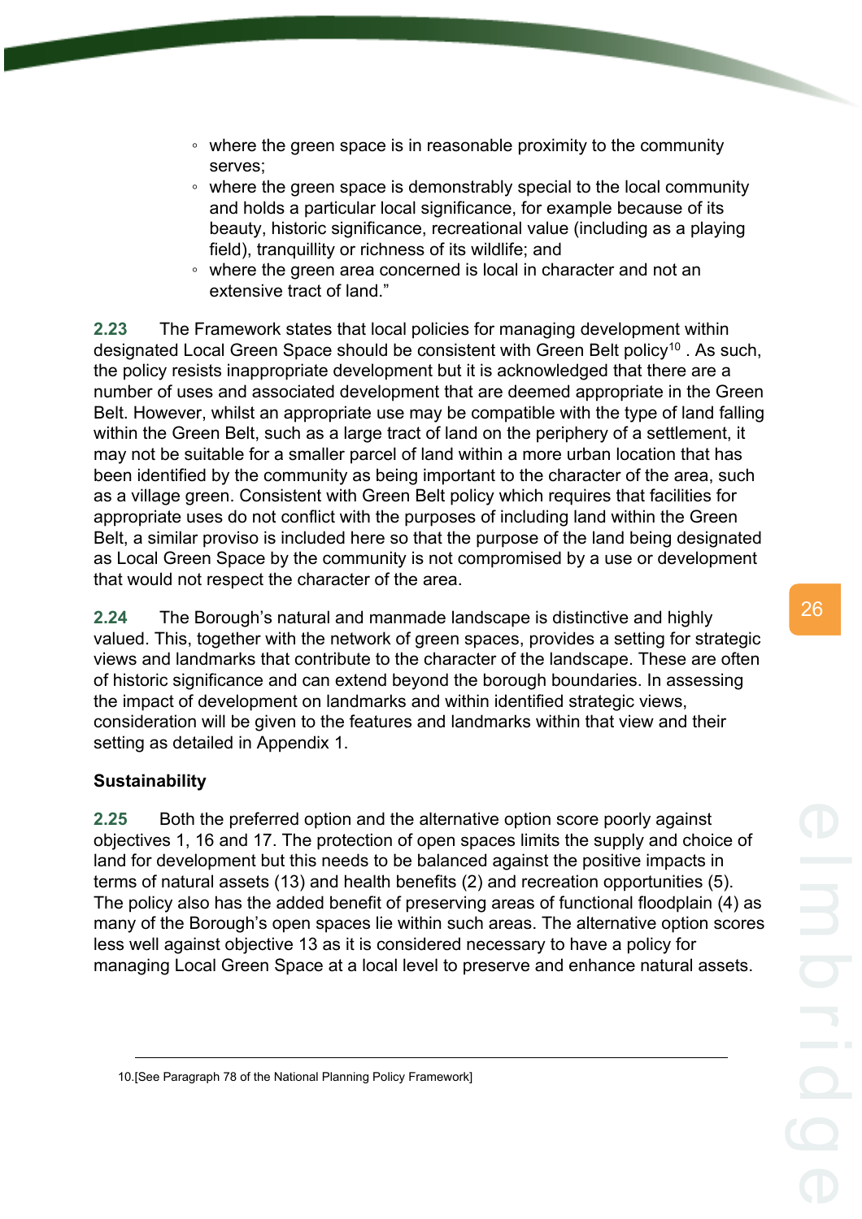- where the green space is in reasonable proximity to the community serves;
- where the green space is demonstrably special to the local community and holds a particular local significance, for example because of its beauty, historic significance, recreational value (including as a playing field), tranquillity or richness of its wildlife; and
- where the green area concerned is local in character and not an extensive tract of land."

**2.23** The Framework states that local policies for managing development within designated Local Green Space should be consistent with Green Belt policy[10] . As such, the policy resists inappropriate development but it is acknowledged that there are a number of uses and associated development that are deemed appropriate in the Green Belt. However, whilst an appropriate use may be compatible with the type of land falling within the Green Belt, such as a large tract of land on the periphery of a settlement, it may not be suitable for a smaller parcel of land within a more urban location that has been identified by the community as being important to the character of the area, such as a village green. Consistent with Green Belt policy which requires that facilities for appropriate uses do not conflict with the purposes of including land within the Green Belt, a similar proviso is included here so that the purpose of the land being designated as Local Green Space by the community is not compromised by a use or development that would not respect the character of the area.

**2.24** The Borough's natural and manmade landscape is distinctive and highly valued. This, together with the network of green spaces, provides a setting for strategic views and landmarks that contribute to the character of the landscape. These are often of historic significance and can extend beyond the borough boundaries. In assessing the impact of development on landmarks and within identified strategic views, consideration will be given to the features and landmarks within that view and their setting as detailed in Appendix 1.

**Sustainability**

**2.25** Both the preferred option and the alternative option score poorly against objectives 1, 16 and 17. The protection of open spaces limits the supply and choice of land for development but this needs to be balanced against the positive impacts in terms of natural assets (13) and health benefits (2) and recreation opportunities (5). The policy also has the added benefit of preserving areas of functional floodplain (4) as many of the Borough's open spaces lie within such areas. The alternative option scores less well against objective 13 as it is considered necessary to have a policy for managing Local Green Space at a local level to preserve and enhance natural assets.

---

10.[See Paragraph 78 of the National Planning Policy Framework]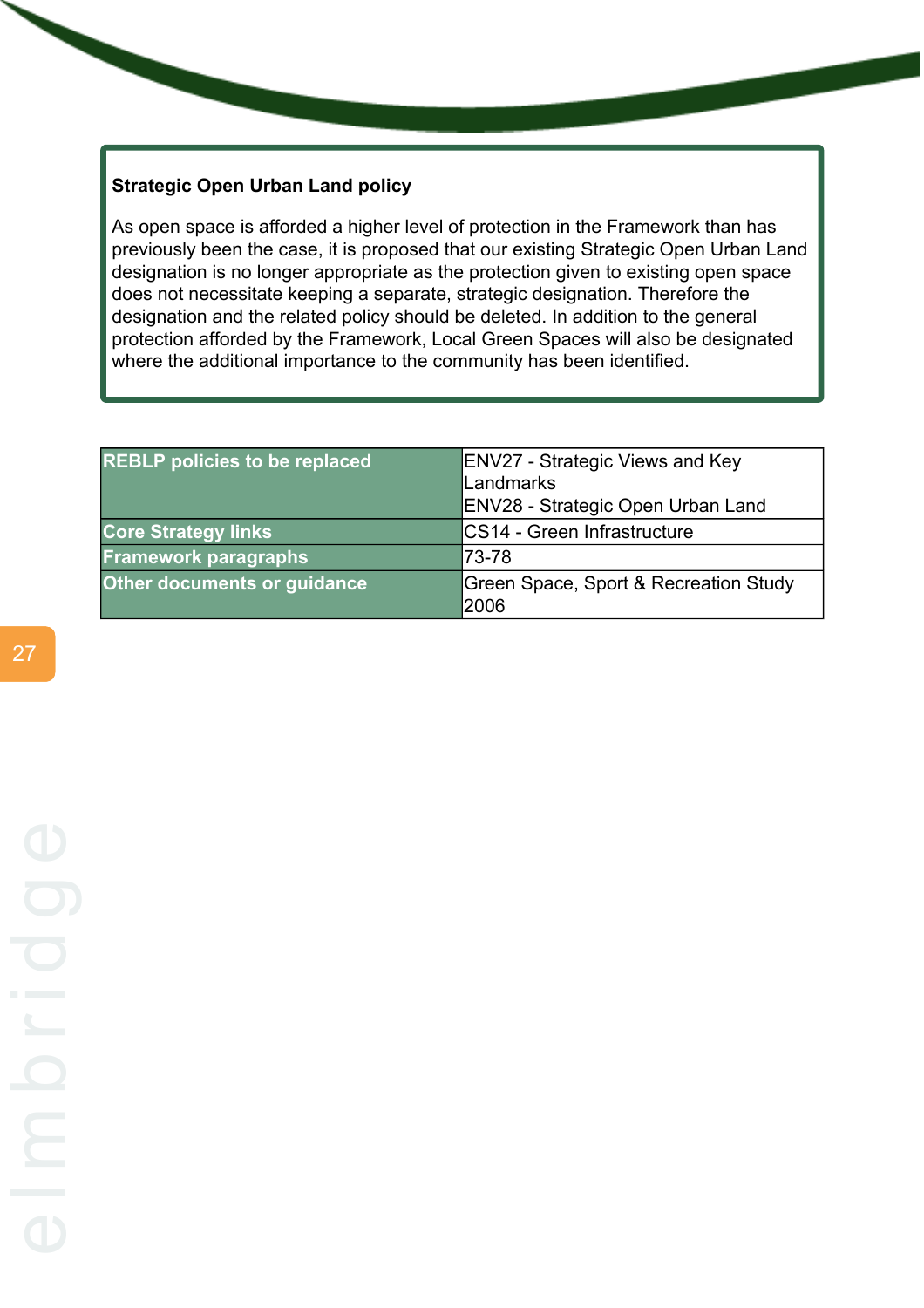**Strategic Open Urban Land policy**

As open space is afforded a higher level of protection in the Framework than has previously been the case, it is proposed that our existing Strategic Open Urban Land designation is no longer appropriate as the protection given to existing open space does not necessitate keeping a separate, strategic designation. Therefore the designation and the related policy should be deleted. In addition to the general protection afforded by the Framework, Local Green Spaces will also be designated where the additional importance to the community has been identified.

| | |
|---|---|
| **REBLP policies to be replaced** | ENV27 - Strategic Views and Key Landmarks<br>ENV28 - Strategic Open Urban Land |
| **Core Strategy links** | CS14 - Green Infrastructure |
| **Framework paragraphs** | 73-78 |
| **Other documents or guidance** | Green Space, Sport & Recreation Study 2006 |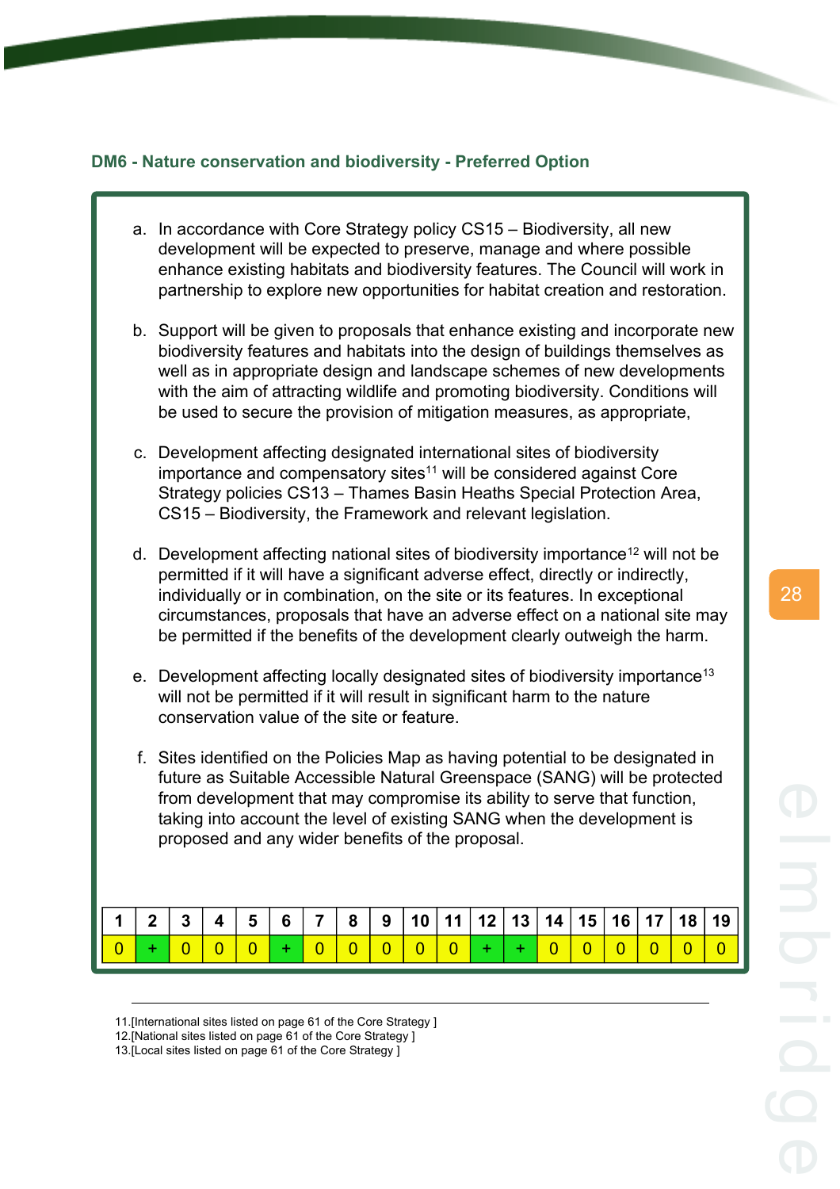### DM6 - Nature conservation and biodiversity - Preferred Option

a. In accordance with Core Strategy policy CS15 – Biodiversity, all new development will be expected to preserve, manage and where possible enhance existing habitats and biodiversity features. The Council will work in partnership to explore new opportunities for habitat creation and restoration.

b. Support will be given to proposals that enhance existing and incorporate new biodiversity features and habitats into the design of buildings themselves as well as in appropriate design and landscape schemes of new developments with the aim of attracting wildlife and promoting biodiversity. Conditions will be used to secure the provision of mitigation measures, as appropriate,

c. Development affecting designated international sites of biodiversity importance and compensatory sites[11] will be considered against Core Strategy policies CS13 – Thames Basin Heaths Special Protection Area, CS15 – Biodiversity, the Framework and relevant legislation.

d. Development affecting national sites of biodiversity importance[12] will not be permitted if it will have a significant adverse effect, directly or indirectly, individually or in combination, on the site or its features. In exceptional circumstances, proposals that have an adverse effect on a national site may be permitted if the benefits of the development clearly outweigh the harm.

e. Development affecting locally designated sites of biodiversity importance[13] will not be permitted if it will result in significant harm to the nature conservation value of the site or feature.

f. Sites identified on the Policies Map as having potential to be designated in future as Suitable Accessible Natural Greenspace (SANG) will be protected from development that may compromise its ability to serve that function, taking into account the level of existing SANG when the development is proposed and any wider benefits of the proposal.

| 1 | 2 | 3 | 4 | 5 | 6 | 7 | 8 | 9 | 10 | 11 | 12 | 13 | 14 | 15 | 16 | 17 | 18 | 19 |
|---|---|---|---|---|---|---|---|---|---|---|---|---|---|---|---|---|---|---|
| 0 | + | 0 | 0 | 0 | + | 0 | 0 | 0 | 0 | 0 | + | + | 0 | 0 | 0 | 0 | 0 | 0 |

11.[International sites listed on page 61 of the Core Strategy ]
12.[National sites listed on page 61 of the Core Strategy ]
13.[Local sites listed on page 61 of the Core Strategy ]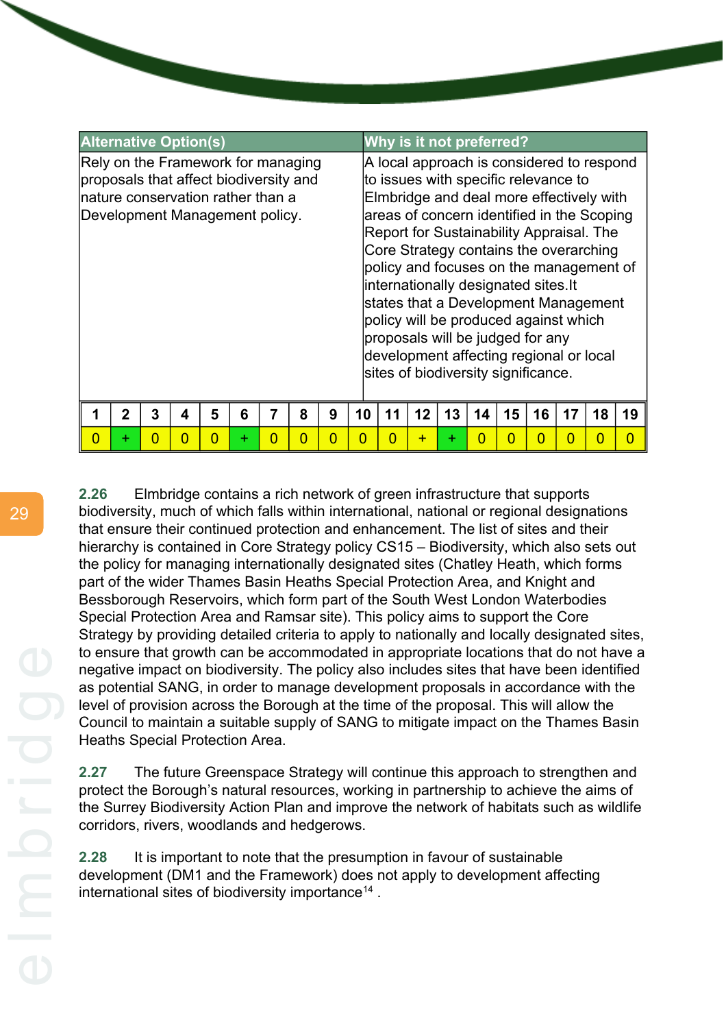| Alternative Option(s) | Why is it not preferred? |
|---|---|
| Rely on the Framework for managing proposals that affect biodiversity and nature conservation rather than a Development Management policy. | A local approach is considered to respond to issues with specific relevance to Elmbridge and deal more effectively with areas of concern identified in the Scoping Report for Sustainability Appraisal. The Core Strategy contains the overarching policy and focuses on the management of internationally designated sites.It states that a Development Management policy will be produced against which proposals will be judged for any development affecting regional or local sites of biodiversity significance. |

| 1 | 2 | 3 | 4 | 5 | 6 | 7 | 8 | 9 | 10 | 11 | 12 | 13 | 14 | 15 | 16 | 17 | 18 | 19 |
|---|---|---|---|---|---|---|---|---|---|---|---|---|---|---|---|---|---|---|
| 0 | + | 0 | 0 | 0 | + | 0 | 0 | 0 | 0 | 0 | + | + | 0 | 0 | 0 | 0 | 0 | 0 |

**2.26** Elmbridge contains a rich network of green infrastructure that supports biodiversity, much of which falls within international, national or regional designations that ensure their continued protection and enhancement. The list of sites and their hierarchy is contained in Core Strategy policy CS15 – Biodiversity, which also sets out the policy for managing internationally designated sites (Chatley Heath, which forms part of the wider Thames Basin Heaths Special Protection Area, and Knight and Bessborough Reservoirs, which form part of the South West London Waterbodies Special Protection Area and Ramsar site). This policy aims to support the Core Strategy by providing detailed criteria to apply to nationally and locally designated sites, to ensure that growth can be accommodated in appropriate locations that do not have a negative impact on biodiversity. The policy also includes sites that have been identified as potential SANG, in order to manage development proposals in accordance with the level of provision across the Borough at the time of the proposal. This will allow the Council to maintain a suitable supply of SANG to mitigate impact on the Thames Basin Heaths Special Protection Area.

**2.27** The future Greenspace Strategy will continue this approach to strengthen and protect the Borough's natural resources, working in partnership to achieve the aims of the Surrey Biodiversity Action Plan and improve the network of habitats such as wildlife corridors, rivers, woodlands and hedgerows.

**2.28** It is important to note that the presumption in favour of sustainable development (DM1 and the Framework) does not apply to development affecting international sites of biodiversity importance[14] .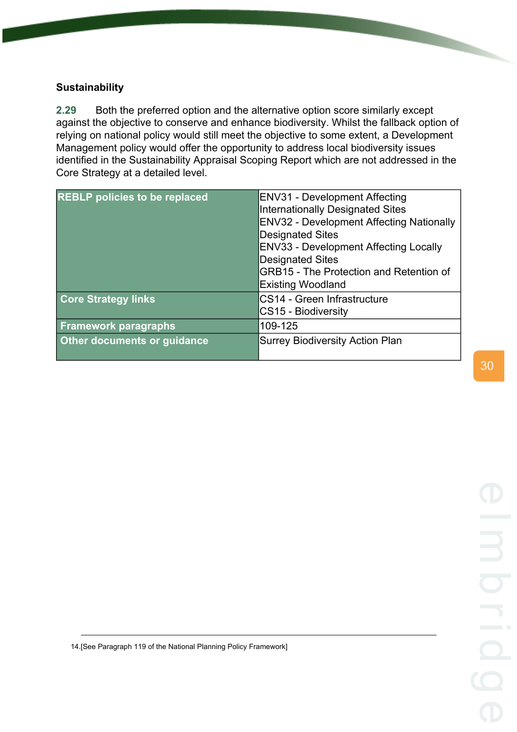### Sustainability

**2.29** Both the preferred option and the alternative option score similarly except against the objective to conserve and enhance biodiversity. Whilst the fallback option of relying on national policy would still meet the objective to some extent, a Development Management policy would offer the opportunity to address local biodiversity issues identified in the Sustainability Appraisal Scoping Report which are not addressed in the Core Strategy at a detailed level.

| REBLP policies to be replaced | ENV31 - Development Affecting Internationally Designated Sites<br>ENV32 - Development Affecting Nationally Designated Sites<br>ENV33 - Development Affecting Locally Designated Sites<br>GRB15 - The Protection and Retention of Existing Woodland |
|---|---|
| Core Strategy links | CS14 - Green Infrastructure<br>CS15 - Biodiversity |
| Framework paragraphs | 109-125 |
| Other documents or guidance | Surrey Biodiversity Action Plan |

14.[See Paragraph 119 of the National Planning Policy Framework]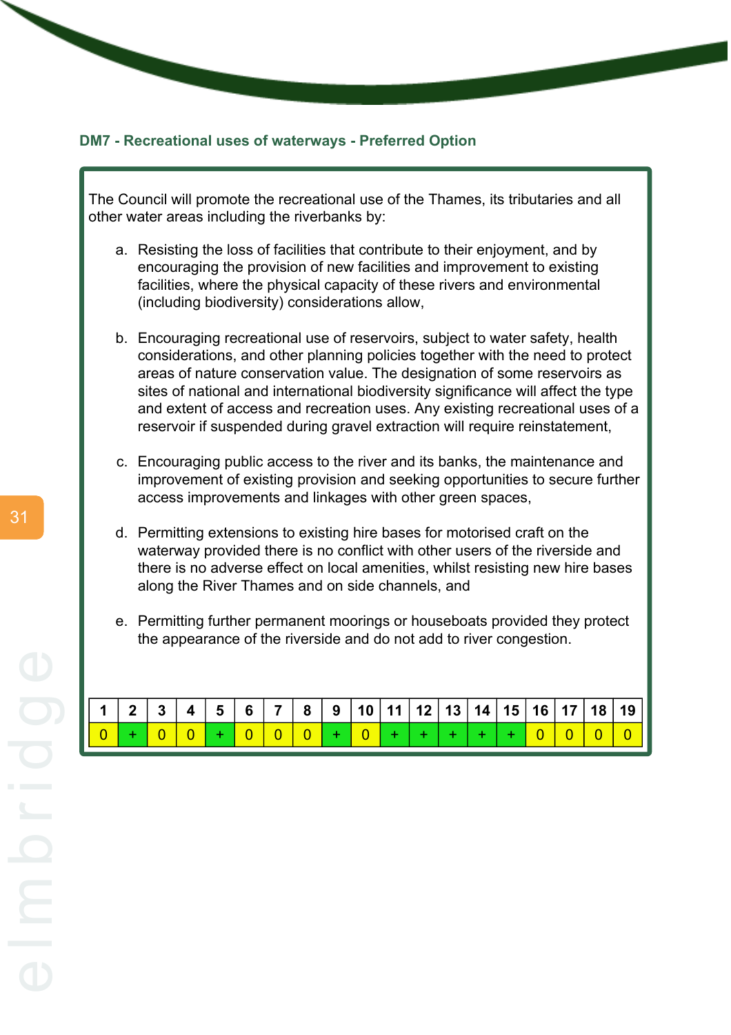### DM7 - Recreational uses of waterways - Preferred Option

The Council will promote the recreational use of the Thames, its tributaries and all other water areas including the riverbanks by:

a. Resisting the loss of facilities that contribute to their enjoyment, and by encouraging the provision of new facilities and improvement to existing facilities, where the physical capacity of these rivers and environmental (including biodiversity) considerations allow,

b. Encouraging recreational use of reservoirs, subject to water safety, health considerations, and other planning policies together with the need to protect areas of nature conservation value. The designation of some reservoirs as sites of national and international biodiversity significance will affect the type and extent of access and recreation uses. Any existing recreational uses of a reservoir if suspended during gravel extraction will require reinstatement,

c. Encouraging public access to the river and its banks, the maintenance and improvement of existing provision and seeking opportunities to secure further access improvements and linkages with other green spaces,

d. Permitting extensions to existing hire bases for motorised craft on the waterway provided there is no conflict with other users of the riverside and there is no adverse effect on local amenities, whilst resisting new hire bases along the River Thames and on side channels, and

e. Permitting further permanent moorings or houseboats provided they protect the appearance of the riverside and do not add to river congestion.

| 1 | 2 | 3 | 4 | 5 | 6 | 7 | 8 | 9 | 10 | 11 | 12 | 13 | 14 | 15 | 16 | 17 | 18 | 19 |
|---|---|---|---|---|---|---|---|---|---|---|---|---|---|---|---|---|---|---|
| 0 | + | 0 | 0 | + | 0 | 0 | 0 | + | 0 | + | + | + | + | + | 0 | 0 | 0 | 0 |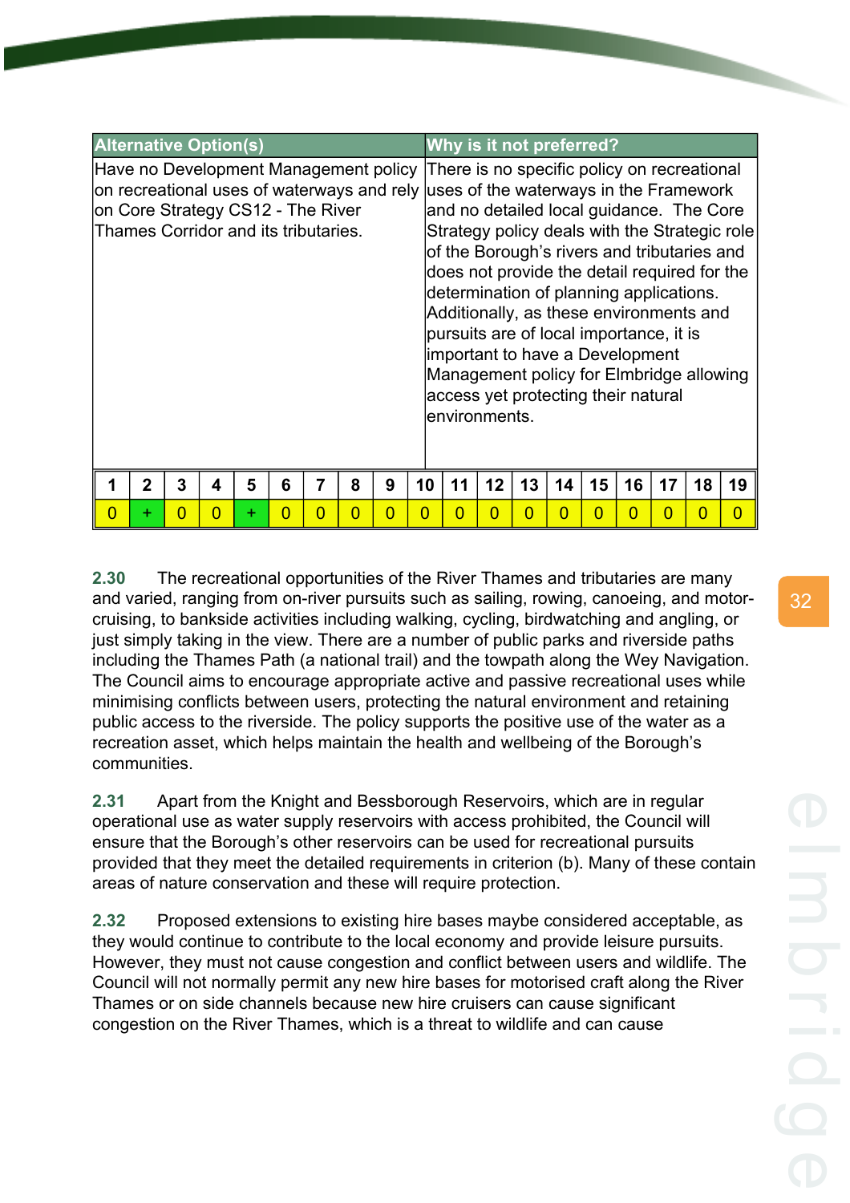| Alternative Option(s) | Why is it not preferred? |
|---|---|
| Have no Development Management policy on recreational uses of waterways and rely on Core Strategy CS12 - The River Thames Corridor and its tributaries. | There is no specific policy on recreational uses of the waterways in the Framework and no detailed local guidance. The Core Strategy policy deals with the Strategic role of the Borough's rivers and tributaries and does not provide the detail required for the determination of planning applications. Additionally, as these environments and pursuits are of local importance, it is important to have a Development Management policy for Elmbridge allowing access yet protecting their natural environments. |

| 1 | 2 | 3 | 4 | 5 | 6 | 7 | 8 | 9 | 10 | 11 | 12 | 13 | 14 | 15 | 16 | 17 | 18 | 19 |
|---|---|---|---|---|---|---|---|---|---|---|---|---|---|---|---|---|---|---|
| 0 | + | 0 | 0 | + | 0 | 0 | 0 | 0 | 0 | 0 | 0 | 0 | 0 | 0 | 0 | 0 | 0 | 0 |

**2.30** The recreational opportunities of the River Thames and tributaries are many and varied, ranging from on-river pursuits such as sailing, rowing, canoeing, and motor-cruising, to bankside activities including walking, cycling, birdwatching and angling, or just simply taking in the view. There are a number of public parks and riverside paths including the Thames Path (a national trail) and the towpath along the Wey Navigation. The Council aims to encourage appropriate active and passive recreational uses while minimising conflicts between users, protecting the natural environment and retaining public access to the riverside. The policy supports the positive use of the water as a recreation asset, which helps maintain the health and wellbeing of the Borough's communities.

**2.31** Apart from the Knight and Bessborough Reservoirs, which are in regular operational use as water supply reservoirs with access prohibited, the Council will ensure that the Borough's other reservoirs can be used for recreational pursuits provided that they meet the detailed requirements in criterion (b). Many of these contain areas of nature conservation and these will require protection.

**2.32** Proposed extensions to existing hire bases maybe considered acceptable, as they would continue to contribute to the local economy and provide leisure pursuits. However, they must not cause congestion and conflict between users and wildlife. The Council will not normally permit any new hire bases for motorised craft along the River Thames or on side channels because new hire cruisers can cause significant congestion on the River Thames, which is a threat to wildlife and can cause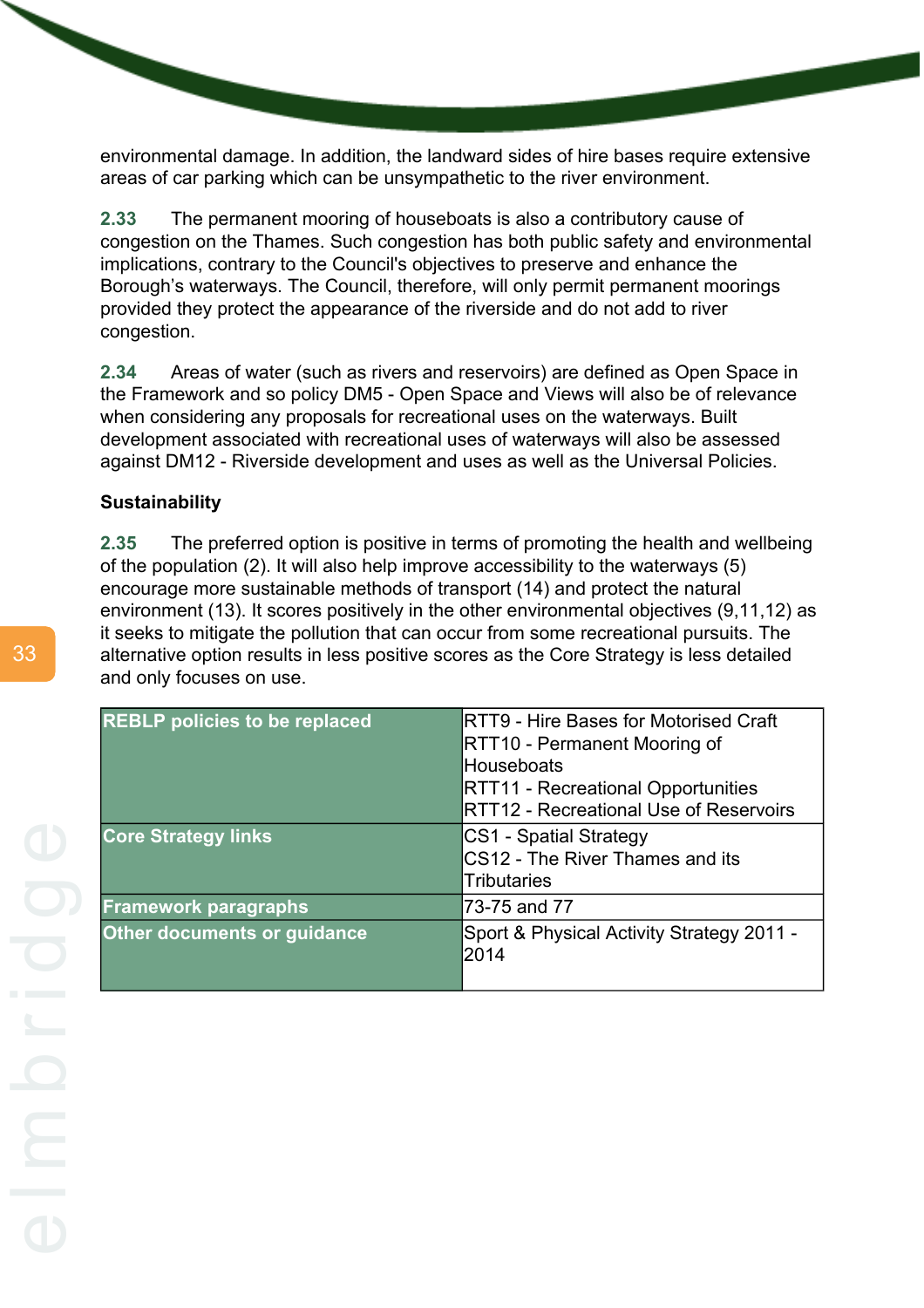environmental damage. In addition, the landward sides of hire bases require extensive areas of car parking which can be unsympathetic to the river environment.

**2.33** The permanent mooring of houseboats is also a contributory cause of congestion on the Thames. Such congestion has both public safety and environmental implications, contrary to the Council's objectives to preserve and enhance the Borough's waterways. The Council, therefore, will only permit permanent moorings provided they protect the appearance of the riverside and do not add to river congestion.

**2.34** Areas of water (such as rivers and reservoirs) are defined as Open Space in the Framework and so policy DM5 - Open Space and Views will also be of relevance when considering any proposals for recreational uses on the waterways. Built development associated with recreational uses of waterways will also be assessed against DM12 - Riverside development and uses as well as the Universal Policies.

**Sustainability**

**2.35** The preferred option is positive in terms of promoting the health and wellbeing of the population (2). It will also help improve accessibility to the waterways (5) encourage more sustainable methods of transport (14) and protect the natural environment (13). It scores positively in the other environmental objectives (9,11,12) as it seeks to mitigate the pollution that can occur from some recreational pursuits. The alternative option results in less positive scores as the Core Strategy is less detailed and only focuses on use.

| | |
|---|---|
| **REBLP policies to be replaced** | RTT9 - Hire Bases for Motorised Craft<br>RTT10 - Permanent Mooring of Houseboats<br>RTT11 - Recreational Opportunities<br>RTT12 - Recreational Use of Reservoirs |
| **Core Strategy links** | CS1 - Spatial Strategy<br>CS12 - The River Thames and its Tributaries |
| **Framework paragraphs** | 73-75 and 77 |
| **Other documents or guidance** | Sport & Physical Activity Strategy 2011 - 2014 |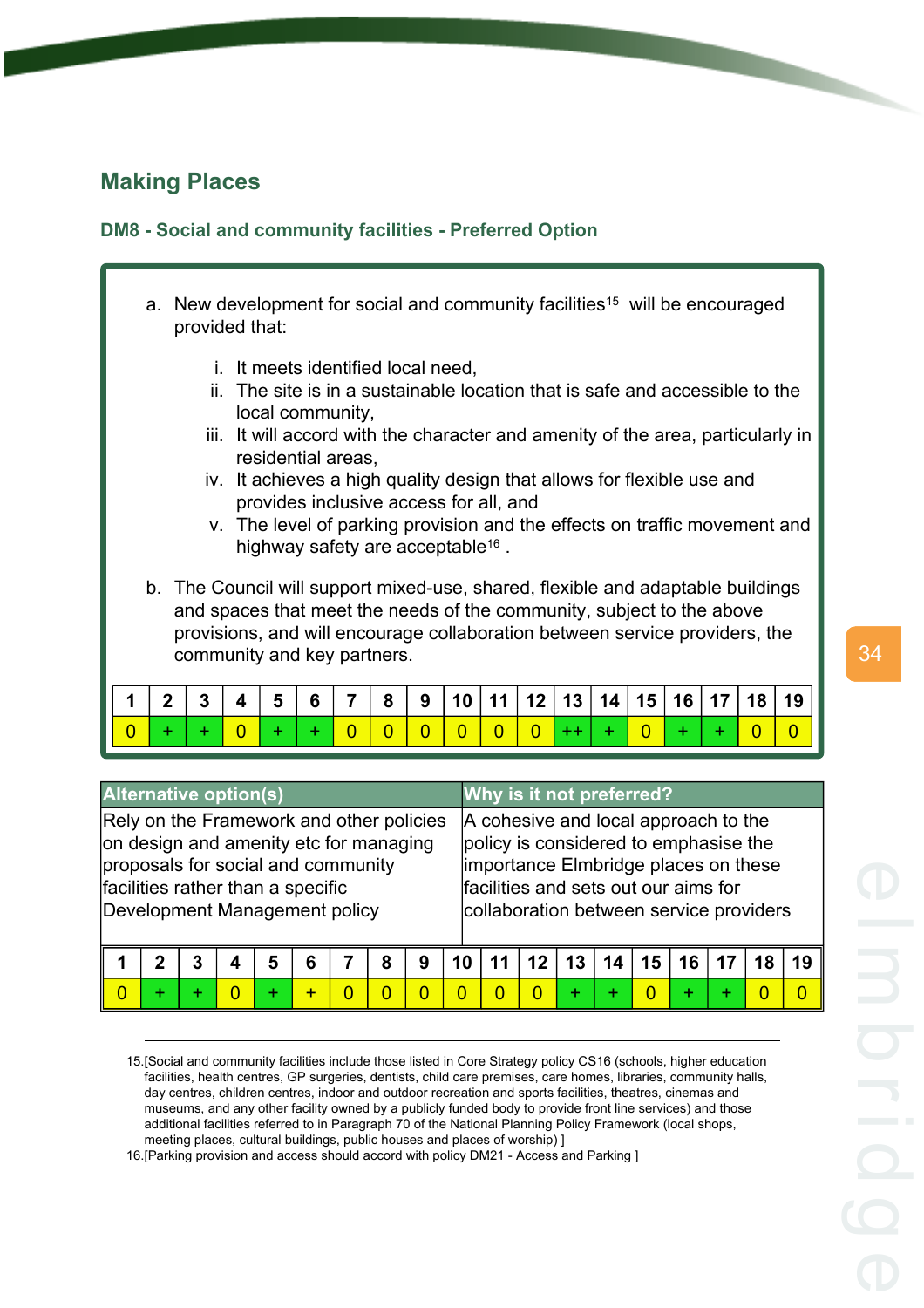## Making Places

### DM8 - Social and community facilities - Preferred Option

a. New development for social and community facilities[15] will be encouraged provided that:

   i. It meets identified local need,
   ii. The site is in a sustainable location that is safe and accessible to the local community,
   iii. It will accord with the character and amenity of the area, particularly in residential areas,
   iv. It achieves a high quality design that allows for flexible use and provides inclusive access for all, and
   v. The level of parking provision and the effects on traffic movement and highway safety are acceptable[16] .

b. The Council will support mixed-use, shared, flexible and adaptable buildings and spaces that meet the needs of the community, subject to the above provisions, and will encourage collaboration between service providers, the community and key partners.

| 1 | 2 | 3 | 4 | 5 | 6 | 7 | 8 | 9 | 10 | 11 | 12 | 13 | 14 | 15 | 16 | 17 | 18 | 19 |
|---|---|---|---|---|---|---|---|---|---|---|---|---|---|---|---|---|---|---|
| 0 | + | + | 0 | + | + | 0 | 0 | 0 | 0 | 0 | 0 | ++ | + | 0 | + | + | 0 | 0 |

| Alternative option(s) | Why is it not preferred? |
|---|---|
| Rely on the Framework and other policies on design and amenity etc for managing proposals for social and community facilities rather than a specific Development Management policy | A cohesive and local approach to the policy is considered to emphasise the importance Elmbridge places on these facilities and sets out our aims for collaboration between service providers |

| 1 | 2 | 3 | 4 | 5 | 6 | 7 | 8 | 9 | 10 | 11 | 12 | 13 | 14 | 15 | 16 | 17 | 18 | 19 |
|---|---|---|---|---|---|---|---|---|---|---|---|---|---|---|---|---|---|---|
| 0 | + | + | 0 | + | + | 0 | 0 | 0 | 0 | 0 | 0 | + | + | 0 | + | + | 0 | 0 |

---

15.[Social and community facilities include those listed in Core Strategy policy CS16 (schools, higher education facilities, health centres, GP surgeries, dentists, child care premises, care homes, libraries, community halls, day centres, children centres, indoor and outdoor recreation and sports facilities, theatres, cinemas and museums, and any other facility owned by a publicly funded body to provide front line services) and those additional facilities referred to in Paragraph 70 of the National Planning Policy Framework (local shops, meeting places, cultural buildings, public houses and places of worship) ]

16.[Parking provision and access should accord with policy DM21 - Access and Parking ]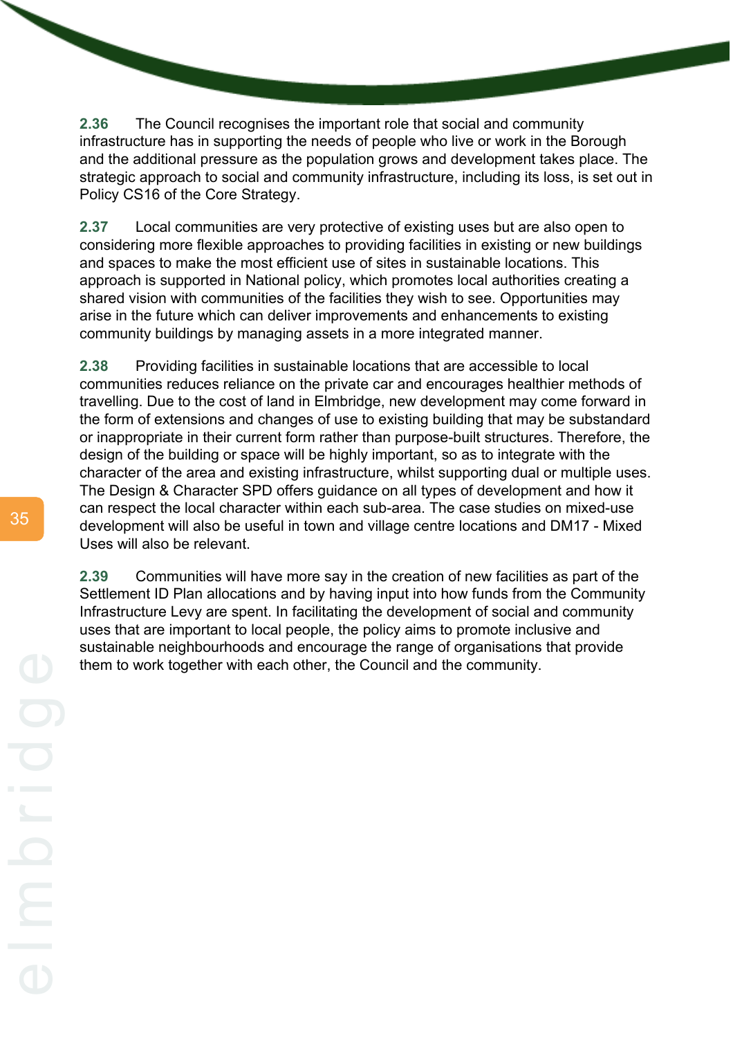**2.36** The Council recognises the important role that social and community infrastructure has in supporting the needs of people who live or work in the Borough and the additional pressure as the population grows and development takes place. The strategic approach to social and community infrastructure, including its loss, is set out in Policy CS16 of the Core Strategy.

**2.37** Local communities are very protective of existing uses but are also open to considering more flexible approaches to providing facilities in existing or new buildings and spaces to make the most efficient use of sites in sustainable locations. This approach is supported in National policy, which promotes local authorities creating a shared vision with communities of the facilities they wish to see. Opportunities may arise in the future which can deliver improvements and enhancements to existing community buildings by managing assets in a more integrated manner.

**2.38** Providing facilities in sustainable locations that are accessible to local communities reduces reliance on the private car and encourages healthier methods of travelling. Due to the cost of land in Elmbridge, new development may come forward in the form of extensions and changes of use to existing building that may be substandard or inappropriate in their current form rather than purpose-built structures. Therefore, the design of the building or space will be highly important, so as to integrate with the character of the area and existing infrastructure, whilst supporting dual or multiple uses. The Design & Character SPD offers guidance on all types of development and how it can respect the local character within each sub-area. The case studies on mixed-use development will also be useful in town and village centre locations and DM17 - Mixed Uses will also be relevant.

**2.39** Communities will have more say in the creation of new facilities as part of the Settlement ID Plan allocations and by having input into how funds from the Community Infrastructure Levy are spent. In facilitating the development of social and community uses that are important to local people, the policy aims to promote inclusive and sustainable neighbourhoods and encourage the range of organisations that provide them to work together with each other, the Council and the community.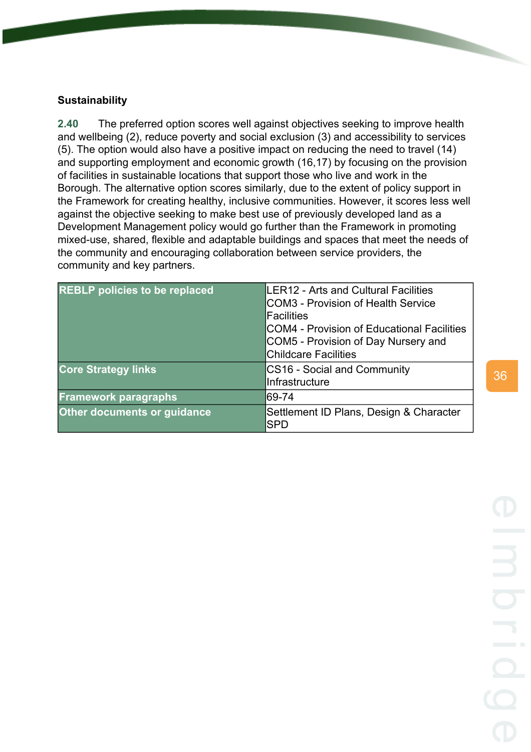**Sustainability**

**2.40** The preferred option scores well against objectives seeking to improve health and wellbeing (2), reduce poverty and social exclusion (3) and accessibility to services (5). The option would also have a positive impact on reducing the need to travel (14) and supporting employment and economic growth (16,17) by focusing on the provision of facilities in sustainable locations that support those who live and work in the Borough. The alternative option scores similarly, due to the extent of policy support in the Framework for creating healthy, inclusive communities. However, it scores less well against the objective seeking to make best use of previously developed land as a Development Management policy would go further than the Framework in promoting mixed-use, shared, flexible and adaptable buildings and spaces that meet the needs of the community and encouraging collaboration between service providers, the community and key partners.

| | |
|---|---|
| **REBLP policies to be replaced** | LER12 - Arts and Cultural Facilities<br>COM3 - Provision of Health Service Facilities<br>COM4 - Provision of Educational Facilities<br>COM5 - Provision of Day Nursery and Childcare Facilities |
| **Core Strategy links** | CS16 - Social and Community Infrastructure |
| **Framework paragraphs** | 69-74 |
| **Other documents or guidance** | Settlement ID Plans, Design & Character SPD |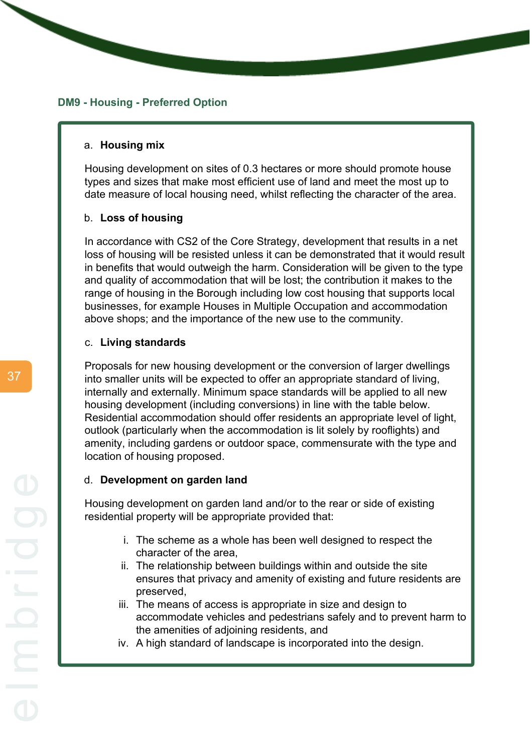### DM9 - Housing - Preferred Option

a. **Housing mix**

Housing development on sites of 0.3 hectares or more should promote house types and sizes that make most efficient use of land and meet the most up to date measure of local housing need, whilst reflecting the character of the area.

b. **Loss of housing**

In accordance with CS2 of the Core Strategy, development that results in a net loss of housing will be resisted unless it can be demonstrated that it would result in benefits that would outweigh the harm. Consideration will be given to the type and quality of accommodation that will be lost; the contribution it makes to the range of housing in the Borough including low cost housing that supports local businesses, for example Houses in Multiple Occupation and accommodation above shops; and the importance of the new use to the community.

c. **Living standards**

Proposals for new housing development or the conversion of larger dwellings into smaller units will be expected to offer an appropriate standard of living, internally and externally. Minimum space standards will be applied to all new housing development (including conversions) in line with the table below. Residential accommodation should offer residents an appropriate level of light, outlook (particularly when the accommodation is lit solely by rooflights) and amenity, including gardens or outdoor space, commensurate with the type and location of housing proposed.

d. **Development on garden land**

Housing development on garden land and/or to the rear or side of existing residential property will be appropriate provided that:

i. The scheme as a whole has been well designed to respect the character of the area,
ii. The relationship between buildings within and outside the site ensures that privacy and amenity of existing and future residents are preserved,
iii. The means of access is appropriate in size and design to accommodate vehicles and pedestrians safely and to prevent harm to the amenities of adjoining residents, and
iv. A high standard of landscape is incorporated into the design.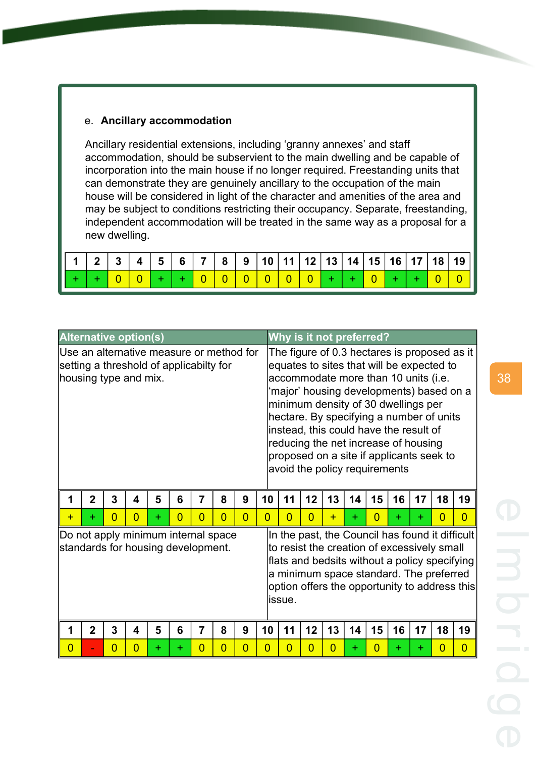e. **Ancillary accommodation**

Ancillary residential extensions, including ‘granny annexes’ and staff accommodation, should be subservient to the main dwelling and be capable of incorporation into the main house if no longer required. Freestanding units that can demonstrate they are genuinely ancillary to the occupation of the main house will be considered in light of the character and amenities of the area and may be subject to conditions restricting their occupancy. Separate, freestanding, independent accommodation will be treated in the same way as a proposal for a new dwelling.

| 1 | 2 | 3 | 4 | 5 | 6 | 7 | 8 | 9 | 10 | 11 | 12 | 13 | 14 | 15 | 16 | 17 | 18 | 19 |
|---|---|---|---|---|---|---|---|---|---|---|---|---|---|---|---|---|---|---|
| + | + | 0 | 0 | + | + | 0 | 0 | 0 | 0 | 0 | 0 | + | + | 0 | + | + | 0 | 0 |

| Alternative option(s) | Why is it not preferred? |
|---|---|
| Use an alternative measure or method for setting a threshold of applicabilty for housing type and mix. | The figure of 0.3 hectares is proposed as it equates to sites that will be expected to accommodate more than 10 units (i.e. ‘major’ housing developments) based on a minimum density of 30 dwellings per hectare. By specifying a number of units instead, this could have the result of reducing the net increase of housing proposed on a site if applicants seek to avoid the policy requirements |

| 1 | 2 | 3 | 4 | 5 | 6 | 7 | 8 | 9 | 10 | 11 | 12 | 13 | 14 | 15 | 16 | 17 | 18 | 19 |
|---|---|---|---|---|---|---|---|---|---|---|---|---|---|---|---|---|---|---|
| + | + | 0 | 0 | + | 0 | 0 | 0 | 0 | 0 | 0 | 0 | + | + | 0 | + | + | 0 | 0 |

| Alternative option(s) | Why is it not preferred? |
|---|---|
| Do not apply minimum internal space standards for housing development. | In the past, the Council has found it difficult to resist the creation of excessively small flats and bedsits without a policy specifying a minimum space standard. The preferred option offers the opportunity to address this issue. |

| 1 | 2 | 3 | 4 | 5 | 6 | 7 | 8 | 9 | 10 | 11 | 12 | 13 | 14 | 15 | 16 | 17 | 18 | 19 |
|---|---|---|---|---|---|---|---|---|---|---|---|---|---|---|---|---|---|---|
| 0 | - | 0 | 0 | + | + | 0 | 0 | 0 | 0 | 0 | 0 | 0 | + | 0 | + | + | 0 | 0 |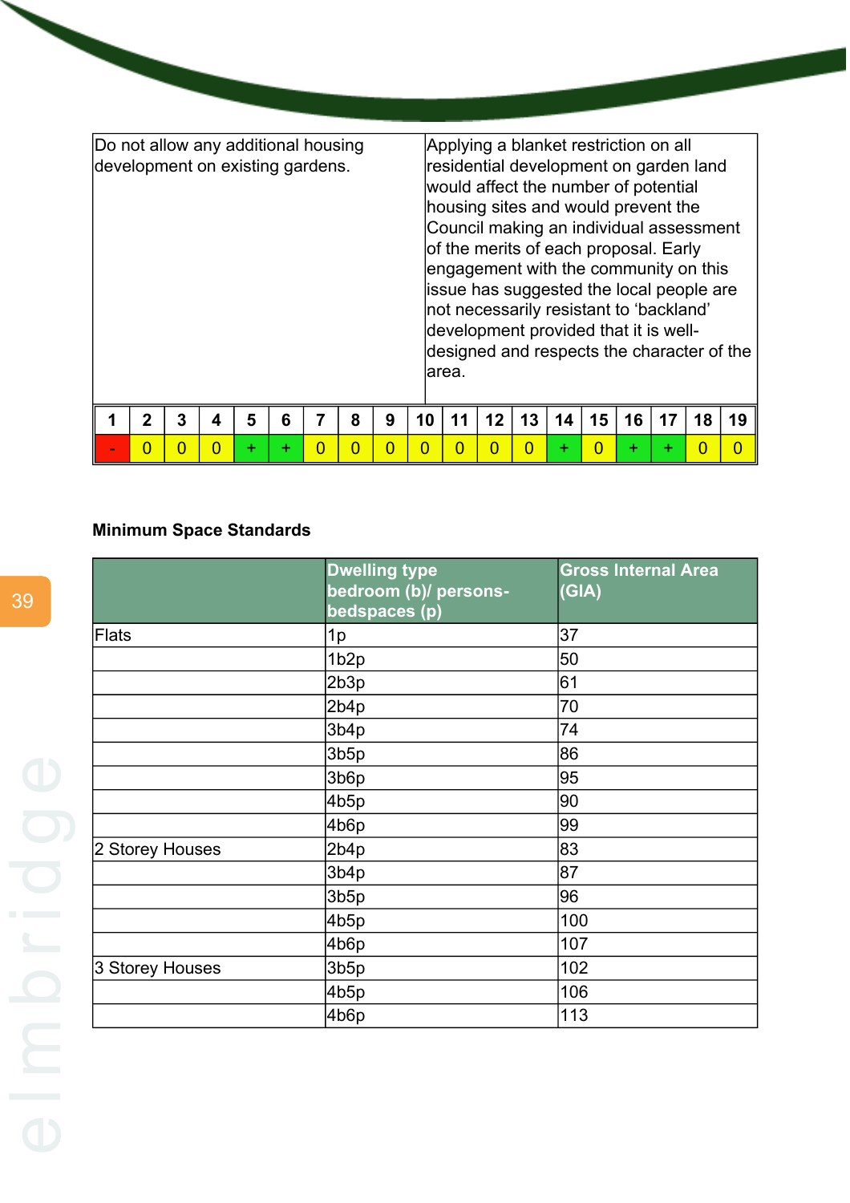| Do not allow any additional housing development on existing gardens. | Applying a blanket restriction on all residential development on garden land would affect the number of potential housing sites and would prevent the Council making an individual assessment of the merits of each proposal. Early engagement with the community on this issue has suggested the local people are not necessarily resistant to 'backland' development provided that it is well-designed and respects the character of the area. |
|---|---|

| 1 | 2 | 3 | 4 | 5 | 6 | 7 | 8 | 9 | 10 | 11 | 12 | 13 | 14 | 15 | 16 | 17 | 18 | 19 |
|---|---|---|---|---|---|---|---|---|---|---|---|---|---|---|---|---|---|---|
| - | 0 | 0 | 0 | + | + | 0 | 0 | 0 | 0 | 0 | 0 | 0 | + | 0 | + | + | 0 | 0 |

**Minimum Space Standards**

| | Dwelling type bedroom (b)/ persons-bedspaces (p) | Gross Internal Area (GIA) |
|---|---|---|
| Flats | 1p | 37 |
| | 1b2p | 50 |
| | 2b3p | 61 |
| | 2b4p | 70 |
| | 3b4p | 74 |
| | 3b5p | 86 |
| | 3b6p | 95 |
| | 4b5p | 90 |
| | 4b6p | 99 |
| 2 Storey Houses | 2b4p | 83 |
| | 3b4p | 87 |
| | 3b5p | 96 |
| | 4b5p | 100 |
| | 4b6p | 107 |
| 3 Storey Houses | 3b5p | 102 |
| | 4b5p | 106 |
| | 4b6p | 113 |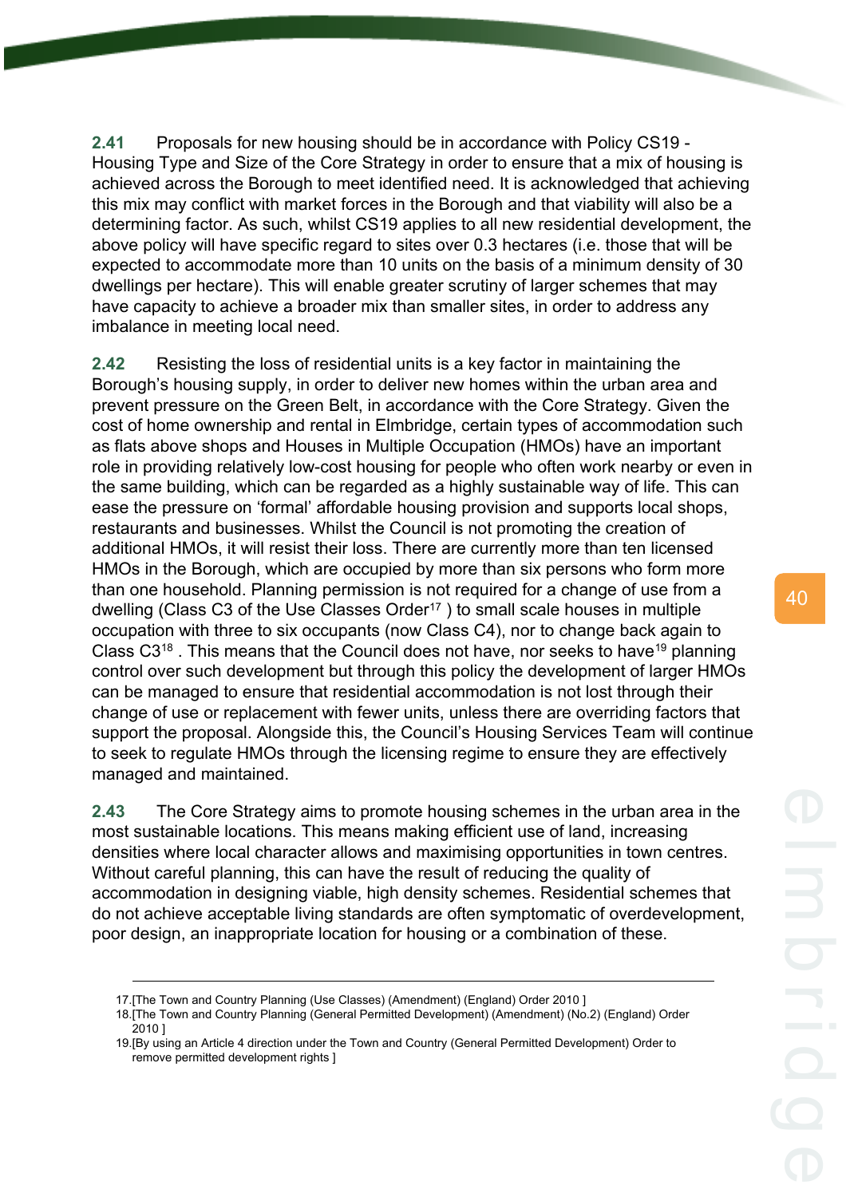**2.41** Proposals for new housing should be in accordance with Policy CS19 - Housing Type and Size of the Core Strategy in order to ensure that a mix of housing is achieved across the Borough to meet identified need. It is acknowledged that achieving this mix may conflict with market forces in the Borough and that viability will also be a determining factor. As such, whilst CS19 applies to all new residential development, the above policy will have specific regard to sites over 0.3 hectares (i.e. those that will be expected to accommodate more than 10 units on the basis of a minimum density of 30 dwellings per hectare). This will enable greater scrutiny of larger schemes that may have capacity to achieve a broader mix than smaller sites, in order to address any imbalance in meeting local need.

**2.42** Resisting the loss of residential units is a key factor in maintaining the Borough's housing supply, in order to deliver new homes within the urban area and prevent pressure on the Green Belt, in accordance with the Core Strategy. Given the cost of home ownership and rental in Elmbridge, certain types of accommodation such as flats above shops and Houses in Multiple Occupation (HMOs) have an important role in providing relatively low-cost housing for people who often work nearby or even in the same building, which can be regarded as a highly sustainable way of life. This can ease the pressure on 'formal' affordable housing provision and supports local shops, restaurants and businesses. Whilst the Council is not promoting the creation of additional HMOs, it will resist their loss. There are currently more than ten licensed HMOs in the Borough, which are occupied by more than six persons who form more than one household. Planning permission is not required for a change of use from a dwelling (Class C3 of the Use Classes Order[17] ) to small scale houses in multiple occupation with three to six occupants (now Class C4), nor to change back again to Class C3[18] . This means that the Council does not have, nor seeks to have[19] planning control over such development but through this policy the development of larger HMOs can be managed to ensure that residential accommodation is not lost through their change of use or replacement with fewer units, unless there are overriding factors that support the proposal. Alongside this, the Council's Housing Services Team will continue to seek to regulate HMOs through the licensing regime to ensure they are effectively managed and maintained.

**2.43** The Core Strategy aims to promote housing schemes in the urban area in the most sustainable locations. This means making efficient use of land, increasing densities where local character allows and maximising opportunities in town centres. Without careful planning, this can have the result of reducing the quality of accommodation in designing viable, high density schemes. Residential schemes that do not achieve acceptable living standards are often symptomatic of overdevelopment, poor design, an inappropriate location for housing or a combination of these.

---

17.[The Town and Country Planning (Use Classes) (Amendment) (England) Order 2010 ]

18.[The Town and Country Planning (General Permitted Development) (Amendment) (No.2) (England) Order 2010 ]

19.[By using an Article 4 direction under the Town and Country (General Permitted Development) Order to remove permitted development rights ]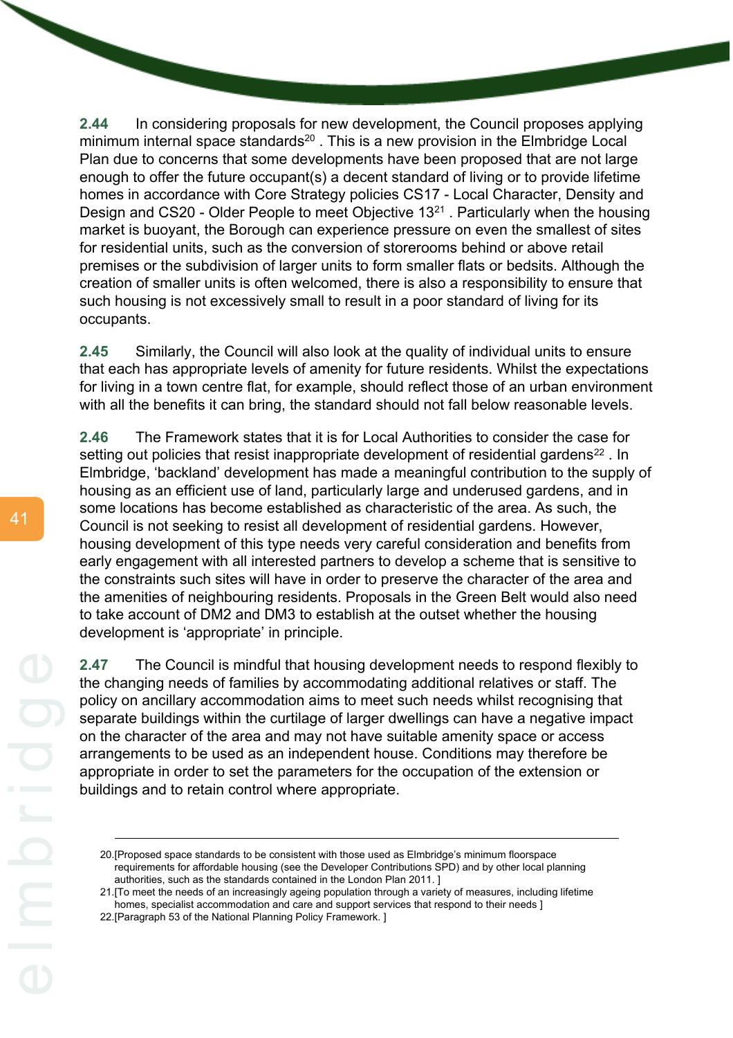**2.44** In considering proposals for new development, the Council proposes applying minimum internal space standards[20] . This is a new provision in the Elmbridge Local Plan due to concerns that some developments have been proposed that are not large enough to offer the future occupant(s) a decent standard of living or to provide lifetime homes in accordance with Core Strategy policies CS17 - Local Character, Density and Design and CS20 - Older People to meet Objective 13[21] . Particularly when the housing market is buoyant, the Borough can experience pressure on even the smallest of sites for residential units, such as the conversion of storerooms behind or above retail premises or the subdivision of larger units to form smaller flats or bedsits. Although the creation of smaller units is often welcomed, there is also a responsibility to ensure that such housing is not excessively small to result in a poor standard of living for its occupants.

**2.45** Similarly, the Council will also look at the quality of individual units to ensure that each has appropriate levels of amenity for future residents. Whilst the expectations for living in a town centre flat, for example, should reflect those of an urban environment with all the benefits it can bring, the standard should not fall below reasonable levels.

**2.46** The Framework states that it is for Local Authorities to consider the case for setting out policies that resist inappropriate development of residential gardens[22] . In Elmbridge, 'backland' development has made a meaningful contribution to the supply of housing as an efficient use of land, particularly large and underused gardens, and in some locations has become established as characteristic of the area. As such, the Council is not seeking to resist all development of residential gardens. However, housing development of this type needs very careful consideration and benefits from early engagement with all interested partners to develop a scheme that is sensitive to the constraints such sites will have in order to preserve the character of the area and the amenities of neighbouring residents. Proposals in the Green Belt would also need to take account of DM2 and DM3 to establish at the outset whether the housing development is 'appropriate' in principle.

**2.47** The Council is mindful that housing development needs to respond flexibly to the changing needs of families by accommodating additional relatives or staff. The policy on ancillary accommodation aims to meet such needs whilst recognising that separate buildings within the curtilage of larger dwellings can have a negative impact on the character of the area and may not have suitable amenity space or access arrangements to be used as an independent house. Conditions may therefore be appropriate in order to set the parameters for the occupation of the extension or buildings and to retain control where appropriate.

---

20.[Proposed space standards to be consistent with those used as Elmbridge's minimum floorspace requirements for affordable housing (see the Developer Contributions SPD) and by other local planning authorities, such as the standards contained in the London Plan 2011. ]

21.[To meet the needs of an increasingly ageing population through a variety of measures, including lifetime homes, specialist accommodation and care and support services that respond to their needs ]

22.[Paragraph 53 of the National Planning Policy Framework. ]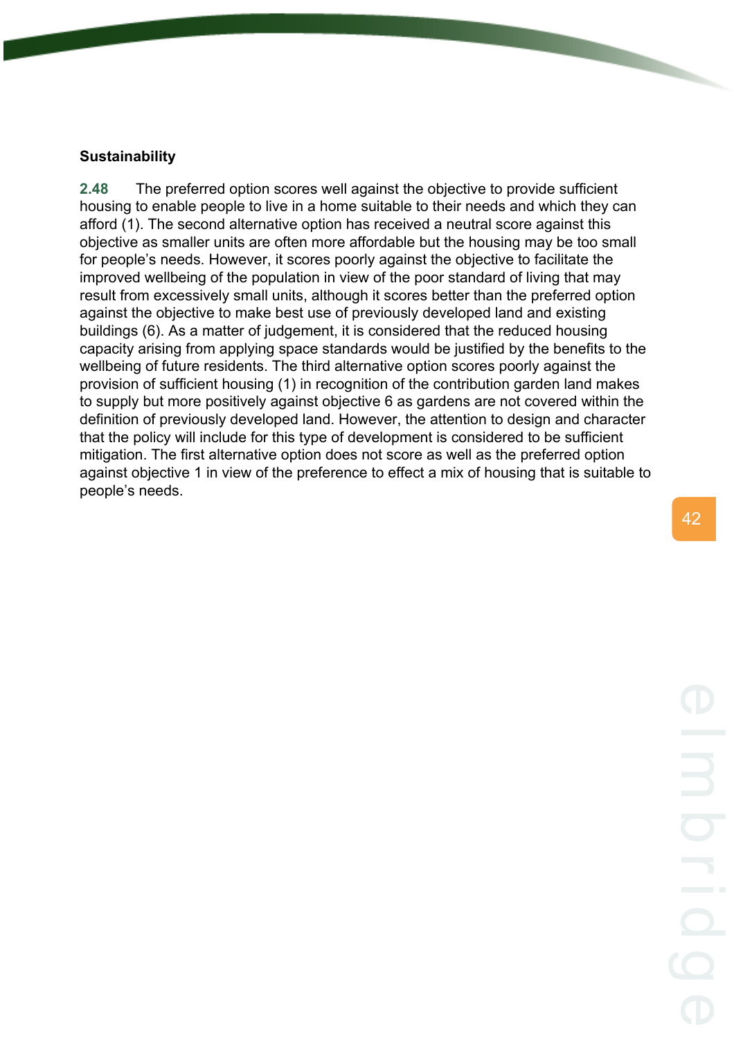**Sustainability**

**2.48** The preferred option scores well against the objective to provide sufficient housing to enable people to live in a home suitable to their needs and which they can afford (1). The second alternative option has received a neutral score against this objective as smaller units are often more affordable but the housing may be too small for people's needs. However, it scores poorly against the objective to facilitate the improved wellbeing of the population in view of the poor standard of living that may result from excessively small units, although it scores better than the preferred option against the objective to make best use of previously developed land and existing buildings (6). As a matter of judgement, it is considered that the reduced housing capacity arising from applying space standards would be justified by the benefits to the wellbeing of future residents. The third alternative option scores poorly against the provision of sufficient housing (1) in recognition of the contribution garden land makes to supply but more positively against objective 6 as gardens are not covered within the definition of previously developed land. However, the attention to design and character that the policy will include for this type of development is considered to be sufficient mitigation. The first alternative option does not score as well as the preferred option against objective 1 in view of the preference to effect a mix of housing that is suitable to people's needs.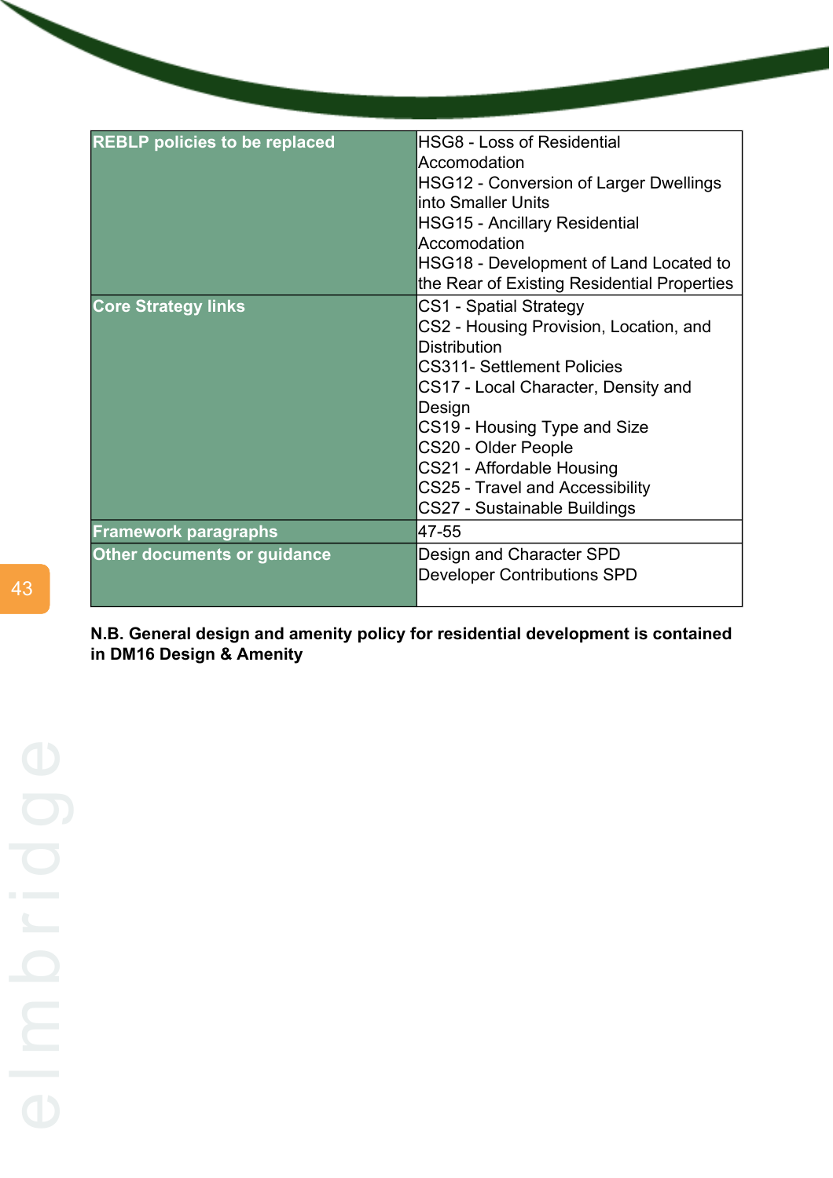| REBLP policies to be replaced | HSG8 - Loss of Residential Accomodation<br>HSG12 - Conversion of Larger Dwellings into Smaller Units<br>HSG15 - Ancillary Residential Accomodation<br>HSG18 - Development of Land Located to the Rear of Existing Residential Properties |
|---|---|
| Core Strategy links | CS1 - Spatial Strategy<br>CS2 - Housing Provision, Location, and Distribution<br>CS311- Settlement Policies<br>CS17 - Local Character, Density and Design<br>CS19 - Housing Type and Size<br>CS20 - Older People<br>CS21 - Affordable Housing<br>CS25 - Travel and Accessibility<br>CS27 - Sustainable Buildings |
| Framework paragraphs | 47-55 |
| Other documents or guidance | Design and Character SPD<br>Developer Contributions SPD |

**N.B. General design and amenity policy for residential development is contained in DM16 Design & Amenity**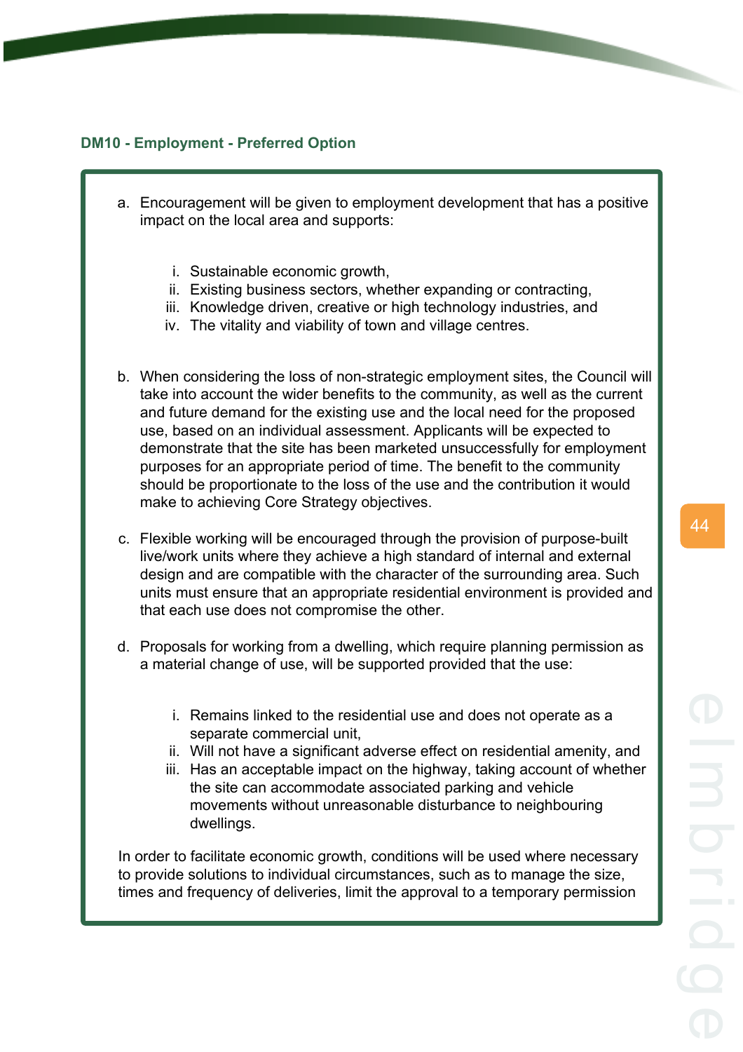### DM10 - Employment - Preferred Option

a. Encouragement will be given to employment development that has a positive impact on the local area and supports:

   i. Sustainable economic growth,
   ii. Existing business sectors, whether expanding or contracting,
   iii. Knowledge driven, creative or high technology industries, and
   iv. The vitality and viability of town and village centres.

b. When considering the loss of non-strategic employment sites, the Council will take into account the wider benefits to the community, as well as the current and future demand for the existing use and the local need for the proposed use, based on an individual assessment. Applicants will be expected to demonstrate that the site has been marketed unsuccessfully for employment purposes for an appropriate period of time. The benefit to the community should be proportionate to the loss of the use and the contribution it would make to achieving Core Strategy objectives.

c. Flexible working will be encouraged through the provision of purpose-built live/work units where they achieve a high standard of internal and external design and are compatible with the character of the surrounding area. Such units must ensure that an appropriate residential environment is provided and that each use does not compromise the other.

d. Proposals for working from a dwelling, which require planning permission as a material change of use, will be supported provided that the use:

   i. Remains linked to the residential use and does not operate as a separate commercial unit,
   ii. Will not have a significant adverse effect on residential amenity, and
   iii. Has an acceptable impact on the highway, taking account of whether the site can accommodate associated parking and vehicle movements without unreasonable disturbance to neighbouring dwellings.

In order to facilitate economic growth, conditions will be used where necessary to provide solutions to individual circumstances, such as to manage the size, times and frequency of deliveries, limit the approval to a temporary permission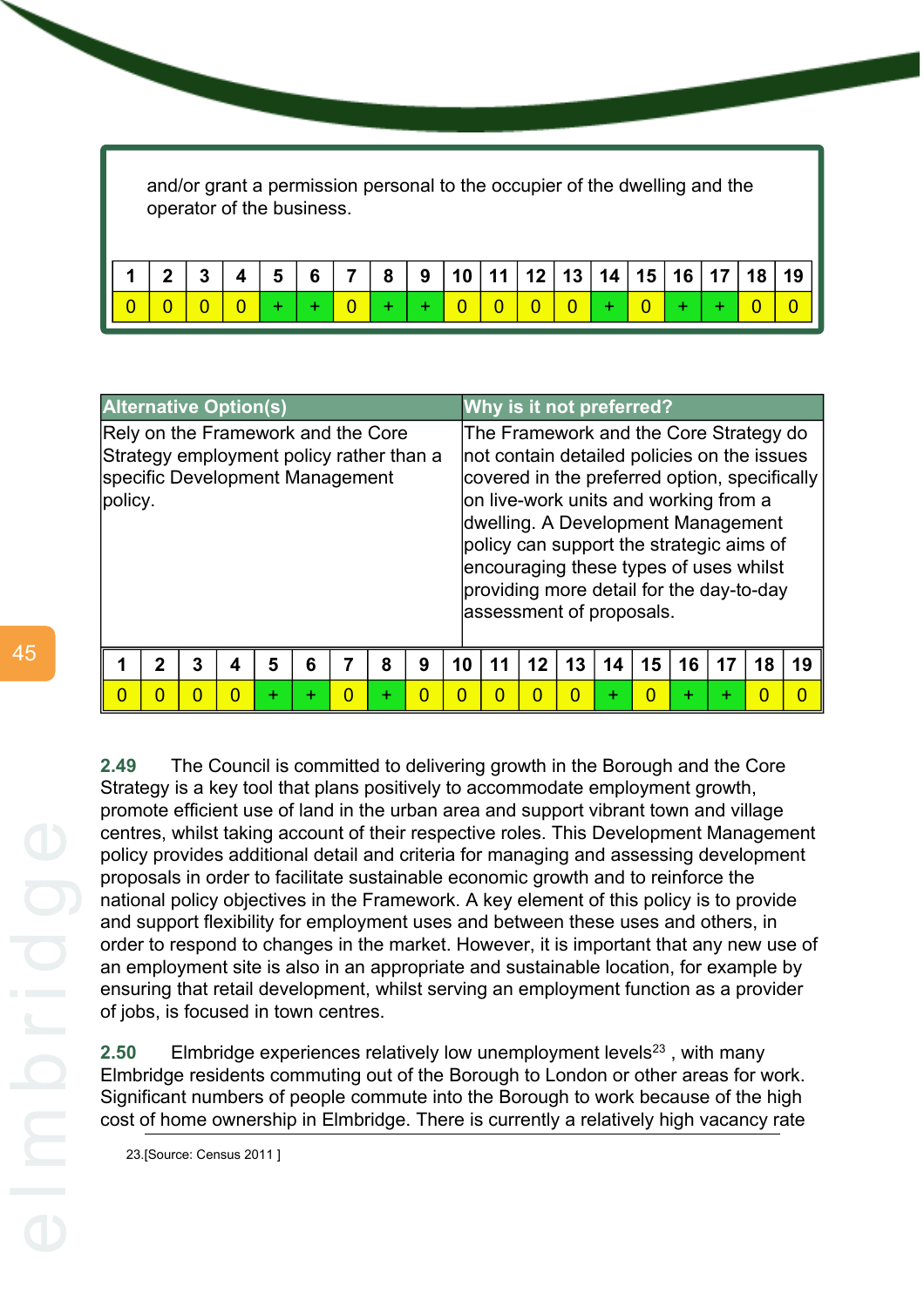and/or grant a permission personal to the occupier of the dwelling and the operator of the business.

| 1 | 2 | 3 | 4 | 5 | 6 | 7 | 8 | 9 | 10 | 11 | 12 | 13 | 14 | 15 | 16 | 17 | 18 | 19 |
|---|---|---|---|---|---|---|---|---|---|---|---|---|---|---|---|---|---|---|
| 0 | 0 | 0 | 0 | + | + | 0 | + | + | 0 | 0 | 0 | 0 | + | 0 | + | + | 0 | 0 |

| Alternative Option(s) | Why is it not preferred? |
|---|---|
| Rely on the Framework and the Core Strategy employment policy rather than a specific Development Management policy. | The Framework and the Core Strategy do not contain detailed policies on the issues covered in the preferred option, specifically on live-work units and working from a dwelling. A Development Management policy can support the strategic aims of encouraging these types of uses whilst providing more detail for the day-to-day assessment of proposals. |

| 1 | 2 | 3 | 4 | 5 | 6 | 7 | 8 | 9 | 10 | 11 | 12 | 13 | 14 | 15 | 16 | 17 | 18 | 19 |
|---|---|---|---|---|---|---|---|---|---|---|---|---|---|---|---|---|---|---|
| 0 | 0 | 0 | 0 | + | + | 0 | + | 0 | 0 | 0 | 0 | 0 | + | 0 | + | + | 0 | 0 |

**2.49** The Council is committed to delivering growth in the Borough and the Core Strategy is a key tool that plans positively to accommodate employment growth, promote efficient use of land in the urban area and support vibrant town and village centres, whilst taking account of their respective roles. This Development Management policy provides additional detail and criteria for managing and assessing development proposals in order to facilitate sustainable economic growth and to reinforce the national policy objectives in the Framework. A key element of this policy is to provide and support flexibility for employment uses and between these uses and others, in order to respond to changes in the market. However, it is important that any new use of an employment site is also in an appropriate and sustainable location, for example by ensuring that retail development, whilst serving an employment function as a provider of jobs, is focused in town centres.

**2.50** Elmbridge experiences relatively low unemployment levels[23] , with many Elmbridge residents commuting out of the Borough to London or other areas for work. Significant numbers of people commute into the Borough to work because of the high cost of home ownership in Elmbridge. There is currently a relatively high vacancy rate

23.[Source: Census 2011 ]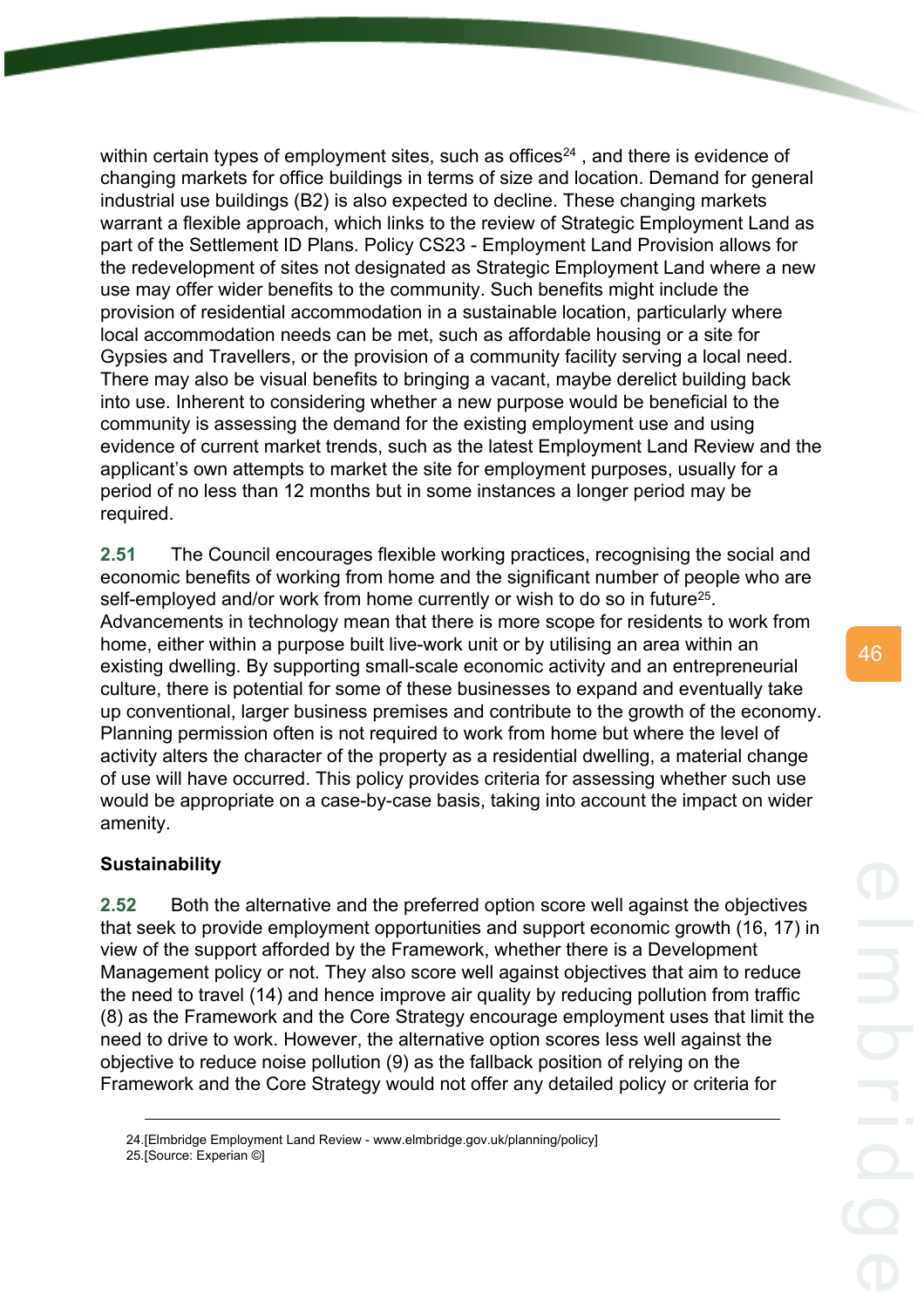within certain types of employment sites, such as offices[24] , and there is evidence of changing markets for office buildings in terms of size and location. Demand for general industrial use buildings (B2) is also expected to decline. These changing markets warrant a flexible approach, which links to the review of Strategic Employment Land as part of the Settlement ID Plans. Policy CS23 - Employment Land Provision allows for the redevelopment of sites not designated as Strategic Employment Land where a new use may offer wider benefits to the community. Such benefits might include the provision of residential accommodation in a sustainable location, particularly where local accommodation needs can be met, such as affordable housing or a site for Gypsies and Travellers, or the provision of a community facility serving a local need. There may also be visual benefits to bringing a vacant, maybe derelict building back into use. Inherent to considering whether a new purpose would be beneficial to the community is assessing the demand for the existing employment use and using evidence of current market trends, such as the latest Employment Land Review and the applicant's own attempts to market the site for employment purposes, usually for a period of no less than 12 months but in some instances a longer period may be required.

**2.51** The Council encourages flexible working practices, recognising the social and economic benefits of working from home and the significant number of people who are self-employed and/or work from home currently or wish to do so in future[25]. Advancements in technology mean that there is more scope for residents to work from home, either within a purpose built live-work unit or by utilising an area within an existing dwelling. By supporting small-scale economic activity and an entrepreneurial culture, there is potential for some of these businesses to expand and eventually take up conventional, larger business premises and contribute to the growth of the economy. Planning permission often is not required to work from home but where the level of activity alters the character of the property as a residential dwelling, a material change of use will have occurred. This policy provides criteria for assessing whether such use would be appropriate on a case-by-case basis, taking into account the impact on wider amenity.

**Sustainability**

**2.52** Both the alternative and the preferred option score well against the objectives that seek to provide employment opportunities and support economic growth (16, 17) in view of the support afforded by the Framework, whether there is a Development Management policy or not. They also score well against objectives that aim to reduce the need to travel (14) and hence improve air quality by reducing pollution from traffic (8) as the Framework and the Core Strategy encourage employment uses that limit the need to drive to work. However, the alternative option scores less well against the objective to reduce noise pollution (9) as the fallback position of relying on the Framework and the Core Strategy would not offer any detailed policy or criteria for

---

24.[Elmbridge Employment Land Review - www.elmbridge.gov.uk/planning/policy]
25.[Source: Experian ©]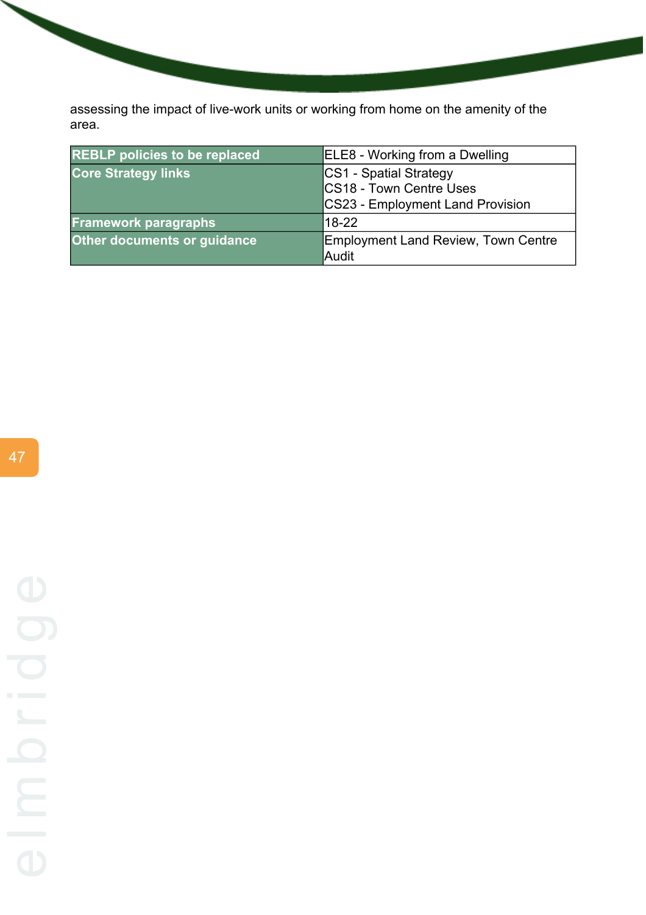assessing the impact of live-work units or working from home on the amenity of the area.

| **REBLP policies to be replaced** | ELE8 - Working from a Dwelling |
|---|---|
| **Core Strategy links** | CS1 - Spatial Strategy<br>CS18 - Town Centre Uses<br>CS23 - Employment Land Provision |
| **Framework paragraphs** | 18-22 |
| **Other documents or guidance** | Employment Land Review, Town Centre Audit |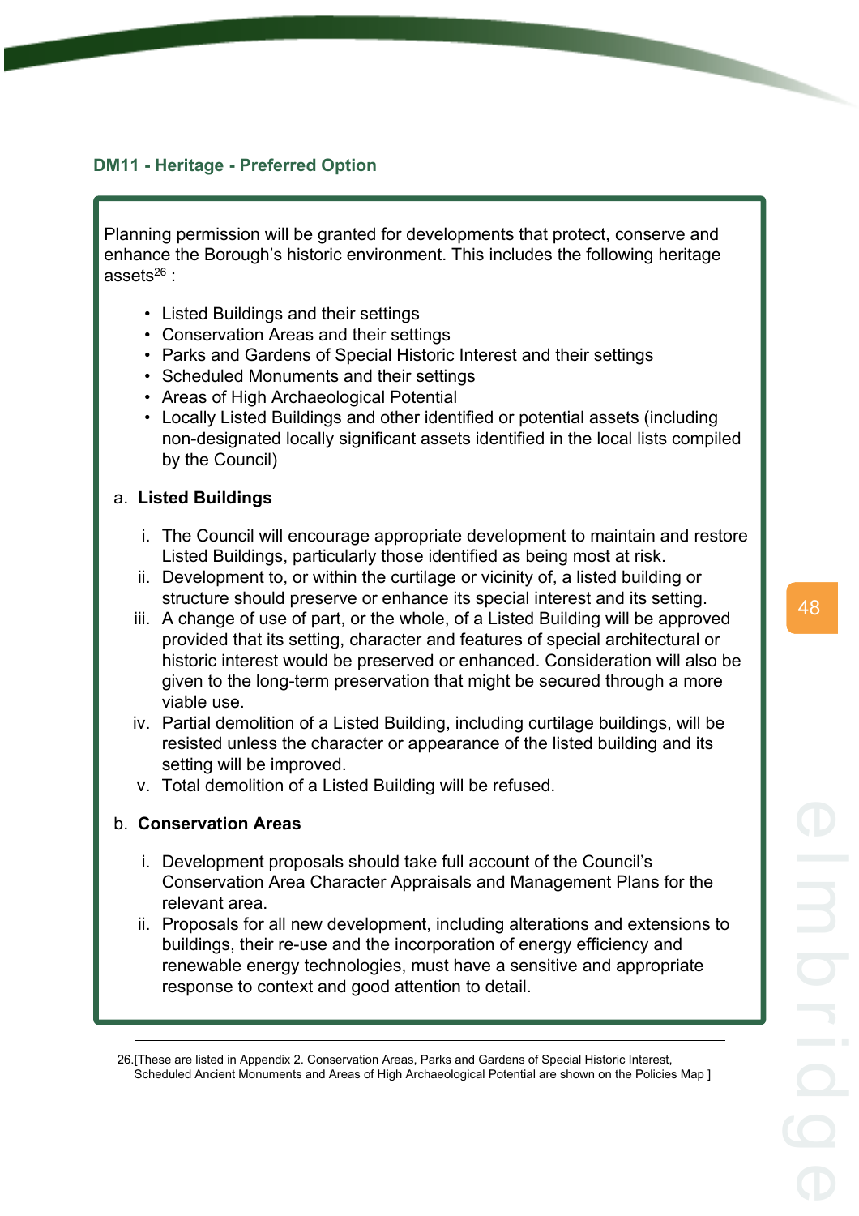## DM11 - Heritage - Preferred Option

Planning permission will be granted for developments that protect, conserve and enhance the Borough's historic environment. This includes the following heritage assets[26] :

- Listed Buildings and their settings
- Conservation Areas and their settings
- Parks and Gardens of Special Historic Interest and their settings
- Scheduled Monuments and their settings
- Areas of High Archaeological Potential
- Locally Listed Buildings and other identified or potential assets (including non-designated locally significant assets identified in the local lists compiled by the Council)

a. **Listed Buildings**

   i. The Council will encourage appropriate development to maintain and restore Listed Buildings, particularly those identified as being most at risk.
   ii. Development to, or within the curtilage or vicinity of, a listed building or structure should preserve or enhance its special interest and its setting.
   iii. A change of use of part, or the whole, of a Listed Building will be approved provided that its setting, character and features of special architectural or historic interest would be preserved or enhanced. Consideration will also be given to the long-term preservation that might be secured through a more viable use.
   iv. Partial demolition of a Listed Building, including curtilage buildings, will be resisted unless the character or appearance of the listed building and its setting will be improved.
   v. Total demolition of a Listed Building will be refused.

b. **Conservation Areas**

   i. Development proposals should take full account of the Council's Conservation Area Character Appraisals and Management Plans for the relevant area.
   ii. Proposals for all new development, including alterations and extensions to buildings, their re-use and the incorporation of energy efficiency and renewable energy technologies, must have a sensitive and appropriate response to context and good attention to detail.

---

26.[These are listed in Appendix 2. Conservation Areas, Parks and Gardens of Special Historic Interest, Scheduled Ancient Monuments and Areas of High Archaeological Potential are shown on the Policies Map ]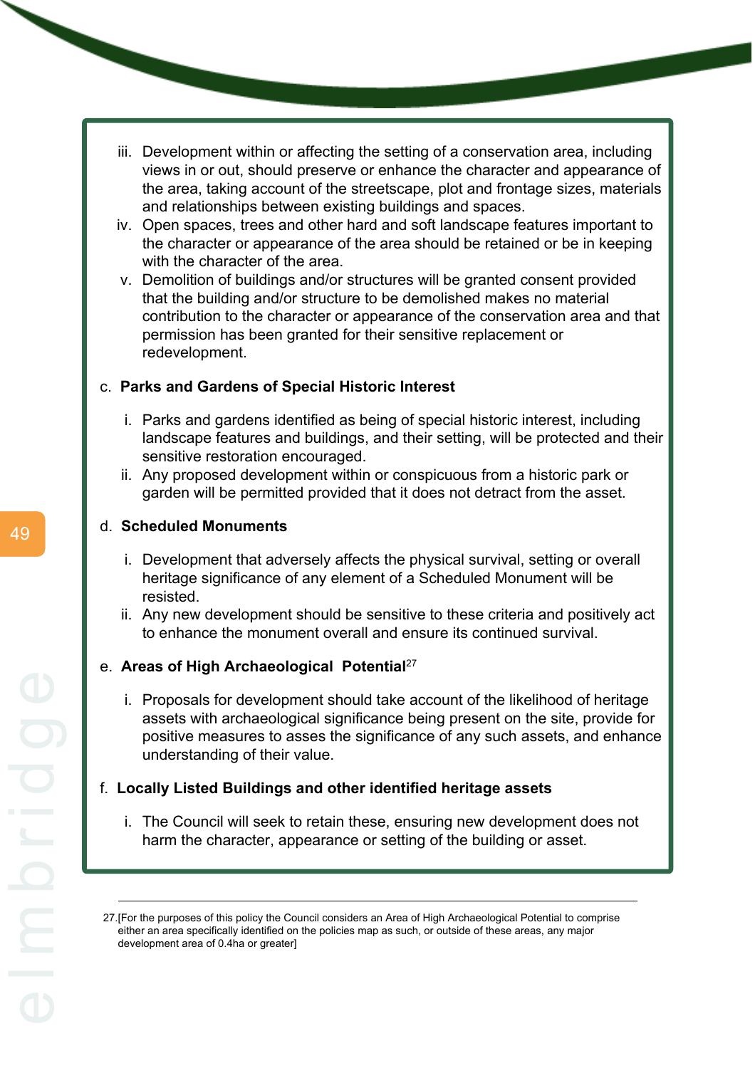iii. Development within or affecting the setting of a conservation area, including views in or out, should preserve or enhance the character and appearance of the area, taking account of the streetscape, plot and frontage sizes, materials and relationships between existing buildings and spaces.

iv. Open spaces, trees and other hard and soft landscape features important to the character or appearance of the area should be retained or be in keeping with the character of the area.

v. Demolition of buildings and/or structures will be granted consent provided that the building and/or structure to be demolished makes no material contribution to the character or appearance of the conservation area and that permission has been granted for their sensitive replacement or redevelopment.

c. **Parks and Gardens of Special Historic Interest**

i. Parks and gardens identified as being of special historic interest, including landscape features and buildings, and their setting, will be protected and their sensitive restoration encouraged.

ii. Any proposed development within or conspicuous from a historic park or garden will be permitted provided that it does not detract from the asset.

d. **Scheduled Monuments**

i. Development that adversely affects the physical survival, setting or overall heritage significance of any element of a Scheduled Monument will be resisted.

ii. Any new development should be sensitive to these criteria and positively act to enhance the monument overall and ensure its continued survival.

e. **Areas of High Archaeological Potential**[27]

i. Proposals for development should take account of the likelihood of heritage assets with archaeological significance being present on the site, provide for positive measures to asses the significance of any such assets, and enhance understanding of their value.

f. **Locally Listed Buildings and other identified heritage assets**

i. The Council will seek to retain these, ensuring new development does not harm the character, appearance or setting of the building or asset.

---

27.[For the purposes of this policy the Council considers an Area of High Archaeological Potential to comprise either an area specifically identified on the policies map as such, or outside of these areas, any major development area of 0.4ha or greater]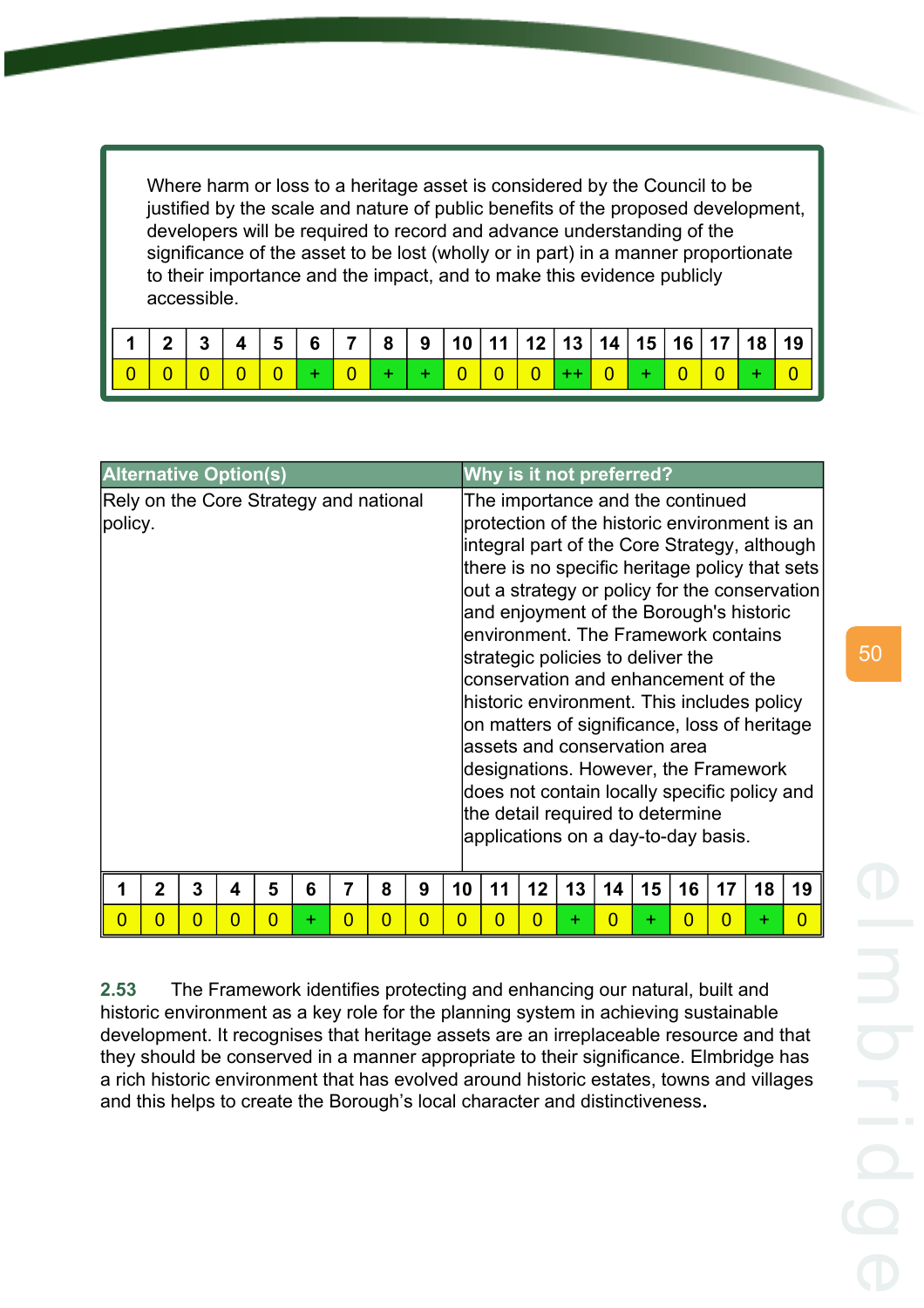Where harm or loss to a heritage asset is considered by the Council to be justified by the scale and nature of public benefits of the proposed development, developers will be required to record and advance understanding of the significance of the asset to be lost (wholly or in part) in a manner proportionate to their importance and the impact, and to make this evidence publicly accessible.

| 1 | 2 | 3 | 4 | 5 | 6 | 7 | 8 | 9 | 10 | 11 | 12 | 13 | 14 | 15 | 16 | 17 | 18 | 19 |
|---|---|---|---|---|---|---|---|---|---|---|---|---|---|---|---|---|---|---|
| 0 | 0 | 0 | 0 | 0 | + | 0 | + | + | 0 | 0 | 0 | ++ | 0 | + | 0 | 0 | + | 0 |

| Alternative Option(s) | Why is it not preferred? |
|---|---|
| Rely on the Core Strategy and national policy. | The importance and the continued protection of the historic environment is an integral part of the Core Strategy, although there is no specific heritage policy that sets out a strategy or policy for the conservation and enjoyment of the Borough's historic environment. The Framework contains strategic policies to deliver the conservation and enhancement of the historic environment. This includes policy on matters of significance, loss of heritage assets and conservation area designations. However, the Framework does not contain locally specific policy and the detail required to determine applications on a day-to-day basis. |

| 1 | 2 | 3 | 4 | 5 | 6 | 7 | 8 | 9 | 10 | 11 | 12 | 13 | 14 | 15 | 16 | 17 | 18 | 19 |
|---|---|---|---|---|---|---|---|---|---|---|---|---|---|---|---|---|---|---|
| 0 | 0 | 0 | 0 | 0 | + | 0 | 0 | 0 | 0 | 0 | 0 | + | 0 | + | 0 | 0 | + | 0 |

**2.53** The Framework identifies protecting and enhancing our natural, built and historic environment as a key role for the planning system in achieving sustainable development. It recognises that heritage assets are an irreplaceable resource and that they should be conserved in a manner appropriate to their significance. Elmbridge has a rich historic environment that has evolved around historic estates, towns and villages and this helps to create the Borough's local character and distinctiveness.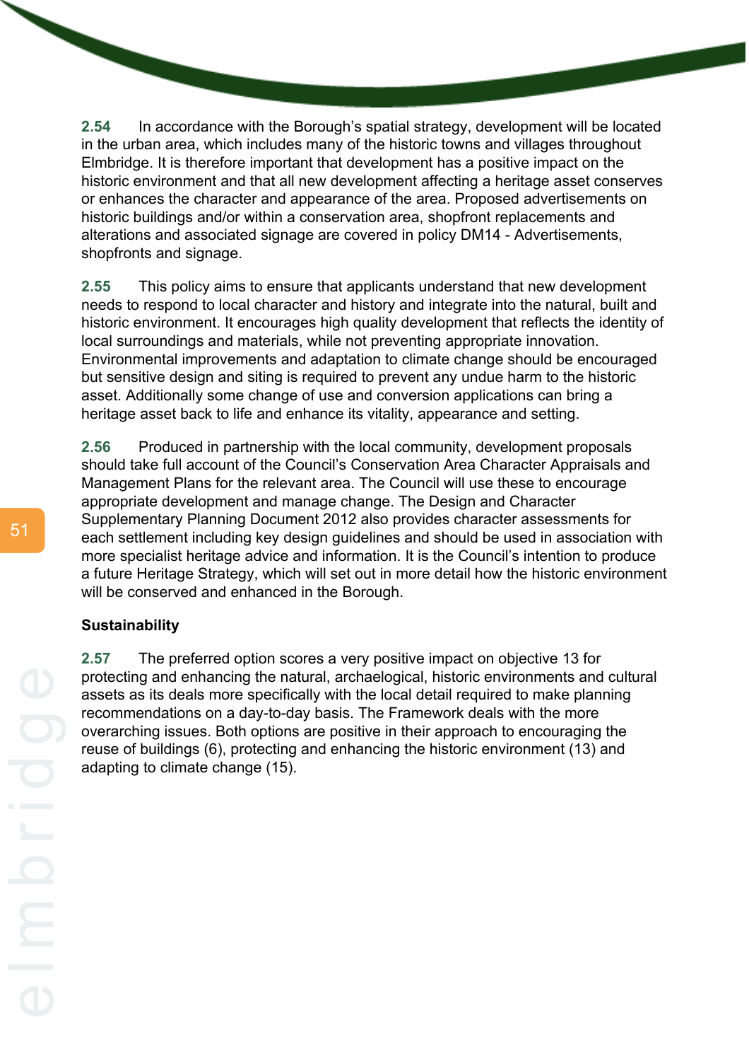**2.54** In accordance with the Borough's spatial strategy, development will be located in the urban area, which includes many of the historic towns and villages throughout Elmbridge. It is therefore important that development has a positive impact on the historic environment and that all new development affecting a heritage asset conserves or enhances the character and appearance of the area. Proposed advertisements on historic buildings and/or within a conservation area, shopfront replacements and alterations and associated signage are covered in policy DM14 - Advertisements, shopfronts and signage.

**2.55** This policy aims to ensure that applicants understand that new development needs to respond to local character and history and integrate into the natural, built and historic environment. It encourages high quality development that reflects the identity of local surroundings and materials, while not preventing appropriate innovation. Environmental improvements and adaptation to climate change should be encouraged but sensitive design and siting is required to prevent any undue harm to the historic asset. Additionally some change of use and conversion applications can bring a heritage asset back to life and enhance its vitality, appearance and setting.

**2.56** Produced in partnership with the local community, development proposals should take full account of the Council's Conservation Area Character Appraisals and Management Plans for the relevant area. The Council will use these to encourage appropriate development and manage change. The Design and Character Supplementary Planning Document 2012 also provides character assessments for each settlement including key design guidelines and should be used in association with more specialist heritage advice and information. It is the Council's intention to produce a future Heritage Strategy, which will set out in more detail how the historic environment will be conserved and enhanced in the Borough.

**Sustainability**

**2.57** The preferred option scores a very positive impact on objective 13 for protecting and enhancing the natural, archaelogical, historic environments and cultural assets as its deals more specifically with the local detail required to make planning recommendations on a day-to-day basis. The Framework deals with the more overarching issues. Both options are positive in their approach to encouraging the reuse of buildings (6), protecting and enhancing the historic environment (13) and adapting to climate change (15).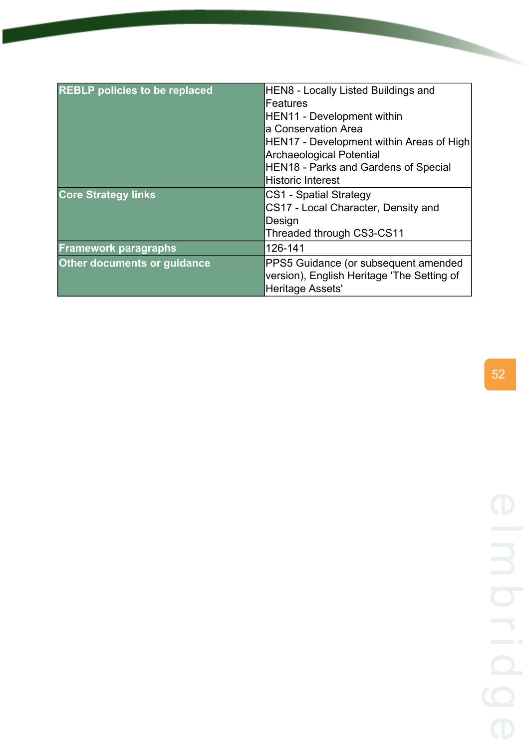| REBLP policies to be replaced | HEN8 - Locally Listed Buildings and Features<br>HEN11 - Development within a Conservation Area<br>HEN17 - Development within Areas of High Archaeological Potential<br>HEN18 - Parks and Gardens of Special Historic Interest |
|---|---|
| Core Strategy links | CS1 - Spatial Strategy<br>CS17 - Local Character, Density and Design<br>Threaded through CS3-CS11 |
| Framework paragraphs | 126-141 |
| Other documents or guidance | PPS5 Guidance (or subsequent amended version), English Heritage 'The Setting of Heritage Assets' |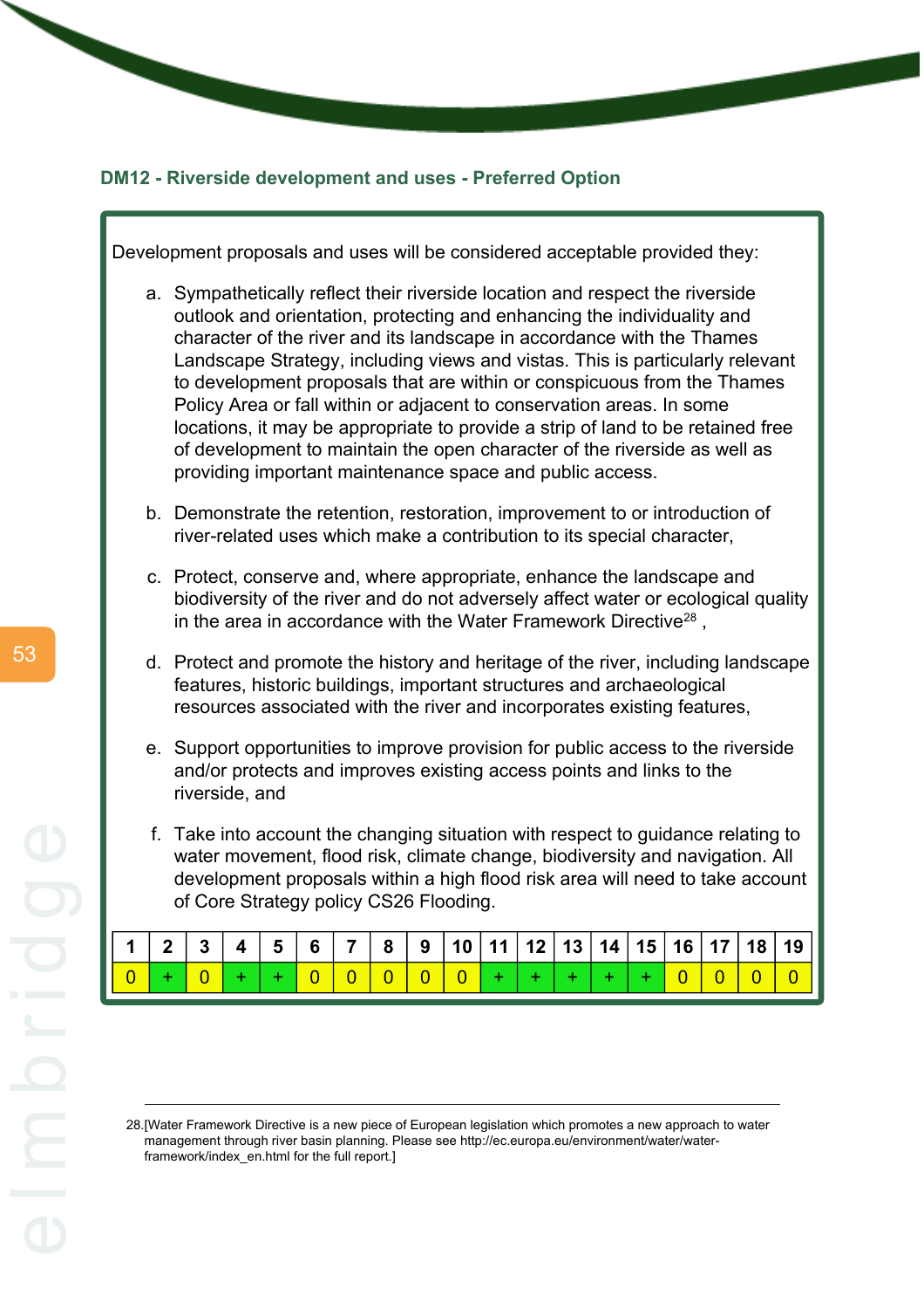## DM12 - Riverside development and uses - Preferred Option

Development proposals and uses will be considered acceptable provided they:

a. Sympathetically reflect their riverside location and respect the riverside outlook and orientation, protecting and enhancing the individuality and character of the river and its landscape in accordance with the Thames Landscape Strategy, including views and vistas. This is particularly relevant to development proposals that are within or conspicuous from the Thames Policy Area or fall within or adjacent to conservation areas. In some locations, it may be appropriate to provide a strip of land to be retained free of development to maintain the open character of the riverside as well as providing important maintenance space and public access.

b. Demonstrate the retention, restoration, improvement to or introduction of river-related uses which make a contribution to its special character,

c. Protect, conserve and, where appropriate, enhance the landscape and biodiversity of the river and do not adversely affect water or ecological quality in the area in accordance with the Water Framework Directive[28] ,

d. Protect and promote the history and heritage of the river, including landscape features, historic buildings, important structures and archaeological resources associated with the river and incorporates existing features,

e. Support opportunities to improve provision for public access to the riverside and/or protects and improves existing access points and links to the riverside, and

f. Take into account the changing situation with respect to guidance relating to water movement, flood risk, climate change, biodiversity and navigation. All development proposals within a high flood risk area will need to take account of Core Strategy policy CS26 Flooding.

| 1 | 2 | 3 | 4 | 5 | 6 | 7 | 8 | 9 | 10 | 11 | 12 | 13 | 14 | 15 | 16 | 17 | 18 | 19 |
|---|---|---|---|---|---|---|---|---|---|---|---|---|---|---|---|---|---|---|
| 0 | + | 0 | + | + | 0 | 0 | 0 | 0 | 0 | + | + | + | + | + | 0 | 0 | 0 | 0 |

28.[Water Framework Directive is a new piece of European legislation which promotes a new approach to water management through river basin planning. Please see http://ec.europa.eu/environment/water/water-framework/index_en.html for the full report.]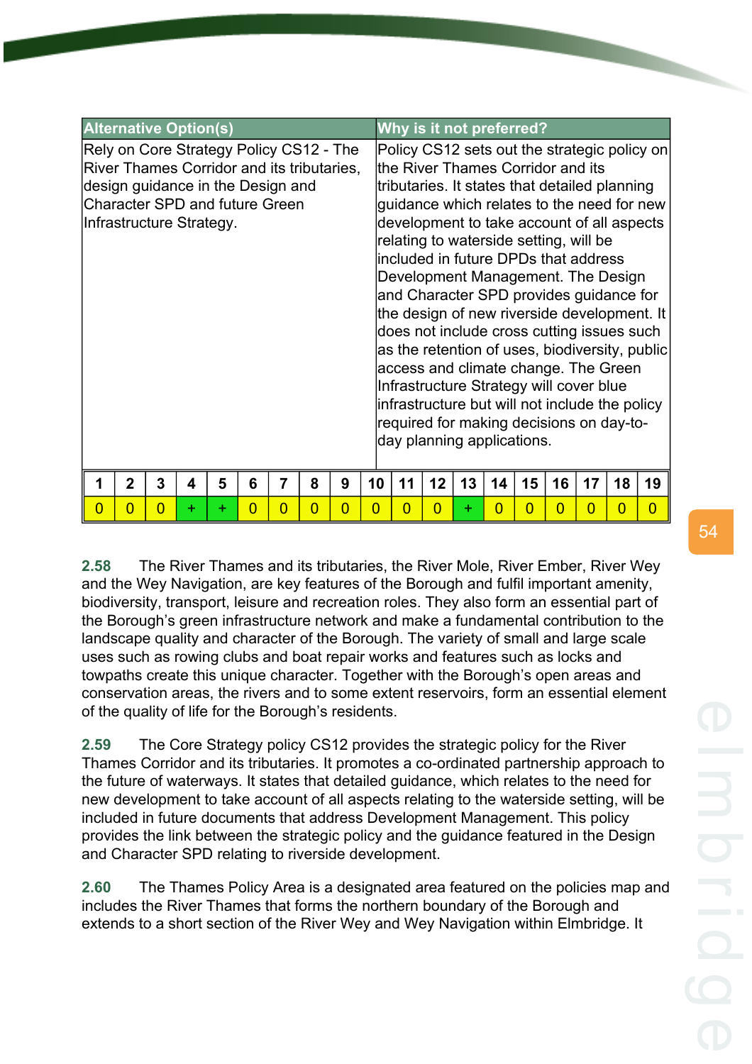| Alternative Option(s) | Why is it not preferred? |
|---|---|
| Rely on Core Strategy Policy CS12 - The River Thames Corridor and its tributaries, design guidance in the Design and Character SPD and future Green Infrastructure Strategy. | Policy CS12 sets out the strategic policy on the River Thames Corridor and its tributaries. It states that detailed planning guidance which relates to the need for new development to take account of all aspects relating to waterside setting, will be included in future DPDs that address Development Management. The Design and Character SPD provides guidance for the design of new riverside development. It does not include cross cutting issues such as the retention of uses, biodiversity, public access and climate change. The Green Infrastructure Strategy will cover blue infrastructure but will not include the policy required for making decisions on day-to-day planning applications. |

| 1 | 2 | 3 | 4 | 5 | 6 | 7 | 8 | 9 | 10 | 11 | 12 | 13 | 14 | 15 | 16 | 17 | 18 | 19 |
|---|---|---|---|---|---|---|---|---|---|---|---|---|---|---|---|---|---|---|
| 0 | 0 | 0 | + | + | 0 | 0 | 0 | 0 | 0 | 0 | 0 | + | 0 | 0 | 0 | 0 | 0 | 0 |

**2.58** The River Thames and its tributaries, the River Mole, River Ember, River Wey and the Wey Navigation, are key features of the Borough and fulfil important amenity, biodiversity, transport, leisure and recreation roles. They also form an essential part of the Borough's green infrastructure network and make a fundamental contribution to the landscape quality and character of the Borough. The variety of small and large scale uses such as rowing clubs and boat repair works and features such as locks and towpaths create this unique character. Together with the Borough's open areas and conservation areas, the rivers and to some extent reservoirs, form an essential element of the quality of life for the Borough's residents.

**2.59** The Core Strategy policy CS12 provides the strategic policy for the River Thames Corridor and its tributaries. It promotes a co-ordinated partnership approach to the future of waterways. It states that detailed guidance, which relates to the need for new development to take account of all aspects relating to the waterside setting, will be included in future documents that address Development Management. This policy provides the link between the strategic policy and the guidance featured in the Design and Character SPD relating to riverside development.

**2.60** The Thames Policy Area is a designated area featured on the policies map and includes the River Thames that forms the northern boundary of the Borough and extends to a short section of the River Wey and Wey Navigation within Elmbridge. It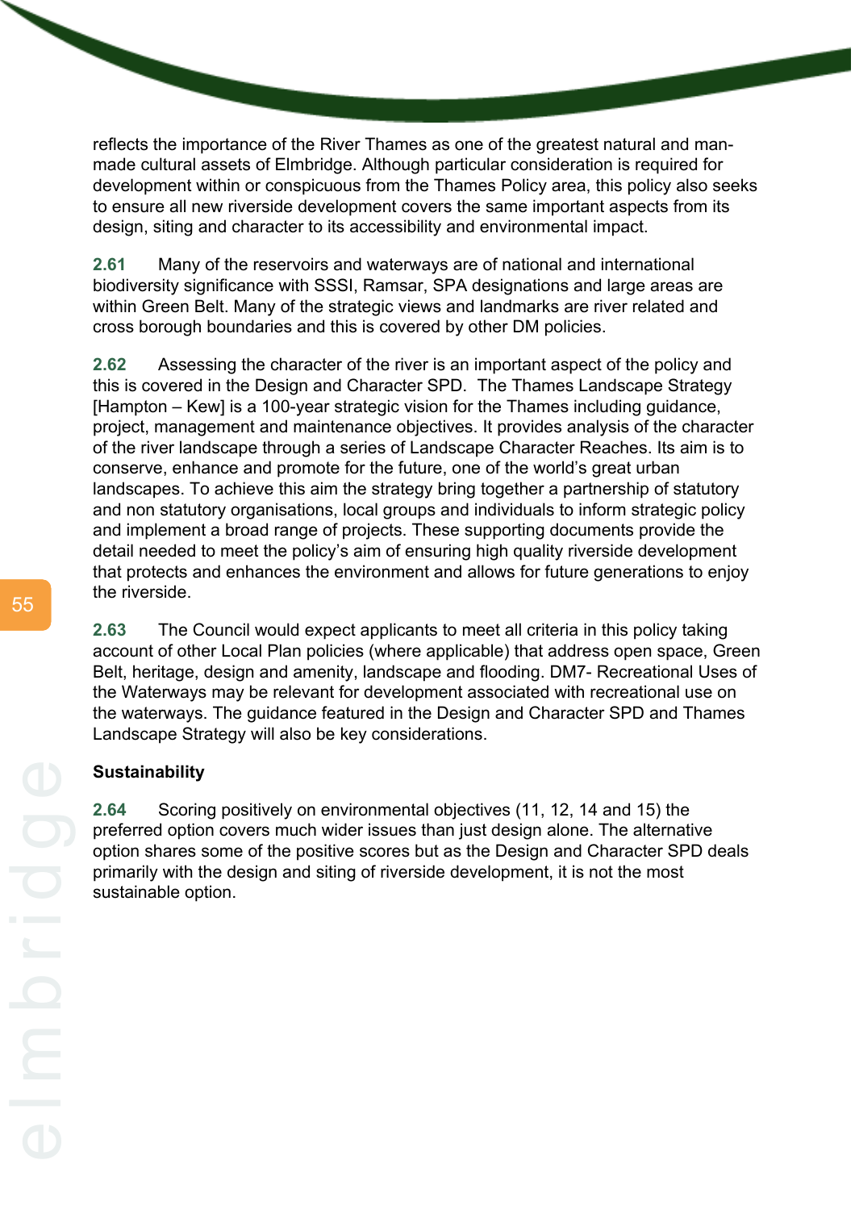reflects the importance of the River Thames as one of the greatest natural and man-made cultural assets of Elmbridge. Although particular consideration is required for development within or conspicuous from the Thames Policy area, this policy also seeks to ensure all new riverside development covers the same important aspects from its design, siting and character to its accessibility and environmental impact.

**2.61** Many of the reservoirs and waterways are of national and international biodiversity significance with SSSI, Ramsar, SPA designations and large areas are within Green Belt. Many of the strategic views and landmarks are river related and cross borough boundaries and this is covered by other DM policies.

**2.62** Assessing the character of the river is an important aspect of the policy and this is covered in the Design and Character SPD. The Thames Landscape Strategy [Hampton – Kew] is a 100-year strategic vision for the Thames including guidance, project, management and maintenance objectives. It provides analysis of the character of the river landscape through a series of Landscape Character Reaches. Its aim is to conserve, enhance and promote for the future, one of the world's great urban landscapes. To achieve this aim the strategy bring together a partnership of statutory and non statutory organisations, local groups and individuals to inform strategic policy and implement a broad range of projects. These supporting documents provide the detail needed to meet the policy's aim of ensuring high quality riverside development that protects and enhances the environment and allows for future generations to enjoy the riverside.

**2.63** The Council would expect applicants to meet all criteria in this policy taking account of other Local Plan policies (where applicable) that address open space, Green Belt, heritage, design and amenity, landscape and flooding. DM7- Recreational Uses of the Waterways may be relevant for development associated with recreational use on the waterways. The guidance featured in the Design and Character SPD and Thames Landscape Strategy will also be key considerations.

**Sustainability**

**2.64** Scoring positively on environmental objectives (11, 12, 14 and 15) the preferred option covers much wider issues than just design alone. The alternative option shares some of the positive scores but as the Design and Character SPD deals primarily with the design and siting of riverside development, it is not the most sustainable option.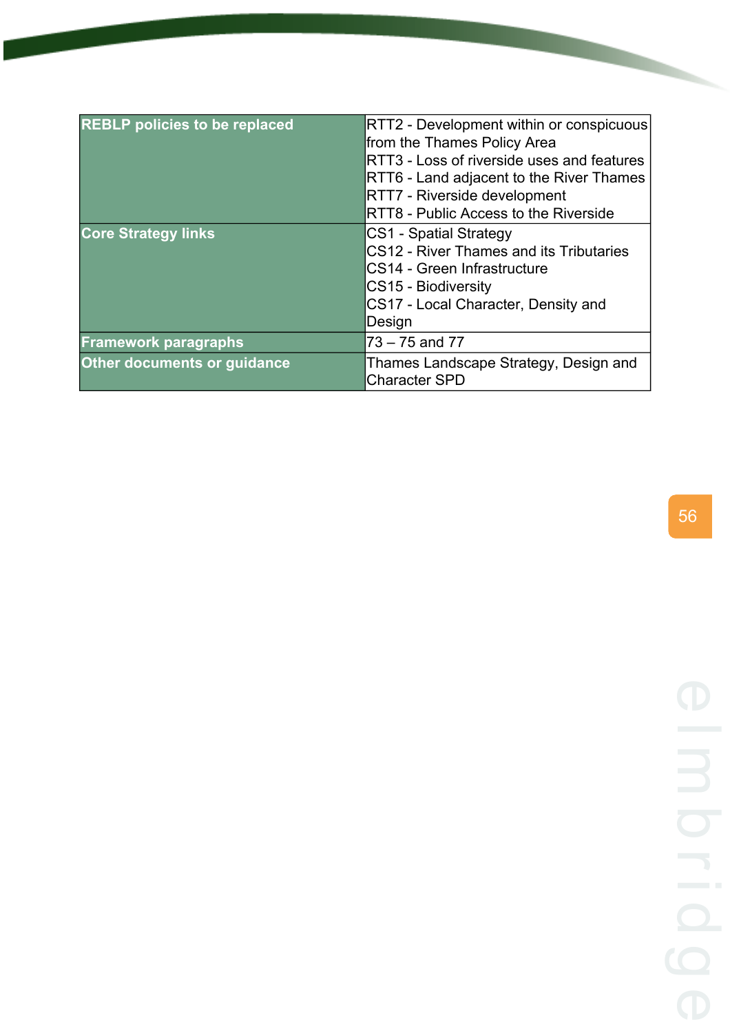| | |
|---|---|
| **REBLP policies to be replaced** | RTT2 - Development within or conspicuous from the Thames Policy Area<br>RTT3 - Loss of riverside uses and features<br>RTT6 - Land adjacent to the River Thames<br>RTT7 - Riverside development<br>RTT8 - Public Access to the Riverside |
| **Core Strategy links** | CS1 - Spatial Strategy<br>CS12 - River Thames and its Tributaries<br>CS14 - Green Infrastructure<br>CS15 - Biodiversity<br>CS17 - Local Character, Density and Design |
| **Framework paragraphs** | 73 – 75 and 77 |
| **Other documents or guidance** | Thames Landscape Strategy, Design and Character SPD |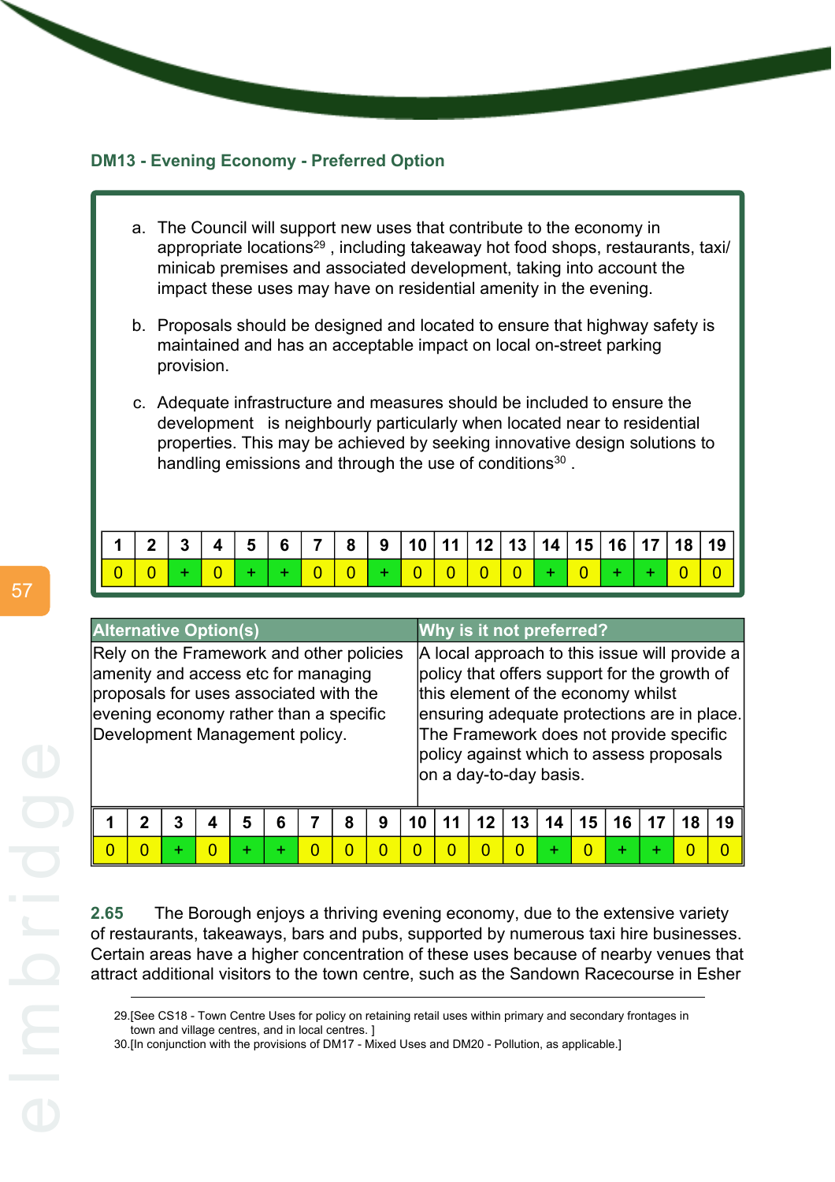### DM13 - Evening Economy - Preferred Option

a. The Council will support new uses that contribute to the economy in appropriate locations[29] , including takeaway hot food shops, restaurants, taxi/ minicab premises and associated development, taking into account the impact these uses may have on residential amenity in the evening.

b. Proposals should be designed and located to ensure that highway safety is maintained and has an acceptable impact on local on-street parking provision.

c. Adequate infrastructure and measures should be included to ensure the development is neighbourly particularly when located near to residential properties. This may be achieved by seeking innovative design solutions to handling emissions and through the use of conditions[30] .

| 1 | 2 | 3 | 4 | 5 | 6 | 7 | 8 | 9 | 10 | 11 | 12 | 13 | 14 | 15 | 16 | 17 | 18 | 19 |
|---|---|---|---|---|---|---|---|---|---|---|---|---|---|---|---|---|---|---|
| 0 | 0 | + | 0 | + | + | 0 | 0 | + | 0 | 0 | 0 | 0 | + | 0 | + | + | 0 | 0 |

| Alternative Option(s) | Why is it not preferred? |
|---|---|
| Rely on the Framework and other policies amenity and access etc for managing proposals for uses associated with the evening economy rather than a specific Development Management policy. | A local approach to this issue will provide a policy that offers support for the growth of this element of the economy whilst ensuring adequate protections are in place. The Framework does not provide specific policy against which to assess proposals on a day-to-day basis. |

| 1 | 2 | 3 | 4 | 5 | 6 | 7 | 8 | 9 | 10 | 11 | 12 | 13 | 14 | 15 | 16 | 17 | 18 | 19 |
|---|---|---|---|---|---|---|---|---|---|---|---|---|---|---|---|---|---|---|
| 0 | 0 | + | 0 | + | + | 0 | 0 | 0 | 0 | 0 | 0 | 0 | + | 0 | + | + | 0 | 0 |

**2.65** The Borough enjoys a thriving evening economy, due to the extensive variety of restaurants, takeaways, bars and pubs, supported by numerous taxi hire businesses. Certain areas have a higher concentration of these uses because of nearby venues that attract additional visitors to the town centre, such as the Sandown Racecourse in Esher

29.[See CS18 - Town Centre Uses for policy on retaining retail uses within primary and secondary frontages in town and village centres, and in local centres. ]

30.[In conjunction with the provisions of DM17 - Mixed Uses and DM20 - Pollution, as applicable.]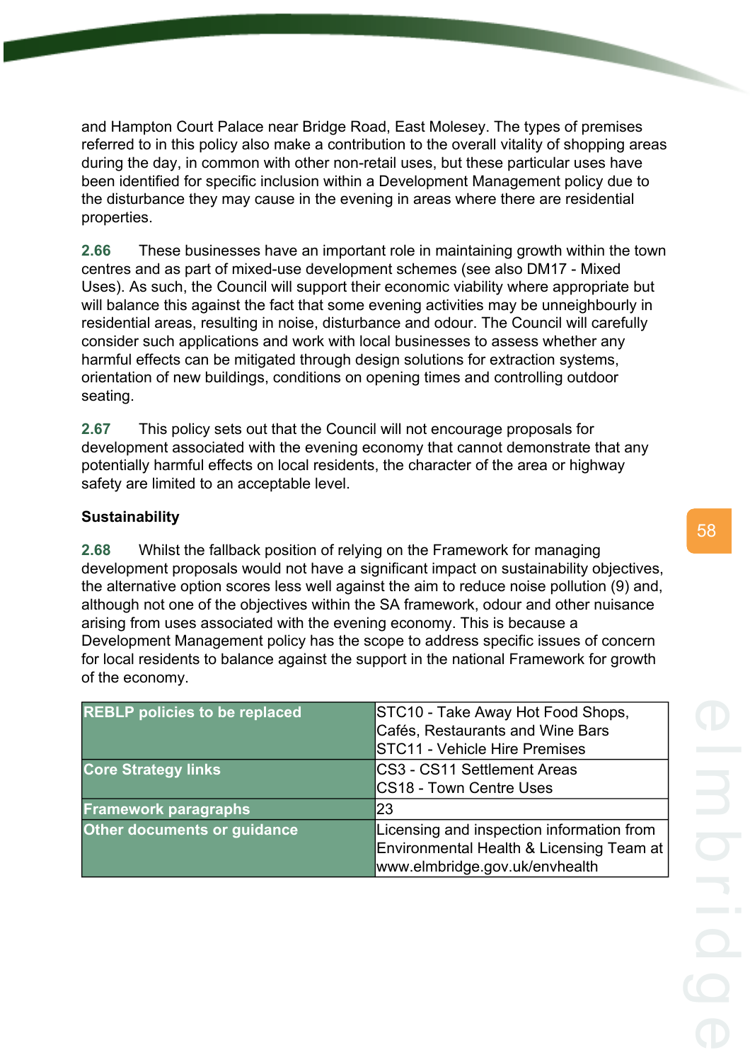and Hampton Court Palace near Bridge Road, East Molesey. The types of premises referred to in this policy also make a contribution to the overall vitality of shopping areas during the day, in common with other non-retail uses, but these particular uses have been identified for specific inclusion within a Development Management policy due to the disturbance they may cause in the evening in areas where there are residential properties.

**2.66** These businesses have an important role in maintaining growth within the town centres and as part of mixed-use development schemes (see also DM17 - Mixed Uses). As such, the Council will support their economic viability where appropriate but will balance this against the fact that some evening activities may be unneighbourly in residential areas, resulting in noise, disturbance and odour. The Council will carefully consider such applications and work with local businesses to assess whether any harmful effects can be mitigated through design solutions for extraction systems, orientation of new buildings, conditions on opening times and controlling outdoor seating.

**2.67** This policy sets out that the Council will not encourage proposals for development associated with the evening economy that cannot demonstrate that any potentially harmful effects on local residents, the character of the area or highway safety are limited to an acceptable level.

**Sustainability**

**2.68** Whilst the fallback position of relying on the Framework for managing development proposals would not have a significant impact on sustainability objectives, the alternative option scores less well against the aim to reduce noise pollution (9) and, although not one of the objectives within the SA framework, odour and other nuisance arising from uses associated with the evening economy. This is because a Development Management policy has the scope to address specific issues of concern for local residents to balance against the support in the national Framework for growth of the economy.

| | |
|---|---|
| **REBLP policies to be replaced** | STC10 - Take Away Hot Food Shops, Cafés, Restaurants and Wine Bars<br>STC11 - Vehicle Hire Premises |
| **Core Strategy links** | CS3 - CS11 Settlement Areas<br>CS18 - Town Centre Uses |
| **Framework paragraphs** | 23 |
| **Other documents or guidance** | Licensing and inspection information from Environmental Health & Licensing Team at www.elmbridge.gov.uk/envhealth |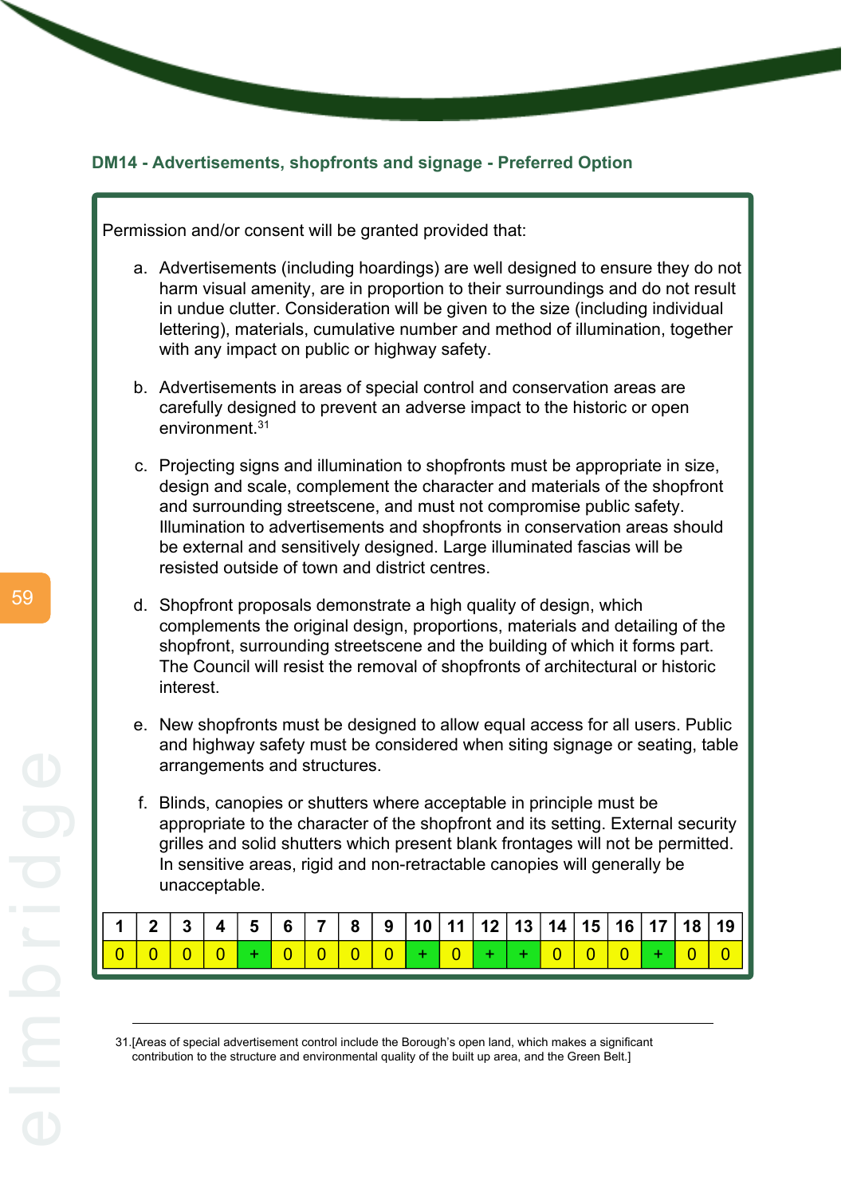### DM14 - Advertisements, shopfronts and signage - Preferred Option

Permission and/or consent will be granted provided that:

a. Advertisements (including hoardings) are well designed to ensure they do not harm visual amenity, are in proportion to their surroundings and do not result in undue clutter. Consideration will be given to the size (including individual lettering), materials, cumulative number and method of illumination, together with any impact on public or highway safety.

b. Advertisements in areas of special control and conservation areas are carefully designed to prevent an adverse impact to the historic or open environment.[31]

c. Projecting signs and illumination to shopfronts must be appropriate in size, design and scale, complement the character and materials of the shopfront and surrounding streetscene, and must not compromise public safety. Illumination to advertisements and shopfronts in conservation areas should be external and sensitively designed. Large illuminated fascias will be resisted outside of town and district centres.

d. Shopfront proposals demonstrate a high quality of design, which complements the original design, proportions, materials and detailing of the shopfront, surrounding streetscene and the building of which it forms part. The Council will resist the removal of shopfronts of architectural or historic interest.

e. New shopfronts must be designed to allow equal access for all users. Public and highway safety must be considered when siting signage or seating, table arrangements and structures.

f. Blinds, canopies or shutters where acceptable in principle must be appropriate to the character of the shopfront and its setting. External security grilles and solid shutters which present blank frontages will not be permitted. In sensitive areas, rigid and non-retractable canopies will generally be unacceptable.

| 1 | 2 | 3 | 4 | 5 | 6 | 7 | 8 | 9 | 10 | 11 | 12 | 13 | 14 | 15 | 16 | 17 | 18 | 19 |
|---|---|---|---|---|---|---|---|---|---|---|---|---|---|---|---|---|---|---|
| 0 | 0 | 0 | 0 | + | 0 | 0 | 0 | 0 | + | 0 | + | + | 0 | 0 | 0 | + | 0 | 0 |

31.[Areas of special advertisement control include the Borough's open land, which makes a significant contribution to the structure and environmental quality of the built up area, and the Green Belt.]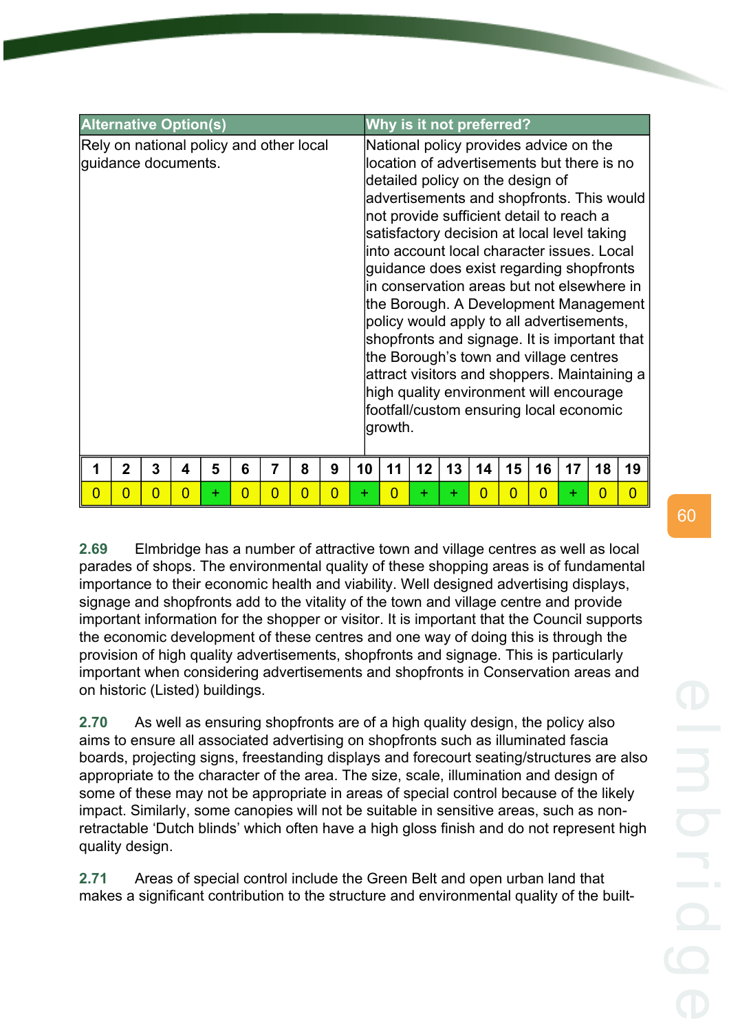| Alternative Option(s) | Why is it not preferred? |
|---|---|
| Rely on national policy and other local guidance documents. | National policy provides advice on the location of advertisements but there is no detailed policy on the design of advertisements and shopfronts. This would not provide sufficient detail to reach a satisfactory decision at local level taking into account local character issues. Local guidance does exist regarding shopfronts in conservation areas but not elsewhere in the Borough. A Development Management policy would apply to all advertisements, shopfronts and signage. It is important that the Borough's town and village centres attract visitors and shoppers. Maintaining a high quality environment will encourage footfall/custom ensuring local economic growth. |

| 1 | 2 | 3 | 4 | 5 | 6 | 7 | 8 | 9 | 10 | 11 | 12 | 13 | 14 | 15 | 16 | 17 | 18 | 19 |
|---|---|---|---|---|---|---|---|---|---|---|---|---|---|---|---|---|---|---|
| 0 | 0 | 0 | 0 | + | 0 | 0 | 0 | 0 | + | 0 | + | + | 0 | 0 | 0 | + | 0 | 0 |

**2.69** Elmbridge has a number of attractive town and village centres as well as local parades of shops. The environmental quality of these shopping areas is of fundamental importance to their economic health and viability. Well designed advertising displays, signage and shopfronts add to the vitality of the town and village centre and provide important information for the shopper or visitor. It is important that the Council supports the economic development of these centres and one way of doing this is through the provision of high quality advertisements, shopfronts and signage. This is particularly important when considering advertisements and shopfronts in Conservation areas and on historic (Listed) buildings.

**2.70** As well as ensuring shopfronts are of a high quality design, the policy also aims to ensure all associated advertising on shopfronts such as illuminated fascia boards, projecting signs, freestanding displays and forecourt seating/structures are also appropriate to the character of the area. The size, scale, illumination and design of some of these may not be appropriate in areas of special control because of the likely impact. Similarly, some canopies will not be suitable in sensitive areas, such as non-retractable 'Dutch blinds' which often have a high gloss finish and do not represent high quality design.

**2.71** Areas of special control include the Green Belt and open urban land that makes a significant contribution to the structure and environmental quality of the built-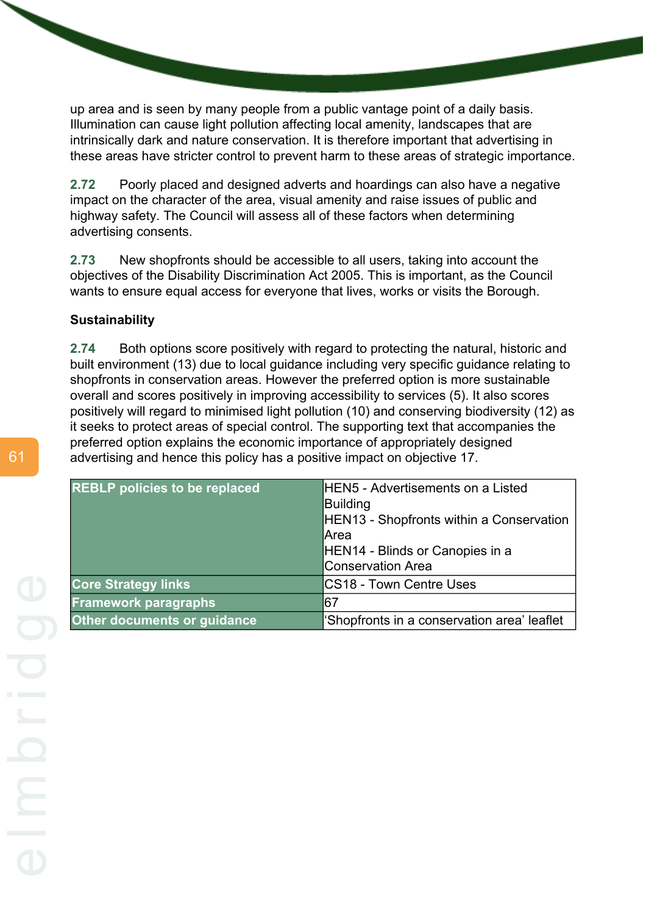up area and is seen by many people from a public vantage point of a daily basis. Illumination can cause light pollution affecting local amenity, landscapes that are intrinsically dark and nature conservation. It is therefore important that advertising in these areas have stricter control to prevent harm to these areas of strategic importance.

**2.72** Poorly placed and designed adverts and hoardings can also have a negative impact on the character of the area, visual amenity and raise issues of public and highway safety. The Council will assess all of these factors when determining advertising consents.

**2.73** New shopfronts should be accessible to all users, taking into account the objectives of the Disability Discrimination Act 2005. This is important, as the Council wants to ensure equal access for everyone that lives, works or visits the Borough.

**Sustainability**

**2.74** Both options score positively with regard to protecting the natural, historic and built environment (13) due to local guidance including very specific guidance relating to shopfronts in conservation areas. However the preferred option is more sustainable overall and scores positively in improving accessibility to services (5). It also scores positively will regard to minimised light pollution (10) and conserving biodiversity (12) as it seeks to protect areas of special control. The supporting text that accompanies the preferred option explains the economic importance of appropriately designed advertising and hence this policy has a positive impact on objective 17.

| | |
|---|---|
| **REBLP policies to be replaced** | HEN5 - Advertisements on a Listed Building<br>HEN13 - Shopfronts within a Conservation Area<br>HEN14 - Blinds or Canopies in a Conservation Area |
| **Core Strategy links** | CS18 - Town Centre Uses |
| **Framework paragraphs** | 67 |
| **Other documents or guidance** | 'Shopfronts in a conservation area' leaflet |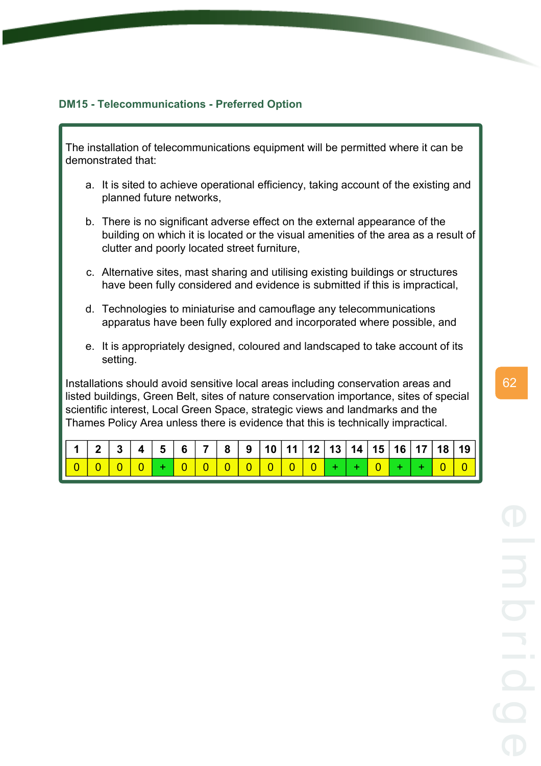### DM15 - Telecommunications - Preferred Option

The installation of telecommunications equipment will be permitted where it can be demonstrated that:

a. It is sited to achieve operational efficiency, taking account of the existing and planned future networks,

b. There is no significant adverse effect on the external appearance of the building on which it is located or the visual amenities of the area as a result of clutter and poorly located street furniture,

c. Alternative sites, mast sharing and utilising existing buildings or structures have been fully considered and evidence is submitted if this is impractical,

d. Technologies to miniaturise and camouflage any telecommunications apparatus have been fully explored and incorporated where possible, and

e. It is appropriately designed, coloured and landscaped to take account of its setting.

Installations should avoid sensitive local areas including conservation areas and listed buildings, Green Belt, sites of nature conservation importance, sites of special scientific interest, Local Green Space, strategic views and landmarks and the Thames Policy Area unless there is evidence that this is technically impractical.

| 1 | 2 | 3 | 4 | 5 | 6 | 7 | 8 | 9 | 10 | 11 | 12 | 13 | 14 | 15 | 16 | 17 | 18 | 19 |
|---|---|---|---|---|---|---|---|---|---|---|---|---|---|---|---|---|---|---|
| 0 | 0 | 0 | 0 | + | 0 | 0 | 0 | 0 | 0 | 0 | 0 | + | + | 0 | + | + | 0 | 0 |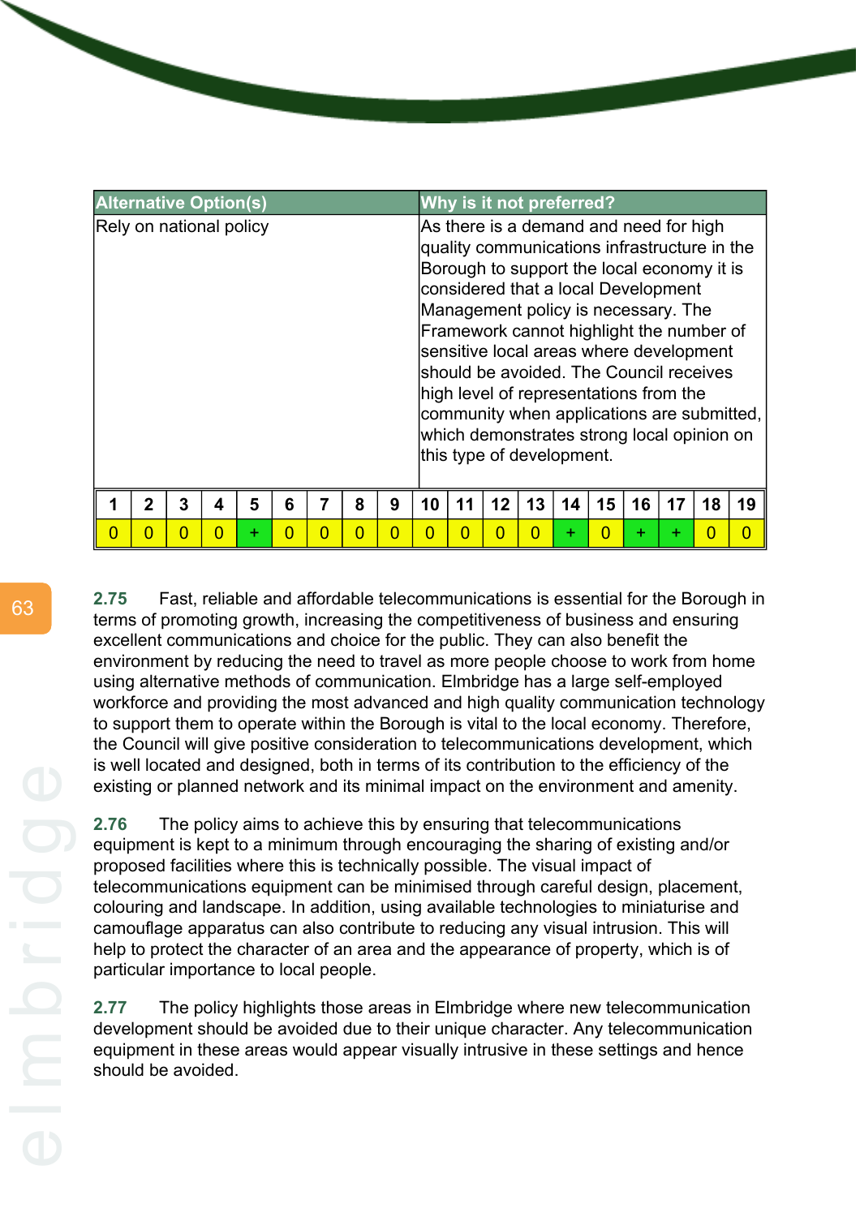| Alternative Option(s) | Why is it not preferred? |
|---|---|
| Rely on national policy | As there is a demand and need for high quality communications infrastructure in the Borough to support the local economy it is considered that a local Development Management policy is necessary. The Framework cannot highlight the number of sensitive local areas where development should be avoided. The Council receives high level of representations from the community when applications are submitted, which demonstrates strong local opinion on this type of development. |

| 1 | 2 | 3 | 4 | 5 | 6 | 7 | 8 | 9 | 10 | 11 | 12 | 13 | 14 | 15 | 16 | 17 | 18 | 19 |
|---|---|---|---|---|---|---|---|---|---|---|---|---|---|---|---|---|---|---|
| 0 | 0 | 0 | 0 | + | 0 | 0 | 0 | 0 | 0 | 0 | 0 | 0 | + | 0 | + | + | 0 | 0 |

**2.75** Fast, reliable and affordable telecommunications is essential for the Borough in terms of promoting growth, increasing the competitiveness of business and ensuring excellent communications and choice for the public. They can also benefit the environment by reducing the need to travel as more people choose to work from home using alternative methods of communication. Elmbridge has a large self-employed workforce and providing the most advanced and high quality communication technology to support them to operate within the Borough is vital to the local economy. Therefore, the Council will give positive consideration to telecommunications development, which is well located and designed, both in terms of its contribution to the efficiency of the existing or planned network and its minimal impact on the environment and amenity.

**2.76** The policy aims to achieve this by ensuring that telecommunications equipment is kept to a minimum through encouraging the sharing of existing and/or proposed facilities where this is technically possible. The visual impact of telecommunications equipment can be minimised through careful design, placement, colouring and landscape. In addition, using available technologies to miniaturise and camouflage apparatus can also contribute to reducing any visual intrusion. This will help to protect the character of an area and the appearance of property, which is of particular importance to local people.

**2.77** The policy highlights those areas in Elmbridge where new telecommunication development should be avoided due to their unique character. Any telecommunication equipment in these areas would appear visually intrusive in these settings and hence should be avoided.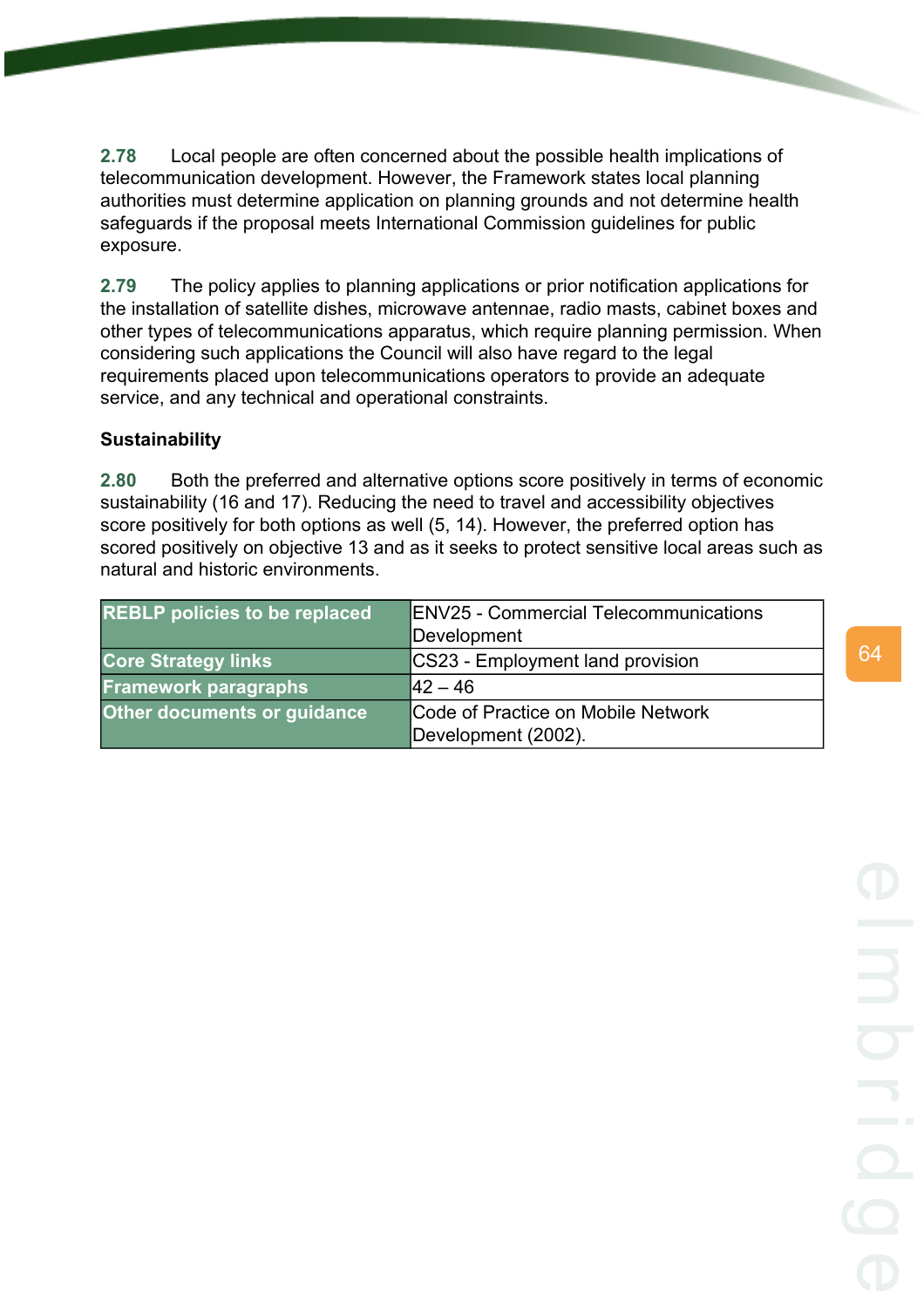**2.78** Local people are often concerned about the possible health implications of telecommunication development. However, the Framework states local planning authorities must determine application on planning grounds and not determine health safeguards if the proposal meets International Commission guidelines for public exposure.

**2.79** The policy applies to planning applications or prior notification applications for the installation of satellite dishes, microwave antennae, radio masts, cabinet boxes and other types of telecommunications apparatus, which require planning permission. When considering such applications the Council will also have regard to the legal requirements placed upon telecommunications operators to provide an adequate service, and any technical and operational constraints.

### Sustainability

**2.80** Both the preferred and alternative options score positively in terms of economic sustainability (16 and 17). Reducing the need to travel and accessibility objectives score positively for both options as well (5, 14). However, the preferred option has scored positively on objective 13 and as it seeks to protect sensitive local areas such as natural and historic environments.

| | |
|---|---|
| **REBLP policies to be replaced** | ENV25 - Commercial Telecommunications Development |
| **Core Strategy links** | CS23 - Employment land provision |
| **Framework paragraphs** | 42 – 46 |
| **Other documents or guidance** | Code of Practice on Mobile Network Development (2002). |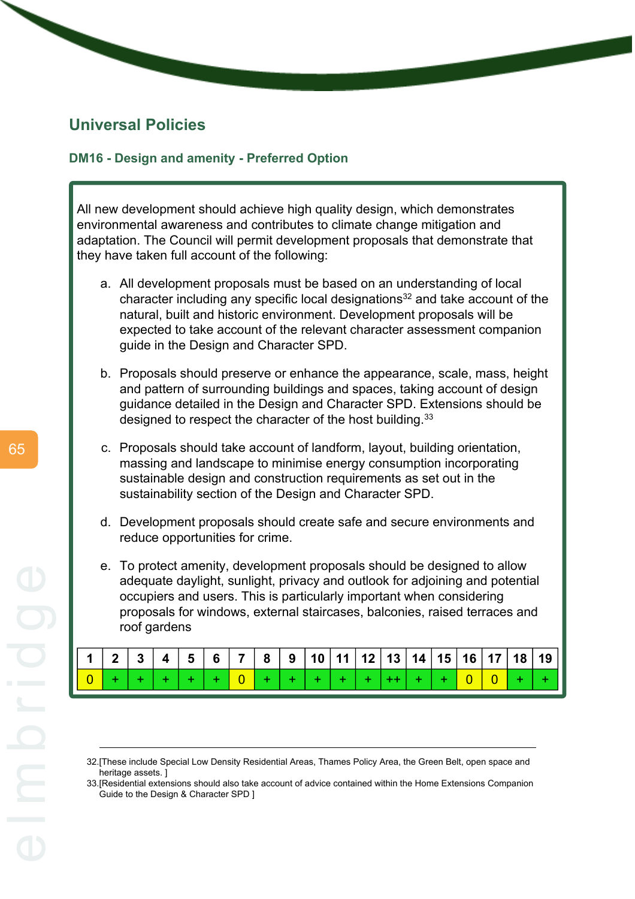## Universal Policies

### DM16 - Design and amenity - Preferred Option

All new development should achieve high quality design, which demonstrates environmental awareness and contributes to climate change mitigation and adaptation. The Council will permit development proposals that demonstrate that they have taken full account of the following:

a. All development proposals must be based on an understanding of local character including any specific local designations[32] and take account of the natural, built and historic environment. Development proposals will be expected to take account of the relevant character assessment companion guide in the Design and Character SPD.

b. Proposals should preserve or enhance the appearance, scale, mass, height and pattern of surrounding buildings and spaces, taking account of design guidance detailed in the Design and Character SPD. Extensions should be designed to respect the character of the host building.[33]

c. Proposals should take account of landform, layout, building orientation, massing and landscape to minimise energy consumption incorporating sustainable design and construction requirements as set out in the sustainability section of the Design and Character SPD.

d. Development proposals should create safe and secure environments and reduce opportunities for crime.

e. To protect amenity, development proposals should be designed to allow adequate daylight, sunlight, privacy and outlook for adjoining and potential occupiers and users. This is particularly important when considering proposals for windows, external staircases, balconies, raised terraces and roof gardens

| 1 | 2 | 3 | 4 | 5 | 6 | 7 | 8 | 9 | 10 | 11 | 12 | 13 | 14 | 15 | 16 | 17 | 18 | 19 |
|---|---|---|---|---|---|---|---|---|---|---|---|---|---|---|---|---|---|---|
| 0 | + | + | + | + | + | 0 | + | + | + | + | + | ++ | + | + | 0 | 0 | + | + |

32.[These include Special Low Density Residential Areas, Thames Policy Area, the Green Belt, open space and heritage assets. ]

33.[Residential extensions should also take account of advice contained within the Home Extensions Companion Guide to the Design & Character SPD ]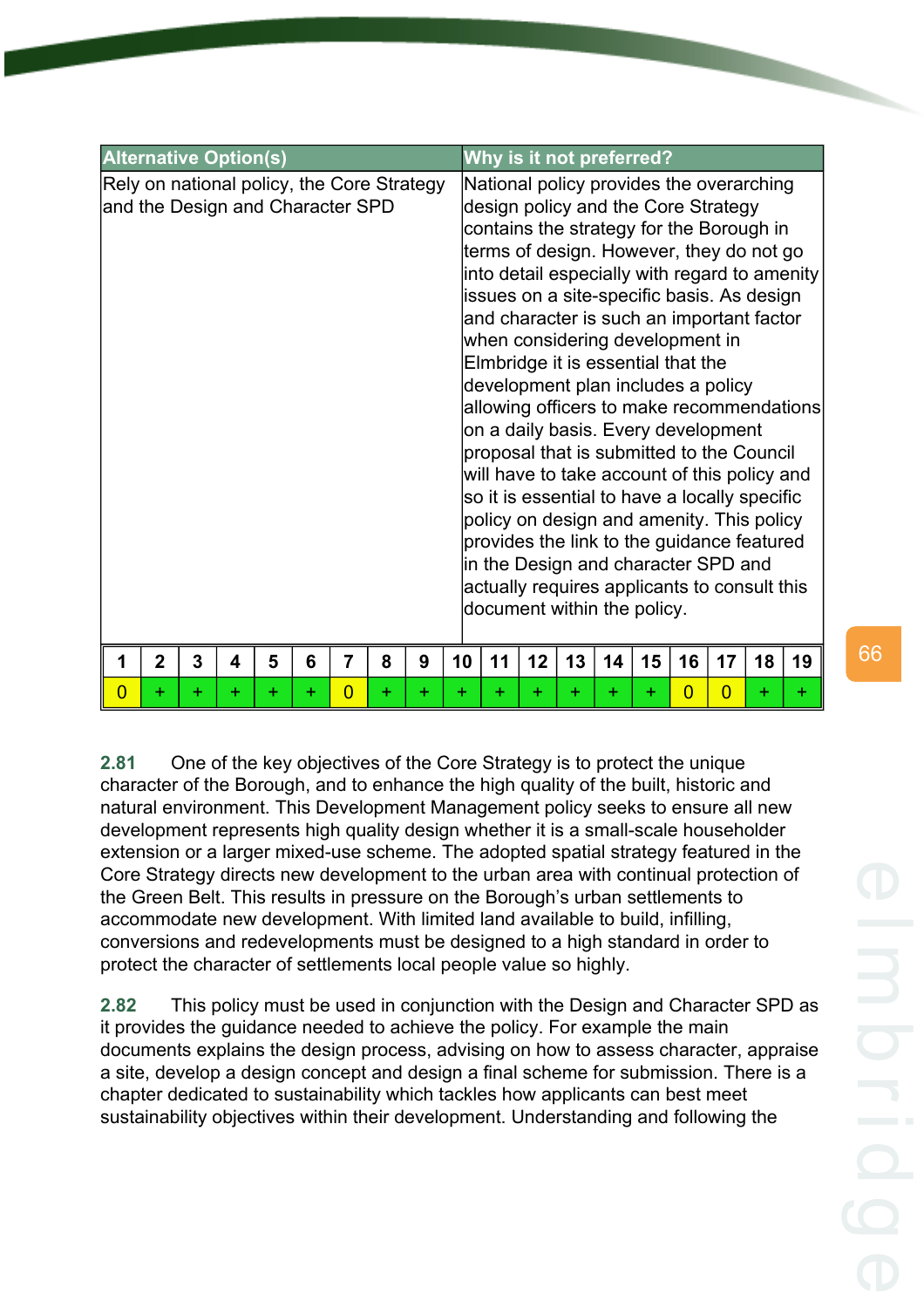| Alternative Option(s) | Why is it not preferred? |
|---|---|
| Rely on national policy, the Core Strategy and the Design and Character SPD | National policy provides the overarching design policy and the Core Strategy contains the strategy for the Borough in terms of design. However, they do not go into detail especially with regard to amenity issues on a site-specific basis. As design and character is such an important factor when considering development in Elmbridge it is essential that the development plan includes a policy allowing officers to make recommendations on a daily basis. Every development proposal that is submitted to the Council will have to take account of this policy and so it is essential to have a locally specific policy on design and amenity. This policy provides the link to the guidance featured in the Design and character SPD and actually requires applicants to consult this document within the policy. |

| 1 | 2 | 3 | 4 | 5 | 6 | 7 | 8 | 9 | 10 | 11 | 12 | 13 | 14 | 15 | 16 | 17 | 18 | 19 |
|---|---|---|---|---|---|---|---|---|---|---|---|---|---|---|---|---|---|---|
| 0 | + | + | + | + | + | 0 | + | + | + | + | + | + | + | + | 0 | 0 | + | + |

**2.81** One of the key objectives of the Core Strategy is to protect the unique character of the Borough, and to enhance the high quality of the built, historic and natural environment. This Development Management policy seeks to ensure all new development represents high quality design whether it is a small-scale householder extension or a larger mixed-use scheme. The adopted spatial strategy featured in the Core Strategy directs new development to the urban area with continual protection of the Green Belt. This results in pressure on the Borough's urban settlements to accommodate new development. With limited land available to build, infilling, conversions and redevelopments must be designed to a high standard in order to protect the character of settlements local people value so highly.

**2.82** This policy must be used in conjunction with the Design and Character SPD as it provides the guidance needed to achieve the policy. For example the main documents explains the design process, advising on how to assess character, appraise a site, develop a design concept and design a final scheme for submission. There is a chapter dedicated to sustainability which tackles how applicants can best meet sustainability objectives within their development. Understanding and following the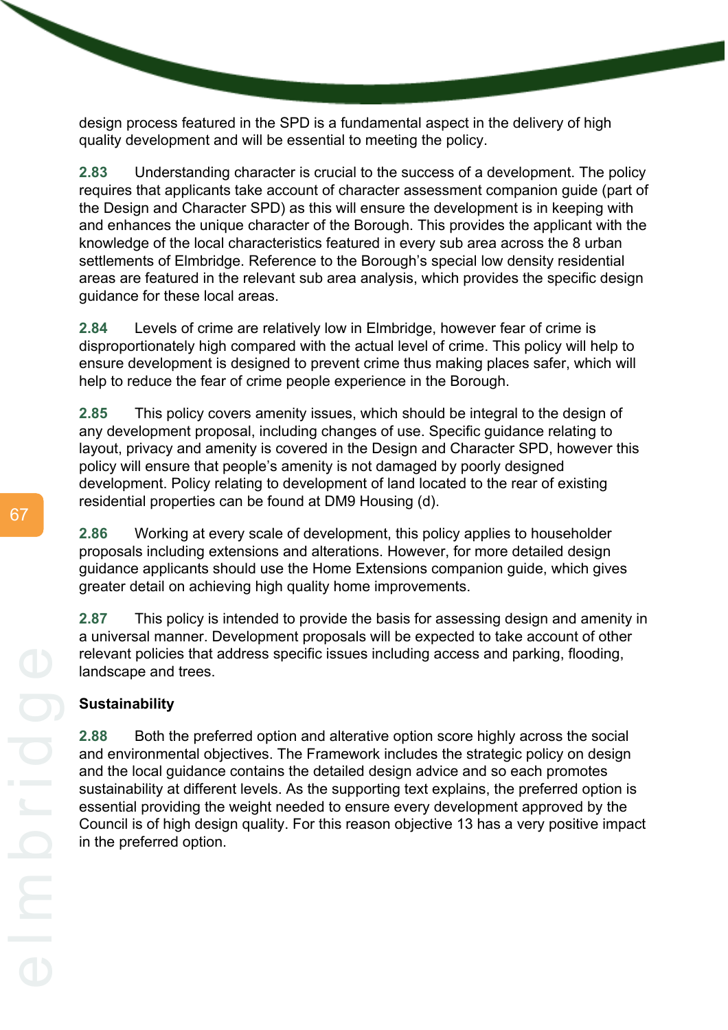design process featured in the SPD is a fundamental aspect in the delivery of high quality development and will be essential to meeting the policy.

**2.83** Understanding character is crucial to the success of a development. The policy requires that applicants take account of character assessment companion guide (part of the Design and Character SPD) as this will ensure the development is in keeping with and enhances the unique character of the Borough. This provides the applicant with the knowledge of the local characteristics featured in every sub area across the 8 urban settlements of Elmbridge. Reference to the Borough's special low density residential areas are featured in the relevant sub area analysis, which provides the specific design guidance for these local areas.

**2.84** Levels of crime are relatively low in Elmbridge, however fear of crime is disproportionately high compared with the actual level of crime. This policy will help to ensure development is designed to prevent crime thus making places safer, which will help to reduce the fear of crime people experience in the Borough.

**2.85** This policy covers amenity issues, which should be integral to the design of any development proposal, including changes of use. Specific guidance relating to layout, privacy and amenity is covered in the Design and Character SPD, however this policy will ensure that people's amenity is not damaged by poorly designed development. Policy relating to development of land located to the rear of existing residential properties can be found at DM9 Housing (d).

**2.86** Working at every scale of development, this policy applies to householder proposals including extensions and alterations. However, for more detailed design guidance applicants should use the Home Extensions companion guide, which gives greater detail on achieving high quality home improvements.

**2.87** This policy is intended to provide the basis for assessing design and amenity in a universal manner. Development proposals will be expected to take account of other relevant policies that address specific issues including access and parking, flooding, landscape and trees.

**Sustainability**

**2.88** Both the preferred option and alterative option score highly across the social and environmental objectives. The Framework includes the strategic policy on design and the local guidance contains the detailed design advice and so each promotes sustainability at different levels. As the supporting text explains, the preferred option is essential providing the weight needed to ensure every development approved by the Council is of high design quality. For this reason objective 13 has a very positive impact in the preferred option.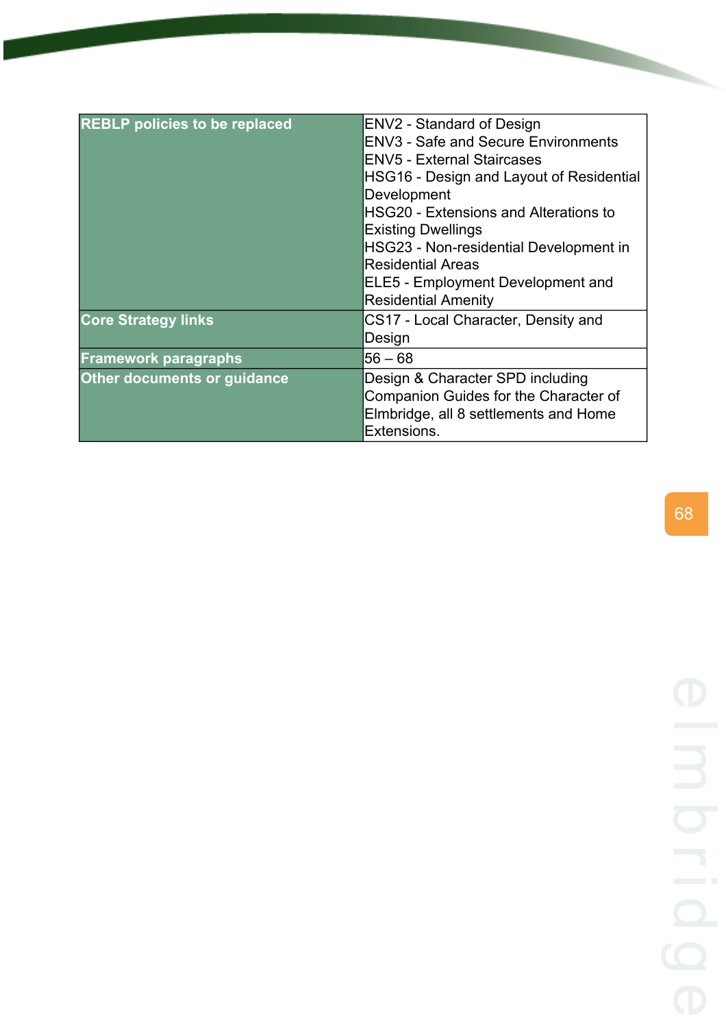| | |
|---|---|
| **REBLP policies to be replaced** | ENV2 - Standard of Design<br>ENV3 - Safe and Secure Environments<br>ENV5 - External Staircases<br>HSG16 - Design and Layout of Residential Development<br>HSG20 - Extensions and Alterations to Existing Dwellings<br>HSG23 - Non-residential Development in Residential Areas<br>ELE5 - Employment Development and Residential Amenity |
| **Core Strategy links** | CS17 - Local Character, Density and Design |
| **Framework paragraphs** | 56 – 68 |
| **Other documents or guidance** | Design & Character SPD including Companion Guides for the Character of Elmbridge, all 8 settlements and Home Extensions. |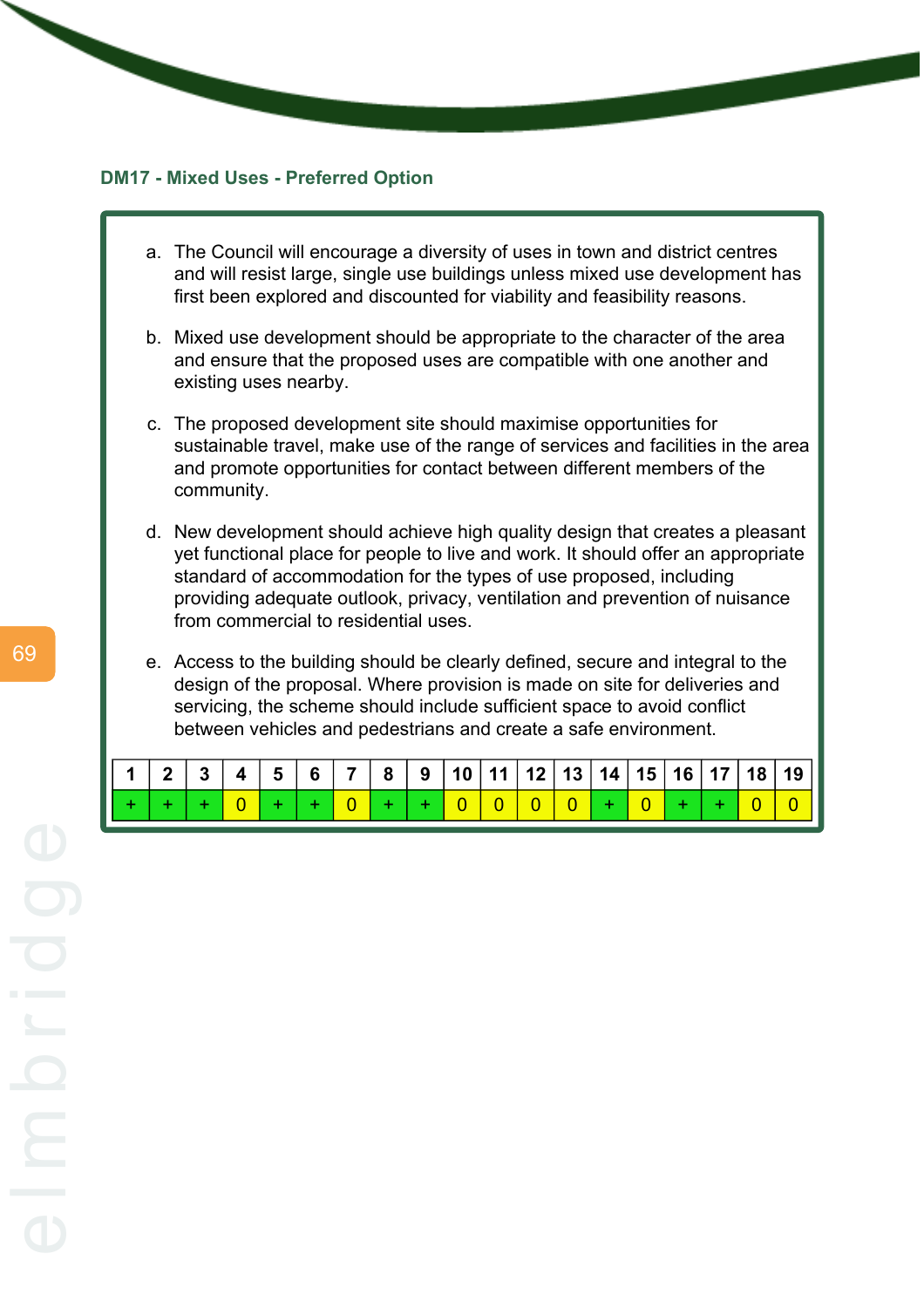### DM17 - Mixed Uses - Preferred Option

a. The Council will encourage a diversity of uses in town and district centres and will resist large, single use buildings unless mixed use development has first been explored and discounted for viability and feasibility reasons.

b. Mixed use development should be appropriate to the character of the area and ensure that the proposed uses are compatible with one another and existing uses nearby.

c. The proposed development site should maximise opportunities for sustainable travel, make use of the range of services and facilities in the area and promote opportunities for contact between different members of the community.

d. New development should achieve high quality design that creates a pleasant yet functional place for people to live and work. It should offer an appropriate standard of accommodation for the types of use proposed, including providing adequate outlook, privacy, ventilation and prevention of nuisance from commercial to residential uses.

e. Access to the building should be clearly defined, secure and integral to the design of the proposal. Where provision is made on site for deliveries and servicing, the scheme should include sufficient space to avoid conflict between vehicles and pedestrians and create a safe environment.

| 1 | 2 | 3 | 4 | 5 | 6 | 7 | 8 | 9 | 10 | 11 | 12 | 13 | 14 | 15 | 16 | 17 | 18 | 19 |
|---|---|---|---|---|---|---|---|---|---|---|---|---|---|---|---|---|---|---|
| + | + | + | 0 | + | + | 0 | + | + | 0 | 0 | 0 | 0 | + | 0 | + | + | 0 | 0 |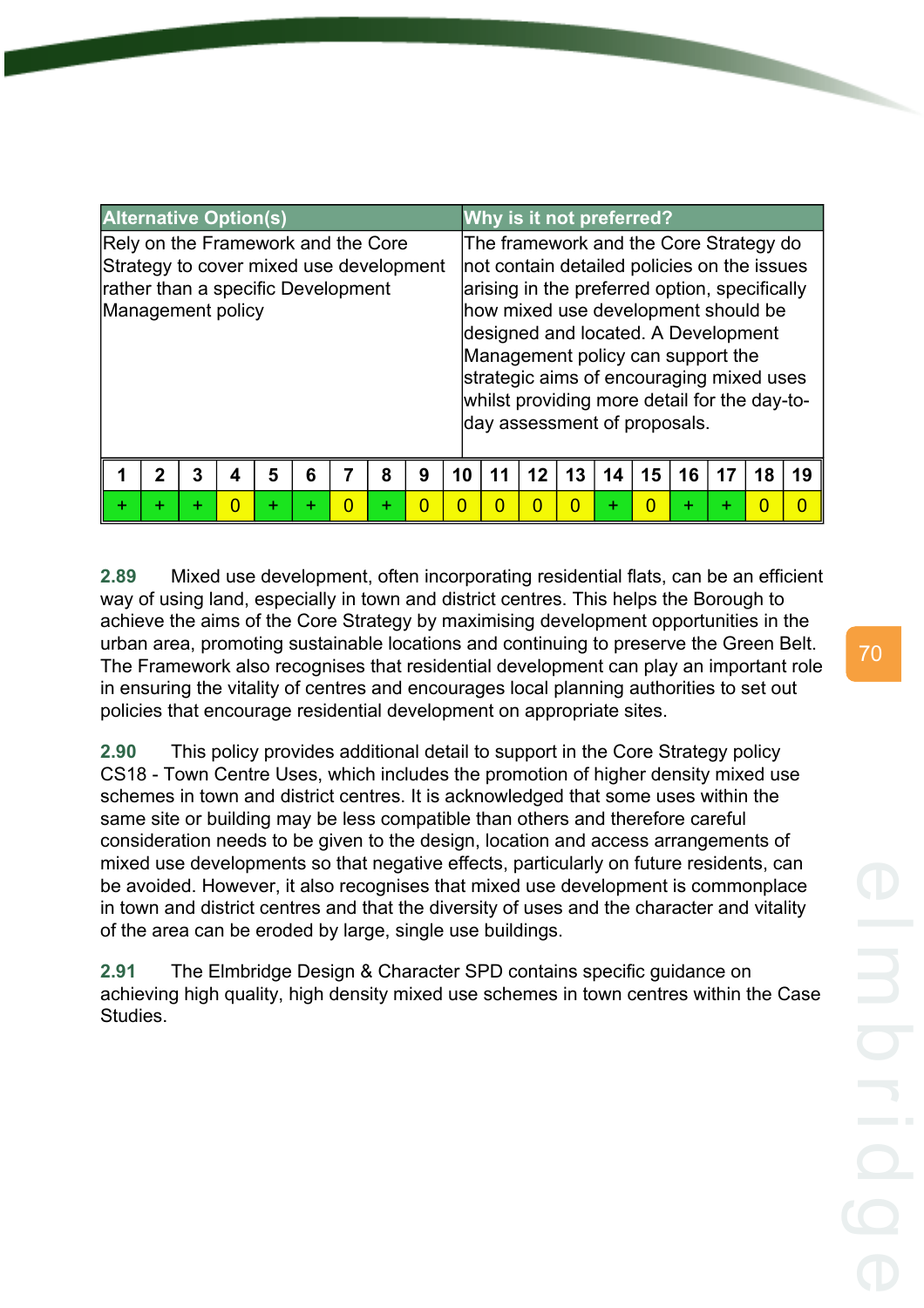| Alternative Option(s) | Why is it not preferred? |
|---|---|
| Rely on the Framework and the Core Strategy to cover mixed use development rather than a specific Development Management policy | The framework and the Core Strategy do not contain detailed policies on the issues arising in the preferred option, specifically how mixed use development should be designed and located. A Development Management policy can support the strategic aims of encouraging mixed uses whilst providing more detail for the day-to-day assessment of proposals. |

| 1 | 2 | 3 | 4 | 5 | 6 | 7 | 8 | 9 | 10 | 11 | 12 | 13 | 14 | 15 | 16 | 17 | 18 | 19 |
|---|---|---|---|---|---|---|---|---|---|---|---|---|---|---|---|---|---|---|
| + | + | + | 0 | + | + | 0 | + | 0 | 0 | 0 | 0 | 0 | + | 0 | + | + | 0 | 0 |

**2.89** Mixed use development, often incorporating residential flats, can be an efficient way of using land, especially in town and district centres. This helps the Borough to achieve the aims of the Core Strategy by maximising development opportunities in the urban area, promoting sustainable locations and continuing to preserve the Green Belt. The Framework also recognises that residential development can play an important role in ensuring the vitality of centres and encourages local planning authorities to set out policies that encourage residential development on appropriate sites.

**2.90** This policy provides additional detail to support in the Core Strategy policy CS18 - Town Centre Uses, which includes the promotion of higher density mixed use schemes in town and district centres. It is acknowledged that some uses within the same site or building may be less compatible than others and therefore careful consideration needs to be given to the design, location and access arrangements of mixed use developments so that negative effects, particularly on future residents, can be avoided. However, it also recognises that mixed use development is commonplace in town and district centres and that the diversity of uses and the character and vitality of the area can be eroded by large, single use buildings.

**2.91** The Elmbridge Design & Character SPD contains specific guidance on achieving high quality, high density mixed use schemes in town centres within the Case Studies.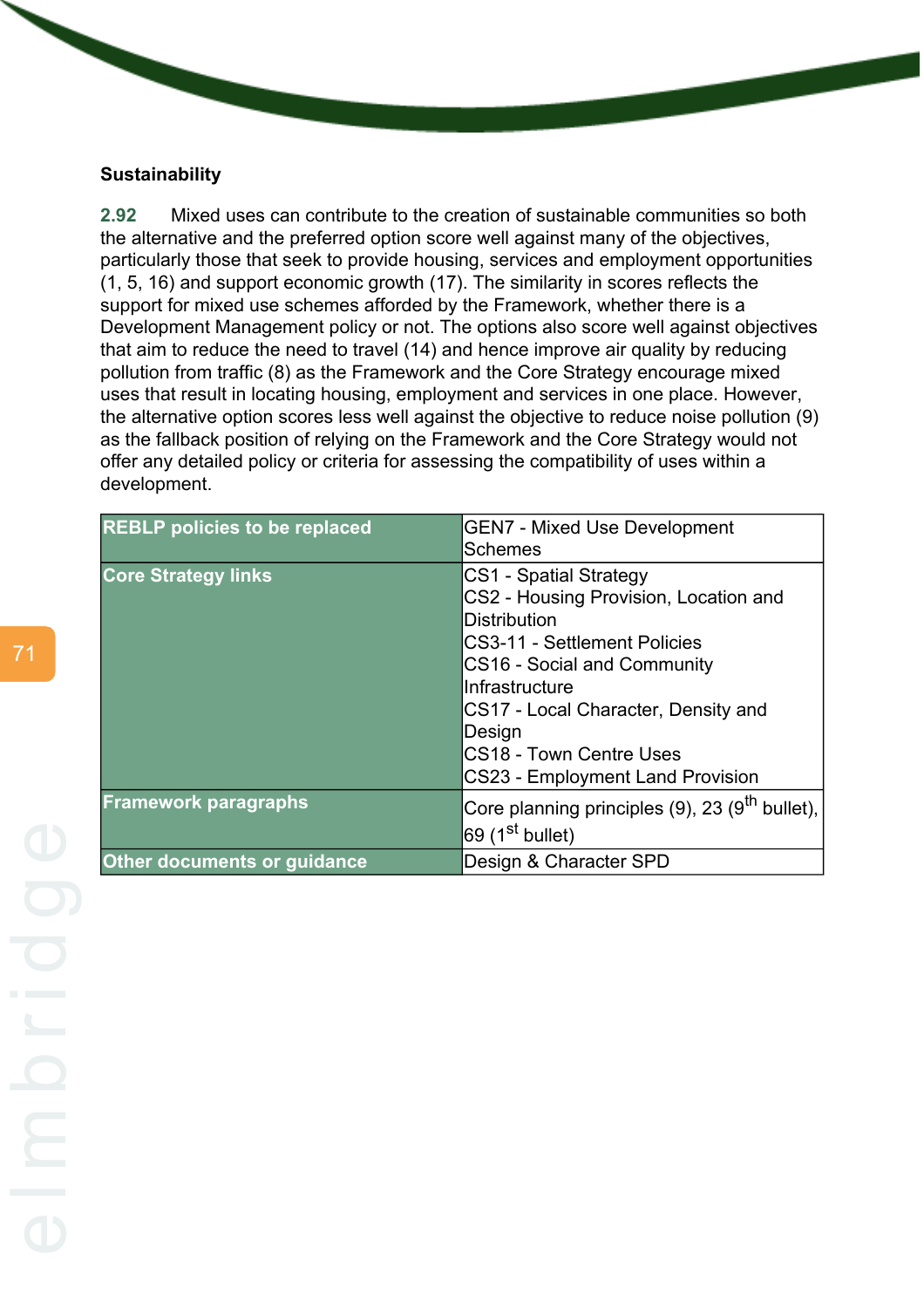**Sustainability**

**2.92** Mixed uses can contribute to the creation of sustainable communities so both the alternative and the preferred option score well against many of the objectives, particularly those that seek to provide housing, services and employment opportunities (1, 5, 16) and support economic growth (17). The similarity in scores reflects the support for mixed use schemes afforded by the Framework, whether there is a Development Management policy or not. The options also score well against objectives that aim to reduce the need to travel (14) and hence improve air quality by reducing pollution from traffic (8) as the Framework and the Core Strategy encourage mixed uses that result in locating housing, employment and services in one place. However, the alternative option scores less well against the objective to reduce noise pollution (9) as the fallback position of relying on the Framework and the Core Strategy would not offer any detailed policy or criteria for assessing the compatibility of uses within a development.

| | |
|---|---|
| **REBLP policies to be replaced** | GEN7 - Mixed Use Development Schemes |
| **Core Strategy links** | CS1 - Spatial Strategy<br>CS2 - Housing Provision, Location and Distribution<br>CS3-11 - Settlement Policies<br>CS16 - Social and Community Infrastructure<br>CS17 - Local Character, Density and Design<br>CS18 - Town Centre Uses<br>CS23 - Employment Land Provision |
| **Framework paragraphs** | Core planning principles (9), 23 (9th bullet), 69 (1st bullet) |
| **Other documents or guidance** | Design & Character SPD |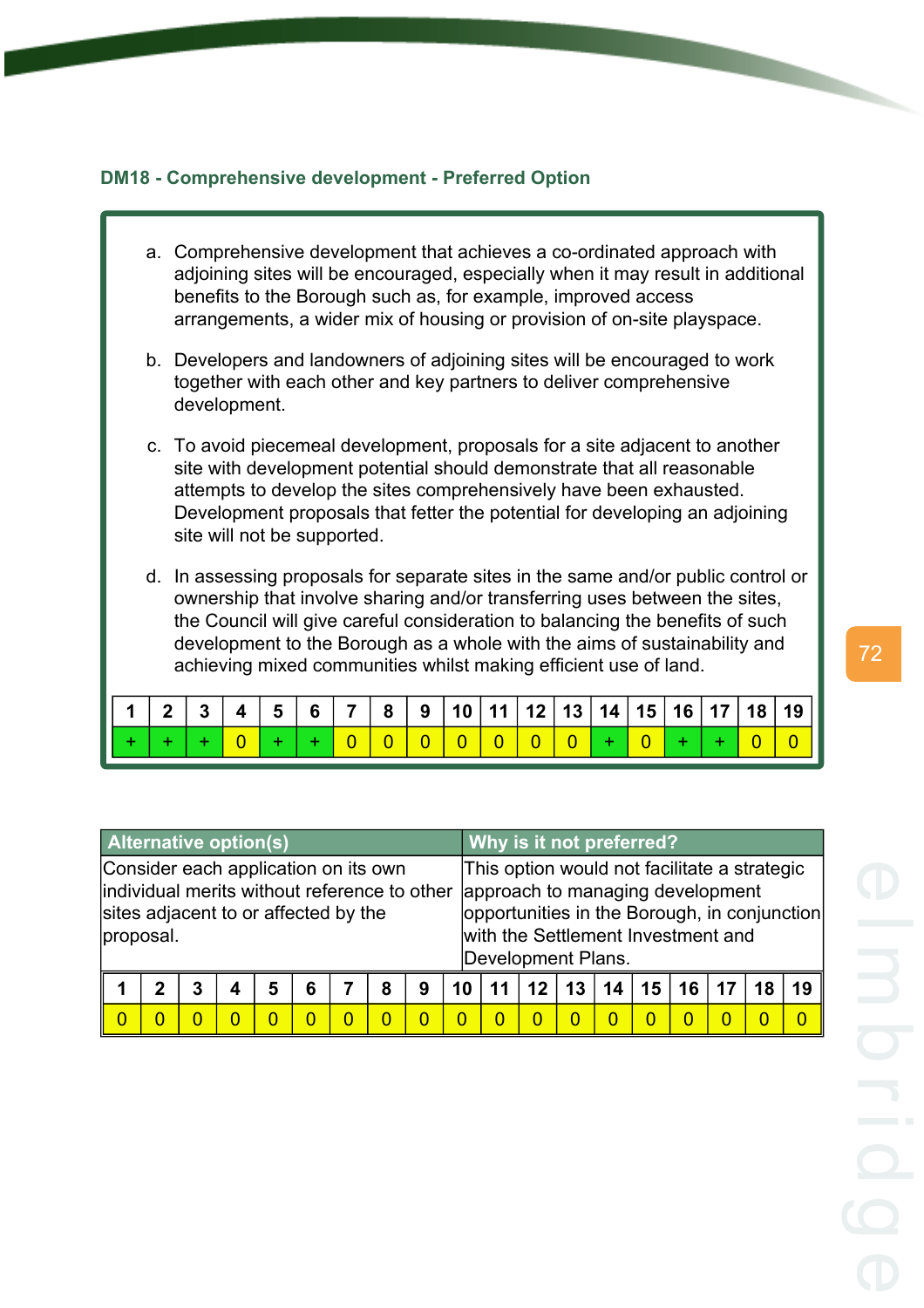### DM18 - Comprehensive development - Preferred Option

a. Comprehensive development that achieves a co-ordinated approach with adjoining sites will be encouraged, especially when it may result in additional benefits to the Borough such as, for example, improved access arrangements, a wider mix of housing or provision of on-site playspace.

b. Developers and landowners of adjoining sites will be encouraged to work together with each other and key partners to deliver comprehensive development.

c. To avoid piecemeal development, proposals for a site adjacent to another site with development potential should demonstrate that all reasonable attempts to develop the sites comprehensively have been exhausted. Development proposals that fetter the potential for developing an adjoining site will not be supported.

d. In assessing proposals for separate sites in the same and/or public control or ownership that involve sharing and/or transferring uses between the sites, the Council will give careful consideration to balancing the benefits of such development to the Borough as a whole with the aims of sustainability and achieving mixed communities whilst making efficient use of land.

| 1 | 2 | 3 | 4 | 5 | 6 | 7 | 8 | 9 | 10 | 11 | 12 | 13 | 14 | 15 | 16 | 17 | 18 | 19 |
|---|---|---|---|---|---|---|---|---|---|---|---|---|---|---|---|---|---|---|
| + | + | + | 0 | + | + | 0 | 0 | 0 | 0 | 0 | 0 | 0 | + | 0 | + | + | 0 | 0 |

| Alternative option(s) | Why is it not preferred? |
|---|---|
| Consider each application on its own individual merits without reference to other sites adjacent to or affected by the proposal. | This option would not facilitate a strategic approach to managing development opportunities in the Borough, in conjunction with the Settlement Investment and Development Plans. |

| 1 | 2 | 3 | 4 | 5 | 6 | 7 | 8 | 9 | 10 | 11 | 12 | 13 | 14 | 15 | 16 | 17 | 18 | 19 |
|---|---|---|---|---|---|---|---|---|---|---|---|---|---|---|---|---|---|---|
| 0 | 0 | 0 | 0 | 0 | 0 | 0 | 0 | 0 | 0 | 0 | 0 | 0 | 0 | 0 | 0 | 0 | 0 | 0 |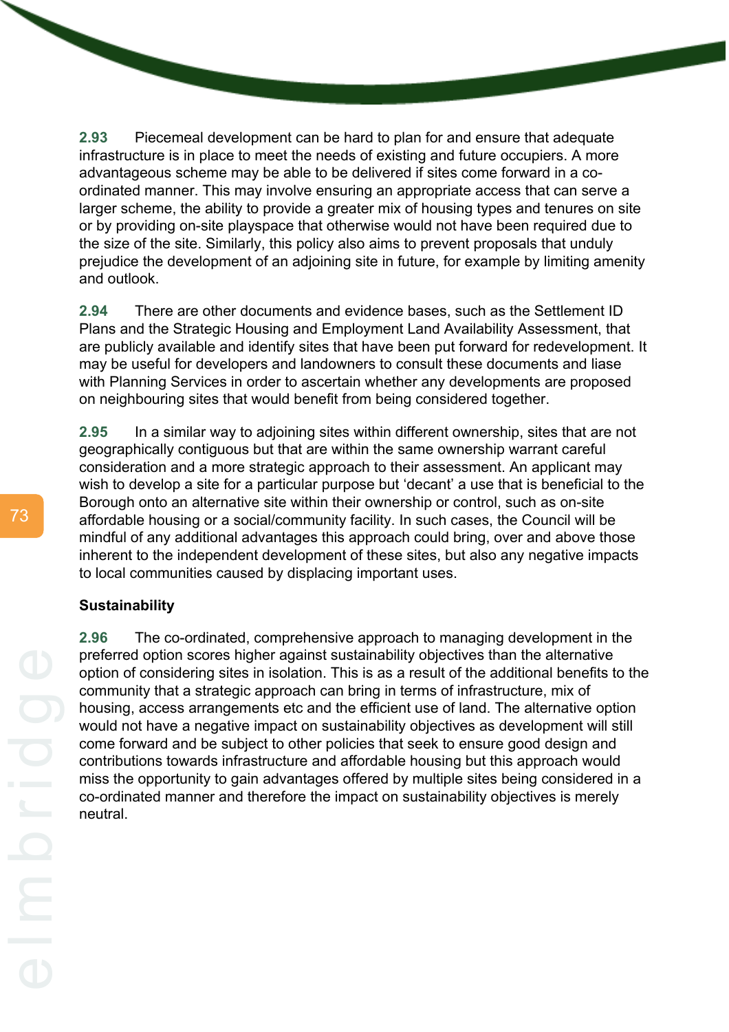**2.93** Piecemeal development can be hard to plan for and ensure that adequate infrastructure is in place to meet the needs of existing and future occupiers. A more advantageous scheme may be able to be delivered if sites come forward in a co-ordinated manner. This may involve ensuring an appropriate access that can serve a larger scheme, the ability to provide a greater mix of housing types and tenures on site or by providing on-site playspace that otherwise would not have been required due to the size of the site. Similarly, this policy also aims to prevent proposals that unduly prejudice the development of an adjoining site in future, for example by limiting amenity and outlook.

**2.94** There are other documents and evidence bases, such as the Settlement ID Plans and the Strategic Housing and Employment Land Availability Assessment, that are publicly available and identify sites that have been put forward for redevelopment. It may be useful for developers and landowners to consult these documents and liase with Planning Services in order to ascertain whether any developments are proposed on neighbouring sites that would benefit from being considered together.

**2.95** In a similar way to adjoining sites within different ownership, sites that are not geographically contiguous but that are within the same ownership warrant careful consideration and a more strategic approach to their assessment. An applicant may wish to develop a site for a particular purpose but 'decant' a use that is beneficial to the Borough onto an alternative site within their ownership or control, such as on-site affordable housing or a social/community facility. In such cases, the Council will be mindful of any additional advantages this approach could bring, over and above those inherent to the independent development of these sites, but also any negative impacts to local communities caused by displacing important uses.

**Sustainability**

**2.96** The co-ordinated, comprehensive approach to managing development in the preferred option scores higher against sustainability objectives than the alternative option of considering sites in isolation. This is as a result of the additional benefits to the community that a strategic approach can bring in terms of infrastructure, mix of housing, access arrangements etc and the efficient use of land. The alternative option would not have a negative impact on sustainability objectives as development will still come forward and be subject to other policies that seek to ensure good design and contributions towards infrastructure and affordable housing but this approach would miss the opportunity to gain advantages offered by multiple sites being considered in a co-ordinated manner and therefore the impact on sustainability objectives is merely neutral.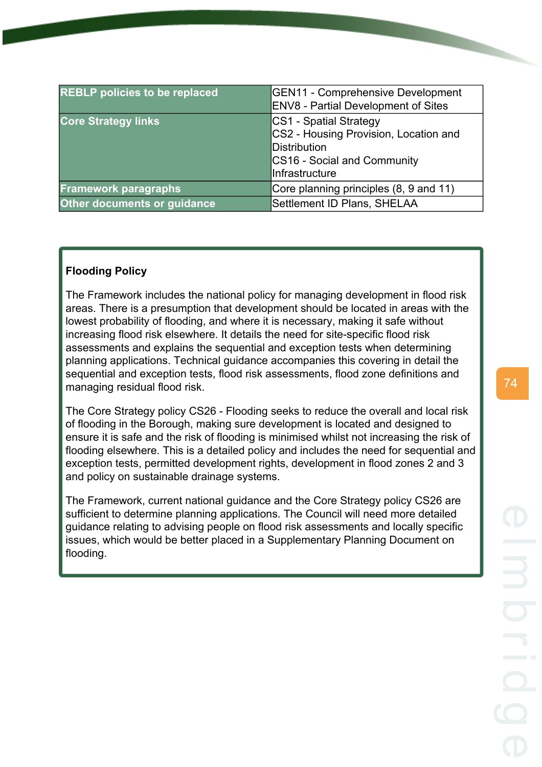| REBLP policies to be replaced | GEN11 - Comprehensive Development<br>ENV8 - Partial Development of Sites |
|---|---|
| Core Strategy links | CS1 - Spatial Strategy<br>CS2 - Housing Provision, Location and Distribution<br>CS16 - Social and Community Infrastructure |
| Framework paragraphs | Core planning principles (8, 9 and 11) |
| Other documents or guidance | Settlement ID Plans, SHELAA |

**Flooding Policy**

The Framework includes the national policy for managing development in flood risk areas. There is a presumption that development should be located in areas with the lowest probability of flooding, and where it is necessary, making it safe without increasing flood risk elsewhere. It details the need for site-specific flood risk assessments and explains the sequential and exception tests when determining planning applications. Technical guidance accompanies this covering in detail the sequential and exception tests, flood risk assessments, flood zone definitions and managing residual flood risk.

The Core Strategy policy CS26 - Flooding seeks to reduce the overall and local risk of flooding in the Borough, making sure development is located and designed to ensure it is safe and the risk of flooding is minimised whilst not increasing the risk of flooding elsewhere. This is a detailed policy and includes the need for sequential and exception tests, permitted development rights, development in flood zones 2 and 3 and policy on sustainable drainage systems.

The Framework, current national guidance and the Core Strategy policy CS26 are sufficient to determine planning applications. The Council will need more detailed guidance relating to advising people on flood risk assessments and locally specific issues, which would be better placed in a Supplementary Planning Document on flooding.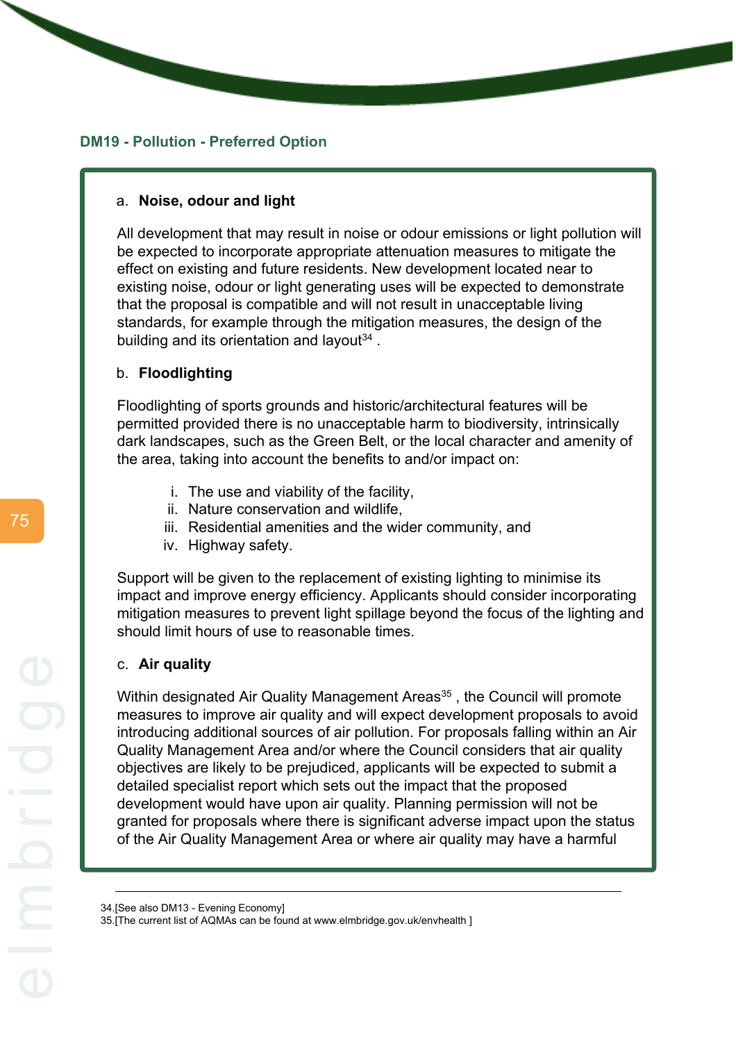## DM19 - Pollution - Preferred Option

a. **Noise, odour and light**

All development that may result in noise or odour emissions or light pollution will be expected to incorporate appropriate attenuation measures to mitigate the effect on existing and future residents. New development located near to existing noise, odour or light generating uses will be expected to demonstrate that the proposal is compatible and will not result in unacceptable living standards, for example through the mitigation measures, the design of the building and its orientation and layout[34] .

b. **Floodlighting**

Floodlighting of sports grounds and historic/architectural features will be permitted provided there is no unacceptable harm to biodiversity, intrinsically dark landscapes, such as the Green Belt, or the local character and amenity of the area, taking into account the benefits to and/or impact on:

i. The use and viability of the facility,
ii. Nature conservation and wildlife,
iii. Residential amenities and the wider community, and
iv. Highway safety.

Support will be given to the replacement of existing lighting to minimise its impact and improve energy efficiency. Applicants should consider incorporating mitigation measures to prevent light spillage beyond the focus of the lighting and should limit hours of use to reasonable times.

c. **Air quality**

Within designated Air Quality Management Areas[35] , the Council will promote measures to improve air quality and will expect development proposals to avoid introducing additional sources of air pollution. For proposals falling within an Air Quality Management Area and/or where the Council considers that air quality objectives are likely to be prejudiced, applicants will be expected to submit a detailed specialist report which sets out the impact that the proposed development would have upon air quality. Planning permission will not be granted for proposals where there is significant adverse impact upon the status of the Air Quality Management Area or where air quality may have a harmful

---

34.[See also DM13 - Evening Economy]
35.[The current list of AQMAs can be found at www.elmbridge.gov.uk/envhealth ]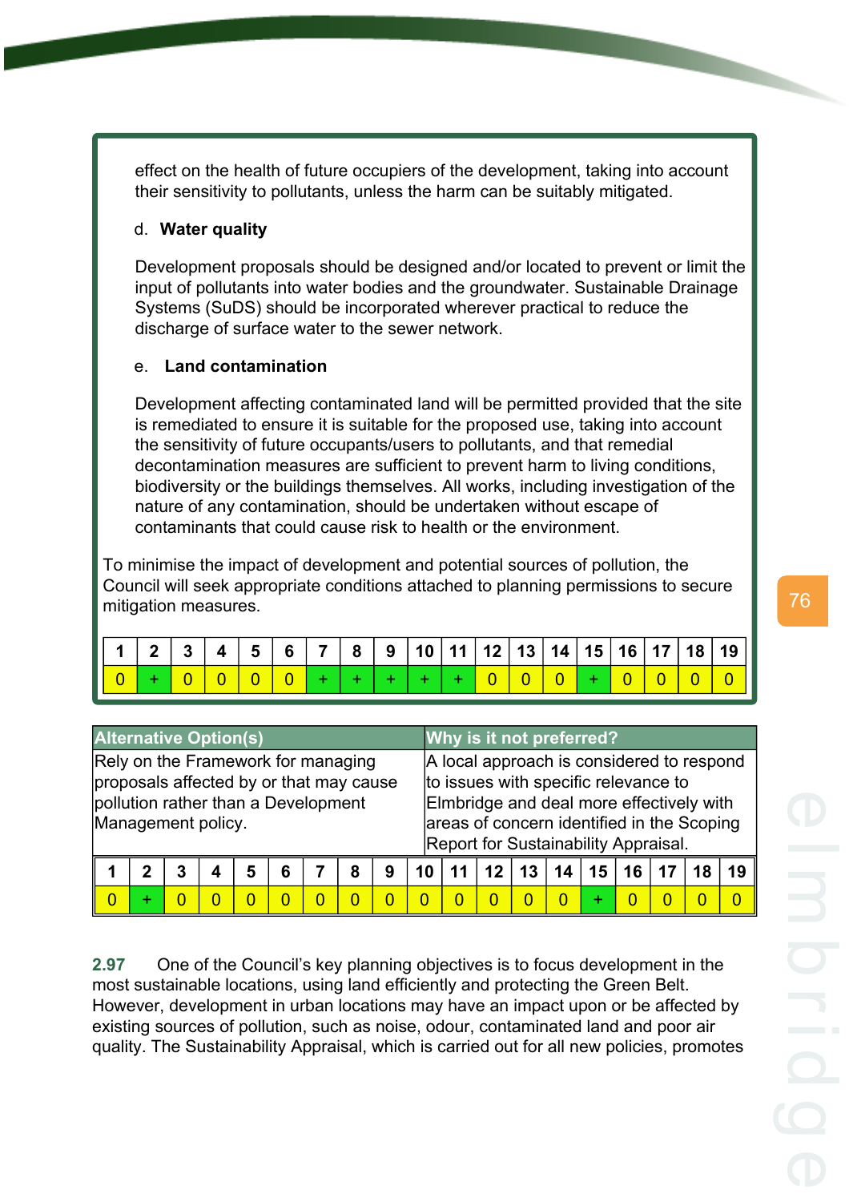effect on the health of future occupiers of the development, taking into account their sensitivity to pollutants, unless the harm can be suitably mitigated.

d. **Water quality**

Development proposals should be designed and/or located to prevent or limit the input of pollutants into water bodies and the groundwater. Sustainable Drainage Systems (SuDS) should be incorporated wherever practical to reduce the discharge of surface water to the sewer network.

e. **Land contamination**

Development affecting contaminated land will be permitted provided that the site is remediated to ensure it is suitable for the proposed use, taking into account the sensitivity of future occupants/users to pollutants, and that remedial decontamination measures are sufficient to prevent harm to living conditions, biodiversity or the buildings themselves. All works, including investigation of the nature of any contamination, should be undertaken without escape of contaminants that could cause risk to health or the environment.

To minimise the impact of development and potential sources of pollution, the Council will seek appropriate conditions attached to planning permissions to secure mitigation measures.

| 1 | 2 | 3 | 4 | 5 | 6 | 7 | 8 | 9 | 10 | 11 | 12 | 13 | 14 | 15 | 16 | 17 | 18 | 19 |
|---|---|---|---|---|---|---|---|---|---|---|---|---|---|---|---|---|---|---|
| 0 | + | 0 | 0 | 0 | 0 | + | + | + | + | + | 0 | 0 | 0 | + | 0 | 0 | 0 | 0 |

| Alternative Option(s) | Why is it not preferred? |
|---|---|
| Rely on the Framework for managing proposals affected by or that may cause pollution rather than a Development Management policy. | A local approach is considered to respond to issues with specific relevance to Elmbridge and deal more effectively with areas of concern identified in the Scoping Report for Sustainability Appraisal. |

| 1 | 2 | 3 | 4 | 5 | 6 | 7 | 8 | 9 | 10 | 11 | 12 | 13 | 14 | 15 | 16 | 17 | 18 | 19 |
|---|---|---|---|---|---|---|---|---|---|---|---|---|---|---|---|---|---|---|
| 0 | + | 0 | 0 | 0 | 0 | 0 | 0 | 0 | 0 | 0 | 0 | 0 | 0 | + | 0 | 0 | 0 | 0 |

**2.97** One of the Council's key planning objectives is to focus development in the most sustainable locations, using land efficiently and protecting the Green Belt. However, development in urban locations may have an impact upon or be affected by existing sources of pollution, such as noise, odour, contaminated land and poor air quality. The Sustainability Appraisal, which is carried out for all new policies, promotes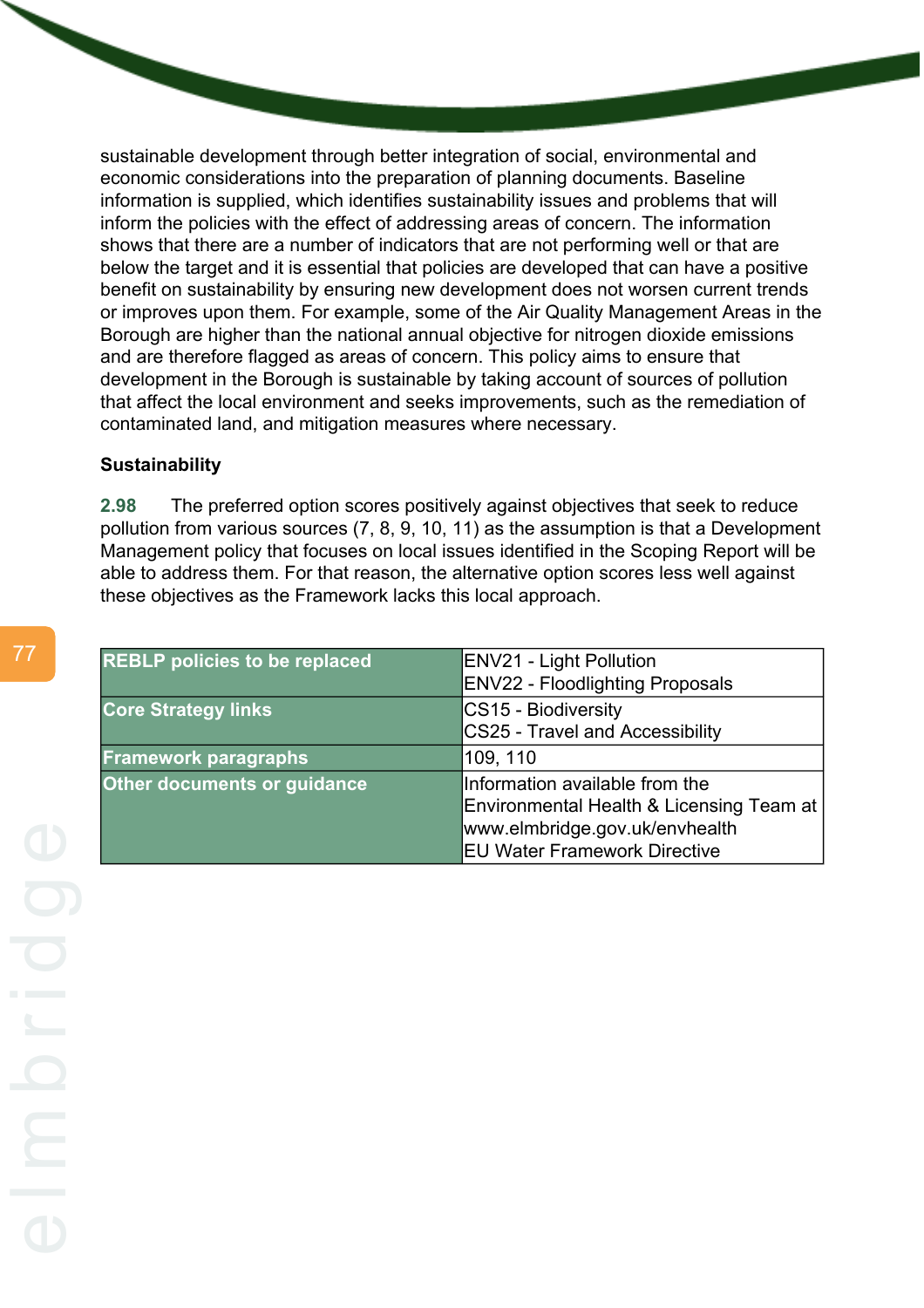sustainable development through better integration of social, environmental and economic considerations into the preparation of planning documents. Baseline information is supplied, which identifies sustainability issues and problems that will inform the policies with the effect of addressing areas of concern. The information shows that there are a number of indicators that are not performing well or that are below the target and it is essential that policies are developed that can have a positive benefit on sustainability by ensuring new development does not worsen current trends or improves upon them. For example, some of the Air Quality Management Areas in the Borough are higher than the national annual objective for nitrogen dioxide emissions and are therefore flagged as areas of concern. This policy aims to ensure that development in the Borough is sustainable by taking account of sources of pollution that affect the local environment and seeks improvements, such as the remediation of contaminated land, and mitigation measures where necessary.

**Sustainability**

**2.98** The preferred option scores positively against objectives that seek to reduce pollution from various sources (7, 8, 9, 10, 11) as the assumption is that a Development Management policy that focuses on local issues identified in the Scoping Report will be able to address them. For that reason, the alternative option scores less well against these objectives as the Framework lacks this local approach.

| | |
|---|---|
| **REBLP policies to be replaced** | ENV21 - Light Pollution<br>ENV22 - Floodlighting Proposals |
| **Core Strategy links** | CS15 - Biodiversity<br>CS25 - Travel and Accessibility |
| **Framework paragraphs** | 109, 110 |
| **Other documents or guidance** | Information available from the Environmental Health & Licensing Team at www.elmbridge.gov.uk/envhealth<br>EU Water Framework Directive |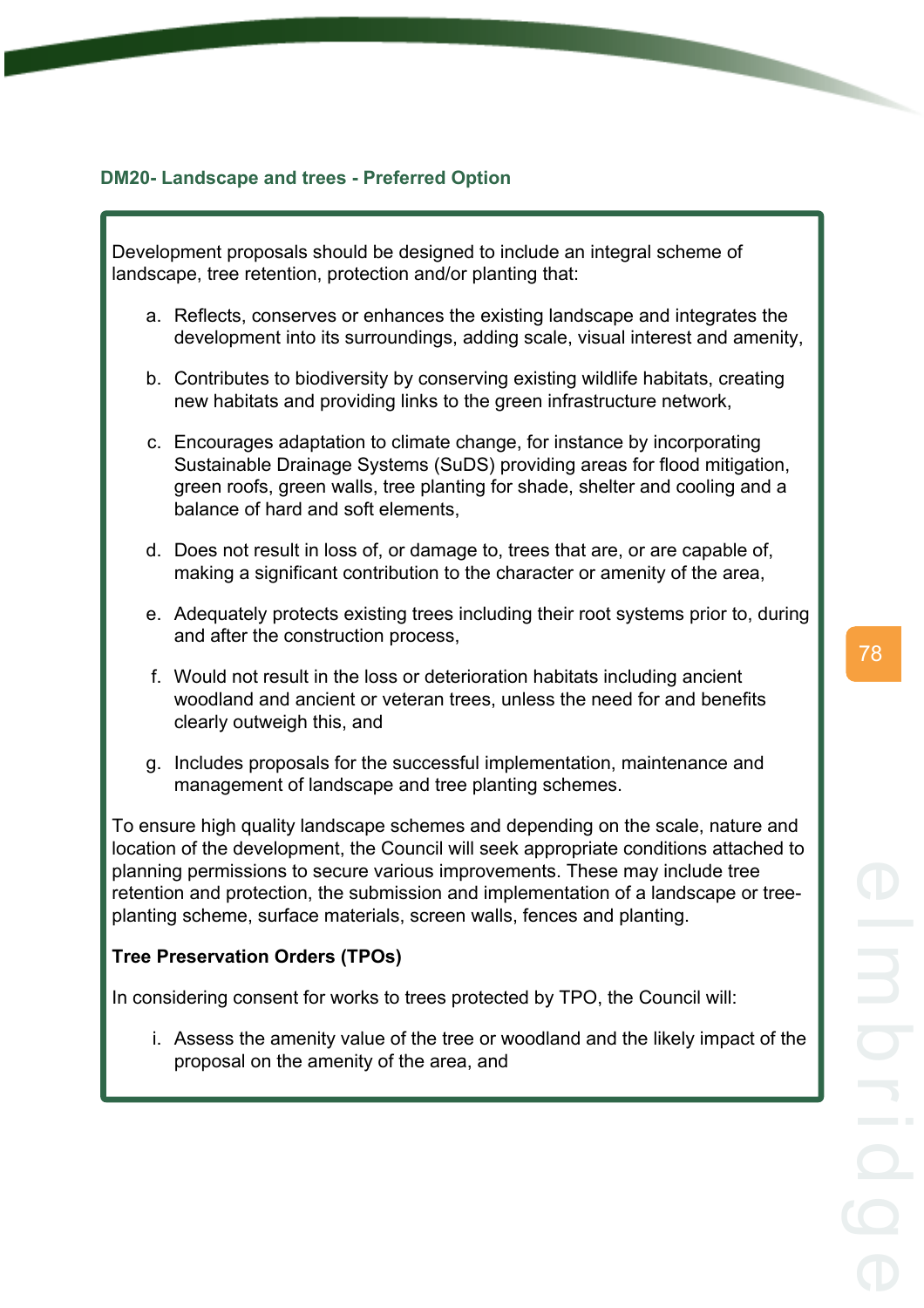### DM20- Landscape and trees - Preferred Option

Development proposals should be designed to include an integral scheme of landscape, tree retention, protection and/or planting that:

a. Reflects, conserves or enhances the existing landscape and integrates the development into its surroundings, adding scale, visual interest and amenity,

b. Contributes to biodiversity by conserving existing wildlife habitats, creating new habitats and providing links to the green infrastructure network,

c. Encourages adaptation to climate change, for instance by incorporating Sustainable Drainage Systems (SuDS) providing areas for flood mitigation, green roofs, green walls, tree planting for shade, shelter and cooling and a balance of hard and soft elements,

d. Does not result in loss of, or damage to, trees that are, or are capable of, making a significant contribution to the character or amenity of the area,

e. Adequately protects existing trees including their root systems prior to, during and after the construction process,

f. Would not result in the loss or deterioration habitats including ancient woodland and ancient or veteran trees, unless the need for and benefits clearly outweigh this, and

g. Includes proposals for the successful implementation, maintenance and management of landscape and tree planting schemes.

To ensure high quality landscape schemes and depending on the scale, nature and location of the development, the Council will seek appropriate conditions attached to planning permissions to secure various improvements. These may include tree retention and protection, the submission and implementation of a landscape or tree-planting scheme, surface materials, screen walls, fences and planting.

**Tree Preservation Orders (TPOs)**

In considering consent for works to trees protected by TPO, the Council will:

i. Assess the amenity value of the tree or woodland and the likely impact of the proposal on the amenity of the area, and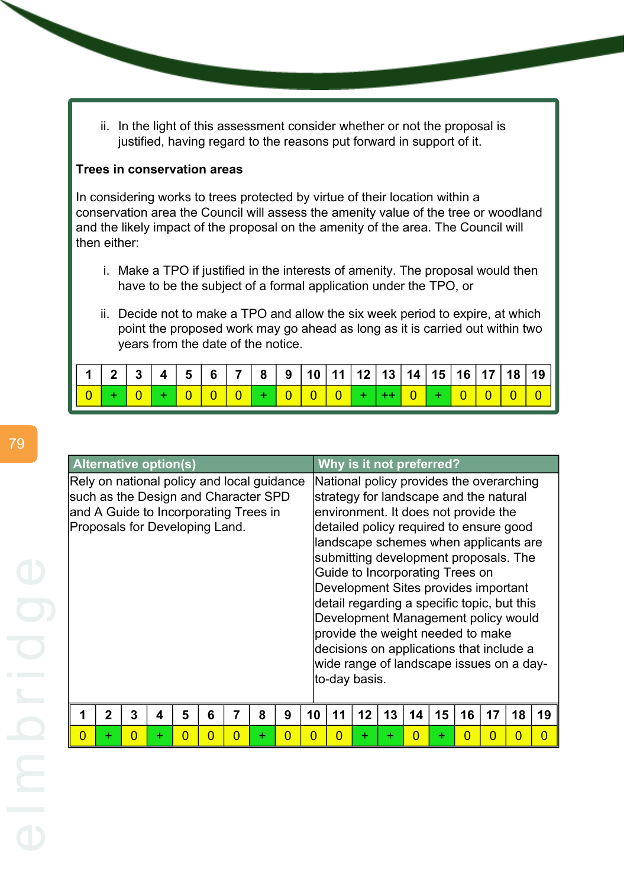ii. In the light of this assessment consider whether or not the proposal is justified, having regard to the reasons put forward in support of it.

**Trees in conservation areas**

In considering works to trees protected by virtue of their location within a conservation area the Council will assess the amenity value of the tree or woodland and the likely impact of the proposal on the amenity of the area. The Council will then either:

i. Make a TPO if justified in the interests of amenity. The proposal would then have to be the subject of a formal application under the TPO, or

ii. Decide not to make a TPO and allow the six week period to expire, at which point the proposed work may go ahead as long as it is carried out within two years from the date of the notice.

| 1 | 2 | 3 | 4 | 5 | 6 | 7 | 8 | 9 | 10 | 11 | 12 | 13 | 14 | 15 | 16 | 17 | 18 | 19 |
|---|---|---|---|---|---|---|---|---|---|---|---|---|---|---|---|---|---|---|
| 0 | + | 0 | + | 0 | 0 | 0 | + | 0 | 0 | 0 | + | ++ | 0 | + | 0 | 0 | 0 | 0 |

| Alternative option(s) | Why is it not preferred? |
|---|---|
| Rely on national policy and local guidance such as the Design and Character SPD and A Guide to Incorporating Trees in Proposals for Developing Land. | National policy provides the overarching strategy for landscape and the natural environment. It does not provide the detailed policy required to ensure good landscape schemes when applicants are submitting development proposals. The Guide to Incorporating Trees on Development Sites provides important detail regarding a specific topic, but this Development Management policy would provide the weight needed to make decisions on applications that include a wide range of landscape issues on a day-to-day basis. |

| 1 | 2 | 3 | 4 | 5 | 6 | 7 | 8 | 9 | 10 | 11 | 12 | 13 | 14 | 15 | 16 | 17 | 18 | 19 |
|---|---|---|---|---|---|---|---|---|---|---|---|---|---|---|---|---|---|---|
| 0 | + | 0 | + | 0 | 0 | 0 | + | 0 | 0 | 0 | + | + | 0 | + | 0 | 0 | 0 | 0 |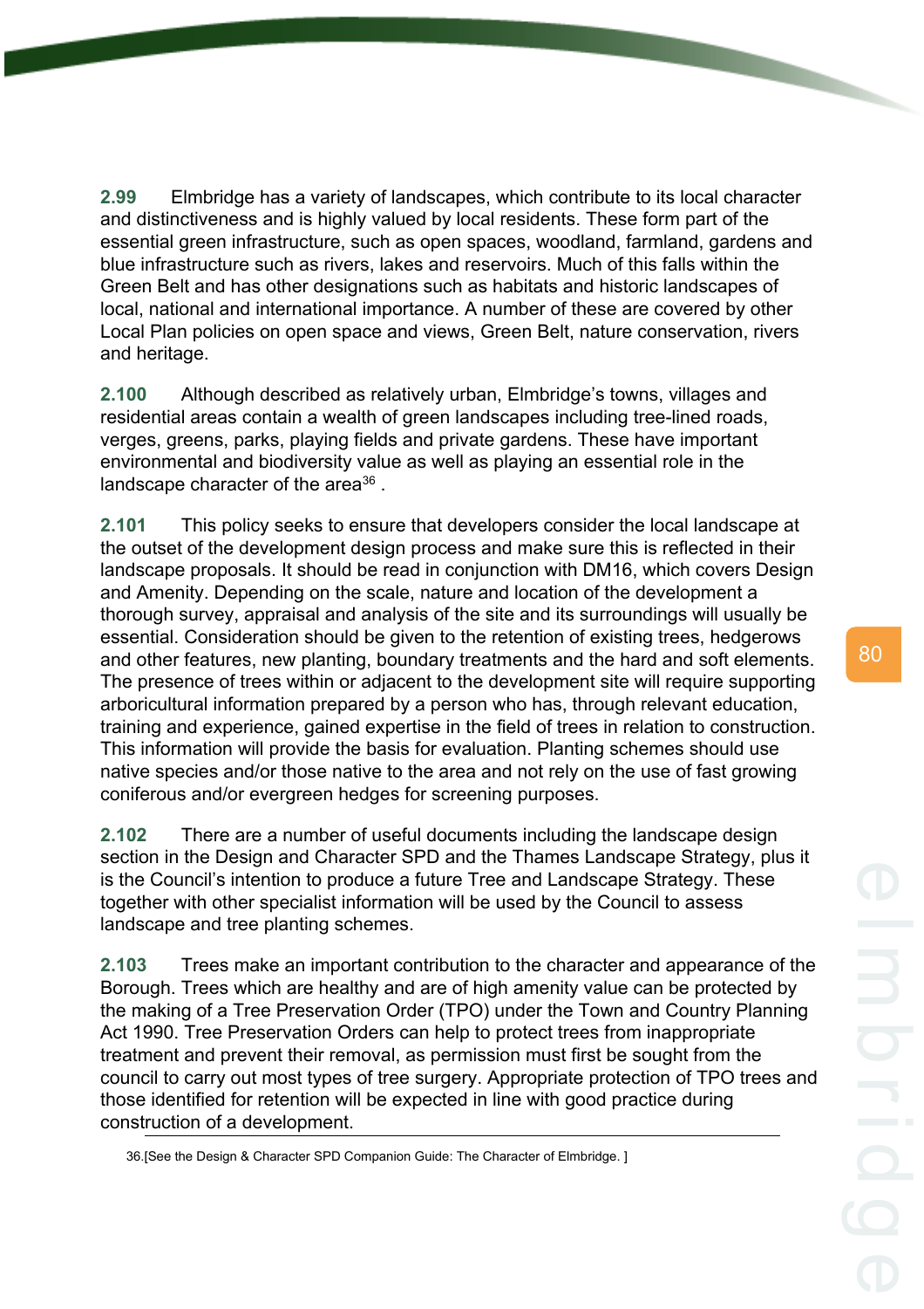**2.99** Elmbridge has a variety of landscapes, which contribute to its local character and distinctiveness and is highly valued by local residents. These form part of the essential green infrastructure, such as open spaces, woodland, farmland, gardens and blue infrastructure such as rivers, lakes and reservoirs. Much of this falls within the Green Belt and has other designations such as habitats and historic landscapes of local, national and international importance. A number of these are covered by other Local Plan policies on open space and views, Green Belt, nature conservation, rivers and heritage.

**2.100** Although described as relatively urban, Elmbridge's towns, villages and residential areas contain a wealth of green landscapes including tree-lined roads, verges, greens, parks, playing fields and private gardens. These have important environmental and biodiversity value as well as playing an essential role in the landscape character of the area[36] .

**2.101** This policy seeks to ensure that developers consider the local landscape at the outset of the development design process and make sure this is reflected in their landscape proposals. It should be read in conjunction with DM16, which covers Design and Amenity. Depending on the scale, nature and location of the development a thorough survey, appraisal and analysis of the site and its surroundings will usually be essential. Consideration should be given to the retention of existing trees, hedgerows and other features, new planting, boundary treatments and the hard and soft elements. The presence of trees within or adjacent to the development site will require supporting arboricultural information prepared by a person who has, through relevant education, training and experience, gained expertise in the field of trees in relation to construction. This information will provide the basis for evaluation. Planting schemes should use native species and/or those native to the area and not rely on the use of fast growing coniferous and/or evergreen hedges for screening purposes.

**2.102** There are a number of useful documents including the landscape design section in the Design and Character SPD and the Thames Landscape Strategy, plus it is the Council's intention to produce a future Tree and Landscape Strategy. These together with other specialist information will be used by the Council to assess landscape and tree planting schemes.

**2.103** Trees make an important contribution to the character and appearance of the Borough. Trees which are healthy and are of high amenity value can be protected by the making of a Tree Preservation Order (TPO) under the Town and Country Planning Act 1990. Tree Preservation Orders can help to protect trees from inappropriate treatment and prevent their removal, as permission must first be sought from the council to carry out most types of tree surgery. Appropriate protection of TPO trees and those identified for retention will be expected in line with good practice during construction of a development.

---

36.[See the Design & Character SPD Companion Guide: The Character of Elmbridge. ]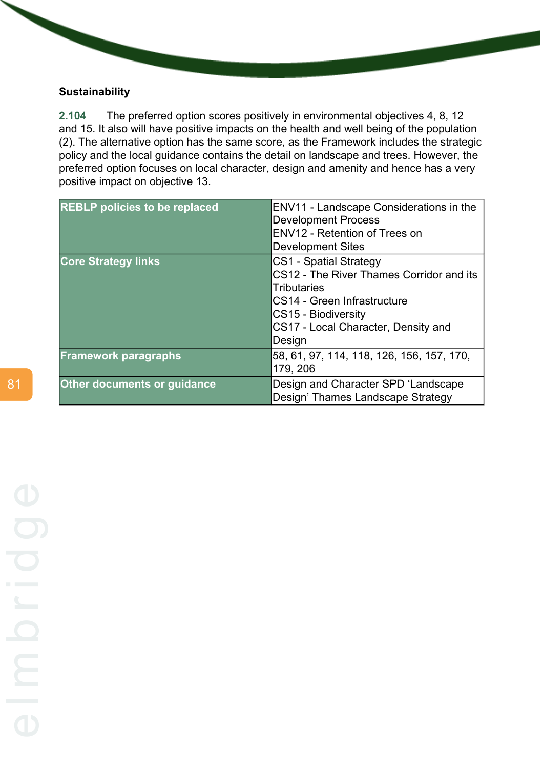**Sustainability**

2.104 The preferred option scores positively in environmental objectives 4, 8, 12 and 15. It also will have positive impacts on the health and well being of the population (2). The alternative option has the same score, as the Framework includes the strategic policy and the local guidance contains the detail on landscape and trees. However, the preferred option focuses on local character, design and amenity and hence has a very positive impact on objective 13.

| **REBLP policies to be replaced** | ENV11 - Landscape Considerations in the Development Process<br>ENV12 - Retention of Trees on Development Sites |
|---|---|
| **Core Strategy links** | CS1 - Spatial Strategy<br>CS12 - The River Thames Corridor and its Tributaries<br>CS14 - Green Infrastructure<br>CS15 - Biodiversity<br>CS17 - Local Character, Density and Design |
| **Framework paragraphs** | 58, 61, 97, 114, 118, 126, 156, 157, 170, 179, 206 |
| **Other documents or guidance** | Design and Character SPD 'Landscape Design' Thames Landscape Strategy |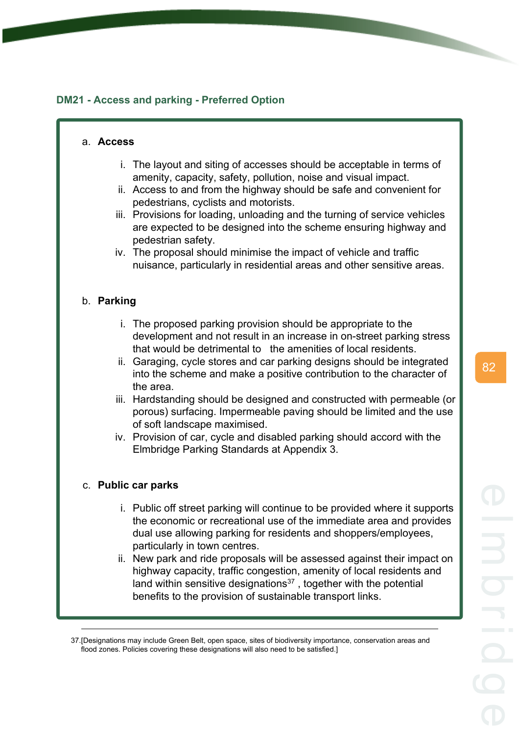## DM21 - Access and parking - Preferred Option

a. **Access**

   i. The layout and siting of accesses should be acceptable in terms of amenity, capacity, safety, pollution, noise and visual impact.
   ii. Access to and from the highway should be safe and convenient for pedestrians, cyclists and motorists.
   iii. Provisions for loading, unloading and the turning of service vehicles are expected to be designed into the scheme ensuring highway and pedestrian safety.
   iv. The proposal should minimise the impact of vehicle and traffic nuisance, particularly in residential areas and other sensitive areas.

b. **Parking**

   i. The proposed parking provision should be appropriate to the development and not result in an increase in on-street parking stress that would be detrimental to the amenities of local residents.
   ii. Garaging, cycle stores and car parking designs should be integrated into the scheme and make a positive contribution to the character of the area.
   iii. Hardstanding should be designed and constructed with permeable (or porous) surfacing. Impermeable paving should be limited and the use of soft landscape maximised.
   iv. Provision of car, cycle and disabled parking should accord with the Elmbridge Parking Standards at Appendix 3.

c. **Public car parks**

   i. Public off street parking will continue to be provided where it supports the economic or recreational use of the immediate area and provides dual use allowing parking for residents and shoppers/employees, particularly in town centres.
   ii. New park and ride proposals will be assessed against their impact on highway capacity, traffic congestion, amenity of local residents and land within sensitive designations[37] , together with the potential benefits to the provision of sustainable transport links.

---

37.[Designations may include Green Belt, open space, sites of biodiversity importance, conservation areas and flood zones. Policies covering these designations will also need to be satisfied.]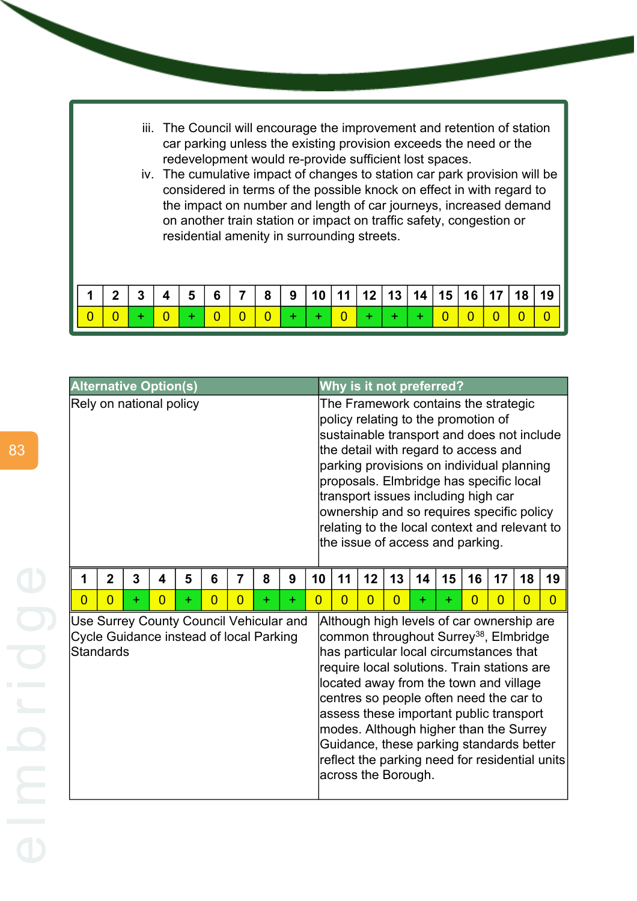iii. The Council will encourage the improvement and retention of station car parking unless the existing provision exceeds the need or the redevelopment would re-provide sufficient lost spaces.

iv. The cumulative impact of changes to station car park provision will be considered in terms of the possible knock on effect in with regard to the impact on number and length of car journeys, increased demand on another train station or impact on traffic safety, congestion or residential amenity in surrounding streets.

| 1 | 2 | 3 | 4 | 5 | 6 | 7 | 8 | 9 | 10 | 11 | 12 | 13 | 14 | 15 | 16 | 17 | 18 | 19 |
|---|---|---|---|---|---|---|---|---|---|---|---|---|---|---|---|---|---|---|
| 0 | 0 | + | 0 | + | 0 | 0 | 0 | + | + | 0 | + | + | + | 0 | 0 | 0 | 0 | 0 |

| Alternative Option(s) | Why is it not preferred? |
|---|---|
| Rely on national policy | The Framework contains the strategic policy relating to the promotion of sustainable transport and does not include the detail with regard to access and parking provisions on individual planning proposals. Elmbridge has specific local transport issues including high car ownership and so requires specific policy relating to the local context and relevant to the issue of access and parking. |

| 1 | 2 | 3 | 4 | 5 | 6 | 7 | 8 | 9 | 10 | 11 | 12 | 13 | 14 | 15 | 16 | 17 | 18 | 19 |
|---|---|---|---|---|---|---|---|---|---|---|---|---|---|---|---|---|---|---|
| 0 | 0 | + | 0 | + | 0 | 0 | + | + | 0 | 0 | 0 | 0 | + | + | 0 | 0 | 0 | 0 |

| Alternative Option(s) | Why is it not preferred? |
|---|---|
| Use Surrey County Council Vehicular and Cycle Guidance instead of local Parking Standards | Although high levels of car ownership are common throughout Surrey[38], Elmbridge has particular local circumstances that require local solutions. Train stations are located away from the town and village centres so people often need the car to assess these important public transport modes. Although higher than the Surrey Guidance, these parking standards better reflect the parking need for residential units across the Borough. |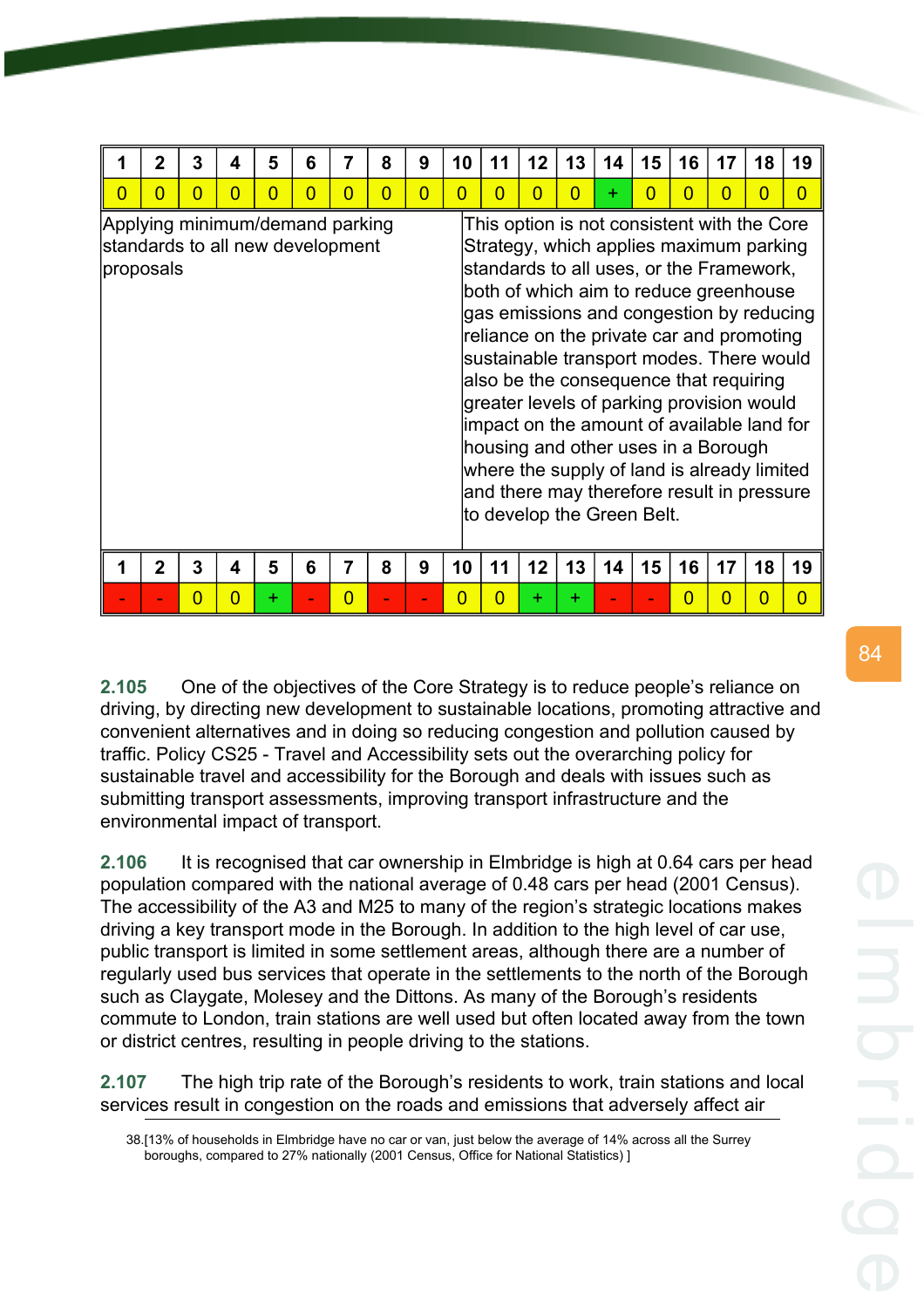| 1 | 2 | 3 | 4 | 5 | 6 | 7 | 8 | 9 | 10 | 11 | 12 | 13 | 14 | 15 | 16 | 17 | 18 | 19 |
|---|---|---|---|---|---|---|---|---|---|---|---|---|---|---|---|---|---|---|
| 0 | 0 | 0 | 0 | 0 | 0 | 0 | 0 | 0 | 0 | 0 | 0 | 0 | + | 0 | 0 | 0 | 0 | 0 |

| Option | Commentary |
|---|---|
| Applying minimum/demand parking standards to all new development proposals | This option is not consistent with the Core Strategy, which applies maximum parking standards to all uses, or the Framework, both of which aim to reduce greenhouse gas emissions and congestion by reducing reliance on the private car and promoting sustainable transport modes. There would also be the consequence that requiring greater levels of parking provision would impact on the amount of available land for housing and other uses in a Borough where the supply of land is already limited and there may therefore result in pressure to develop the Green Belt. |

| 1 | 2 | 3 | 4 | 5 | 6 | 7 | 8 | 9 | 10 | 11 | 12 | 13 | 14 | 15 | 16 | 17 | 18 | 19 |
|---|---|---|---|---|---|---|---|---|---|---|---|---|---|---|---|---|---|---|
| - | - | 0 | 0 | + | - | 0 | - | - | 0 | 0 | + | + | - | - | 0 | 0 | 0 | 0 |

**2.105** One of the objectives of the Core Strategy is to reduce people's reliance on driving, by directing new development to sustainable locations, promoting attractive and convenient alternatives and in doing so reducing congestion and pollution caused by traffic. Policy CS25 - Travel and Accessibility sets out the overarching policy for sustainable travel and accessibility for the Borough and deals with issues such as submitting transport assessments, improving transport infrastructure and the environmental impact of transport.

**2.106** It is recognised that car ownership in Elmbridge is high at 0.64 cars per head population compared with the national average of 0.48 cars per head (2001 Census). The accessibility of the A3 and M25 to many of the region's strategic locations makes driving a key transport mode in the Borough. In addition to the high level of car use, public transport is limited in some settlement areas, although there are a number of regularly used bus services that operate in the settlements to the north of the Borough such as Claygate, Molesey and the Dittons. As many of the Borough's residents commute to London, train stations are well used but often located away from the town or district centres, resulting in people driving to the stations.

**2.107** The high trip rate of the Borough's residents to work, train stations and local services result in congestion on the roads and emissions that adversely affect air

38.[13% of households in Elmbridge have no car or van, just below the average of 14% across all the Surrey boroughs, compared to 27% nationally (2001 Census, Office for National Statistics) ]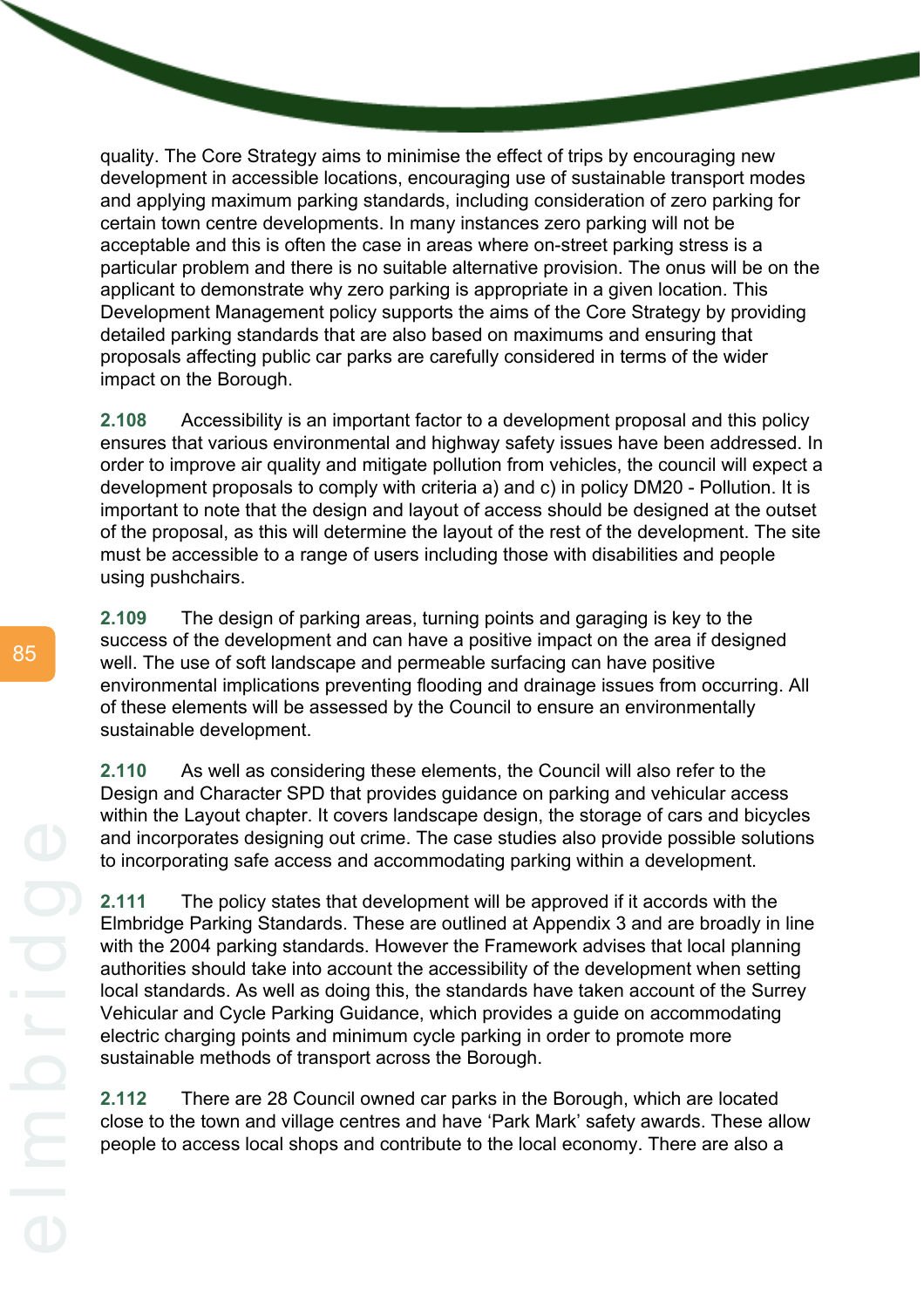quality. The Core Strategy aims to minimise the effect of trips by encouraging new development in accessible locations, encouraging use of sustainable transport modes and applying maximum parking standards, including consideration of zero parking for certain town centre developments. In many instances zero parking will not be acceptable and this is often the case in areas where on-street parking stress is a particular problem and there is no suitable alternative provision. The onus will be on the applicant to demonstrate why zero parking is appropriate in a given location. This Development Management policy supports the aims of the Core Strategy by providing detailed parking standards that are also based on maximums and ensuring that proposals affecting public car parks are carefully considered in terms of the wider impact on the Borough.

**2.108** Accessibility is an important factor to a development proposal and this policy ensures that various environmental and highway safety issues have been addressed. In order to improve air quality and mitigate pollution from vehicles, the council will expect a development proposals to comply with criteria a) and c) in policy DM20 - Pollution. It is important to note that the design and layout of access should be designed at the outset of the proposal, as this will determine the layout of the rest of the development. The site must be accessible to a range of users including those with disabilities and people using pushchairs.

**2.109** The design of parking areas, turning points and garaging is key to the success of the development and can have a positive impact on the area if designed well. The use of soft landscape and permeable surfacing can have positive environmental implications preventing flooding and drainage issues from occurring. All of these elements will be assessed by the Council to ensure an environmentally sustainable development.

**2.110** As well as considering these elements, the Council will also refer to the Design and Character SPD that provides guidance on parking and vehicular access within the Layout chapter. It covers landscape design, the storage of cars and bicycles and incorporates designing out crime. The case studies also provide possible solutions to incorporating safe access and accommodating parking within a development.

**2.111** The policy states that development will be approved if it accords with the Elmbridge Parking Standards. These are outlined at Appendix 3 and are broadly in line with the 2004 parking standards. However the Framework advises that local planning authorities should take into account the accessibility of the development when setting local standards. As well as doing this, the standards have taken account of the Surrey Vehicular and Cycle Parking Guidance, which provides a guide on accommodating electric charging points and minimum cycle parking in order to promote more sustainable methods of transport across the Borough.

**2.112** There are 28 Council owned car parks in the Borough, which are located close to the town and village centres and have 'Park Mark' safety awards. These allow people to access local shops and contribute to the local economy. There are also a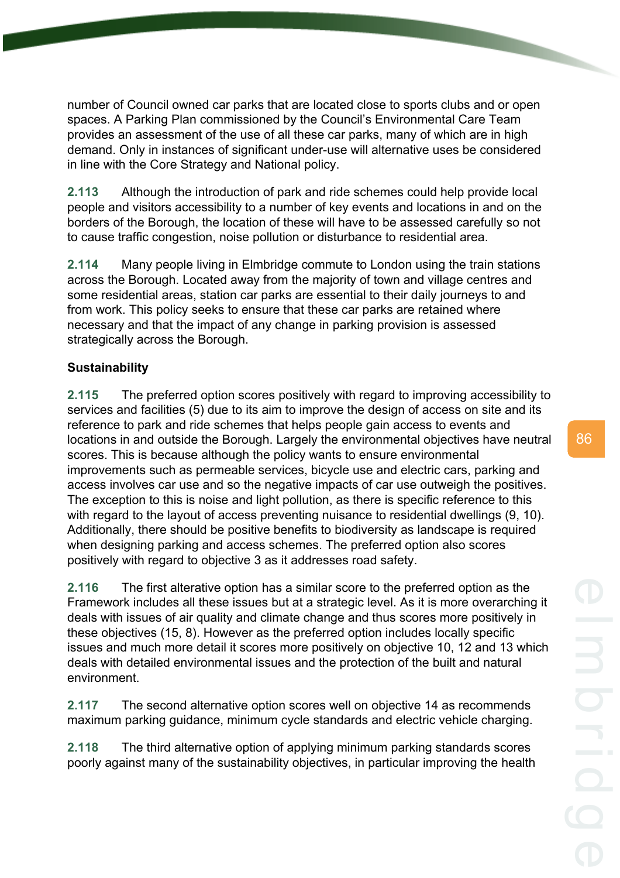number of Council owned car parks that are located close to sports clubs and or open spaces. A Parking Plan commissioned by the Council's Environmental Care Team provides an assessment of the use of all these car parks, many of which are in high demand. Only in instances of significant under-use will alternative uses be considered in line with the Core Strategy and National policy.

**2.113** Although the introduction of park and ride schemes could help provide local people and visitors accessibility to a number of key events and locations in and on the borders of the Borough, the location of these will have to be assessed carefully so not to cause traffic congestion, noise pollution or disturbance to residential area.

**2.114** Many people living in Elmbridge commute to London using the train stations across the Borough. Located away from the majority of town and village centres and some residential areas, station car parks are essential to their daily journeys to and from work. This policy seeks to ensure that these car parks are retained where necessary and that the impact of any change in parking provision is assessed strategically across the Borough.

**Sustainability**

**2.115** The preferred option scores positively with regard to improving accessibility to services and facilities (5) due to its aim to improve the design of access on site and its reference to park and ride schemes that helps people gain access to events and locations in and outside the Borough. Largely the environmental objectives have neutral scores. This is because although the policy wants to ensure environmental improvements such as permeable services, bicycle use and electric cars, parking and access involves car use and so the negative impacts of car use outweigh the positives. The exception to this is noise and light pollution, as there is specific reference to this with regard to the layout of access preventing nuisance to residential dwellings (9, 10). Additionally, there should be positive benefits to biodiversity as landscape is required when designing parking and access schemes. The preferred option also scores positively with regard to objective 3 as it addresses road safety.

**2.116** The first alterative option has a similar score to the preferred option as the Framework includes all these issues but at a strategic level. As it is more overarching it deals with issues of air quality and climate change and thus scores more positively in these objectives (15, 8). However as the preferred option includes locally specific issues and much more detail it scores more positively on objective 10, 12 and 13 which deals with detailed environmental issues and the protection of the built and natural environment.

**2.117** The second alternative option scores well on objective 14 as recommends maximum parking guidance, minimum cycle standards and electric vehicle charging.

**2.118** The third alternative option of applying minimum parking standards scores poorly against many of the sustainability objectives, in particular improving the health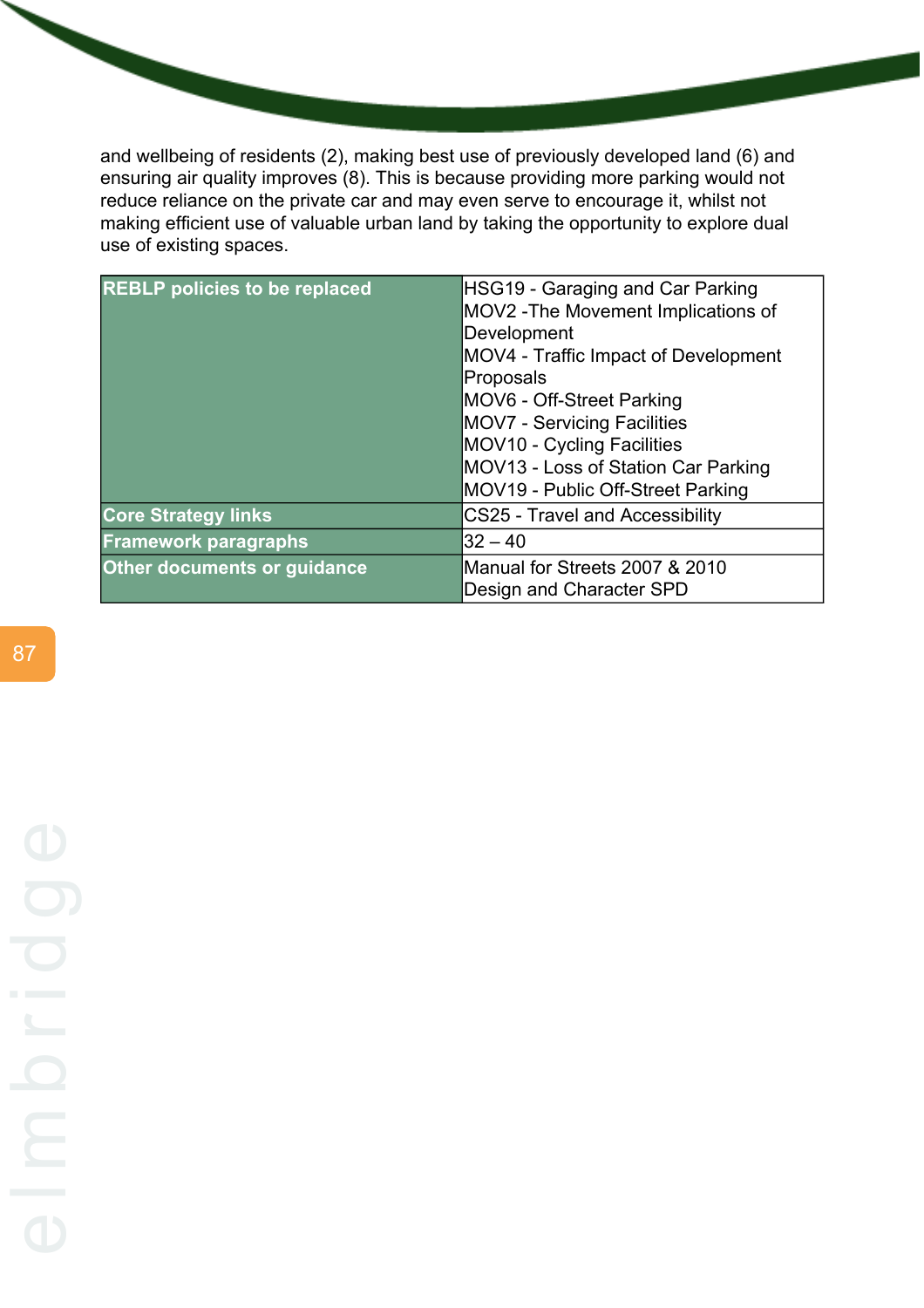and wellbeing of residents (2), making best use of previously developed land (6) and ensuring air quality improves (8). This is because providing more parking would not reduce reliance on the private car and may even serve to encourage it, whilst not making efficient use of valuable urban land by taking the opportunity to explore dual use of existing spaces.

| **REBLP policies to be replaced** | HSG19 - Garaging and Car Parking<br>MOV2 -The Movement Implications of Development<br>MOV4 - Traffic Impact of Development Proposals<br>MOV6 - Off-Street Parking<br>MOV7 - Servicing Facilities<br>MOV10 - Cycling Facilities<br>MOV13 - Loss of Station Car Parking<br>MOV19 - Public Off-Street Parking |
|---|---|
| **Core Strategy links** | CS25 - Travel and Accessibility |
| **Framework paragraphs** | 32 – 40 |
| **Other documents or guidance** | Manual for Streets 2007 & 2010<br>Design and Character SPD |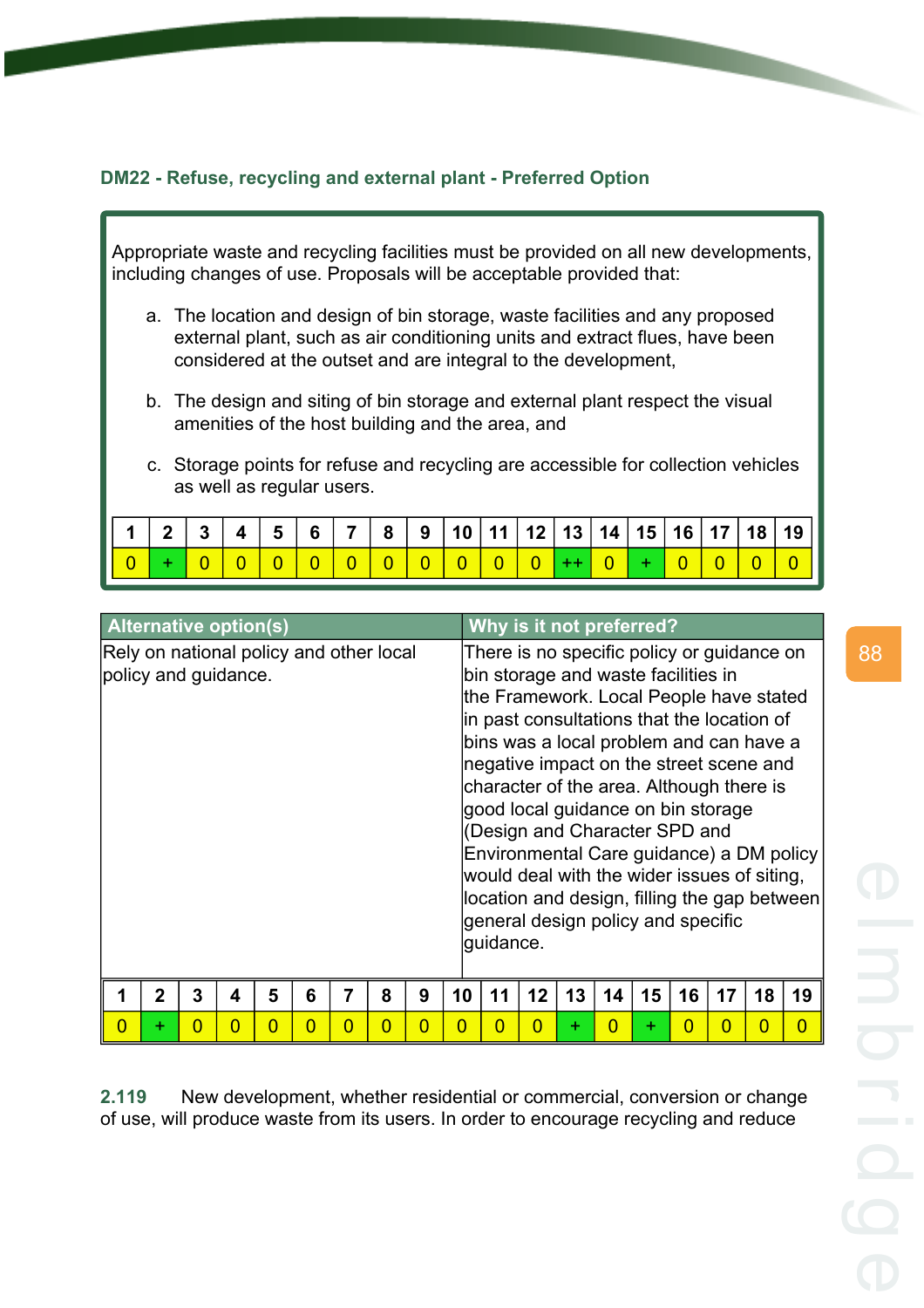### DM22 - Refuse, recycling and external plant - Preferred Option

Appropriate waste and recycling facilities must be provided on all new developments, including changes of use. Proposals will be acceptable provided that:

a. The location and design of bin storage, waste facilities and any proposed external plant, such as air conditioning units and extract flues, have been considered at the outset and are integral to the development,

b. The design and siting of bin storage and external plant respect the visual amenities of the host building and the area, and

c. Storage points for refuse and recycling are accessible for collection vehicles as well as regular users.

| 1 | 2 | 3 | 4 | 5 | 6 | 7 | 8 | 9 | 10 | 11 | 12 | 13 | 14 | 15 | 16 | 17 | 18 | 19 |
|---|---|---|---|---|---|---|---|---|---|---|---|---|---|---|---|---|---|---|
| 0 | + | 0 | 0 | 0 | 0 | 0 | 0 | 0 | 0 | 0 | 0 | ++ | 0 | + | 0 | 0 | 0 | 0 |

| Alternative option(s) | Why is it not preferred? |
|---|---|
| Rely on national policy and other local policy and guidance. | There is no specific policy or guidance on bin storage and waste facilities in the Framework. Local People have stated in past consultations that the location of bins was a local problem and can have a negative impact on the street scene and character of the area. Although there is good local guidance on bin storage (Design and Character SPD and Environmental Care guidance) a DM policy would deal with the wider issues of siting, location and design, filling the gap between general design policy and specific guidance. |

| 1 | 2 | 3 | 4 | 5 | 6 | 7 | 8 | 9 | 10 | 11 | 12 | 13 | 14 | 15 | 16 | 17 | 18 | 19 |
|---|---|---|---|---|---|---|---|---|---|---|---|---|---|---|---|---|---|---|
| 0 | + | 0 | 0 | 0 | 0 | 0 | 0 | 0 | 0 | 0 | 0 | + | 0 | + | 0 | 0 | 0 | 0 |

**2.119** New development, whether residential or commercial, conversion or change of use, will produce waste from its users. In order to encourage recycling and reduce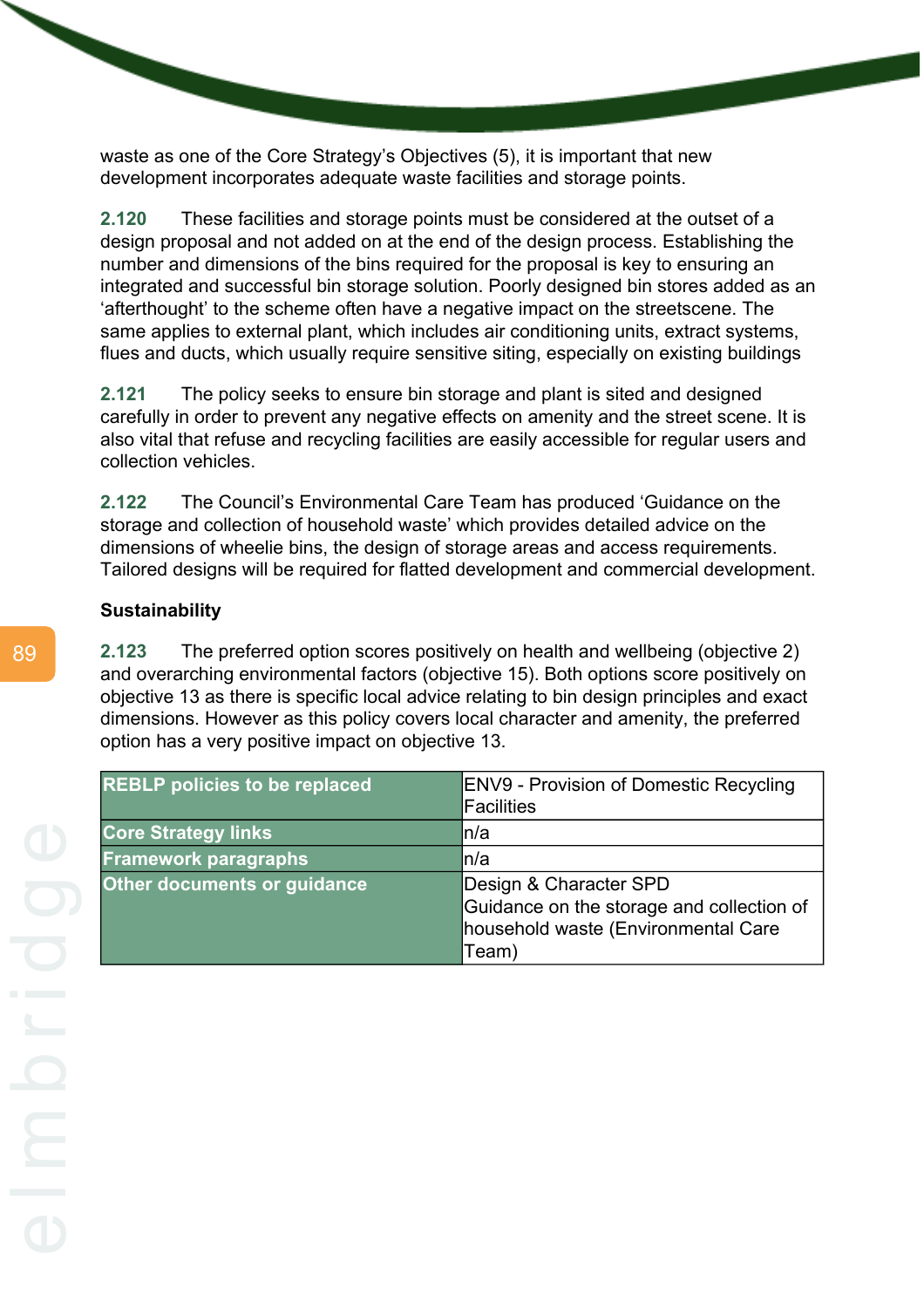waste as one of the Core Strategy's Objectives (5), it is important that new development incorporates adequate waste facilities and storage points.

**2.120** These facilities and storage points must be considered at the outset of a design proposal and not added on at the end of the design process. Establishing the number and dimensions of the bins required for the proposal is key to ensuring an integrated and successful bin storage solution. Poorly designed bin stores added as an 'afterthought' to the scheme often have a negative impact on the streetscene. The same applies to external plant, which includes air conditioning units, extract systems, flues and ducts, which usually require sensitive siting, especially on existing buildings

**2.121** The policy seeks to ensure bin storage and plant is sited and designed carefully in order to prevent any negative effects on amenity and the street scene. It is also vital that refuse and recycling facilities are easily accessible for regular users and collection vehicles.

**2.122** The Council's Environmental Care Team has produced 'Guidance on the storage and collection of household waste' which provides detailed advice on the dimensions of wheelie bins, the design of storage areas and access requirements. Tailored designs will be required for flatted development and commercial development.

**Sustainability**

**2.123** The preferred option scores positively on health and wellbeing (objective 2) and overarching environmental factors (objective 15). Both options score positively on objective 13 as there is specific local advice relating to bin design principles and exact dimensions. However as this policy covers local character and amenity, the preferred option has a very positive impact on objective 13.

| | |
|---|---|
| **REBLP policies to be replaced** | ENV9 - Provision of Domestic Recycling Facilities |
| **Core Strategy links** | n/a |
| **Framework paragraphs** | n/a |
| **Other documents or guidance** | Design & Character SPD<br>Guidance on the storage and collection of household waste (Environmental Care Team) |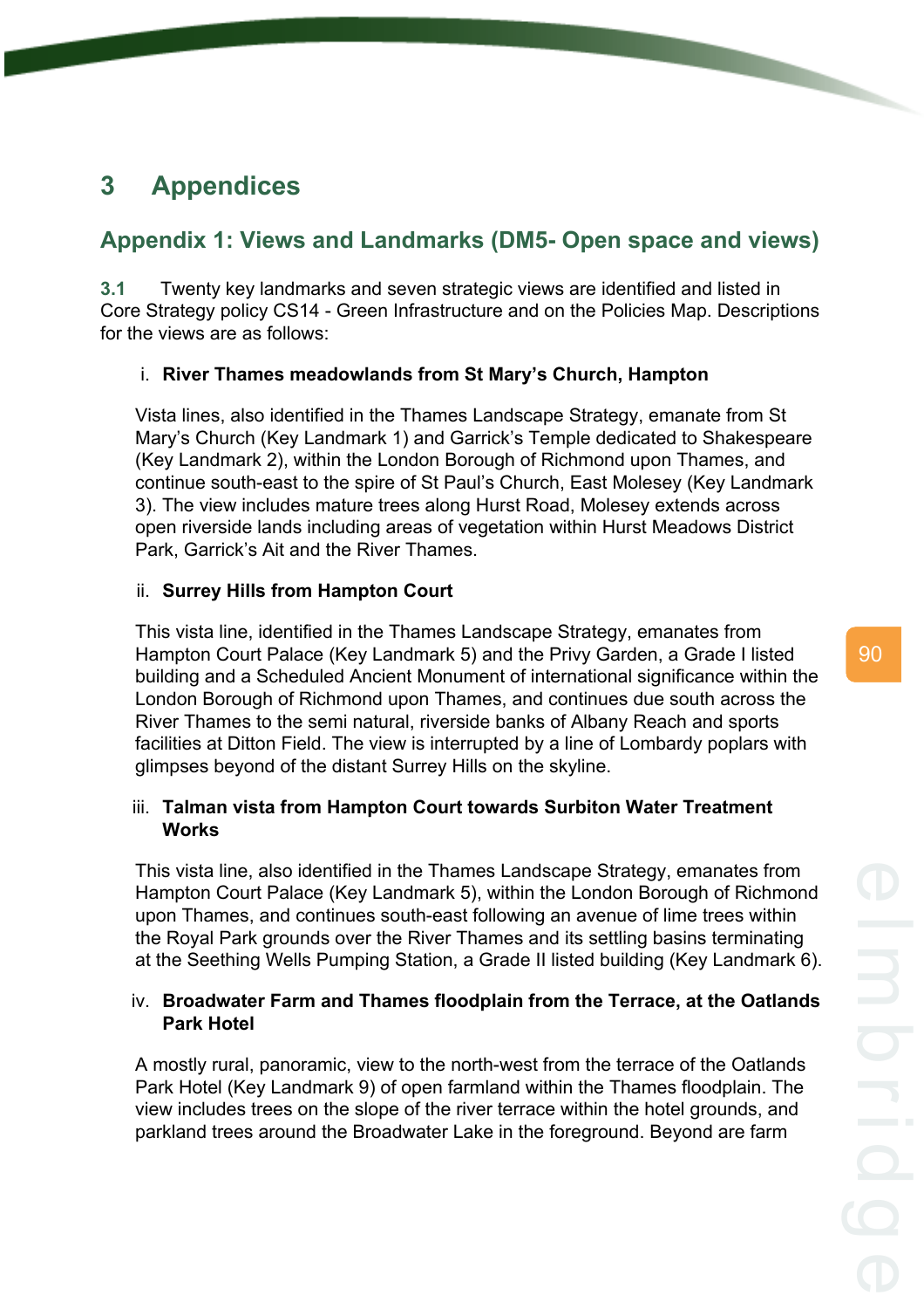# 3 Appendices

## Appendix 1: Views and Landmarks (DM5- Open space and views)

**3.1** Twenty key landmarks and seven strategic views are identified and listed in Core Strategy policy CS14 - Green Infrastructure and on the Policies Map. Descriptions for the views are as follows:

i. **River Thames meadowlands from St Mary's Church, Hampton**

Vista lines, also identified in the Thames Landscape Strategy, emanate from St Mary's Church (Key Landmark 1) and Garrick's Temple dedicated to Shakespeare (Key Landmark 2), within the London Borough of Richmond upon Thames, and continue south-east to the spire of St Paul's Church, East Molesey (Key Landmark 3). The view includes mature trees along Hurst Road, Molesey extends across open riverside lands including areas of vegetation within Hurst Meadows District Park, Garrick's Ait and the River Thames.

ii. **Surrey Hills from Hampton Court**

This vista line, identified in the Thames Landscape Strategy, emanates from Hampton Court Palace (Key Landmark 5) and the Privy Garden, a Grade I listed building and a Scheduled Ancient Monument of international significance within the London Borough of Richmond upon Thames, and continues due south across the River Thames to the semi natural, riverside banks of Albany Reach and sports facilities at Ditton Field. The view is interrupted by a line of Lombardy poplars with glimpses beyond of the distant Surrey Hills on the skyline.

iii. **Talman vista from Hampton Court towards Surbiton Water Treatment Works**

This vista line, also identified in the Thames Landscape Strategy, emanates from Hampton Court Palace (Key Landmark 5), within the London Borough of Richmond upon Thames, and continues south-east following an avenue of lime trees within the Royal Park grounds over the River Thames and its settling basins terminating at the Seething Wells Pumping Station, a Grade II listed building (Key Landmark 6).

iv. **Broadwater Farm and Thames floodplain from the Terrace, at the Oatlands Park Hotel**

A mostly rural, panoramic, view to the north-west from the terrace of the Oatlands Park Hotel (Key Landmark 9) of open farmland within the Thames floodplain. The view includes trees on the slope of the river terrace within the hotel grounds, and parkland trees around the Broadwater Lake in the foreground. Beyond are farm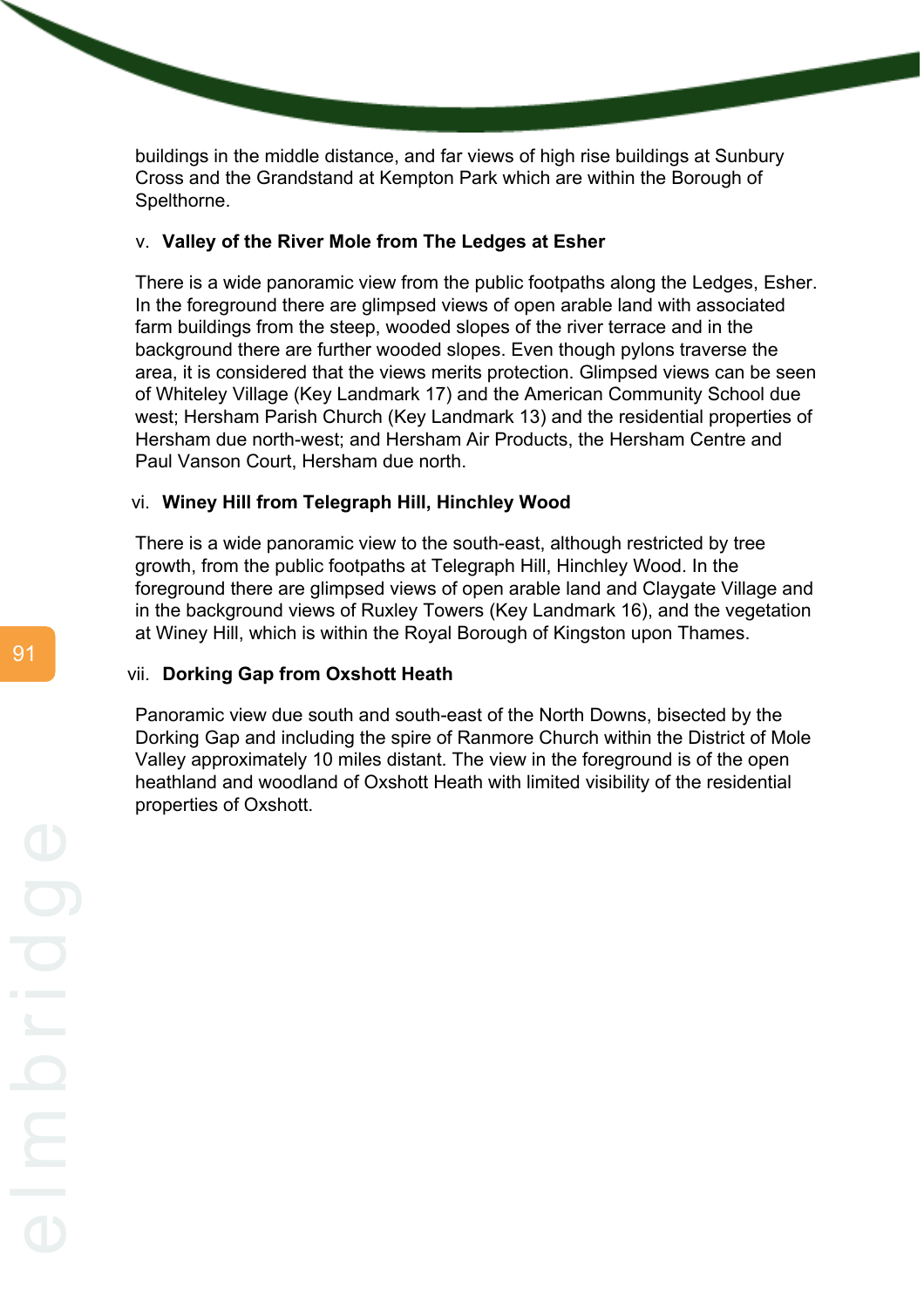buildings in the middle distance, and far views of high rise buildings at Sunbury Cross and the Grandstand at Kempton Park which are within the Borough of Spelthorne.

v. **Valley of the River Mole from The Ledges at Esher**

There is a wide panoramic view from the public footpaths along the Ledges, Esher. In the foreground there are glimpsed views of open arable land with associated farm buildings from the steep, wooded slopes of the river terrace and in the background there are further wooded slopes. Even though pylons traverse the area, it is considered that the views merits protection. Glimpsed views can be seen of Whiteley Village (Key Landmark 17) and the American Community School due west; Hersham Parish Church (Key Landmark 13) and the residential properties of Hersham due north-west; and Hersham Air Products, the Hersham Centre and Paul Vanson Court, Hersham due north.

vi. **Winey Hill from Telegraph Hill, Hinchley Wood**

There is a wide panoramic view to the south-east, although restricted by tree growth, from the public footpaths at Telegraph Hill, Hinchley Wood. In the foreground there are glimpsed views of open arable land and Claygate Village and in the background views of Ruxley Towers (Key Landmark 16), and the vegetation at Winey Hill, which is within the Royal Borough of Kingston upon Thames.

vii. **Dorking Gap from Oxshott Heath**

Panoramic view due south and south-east of the North Downs, bisected by the Dorking Gap and including the spire of Ranmore Church within the District of Mole Valley approximately 10 miles distant. The view in the foreground is of the open heathland and woodland of Oxshott Heath with limited visibility of the residential properties of Oxshott.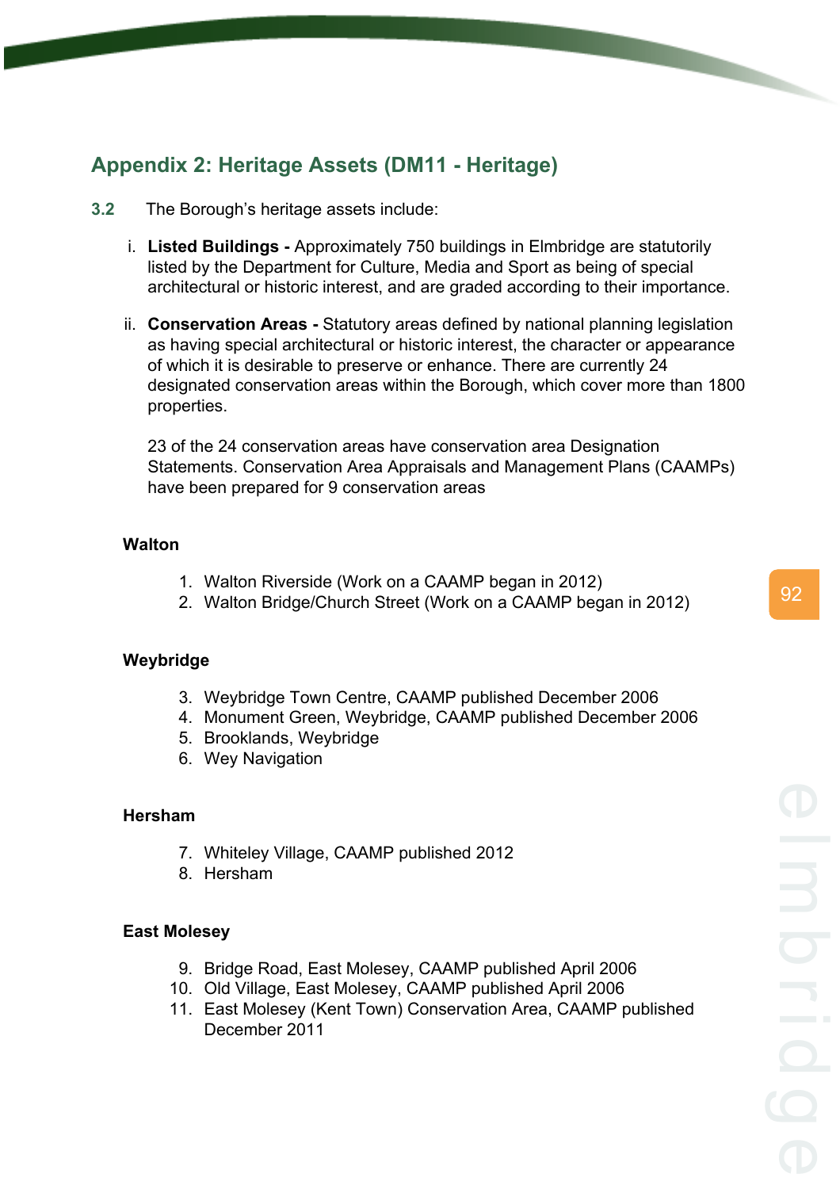## Appendix 2: Heritage Assets (DM11 - Heritage)

**3.2** The Borough's heritage assets include:

i. **Listed Buildings -** Approximately 750 buildings in Elmbridge are statutorily listed by the Department for Culture, Media and Sport as being of special architectural or historic interest, and are graded according to their importance.

ii. **Conservation Areas -** Statutory areas defined by national planning legislation as having special architectural or historic interest, the character or appearance of which it is desirable to preserve or enhance. There are currently 24 designated conservation areas within the Borough, which cover more than 1800 properties.

23 of the 24 conservation areas have conservation area Designation Statements. Conservation Area Appraisals and Management Plans (CAAMPs) have been prepared for 9 conservation areas

**Walton**

1. Walton Riverside (Work on a CAAMP began in 2012)
2. Walton Bridge/Church Street (Work on a CAAMP began in 2012)

**Weybridge**

3. Weybridge Town Centre, CAAMP published December 2006
4. Monument Green, Weybridge, CAAMP published December 2006
5. Brooklands, Weybridge
6. Wey Navigation

**Hersham**

7. Whiteley Village, CAAMP published 2012
8. Hersham

**East Molesey**

9. Bridge Road, East Molesey, CAAMP published April 2006
10. Old Village, East Molesey, CAAMP published April 2006
11. East Molesey (Kent Town) Conservation Area, CAAMP published December 2011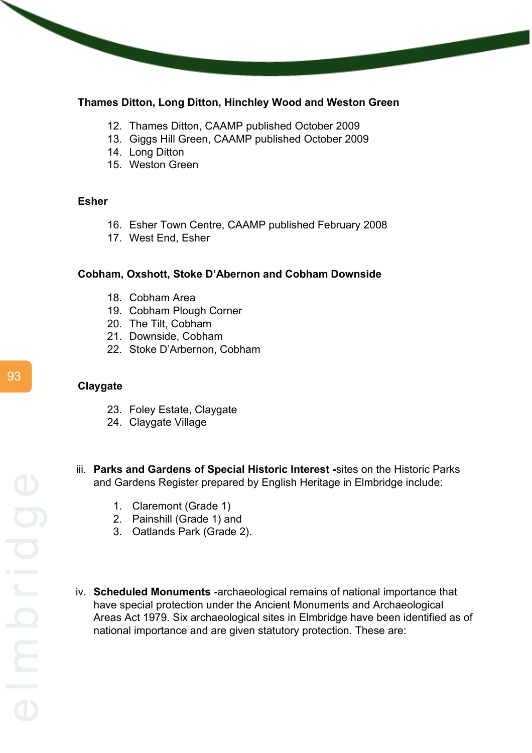**Thames Ditton, Long Ditton, Hinchley Wood and Weston Green**

12. Thames Ditton, CAAMP published October 2009
13. Giggs Hill Green, CAAMP published October 2009
14. Long Ditton
15. Weston Green

**Esher**

16. Esher Town Centre, CAAMP published February 2008
17. West End, Esher

**Cobham, Oxshott, Stoke D'Abernon and Cobham Downside**

18. Cobham Area
19. Cobham Plough Corner
20. The Tilt, Cobham
21. Downside, Cobham
22. Stoke D'Arbernon, Cobham

**Claygate**

23. Foley Estate, Claygate
24. Claygate Village

iii. **Parks and Gardens of Special Historic Interest -**sites on the Historic Parks and Gardens Register prepared by English Heritage in Elmbridge include:

   1. Claremont (Grade 1)
   2. Painshill (Grade 1) and
   3. Oatlands Park (Grade 2).

iv. **Scheduled Monuments -**archaeological remains of national importance that have special protection under the Ancient Monuments and Archaeological Areas Act 1979. Six archaeological sites in Elmbridge have been identified as of national importance and are given statutory protection. These are: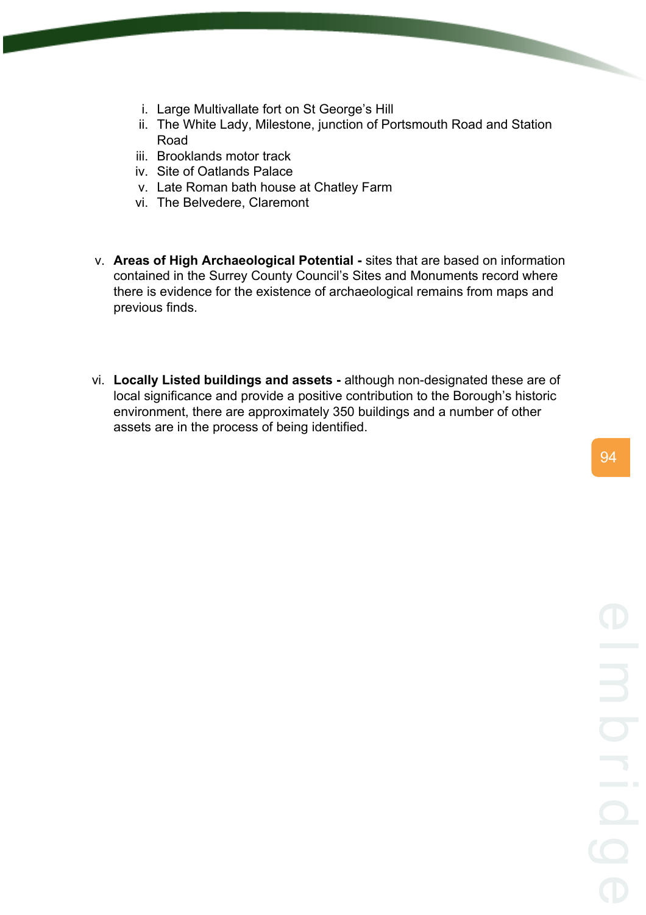i. Large Multivallate fort on St George's Hill
ii. The White Lady, Milestone, junction of Portsmouth Road and Station Road
iii. Brooklands motor track
iv. Site of Oatlands Palace
v. Late Roman bath house at Chatley Farm
vi. The Belvedere, Claremont

v. **Areas of High Archaeological Potential -** sites that are based on information contained in the Surrey County Council's Sites and Monuments record where there is evidence for the existence of archaeological remains from maps and previous finds.

vi. **Locally Listed buildings and assets -** although non-designated these are of local significance and provide a positive contribution to the Borough's historic environment, there are approximately 350 buildings and a number of other assets are in the process of being identified.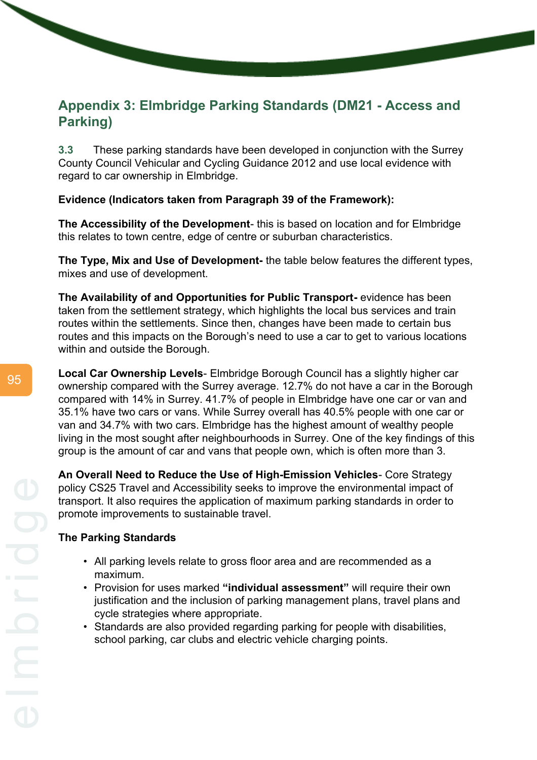## Appendix 3: Elmbridge Parking Standards (DM21 - Access and Parking)

**3.3** These parking standards have been developed in conjunction with the Surrey County Council Vehicular and Cycling Guidance 2012 and use local evidence with regard to car ownership in Elmbridge.

**Evidence (Indicators taken from Paragraph 39 of the Framework):**

**The Accessibility of the Development**- this is based on location and for Elmbridge this relates to town centre, edge of centre or suburban characteristics.

**The Type, Mix and Use of Development-** the table below features the different types, mixes and use of development.

**The Availability of and Opportunities for Public Transport-** evidence has been taken from the settlement strategy, which highlights the local bus services and train routes within the settlements. Since then, changes have been made to certain bus routes and this impacts on the Borough's need to use a car to get to various locations within and outside the Borough.

**Local Car Ownership Levels**- Elmbridge Borough Council has a slightly higher car ownership compared with the Surrey average. 12.7% do not have a car in the Borough compared with 14% in Surrey. 41.7% of people in Elmbridge have one car or van and 35.1% have two cars or vans. While Surrey overall has 40.5% people with one car or van and 34.7% with two cars. Elmbridge has the highest amount of wealthy people living in the most sought after neighbourhoods in Surrey. One of the key findings of this group is the amount of car and vans that people own, which is often more than 3.

**An Overall Need to Reduce the Use of High-Emission Vehicles**- Core Strategy policy CS25 Travel and Accessibility seeks to improve the environmental impact of transport. It also requires the application of maximum parking standards in order to promote improvements to sustainable travel.

**The Parking Standards**

- All parking levels relate to gross floor area and are recommended as a maximum.
- Provision for uses marked **"individual assessment"** will require their own justification and the inclusion of parking management plans, travel plans and cycle strategies where appropriate.
- Standards are also provided regarding parking for people with disabilities, school parking, car clubs and electric vehicle charging points.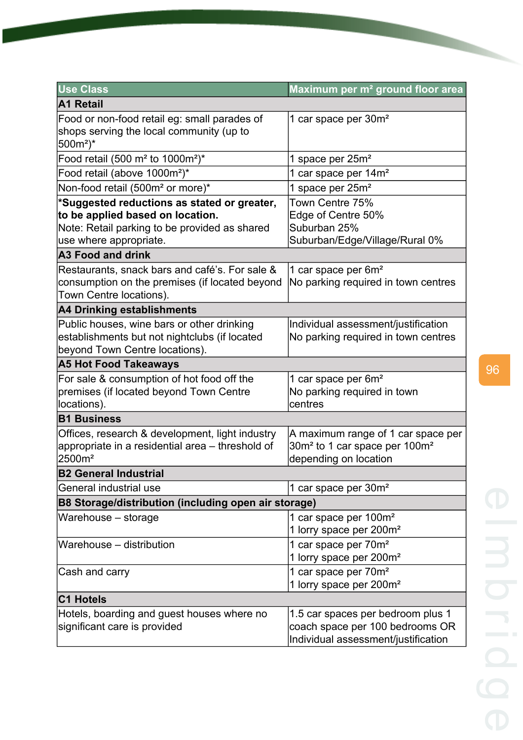| Use Class | Maximum per m² ground floor area |
|---|---|
| **A1 Retail** | |
| Food or non-food retail eg: small parades of shops serving the local community (up to 500m²)* | 1 car space per 30m² |
| Food retail (500 m² to 1000m²)* | 1 space per 25m² |
| Food retail (above 1000m²)* | 1 car space per 14m² |
| Non-food retail (500m² or more)* | 1 space per 25m² |
| ***Suggested reductions as stated or greater, to be applied based on location.** Note: Retail parking to be provided as shared use where appropriate. | Town Centre 75%<br>Edge of Centre 50%<br>Suburban 25%<br>Suburban/Edge/Village/Rural 0% |
| **A3 Food and drink** | |
| Restaurants, snack bars and café's. For sale & consumption on the premises (if located beyond Town Centre locations). | 1 car space per 6m²<br>No parking required in town centres |
| **A4 Drinking establishments** | |
| Public houses, wine bars or other drinking establishments but not nightclubs (if located beyond Town Centre locations). | Individual assessment/justification<br>No parking required in town centres |
| **A5 Hot Food Takeaways** | |
| For sale & consumption of hot food off the premises (if located beyond Town Centre locations). | 1 car space per 6m²<br>No parking required in town centres |
| **B1 Business** | |
| Offices, research & development, light industry appropriate in a residential area – threshold of 2500m² | A maximum range of 1 car space per 30m² to 1 car space per 100m² depending on location |
| **B2 General Industrial** | |
| General industrial use | 1 car space per 30m² |
| **B8 Storage/distribution (including open air storage)** | |
| Warehouse – storage | 1 car space per 100m²<br>1 lorry space per 200m² |
| Warehouse – distribution | 1 car space per 70m²<br>1 lorry space per 200m² |
| Cash and carry | 1 car space per 70m²<br>1 lorry space per 200m² |
| **C1 Hotels** | |
| Hotels, boarding and guest houses where no significant care is provided | 1.5 car spaces per bedroom plus 1 coach space per 100 bedrooms OR Individual assessment/justification |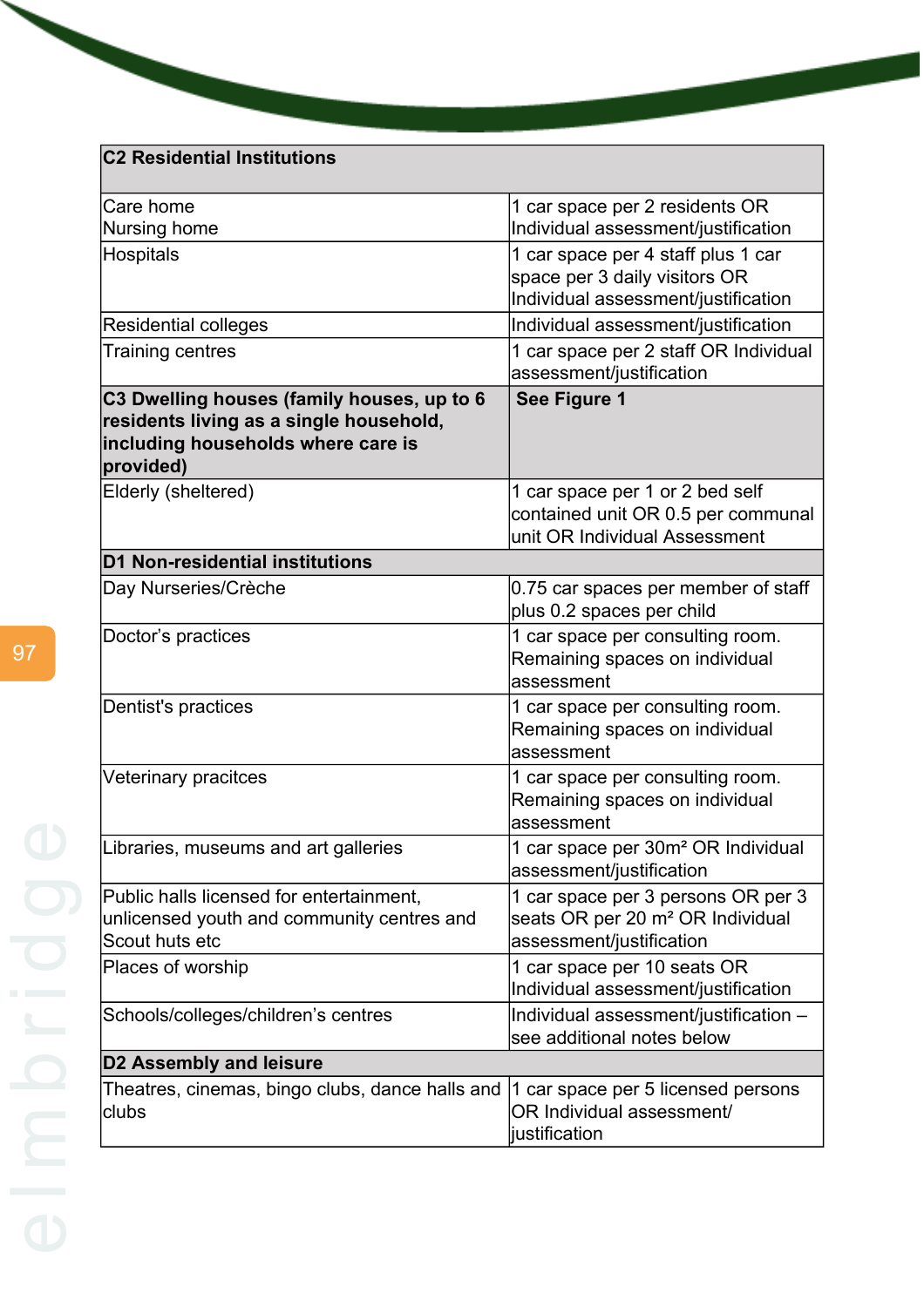| **C2 Residential Institutions** | |
|---|---|
| Care home<br>Nursing home | 1 car space per 2 residents OR Individual assessment/justification |
| Hospitals | 1 car space per 4 staff plus 1 car space per 3 daily visitors OR Individual assessment/justification |
| Residential colleges | Individual assessment/justification |
| Training centres | 1 car space per 2 staff OR Individual assessment/justification |
| **C3 Dwelling houses (family houses, up to 6 residents living as a single household, including households where care is provided)** | **See Figure 1** |
| Elderly (sheltered) | 1 car space per 1 or 2 bed self contained unit OR 0.5 per communal unit OR Individual Assessment |
| **D1 Non-residential institutions** | |
| Day Nurseries/Crèche | 0.75 car spaces per member of staff plus 0.2 spaces per child |
| Doctor's practices | 1 car space per consulting room. Remaining spaces on individual assessment |
| Dentist's practices | 1 car space per consulting room. Remaining spaces on individual assessment |
| Veterinary pracitces | 1 car space per consulting room. Remaining spaces on individual assessment |
| Libraries, museums and art galleries | 1 car space per 30m² OR Individual assessment/justification |
| Public halls licensed for entertainment, unlicensed youth and community centres and Scout huts etc | 1 car space per 3 persons OR per 3 seats OR per 20 m² OR Individual assessment/justification |
| Places of worship | 1 car space per 10 seats OR Individual assessment/justification |
| Schools/colleges/children's centres | Individual assessment/justification – see additional notes below |
| **D2 Assembly and leisure** | |
| Theatres, cinemas, bingo clubs, dance halls and clubs | 1 car space per 5 licensed persons OR Individual assessment/ justification |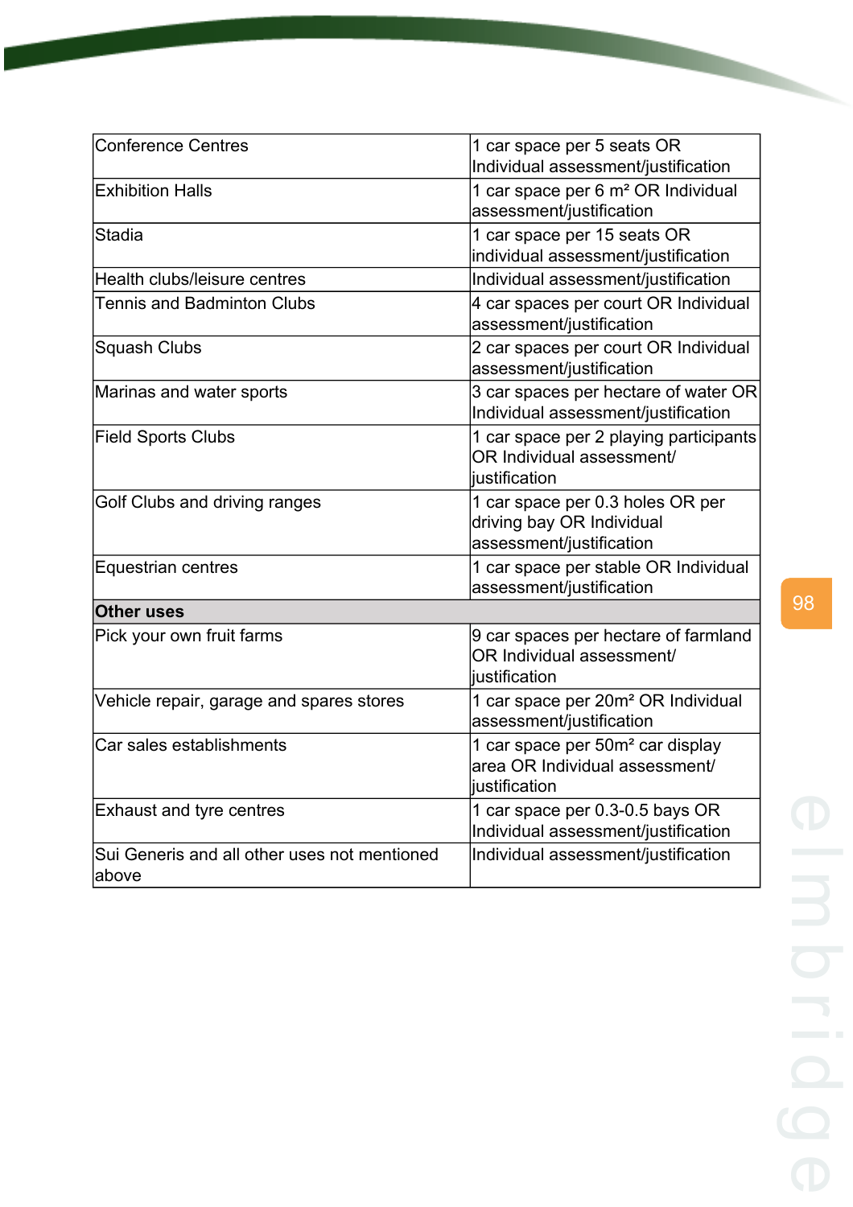| | |
|---|---|
| Conference Centres | 1 car space per 5 seats OR Individual assessment/justification |
| Exhibition Halls | 1 car space per 6 m² OR Individual assessment/justification |
| Stadia | 1 car space per 15 seats OR individual assessment/justification |
| Health clubs/leisure centres | Individual assessment/justification |
| Tennis and Badminton Clubs | 4 car spaces per court OR Individual assessment/justification |
| Squash Clubs | 2 car spaces per court OR Individual assessment/justification |
| Marinas and water sports | 3 car spaces per hectare of water OR Individual assessment/justification |
| Field Sports Clubs | 1 car space per 2 playing participants OR Individual assessment/ justification |
| Golf Clubs and driving ranges | 1 car space per 0.3 holes OR per driving bay OR Individual assessment/justification |
| Equestrian centres | 1 car space per stable OR Individual assessment/justification |
| **Other uses** | |
| Pick your own fruit farms | 9 car spaces per hectare of farmland OR Individual assessment/ justification |
| Vehicle repair, garage and spares stores | 1 car space per 20m² OR Individual assessment/justification |
| Car sales establishments | 1 car space per 50m² car display area OR Individual assessment/ justification |
| Exhaust and tyre centres | 1 car space per 0.3-0.5 bays OR Individual assessment/justification |
| Sui Generis and all other uses not mentioned above | Individual assessment/justification |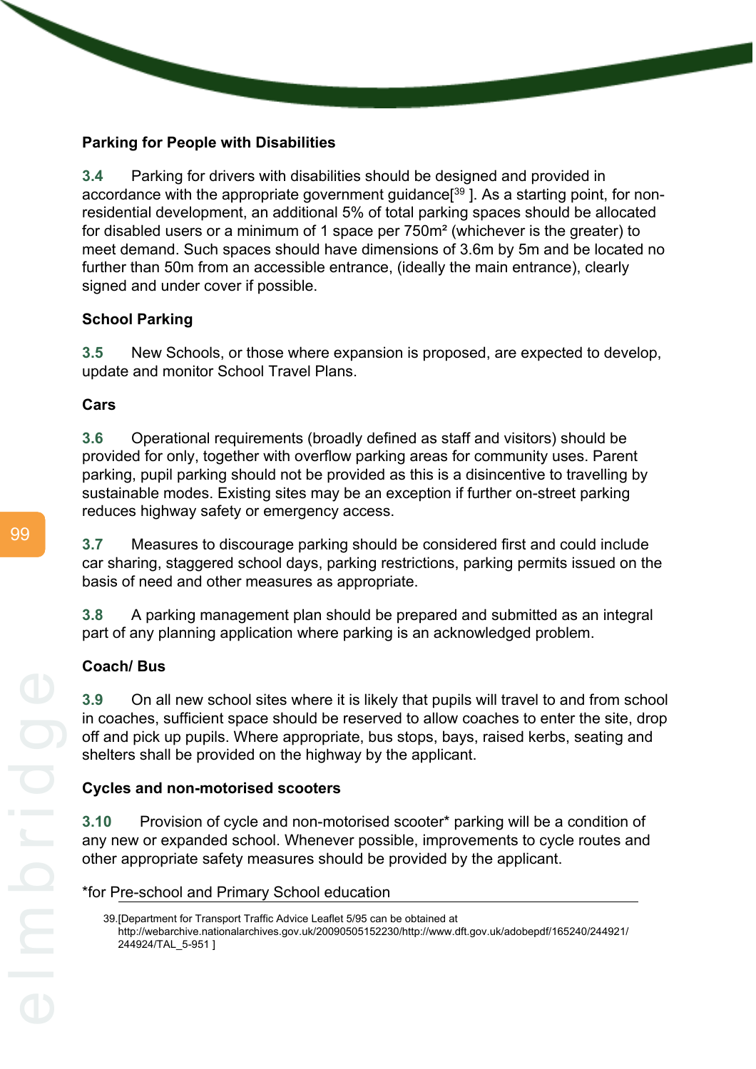**Parking for People with Disabilities**

**3.4** Parking for drivers with disabilities should be designed and provided in accordance with the appropriate government guidance[39]. As a starting point, for non-residential development, an additional 5% of total parking spaces should be allocated for disabled users or a minimum of 1 space per 750m² (whichever is the greater) to meet demand. Such spaces should have dimensions of 3.6m by 5m and be located no further than 50m from an accessible entrance, (ideally the main entrance), clearly signed and under cover if possible.

**School Parking**

**3.5** New Schools, or those where expansion is proposed, are expected to develop, update and monitor School Travel Plans.

**Cars**

**3.6** Operational requirements (broadly defined as staff and visitors) should be provided for only, together with overflow parking areas for community uses. Parent parking, pupil parking should not be provided as this is a disincentive to travelling by sustainable modes. Existing sites may be an exception if further on-street parking reduces highway safety or emergency access.

**3.7** Measures to discourage parking should be considered first and could include car sharing, staggered school days, parking restrictions, parking permits issued on the basis of need and other measures as appropriate.

**3.8** A parking management plan should be prepared and submitted as an integral part of any planning application where parking is an acknowledged problem.

**Coach/ Bus**

**3.9** On all new school sites where it is likely that pupils will travel to and from school in coaches, sufficient space should be reserved to allow coaches to enter the site, drop off and pick up pupils. Where appropriate, bus stops, bays, raised kerbs, seating and shelters shall be provided on the highway by the applicant.

**Cycles and non-motorised scooters**

**3.10** Provision of cycle and non-motorised scooter* parking will be a condition of any new or expanded school. Whenever possible, improvements to cycle routes and other appropriate safety measures should be provided by the applicant.

*for Pre-school and Primary School education

39.[Department for Transport Traffic Advice Leaflet 5/95 can be obtained at http://webarchive.nationalarchives.gov.uk/20090505152230/http://www.dft.gov.uk/adobepdf/165240/244921/244924/TAL_5-951 ]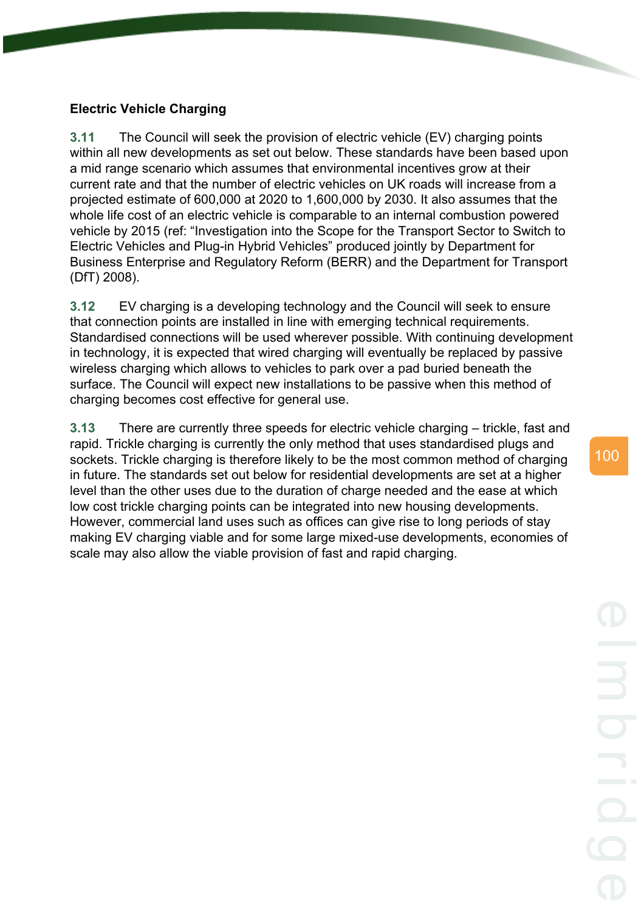**Electric Vehicle Charging**

**3.11** The Council will seek the provision of electric vehicle (EV) charging points within all new developments as set out below. These standards have been based upon a mid range scenario which assumes that environmental incentives grow at their current rate and that the number of electric vehicles on UK roads will increase from a projected estimate of 600,000 at 2020 to 1,600,000 by 2030. It also assumes that the whole life cost of an electric vehicle is comparable to an internal combustion powered vehicle by 2015 (ref: "Investigation into the Scope for the Transport Sector to Switch to Electric Vehicles and Plug-in Hybrid Vehicles" produced jointly by Department for Business Enterprise and Regulatory Reform (BERR) and the Department for Transport (DfT) 2008).

**3.12** EV charging is a developing technology and the Council will seek to ensure that connection points are installed in line with emerging technical requirements. Standardised connections will be used wherever possible. With continuing development in technology, it is expected that wired charging will eventually be replaced by passive wireless charging which allows to vehicles to park over a pad buried beneath the surface. The Council will expect new installations to be passive when this method of charging becomes cost effective for general use.

**3.13** There are currently three speeds for electric vehicle charging – trickle, fast and rapid. Trickle charging is currently the only method that uses standardised plugs and sockets. Trickle charging is therefore likely to be the most common method of charging in future. The standards set out below for residential developments are set at a higher level than the other uses due to the duration of charge needed and the ease at which low cost trickle charging points can be integrated into new housing developments. However, commercial land uses such as offices can give rise to long periods of stay making EV charging viable and for some large mixed-use developments, economies of scale may also allow the viable provision of fast and rapid charging.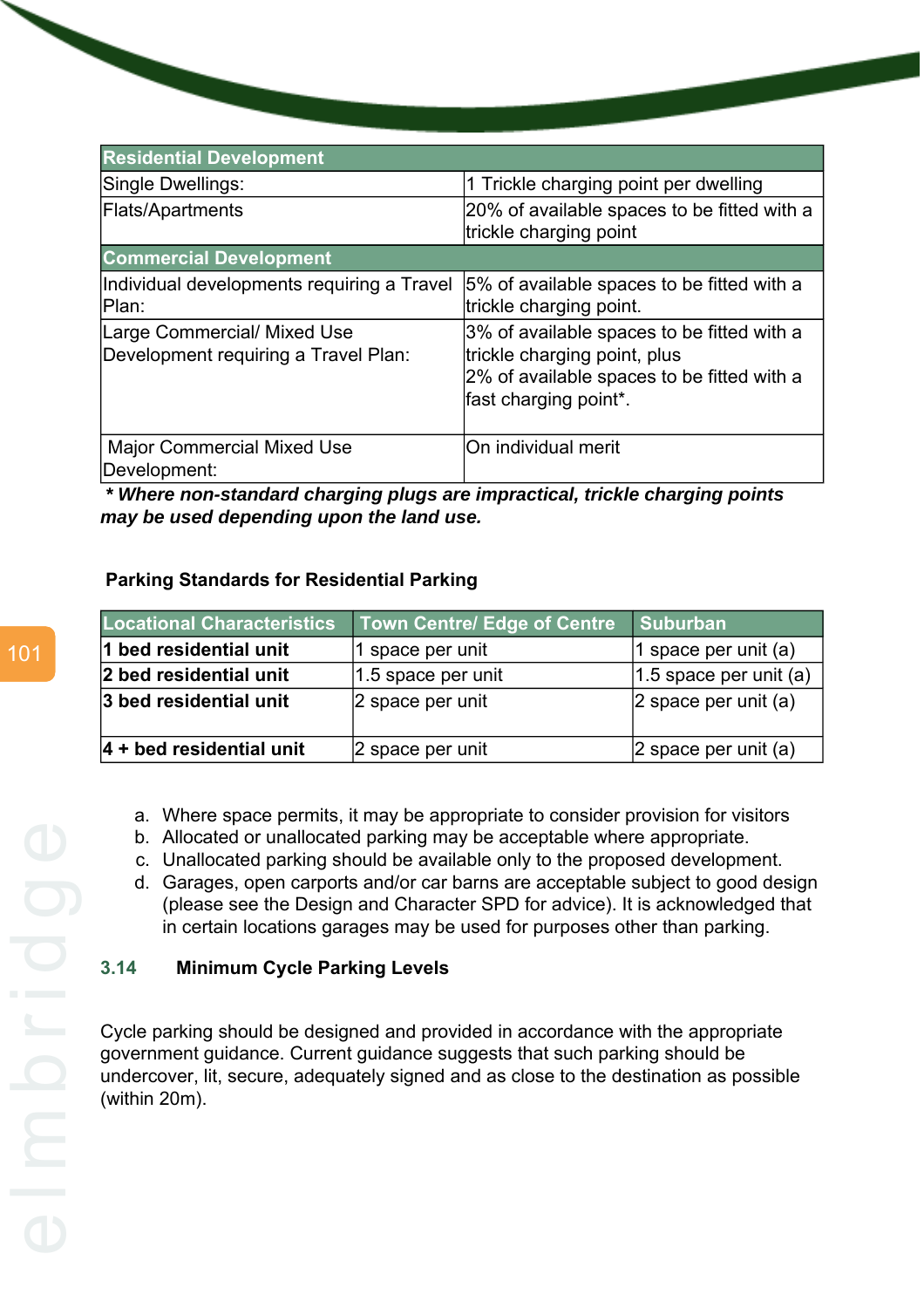| Residential Development | |
|---|---|
| Single Dwellings: | 1 Trickle charging point per dwelling |
| Flats/Apartments | 20% of available spaces to be fitted with a trickle charging point |
| **Commercial Development** | |
| Individual developments requiring a Travel Plan: | 5% of available spaces to be fitted with a trickle charging point. |
| Large Commercial/ Mixed Use Development requiring a Travel Plan: | 3% of available spaces to be fitted with a trickle charging point, plus 2% of available spaces to be fitted with a fast charging point*. |
| Major Commercial Mixed Use Development: | On individual merit |

***** Where non-standard charging plugs are impractical, trickle charging points may be used depending upon the land use.***

**Parking Standards for Residential Parking**

| Locational Characteristics | Town Centre/ Edge of Centre | Suburban |
|---|---|---|
| **1 bed residential unit** | 1 space per unit | 1 space per unit (a) |
| **2 bed residential unit** | 1.5 space per unit | 1.5 space per unit (a) |
| **3 bed residential unit** | 2 space per unit | 2 space per unit (a) |
| **4 + bed residential unit** | 2 space per unit | 2 space per unit (a) |

a. Where space permits, it may be appropriate to consider provision for visitors
b. Allocated or unallocated parking may be acceptable where appropriate.
c. Unallocated parking should be available only to the proposed development.
d. Garages, open carports and/or car barns are acceptable subject to good design (please see the Design and Character SPD for advice). It is acknowledged that in certain locations garages may be used for purposes other than parking.

### 3.14 Minimum Cycle Parking Levels

Cycle parking should be designed and provided in accordance with the appropriate government guidance. Current guidance suggests that such parking should be undercover, lit, secure, adequately signed and as close to the destination as possible (within 20m).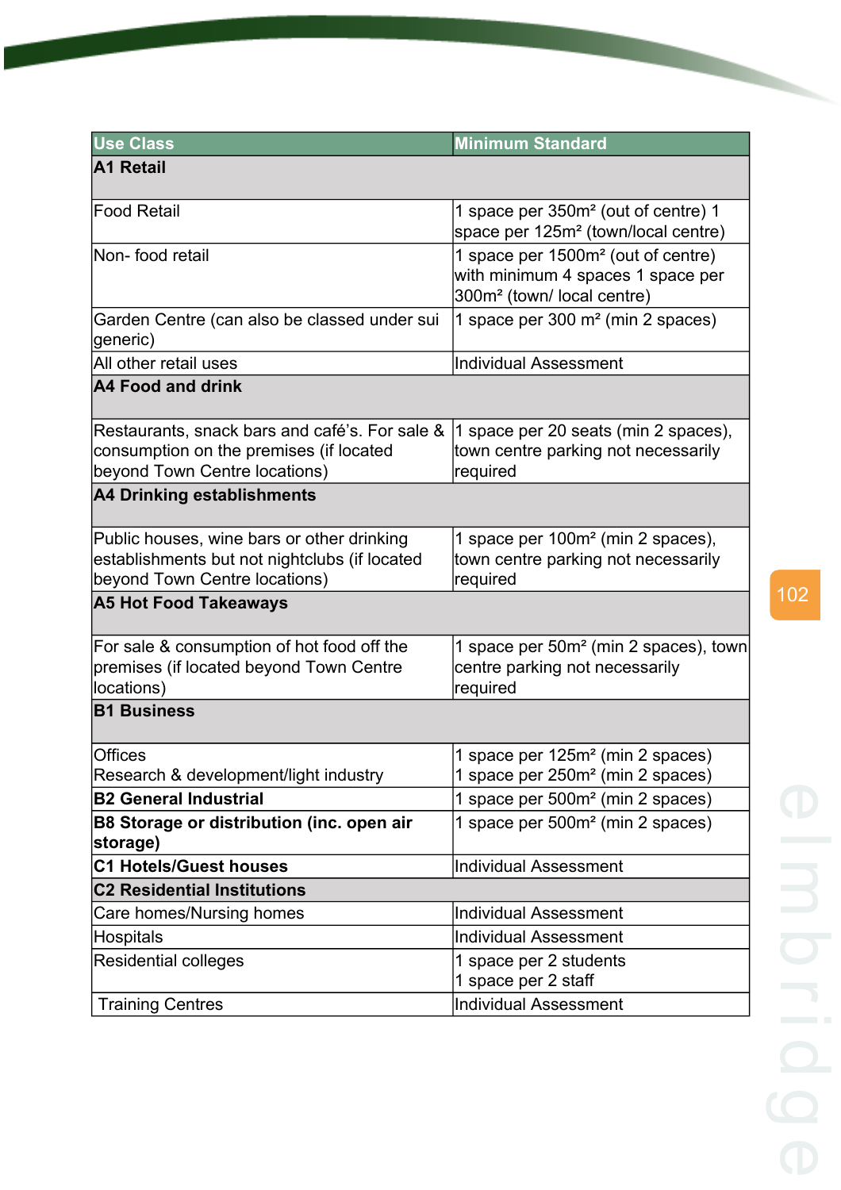| Use Class | Minimum Standard |
|---|---|
| **A1 Retail** | |
| Food Retail | 1 space per 350m² (out of centre) 1 space per 125m² (town/local centre) |
| Non- food retail | 1 space per 1500m² (out of centre) with minimum 4 spaces 1 space per 300m² (town/ local centre) |
| Garden Centre (can also be classed under sui generic) | 1 space per 300 m² (min 2 spaces) |
| All other retail uses | Individual Assessment |
| **A4 Food and drink** | |
| Restaurants, snack bars and café's. For sale & consumption on the premises (if located beyond Town Centre locations) | 1 space per 20 seats (min 2 spaces), town centre parking not necessarily required |
| **A4 Drinking establishments** | |
| Public houses, wine bars or other drinking establishments but not nightclubs (if located beyond Town Centre locations) | 1 space per 100m² (min 2 spaces), town centre parking not necessarily required |
| **A5 Hot Food Takeaways** | |
| For sale & consumption of hot food off the premises (if located beyond Town Centre locations) | 1 space per 50m² (min 2 spaces), town centre parking not necessarily required |
| **B1 Business** | |
| Offices<br>Research & development/light industry | 1 space per 125m² (min 2 spaces)<br>1 space per 250m² (min 2 spaces) |
| **B2 General Industrial** | 1 space per 500m² (min 2 spaces) |
| **B8 Storage or distribution (inc. open air storage)** | 1 space per 500m² (min 2 spaces) |
| **C1 Hotels/Guest houses** | Individual Assessment |
| **C2 Residential Institutions** | |
| Care homes/Nursing homes | Individual Assessment |
| Hospitals | Individual Assessment |
| Residential colleges | 1 space per 2 students<br>1 space per 2 staff |
| Training Centres | Individual Assessment |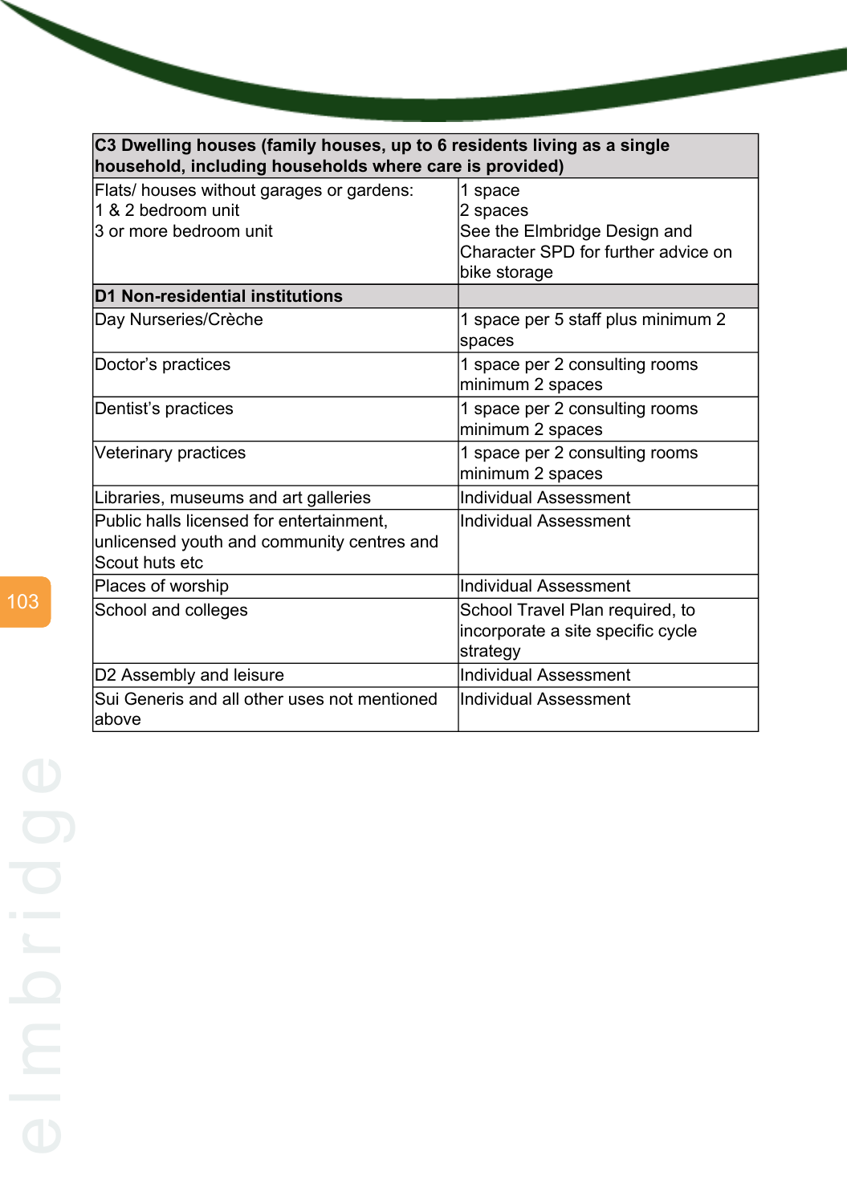| **C3 Dwelling houses (family houses, up to 6 residents living as a single household, including households where care is provided)** | |
|---|---|
| Flats/ houses without garages or gardens:<br>1 & 2 bedroom unit<br>3 or more bedroom unit | 1 space<br>2 spaces<br>See the Elmbridge Design and Character SPD for further advice on bike storage |
| **D1 Non-residential institutions** | |
| Day Nurseries/Crèche | 1 space per 5 staff plus minimum 2 spaces |
| Doctor's practices | 1 space per 2 consulting rooms minimum 2 spaces |
| Dentist's practices | 1 space per 2 consulting rooms minimum 2 spaces |
| Veterinary practices | 1 space per 2 consulting rooms minimum 2 spaces |
| Libraries, museums and art galleries | Individual Assessment |
| Public halls licensed for entertainment, unlicensed youth and community centres and Scout huts etc | Individual Assessment |
| Places of worship | Individual Assessment |
| School and colleges | School Travel Plan required, to incorporate a site specific cycle strategy |
| D2 Assembly and leisure | Individual Assessment |
| Sui Generis and all other uses not mentioned above | Individual Assessment |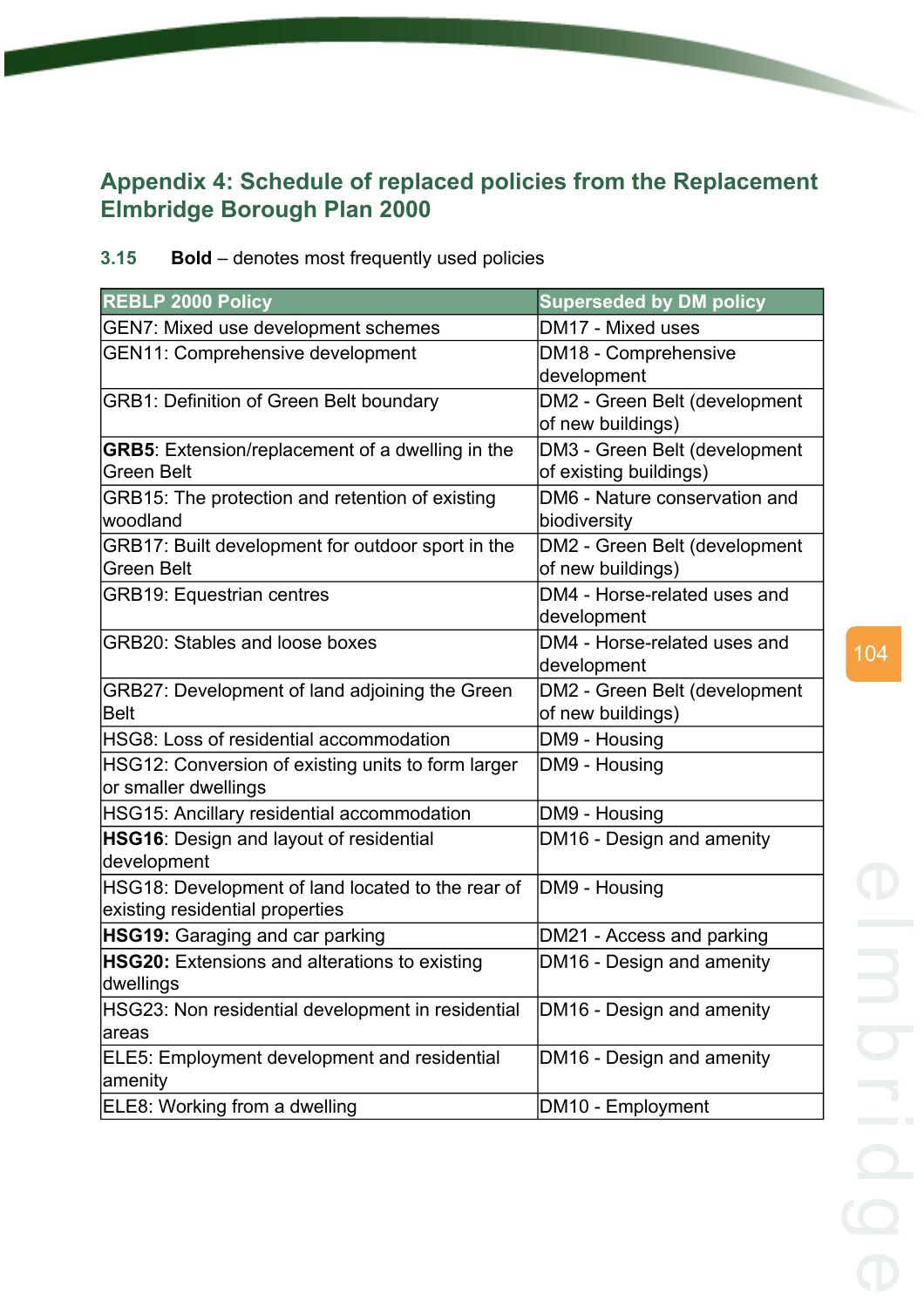## Appendix 4: Schedule of replaced policies from the Replacement Elmbridge Borough Plan 2000

3.15 **Bold** – denotes most frequently used policies

| REBLP 2000 Policy | Superseded by DM policy |
|---|---|
| GEN7: Mixed use development schemes | DM17 - Mixed uses |
| GEN11: Comprehensive development | DM18 - Comprehensive development |
| GRB1: Definition of Green Belt boundary | DM2 - Green Belt (development of new buildings) |
| **GRB5**: Extension/replacement of a dwelling in the Green Belt | DM3 - Green Belt (development of existing buildings) |
| GRB15: The protection and retention of existing woodland | DM6 - Nature conservation and biodiversity |
| GRB17: Built development for outdoor sport in the Green Belt | DM2 - Green Belt (development of new buildings) |
| GRB19: Equestrian centres | DM4 - Horse-related uses and development |
| GRB20: Stables and loose boxes | DM4 - Horse-related uses and development |
| GRB27: Development of land adjoining the Green Belt | DM2 - Green Belt (development of new buildings) |
| HSG8: Loss of residential accommodation | DM9 - Housing |
| HSG12: Conversion of existing units to form larger or smaller dwellings | DM9 - Housing |
| HSG15: Ancillary residential accommodation | DM9 - Housing |
| **HSG16**: Design and layout of residential development | DM16 - Design and amenity |
| HSG18: Development of land located to the rear of existing residential properties | DM9 - Housing |
| **HSG19:** Garaging and car parking | DM21 - Access and parking |
| **HSG20:** Extensions and alterations to existing dwellings | DM16 - Design and amenity |
| HSG23: Non residential development in residential areas | DM16 - Design and amenity |
| ELE5: Employment development and residential amenity | DM16 - Design and amenity |
| ELE8: Working from a dwelling | DM10 - Employment |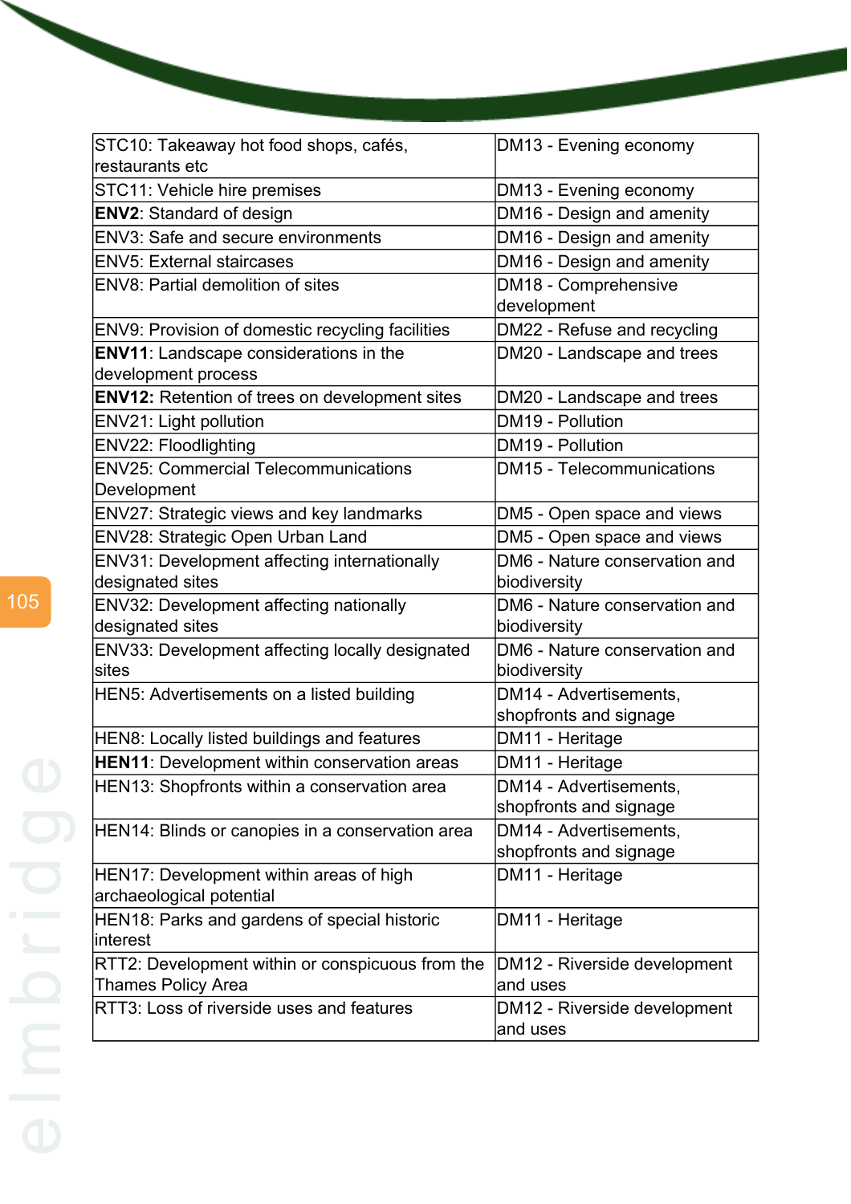| STC10: Takeaway hot food shops, cafés, restaurants etc | DM13 - Evening economy |
|---|---|
| STC11: Vehicle hire premises | DM13 - Evening economy |
| **ENV2**: Standard of design | DM16 - Design and amenity |
| ENV3: Safe and secure environments | DM16 - Design and amenity |
| ENV5: External staircases | DM16 - Design and amenity |
| ENV8: Partial demolition of sites | DM18 - Comprehensive development |
| ENV9: Provision of domestic recycling facilities | DM22 - Refuse and recycling |
| **ENV11**: Landscape considerations in the development process | DM20 - Landscape and trees |
| **ENV12:** Retention of trees on development sites | DM20 - Landscape and trees |
| ENV21: Light pollution | DM19 - Pollution |
| ENV22: Floodlighting | DM19 - Pollution |
| ENV25: Commercial Telecommunications Development | DM15 - Telecommunications |
| ENV27: Strategic views and key landmarks | DM5 - Open space and views |
| ENV28: Strategic Open Urban Land | DM5 - Open space and views |
| ENV31: Development affecting internationally designated sites | DM6 - Nature conservation and biodiversity |
| ENV32: Development affecting nationally designated sites | DM6 - Nature conservation and biodiversity |
| ENV33: Development affecting locally designated sites | DM6 - Nature conservation and biodiversity |
| HEN5: Advertisements on a listed building | DM14 - Advertisements, shopfronts and signage |
| HEN8: Locally listed buildings and features | DM11 - Heritage |
| **HEN11**: Development within conservation areas | DM11 - Heritage |
| HEN13: Shopfronts within a conservation area | DM14 - Advertisements, shopfronts and signage |
| HEN14: Blinds or canopies in a conservation area | DM14 - Advertisements, shopfronts and signage |
| HEN17: Development within areas of high archaeological potential | DM11 - Heritage |
| HEN18: Parks and gardens of special historic interest | DM11 - Heritage |
| RTT2: Development within or conspicuous from the Thames Policy Area | DM12 - Riverside development and uses |
| RTT3: Loss of riverside uses and features | DM12 - Riverside development and uses |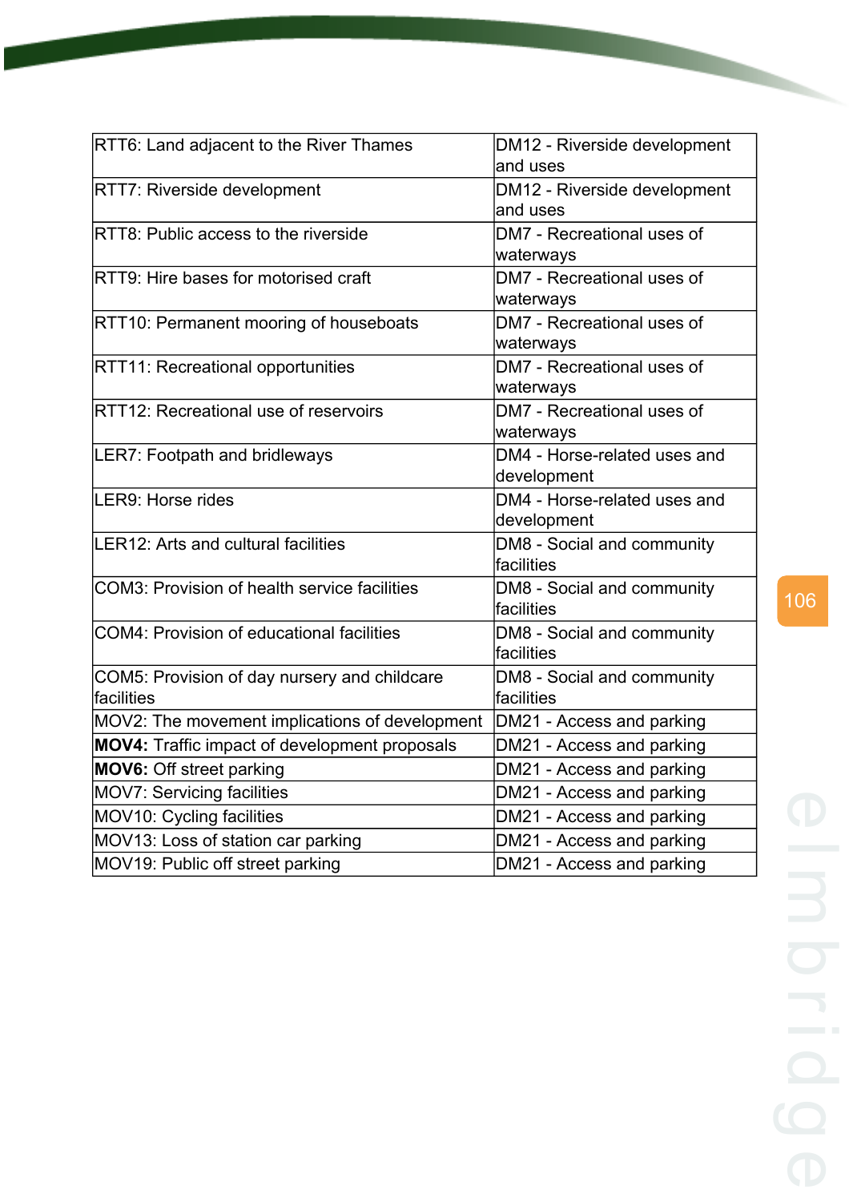| | |
|---|---|
| RTT6: Land adjacent to the River Thames | DM12 - Riverside development and uses |
| RTT7: Riverside development | DM12 - Riverside development and uses |
| RTT8: Public access to the riverside | DM7 - Recreational uses of waterways |
| RTT9: Hire bases for motorised craft | DM7 - Recreational uses of waterways |
| RTT10: Permanent mooring of houseboats | DM7 - Recreational uses of waterways |
| RTT11: Recreational opportunities | DM7 - Recreational uses of waterways |
| RTT12: Recreational use of reservoirs | DM7 - Recreational uses of waterways |
| LER7: Footpath and bridleways | DM4 - Horse-related uses and development |
| LER9: Horse rides | DM4 - Horse-related uses and development |
| LER12: Arts and cultural facilities | DM8 - Social and community facilities |
| COM3: Provision of health service facilities | DM8 - Social and community facilities |
| COM4: Provision of educational facilities | DM8 - Social and community facilities |
| COM5: Provision of day nursery and childcare facilities | DM8 - Social and community facilities |
| MOV2: The movement implications of development | DM21 - Access and parking |
| **MOV4:** Traffic impact of development proposals | DM21 - Access and parking |
| **MOV6:** Off street parking | DM21 - Access and parking |
| MOV7: Servicing facilities | DM21 - Access and parking |
| MOV10: Cycling facilities | DM21 - Access and parking |
| MOV13: Loss of station car parking | DM21 - Access and parking |
| MOV19: Public off street parking | DM21 - Access and parking |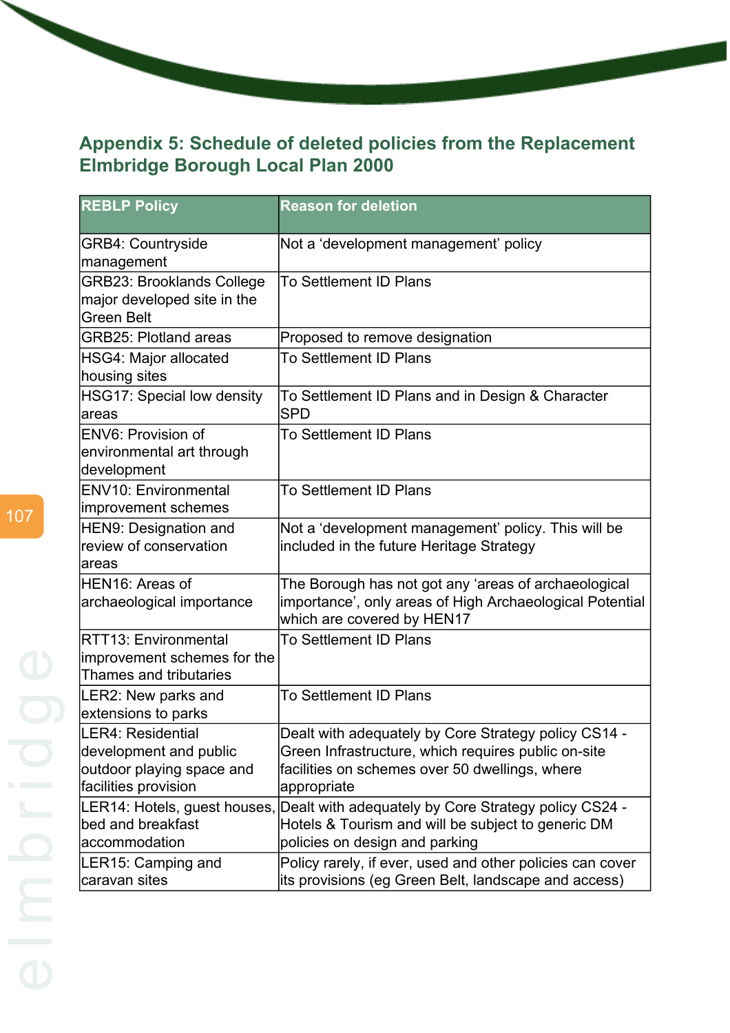## Appendix 5: Schedule of deleted policies from the Replacement Elmbridge Borough Local Plan 2000

| REBLP Policy | Reason for deletion |
|---|---|
| GRB4: Countryside management | Not a 'development management' policy |
| GRB23: Brooklands College major developed site in the Green Belt | To Settlement ID Plans |
| GRB25: Plotland areas | Proposed to remove designation |
| HSG4: Major allocated housing sites | To Settlement ID Plans |
| HSG17: Special low density areas | To Settlement ID Plans and in Design & Character SPD |
| ENV6: Provision of environmental art through development | To Settlement ID Plans |
| ENV10: Environmental improvement schemes | To Settlement ID Plans |
| HEN9: Designation and review of conservation areas | Not a 'development management' policy. This will be included in the future Heritage Strategy |
| HEN16: Areas of archaeological importance | The Borough has not got any 'areas of archaeological importance', only areas of High Archaeological Potential which are covered by HEN17 |
| RTT13: Environmental improvement schemes for the Thames and tributaries | To Settlement ID Plans |
| LER2: New parks and extensions to parks | To Settlement ID Plans |
| LER4: Residential development and public outdoor playing space and facilities provision | Dealt with adequately by Core Strategy policy CS14 - Green Infrastructure, which requires public on-site facilities on schemes over 50 dwellings, where appropriate |
| LER14: Hotels, guest houses, bed and breakfast accommodation | Dealt with adequately by Core Strategy policy CS24 - Hotels & Tourism and will be subject to generic DM policies on design and parking |
| LER15: Camping and caravan sites | Policy rarely, if ever, used and other policies can cover its provisions (eg Green Belt, landscape and access) |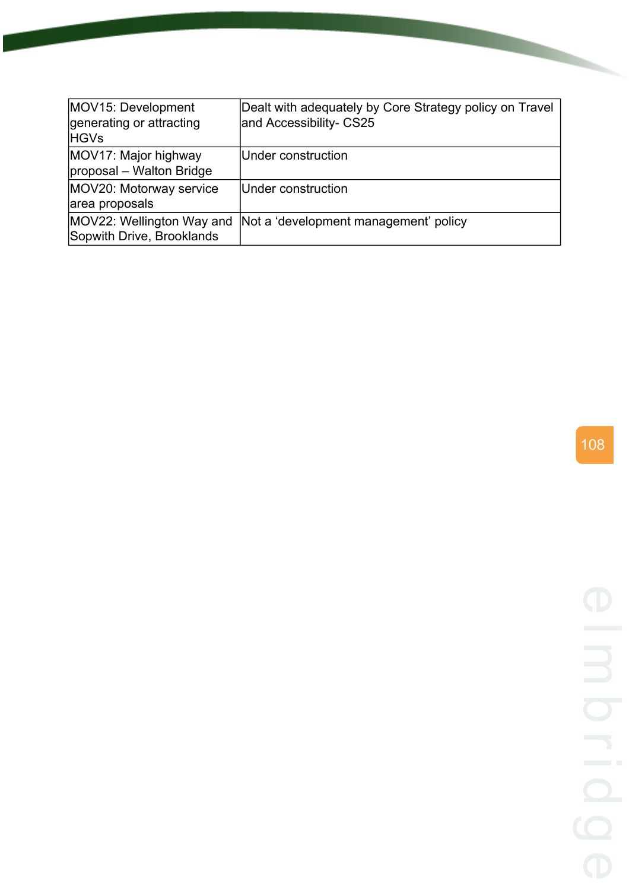| | |
|---|---|
| MOV15: Development generating or attracting HGVs | Dealt with adequately by Core Strategy policy on Travel and Accessibility- CS25 |
| MOV17: Major highway proposal – Walton Bridge | Under construction |
| MOV20: Motorway service area proposals | Under construction |
| MOV22: Wellington Way and Sopwith Drive, Brooklands | Not a ‘development management’ policy |